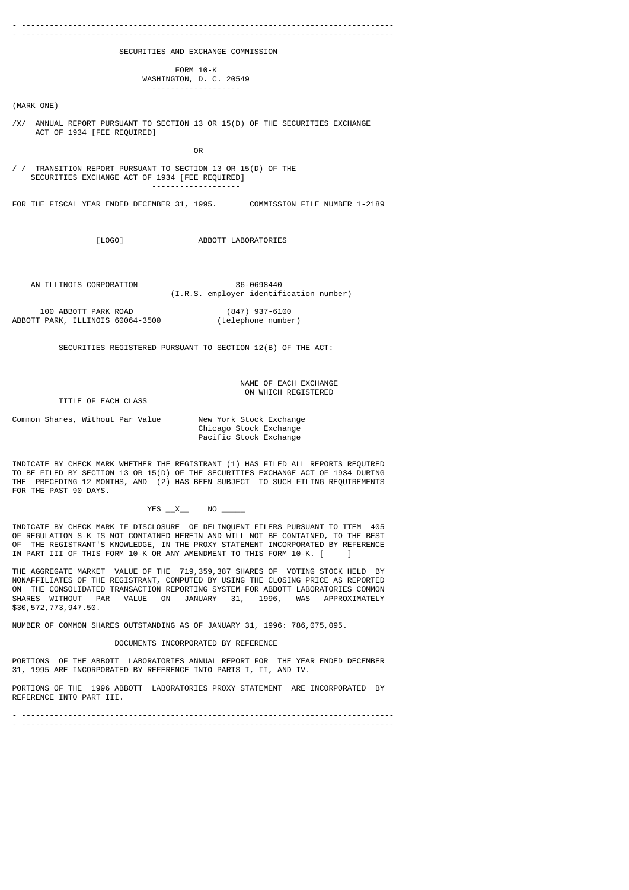# SECURITIES AND EXCHANGE COMMISSION

## FORM 10-K

WASHINGTON, D. C. 20549

(MARK ONE)

/X/ ANNUAL REPORT PURSUANT TO SECTION 13 OR 15(D) OF THE SECURITIES EXCHANGE ACT OF 1934 [FEE REQUIRED]

OR

/ / TRANSITION REPORT PURSUANT TO SECTION 13 OR 15(D) OF THE SECURITIES EXCHANGE ACT OF 1934 [FEE REQUIRED]

FOR THE FISCAL YEAR ENDED DECEMBER 31, 1995. COMMISSION FILE NUMBER 1-2189

[LOGO] ABBOTT LABORATORIES

AN ILLINOIS CORPORATION 36-0698440 (I.R.S. employer identification number)

100 ABBOTT PARK ROAD
ABBOTT PARK, ILLINOIS 60064-3500
(847) 937-6100 (telephone number)

SECURITIES REGISTERED PURSUANT TO SECTION 12(B) OF THE ACT:

| TITLE OF EACH CLASS | NAME OF EACH EXCHANGE ON WHICH REGISTERED |
|---|---|
| Common Shares, Without Par Value | New York Stock Exchange<br>Chicago Stock Exchange<br>Pacific Stock Exchange |

INDICATE BY CHECK MARK WHETHER THE REGISTRANT (1) HAS FILED ALL REPORTS REQUIRED TO BE FILED BY SECTION 13 OR 15(D) OF THE SECURITIES EXCHANGE ACT OF 1934 DURING THE PRECEDING 12 MONTHS, AND (2) HAS BEEN SUBJECT TO SUCH FILING REQUIREMENTS FOR THE PAST 90 DAYS.

YES __X__ NO _____

INDICATE BY CHECK MARK IF DISCLOSURE OF DELINQUENT FILERS PURSUANT TO ITEM 405 OF REGULATION S-K IS NOT CONTAINED HEREIN AND WILL NOT BE CONTAINED, TO THE BEST OF THE REGISTRANT'S KNOWLEDGE, IN THE PROXY STATEMENT INCORPORATED BY REFERENCE IN PART III OF THIS FORM 10-K OR ANY AMENDMENT TO THIS FORM 10-K. [ ]

THE AGGREGATE MARKET VALUE OF THE 719,359,387 SHARES OF VOTING STOCK HELD BY NONAFFILIATES OF THE REGISTRANT, COMPUTED BY USING THE CLOSING PRICE AS REPORTED ON THE CONSOLIDATED TRANSACTION REPORTING SYSTEM FOR ABBOTT LABORATORIES COMMON SHARES WITHOUT PAR VALUE ON JANUARY 31, 1996, WAS APPROXIMATELY $30,572,773,947.50.

NUMBER OF COMMON SHARES OUTSTANDING AS OF JANUARY 31, 1996: 786,075,095.

DOCUMENTS INCORPORATED BY REFERENCE

PORTIONS OF THE ABBOTT LABORATORIES ANNUAL REPORT FOR THE YEAR ENDED DECEMBER 31, 1995 ARE INCORPORATED BY REFERENCE INTO PARTS I, II, AND IV.

PORTIONS OF THE 1996 ABBOTT LABORATORIES PROXY STATEMENT ARE INCORPORATED BY REFERENCE INTO PART III.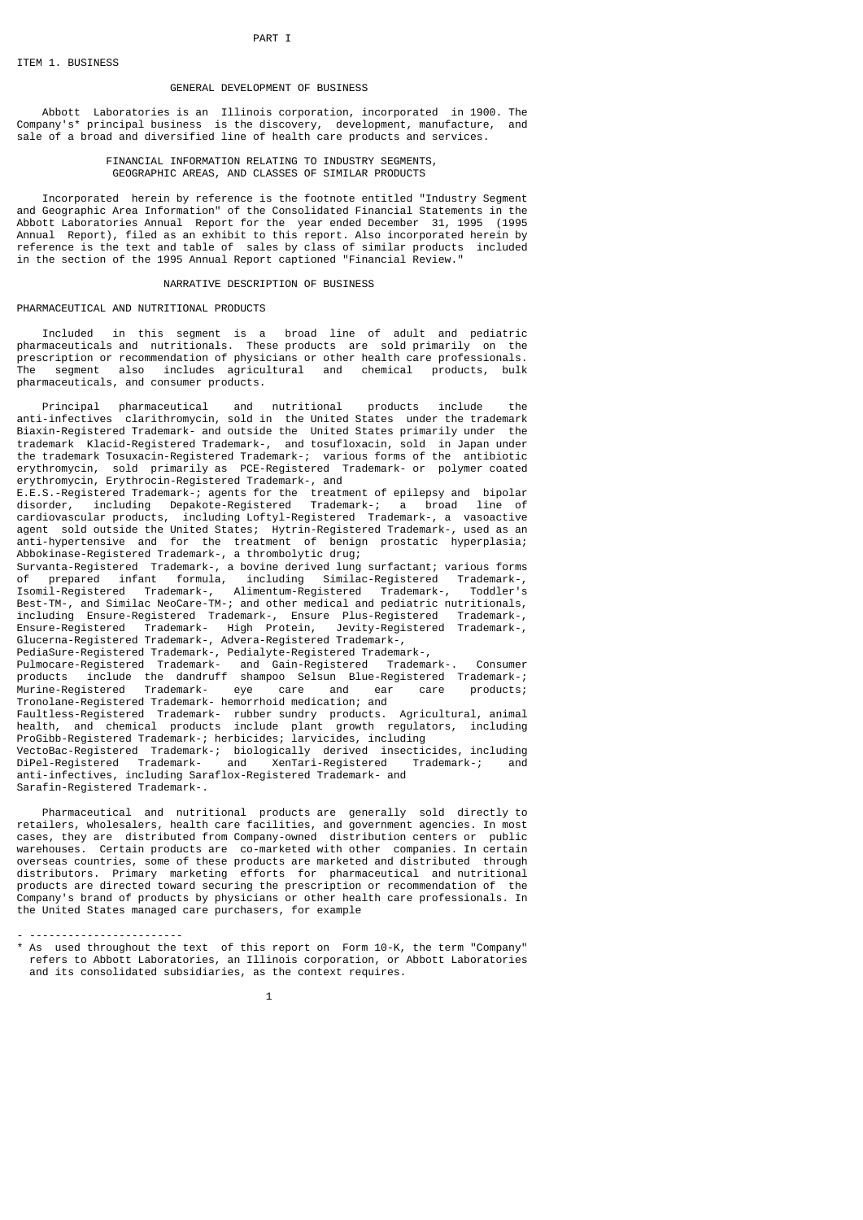PART I

ITEM 1. BUSINESS

## GENERAL DEVELOPMENT OF BUSINESS

Abbott Laboratories is an Illinois corporation, incorporated in 1900. The Company's* principal business is the discovery, development, manufacture, and sale of a broad and diversified line of health care products and services.

## FINANCIAL INFORMATION RELATING TO INDUSTRY SEGMENTS, GEOGRAPHIC AREAS, AND CLASSES OF SIMILAR PRODUCTS

Incorporated herein by reference is the footnote entitled "Industry Segment and Geographic Area Information" of the Consolidated Financial Statements in the Abbott Laboratories Annual Report for the year ended December 31, 1995 (1995 Annual Report), filed as an exhibit to this report. Also incorporated herein by reference is the text and table of sales by class of similar products included in the section of the 1995 Annual Report captioned "Financial Review."

## NARRATIVE DESCRIPTION OF BUSINESS

### PHARMACEUTICAL AND NUTRITIONAL PRODUCTS

Included in this segment is a broad line of adult and pediatric pharmaceuticals and nutritionals. These products are sold primarily on the prescription or recommendation of physicians or other health care professionals. The segment also includes agricultural and chemical products, bulk pharmaceuticals, and consumer products.

Principal pharmaceutical and nutritional products include the anti-infectives clarithromycin, sold in the United States under the trademark Biaxin-Registered Trademark- and outside the United States primarily under the trademark Klacid-Registered Trademark-, and tosufloxacin, sold in Japan under the trademark Tosuxacin-Registered Trademark-; various forms of the antibiotic erythromycin, sold primarily as PCE-Registered Trademark- or polymer coated erythromycin, Erythrocin-Registered Trademark-, and E.E.S.-Registered Trademark-; agents for the treatment of epilepsy and bipolar disorder, including Depakote-Registered Trademark-; a broad line of cardiovascular products, including Loftyl-Registered Trademark-, a vasoactive agent sold outside the United States; Hytrin-Registered Trademark-, used as an anti-hypertensive and for the treatment of benign prostatic hyperplasia; Abbokinase-Registered Trademark-, a thrombolytic drug; Survanta-Registered Trademark-, a bovine derived lung surfactant; various forms of prepared infant formula, including Similac-Registered Trademark-, Isomil-Registered Trademark-, Alimentum-Registered Trademark-, Toddler's Best-TM-, and Similac NeoCare-TM-; and other medical and pediatric nutritionals, including Ensure-Registered Trademark-, Ensure Plus-Registered Trademark-, Ensure-Registered Trademark- High Protein, Jevity-Registered Trademark-, Glucerna-Registered Trademark-, Advera-Registered Trademark-, PediaSure-Registered Trademark-, Pedialyte-Registered Trademark-, Pulmocare-Registered Trademark- and Gain-Registered Trademark-. Consumer products include the dandruff shampoo Selsun Blue-Registered Trademark-; Murine-Registered Trademark- eye care and ear care products; Tronolane-Registered Trademark- hemorrhoid medication; and Faultless-Registered Trademark- rubber sundry products. Agricultural, animal health, and chemical products include plant growth regulators, including ProGibb-Registered Trademark-; herbicides; larvicides, including VectoBac-Registered Trademark-; biologically derived insecticides, including DiPel-Registered Trademark- and XenTari-Registered Trademark-; and anti-infectives, including Saraflox-Registered Trademark- and Sarafin-Registered Trademark-.

Pharmaceutical and nutritional products are generally sold directly to retailers, wholesalers, health care facilities, and government agencies. In most cases, they are distributed from Company-owned distribution centers or public warehouses. Certain products are co-marketed with other companies. In certain overseas countries, some of these products are marketed and distributed through distributors. Primary marketing efforts for pharmaceutical and nutritional products are directed toward securing the prescription or recommendation of the Company's brand of products by physicians or other health care professionals. In the United States managed care purchasers, for example

---

* As used throughout the text of this report on Form 10-K, the term "Company" refers to Abbott Laboratories, an Illinois corporation, or Abbott Laboratories and its consolidated subsidiaries, as the context requires.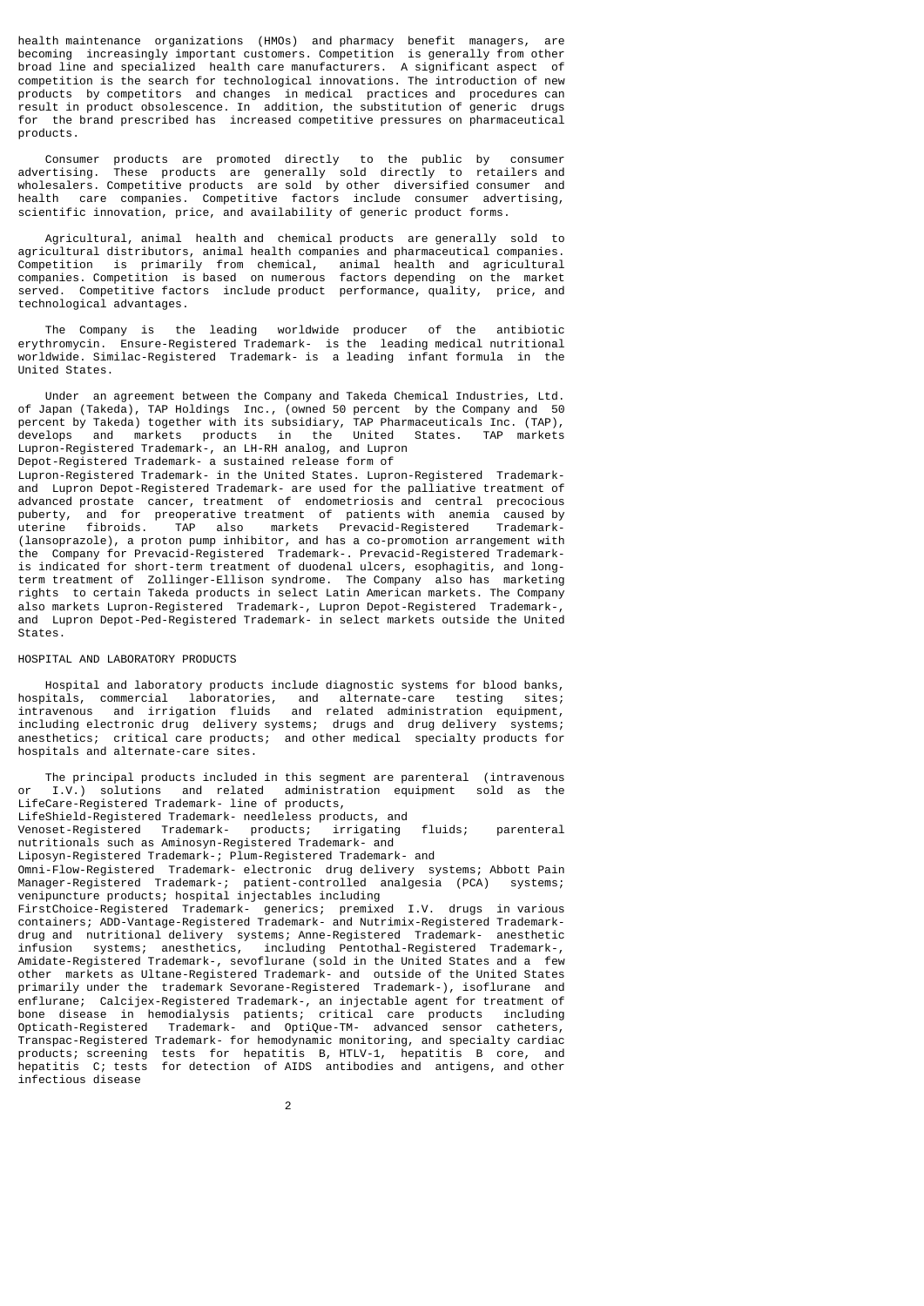health maintenance organizations (HMOs) and pharmacy benefit managers, are becoming increasingly important customers. Competition is generally from other broad line and specialized health care manufacturers. A significant aspect of competition is the search for technological innovations. The introduction of new products by competitors and changes in medical practices and procedures can result in product obsolescence. In addition, the substitution of generic drugs for the brand prescribed has increased competitive pressures on pharmaceutical products.

Consumer products are promoted directly to the public by consumer advertising. These products are generally sold directly to retailers and wholesalers. Competitive products are sold by other diversified consumer and health care companies. Competitive factors include consumer advertising, scientific innovation, price, and availability of generic product forms.

Agricultural, animal health and chemical products are generally sold to agricultural distributors, animal health companies and pharmaceutical companies. Competition is primarily from chemical, animal health and agricultural companies. Competition is based on numerous factors depending on the market served. Competitive factors include product performance, quality, price, and technological advantages.

The Company is the leading worldwide producer of the antibiotic erythromycin. Ensure-Registered Trademark- is the leading medical nutritional worldwide. Similac-Registered Trademark- is a leading infant formula in the United States.

Under an agreement between the Company and Takeda Chemical Industries, Ltd. of Japan (Takeda), TAP Holdings Inc., (owned 50 percent by the Company and 50 percent by Takeda) together with its subsidiary, TAP Pharmaceuticals Inc. (TAP), develops and markets products in the United States. TAP markets Lupron-Registered Trademark-, an LH-RH analog, and Lupron Depot-Registered Trademark- a sustained release form of Lupron-Registered Trademark- in the United States. Lupron-Registered Trademark- and Lupron Depot-Registered Trademark- are used for the palliative treatment of advanced prostate cancer, treatment of endometriosis and central precocious puberty, and for preoperative treatment of patients with anemia caused by uterine fibroids. TAP also markets Prevacid-Registered Trademark- (lansoprazole), a proton pump inhibitor, and has a co-promotion arrangement with the Company for Prevacid-Registered Trademark-. Prevacid-Registered Trademark- is indicated for short-term treatment of duodenal ulcers, esophagitis, and long-term treatment of Zollinger-Ellison syndrome. The Company also has marketing rights to certain Takeda products in select Latin American markets. The Company also markets Lupron-Registered Trademark-, Lupron Depot-Registered Trademark-, and Lupron Depot-Ped-Registered Trademark- in select markets outside the United States.

HOSPITAL AND LABORATORY PRODUCTS

Hospital and laboratory products include diagnostic systems for blood banks, hospitals, commercial laboratories, and alternate-care testing sites; intravenous and irrigation fluids and related administration equipment, including electronic drug delivery systems; drugs and drug delivery systems; anesthetics; critical care products; and other medical specialty products for hospitals and alternate-care sites.

The principal products included in this segment are parenteral (intravenous or I.V.) solutions and related administration equipment sold as the LifeCare-Registered Trademark- line of products, LifeShield-Registered Trademark- needleless products, and Venoset-Registered Trademark- products; irrigating fluids; parenteral nutritionals such as Aminosyn-Registered Trademark- and Liposyn-Registered Trademark-; Plum-Registered Trademark- and Omni-Flow-Registered Trademark- electronic drug delivery systems; Abbott Pain Manager-Registered Trademark-; patient-controlled analgesia (PCA) systems; venipuncture products; hospital injectables including FirstChoice-Registered Trademark- generics; premixed I.V. drugs in various containers; ADD-Vantage-Registered Trademark- and Nutrimix-Registered Trademark- drug and nutritional delivery systems; Anne-Registered Trademark- anesthetic infusion systems; anesthetics, including Pentothal-Registered Trademark-, Amidate-Registered Trademark-, sevoflurane (sold in the United States and a few other markets as Ultane-Registered Trademark- and outside of the United States primarily under the trademark Sevorane-Registered Trademark-), isoflurane and enflurane; Calcijex-Registered Trademark-, an injectable agent for treatment of bone disease in hemodialysis patients; critical care products including Opticath-Registered Trademark- and OptiQue-TM- advanced sensor catheters, Transpac-Registered Trademark- for hemodynamic monitoring, and specialty cardiac products; screening tests for hepatitis B, HTLV-1, hepatitis B core, and hepatitis C; tests for detection of AIDS antibodies and antigens, and other infectious disease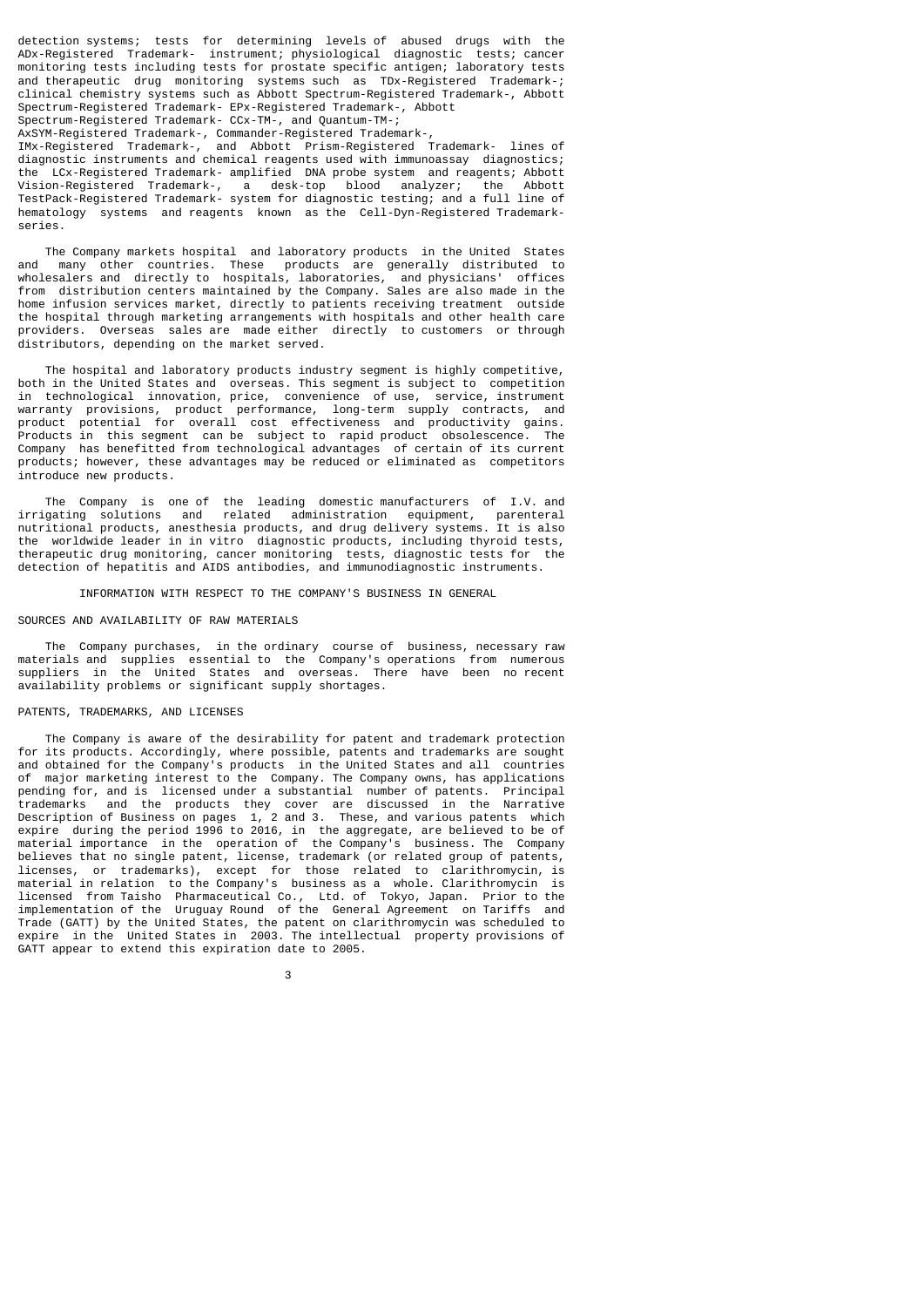detection systems; tests for determining levels of abused drugs with the ADx-Registered Trademark- instrument; physiological diagnostic tests; cancer monitoring tests including tests for prostate specific antigen; laboratory tests and therapeutic drug monitoring systems such as TDx-Registered Trademark-; clinical chemistry systems such as Abbott Spectrum-Registered Trademark-, Abbott Spectrum-Registered Trademark- EPx-Registered Trademark-, Abbott Spectrum-Registered Trademark- CCx-TM-, and Quantum-TM-; AxSYM-Registered Trademark-, Commander-Registered Trademark-, IMx-Registered Trademark-, and Abbott Prism-Registered Trademark- lines of diagnostic instruments and chemical reagents used with immunoassay diagnostics; the LCx-Registered Trademark- amplified DNA probe system and reagents; Abbott Vision-Registered Trademark-, a desk-top blood analyzer; the Abbott TestPack-Registered Trademark- system for diagnostic testing; and a full line of hematology systems and reagents known as the Cell-Dyn-Registered Trademark- series.

The Company markets hospital and laboratory products in the United States and many other countries. These products are generally distributed to wholesalers and directly to hospitals, laboratories, and physicians' offices from distribution centers maintained by the Company. Sales are also made in the home infusion services market, directly to patients receiving treatment outside the hospital through marketing arrangements with hospitals and other health care providers. Overseas sales are made either directly to customers or through distributors, depending on the market served.

The hospital and laboratory products industry segment is highly competitive, both in the United States and overseas. This segment is subject to competition in technological innovation, price, convenience of use, service, instrument warranty provisions, product performance, long-term supply contracts, and product potential for overall cost effectiveness and productivity gains. Products in this segment can be subject to rapid product obsolescence. The Company has benefitted from technological advantages of certain of its current products; however, these advantages may be reduced or eliminated as competitors introduce new products.

The Company is one of the leading domestic manufacturers of I.V. and irrigating solutions and related administration equipment, parenteral nutritional products, anesthesia products, and drug delivery systems. It is also the worldwide leader in in vitro diagnostic products, including thyroid tests, therapeutic drug monitoring, cancer monitoring tests, diagnostic tests for the detection of hepatitis and AIDS antibodies, and immunodiagnostic instruments.

## INFORMATION WITH RESPECT TO THE COMPANY'S BUSINESS IN GENERAL

### SOURCES AND AVAILABILITY OF RAW MATERIALS

The Company purchases, in the ordinary course of business, necessary raw materials and supplies essential to the Company's operations from numerous suppliers in the United States and overseas. There have been no recent availability problems or significant supply shortages.

### PATENTS, TRADEMARKS, AND LICENSES

The Company is aware of the desirability for patent and trademark protection for its products. Accordingly, where possible, patents and trademarks are sought and obtained for the Company's products in the United States and all countries of major marketing interest to the Company. The Company owns, has applications pending for, and is licensed under a substantial number of patents. Principal trademarks and the products they cover are discussed in the Narrative Description of Business on pages 1, 2 and 3. These, and various patents which expire during the period 1996 to 2016, in the aggregate, are believed to be of material importance in the operation of the Company's business. The Company believes that no single patent, license, trademark (or related group of patents, licenses, or trademarks), except for those related to clarithromycin, is material in relation to the Company's business as a whole. Clarithromycin is licensed from Taisho Pharmaceutical Co., Ltd. of Tokyo, Japan. Prior to the implementation of the Uruguay Round of the General Agreement on Tariffs and Trade (GATT) by the United States, the patent on clarithromycin was scheduled to expire in the United States in 2003. The intellectual property provisions of GATT appear to extend this expiration date to 2005.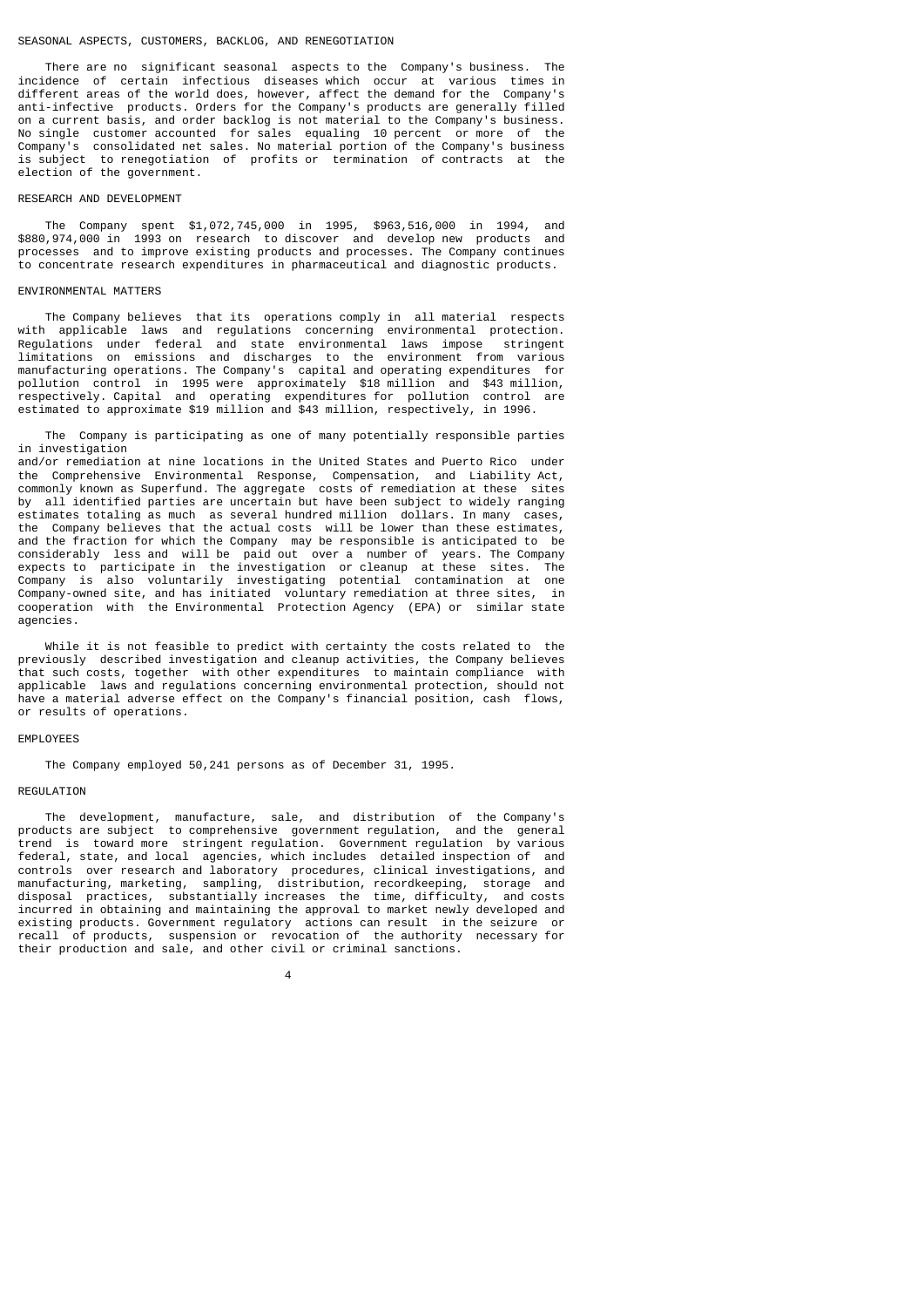## SEASONAL ASPECTS, CUSTOMERS, BACKLOG, AND RENEGOTIATION

There are no significant seasonal aspects to the Company's business. The incidence of certain infectious diseases which occur at various times in different areas of the world does, however, affect the demand for the Company's anti-infective products. Orders for the Company's products are generally filled on a current basis, and order backlog is not material to the Company's business. No single customer accounted for sales equaling 10 percent or more of the Company's consolidated net sales. No material portion of the Company's business is subject to renegotiation of profits or termination of contracts at the election of the government.

## RESEARCH AND DEVELOPMENT

The Company spent $1,072,745,000 in 1995, $963,516,000 in 1994, and $880,974,000 in 1993 on research to discover and develop new products and processes and to improve existing products and processes. The Company continues to concentrate research expenditures in pharmaceutical and diagnostic products.

## ENVIRONMENTAL MATTERS

The Company believes that its operations comply in all material respects with applicable laws and regulations concerning environmental protection. Regulations under federal and state environmental laws impose stringent limitations on emissions and discharges to the environment from various manufacturing operations. The Company's capital and operating expenditures for pollution control in 1995 were approximately $18 million and $43 million, respectively. Capital and operating expenditures for pollution control are estimated to approximate $19 million and $43 million, respectively, in 1996.

The Company is participating as one of many potentially responsible parties in investigation and/or remediation at nine locations in the United States and Puerto Rico under the Comprehensive Environmental Response, Compensation, and Liability Act, commonly known as Superfund. The aggregate costs of remediation at these sites by all identified parties are uncertain but have been subject to widely ranging estimates totaling as much as several hundred million dollars. In many cases, the Company believes that the actual costs will be lower than these estimates, and the fraction for which the Company may be responsible is anticipated to be considerably less and will be paid out over a number of years. The Company expects to participate in the investigation or cleanup at these sites. The Company is also voluntarily investigating potential contamination at one Company-owned site, and has initiated voluntary remediation at three sites, in cooperation with the Environmental Protection Agency (EPA) or similar state agencies.

While it is not feasible to predict with certainty the costs related to the previously described investigation and cleanup activities, the Company believes that such costs, together with other expenditures to maintain compliance with applicable laws and regulations concerning environmental protection, should not have a material adverse effect on the Company's financial position, cash flows, or results of operations.

## EMPLOYEES

The Company employed 50,241 persons as of December 31, 1995.

## REGULATION

The development, manufacture, sale, and distribution of the Company's products are subject to comprehensive government regulation, and the general trend is toward more stringent regulation. Government regulation by various federal, state, and local agencies, which includes detailed inspection of and controls over research and laboratory procedures, clinical investigations, and manufacturing, marketing, sampling, distribution, recordkeeping, storage and disposal practices, substantially increases the time, difficulty, and costs incurred in obtaining and maintaining the approval to market newly developed and existing products. Government regulatory actions can result in the seizure or recall of products, suspension or revocation of the authority necessary for their production and sale, and other civil or criminal sanctions.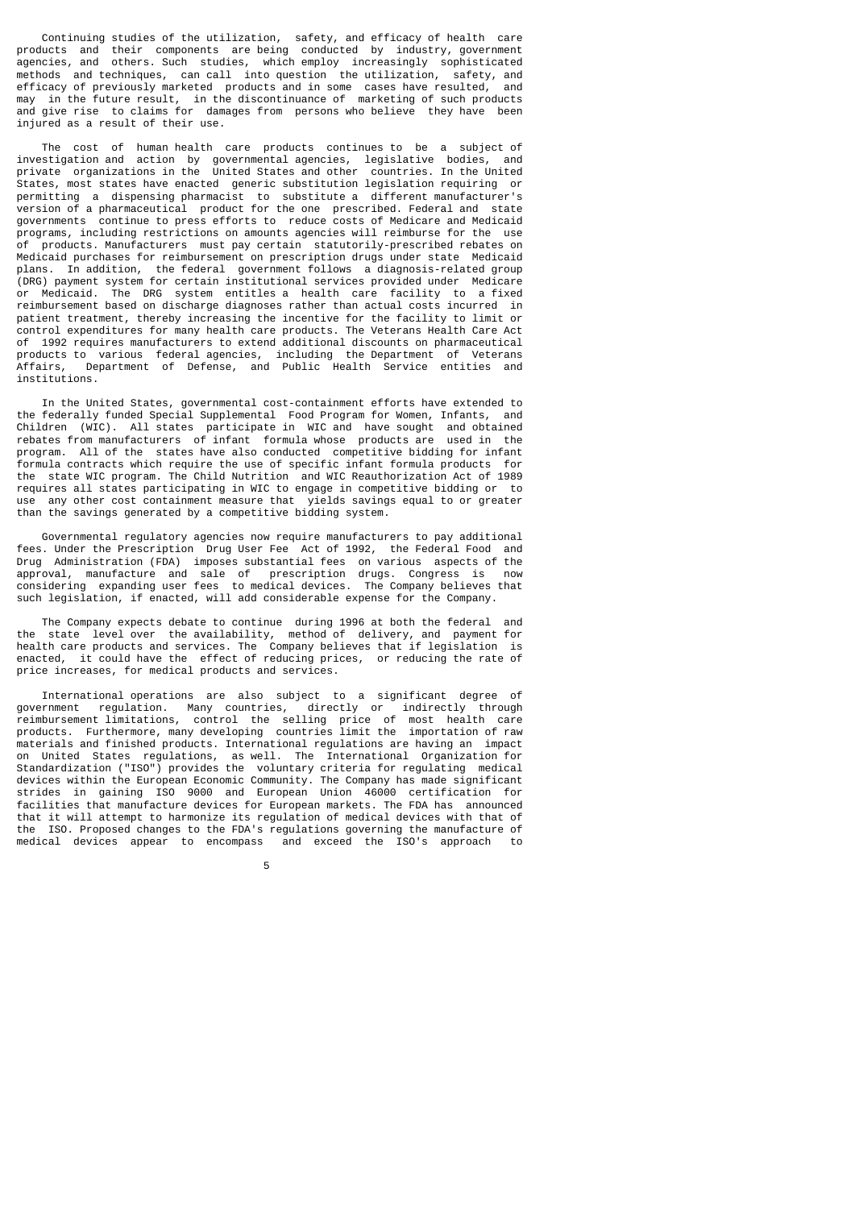Continuing studies of the utilization, safety, and efficacy of health care products and their components are being conducted by industry, government agencies, and others. Such studies, which employ increasingly sophisticated methods and techniques, can call into question the utilization, safety, and efficacy of previously marketed products and in some cases have resulted, and may in the future result, in the discontinuance of marketing of such products and give rise to claims for damages from persons who believe they have been injured as a result of their use.

The cost of human health care products continues to be a subject of investigation and action by governmental agencies, legislative bodies, and private organizations in the United States and other countries. In the United States, most states have enacted generic substitution legislation requiring or permitting a dispensing pharmacist to substitute a different manufacturer's version of a pharmaceutical product for the one prescribed. Federal and state governments continue to press efforts to reduce costs of Medicare and Medicaid programs, including restrictions on amounts agencies will reimburse for the use of products. Manufacturers must pay certain statutorily-prescribed rebates on Medicaid purchases for reimbursement on prescription drugs under state Medicaid plans. In addition, the federal government follows a diagnosis-related group (DRG) payment system for certain institutional services provided under Medicare or Medicaid. The DRG system entitles a health care facility to a fixed reimbursement based on discharge diagnoses rather than actual costs incurred in patient treatment, thereby increasing the incentive for the facility to limit or control expenditures for many health care products. The Veterans Health Care Act of 1992 requires manufacturers to extend additional discounts on pharmaceutical products to various federal agencies, including the Department of Veterans Affairs, Department of Defense, and Public Health Service entities and institutions.

In the United States, governmental cost-containment efforts have extended to the federally funded Special Supplemental Food Program for Women, Infants, and Children (WIC). All states participate in WIC and have sought and obtained rebates from manufacturers of infant formula whose products are used in the program. All of the states have also conducted competitive bidding for infant formula contracts which require the use of specific infant formula products for the state WIC program. The Child Nutrition and WIC Reauthorization Act of 1989 requires all states participating in WIC to engage in competitive bidding or to use any other cost containment measure that yields savings equal to or greater than the savings generated by a competitive bidding system.

Governmental regulatory agencies now require manufacturers to pay additional fees. Under the Prescription Drug User Fee Act of 1992, the Federal Food and Drug Administration (FDA) imposes substantial fees on various aspects of the approval, manufacture and sale of prescription drugs. Congress is now considering expanding user fees to medical devices. The Company believes that such legislation, if enacted, will add considerable expense for the Company.

The Company expects debate to continue during 1996 at both the federal and the state level over the availability, method of delivery, and payment for health care products and services. The Company believes that if legislation is enacted, it could have the effect of reducing prices, or reducing the rate of price increases, for medical products and services.

International operations are also subject to a significant degree of government regulation. Many countries, directly or indirectly through reimbursement limitations, control the selling price of most health care products. Furthermore, many developing countries limit the importation of raw materials and finished products. International regulations are having an impact on United States regulations, as well. The International Organization for Standardization ("ISO") provides the voluntary criteria for regulating medical devices within the European Economic Community. The Company has made significant strides in gaining ISO 9000 and European Union 46000 certification for facilities that manufacture devices for European markets. The FDA has announced that it will attempt to harmonize its regulation of medical devices with that of the ISO. Proposed changes to the FDA's regulations governing the manufacture of medical devices appear to encompass and exceed the ISO's approach to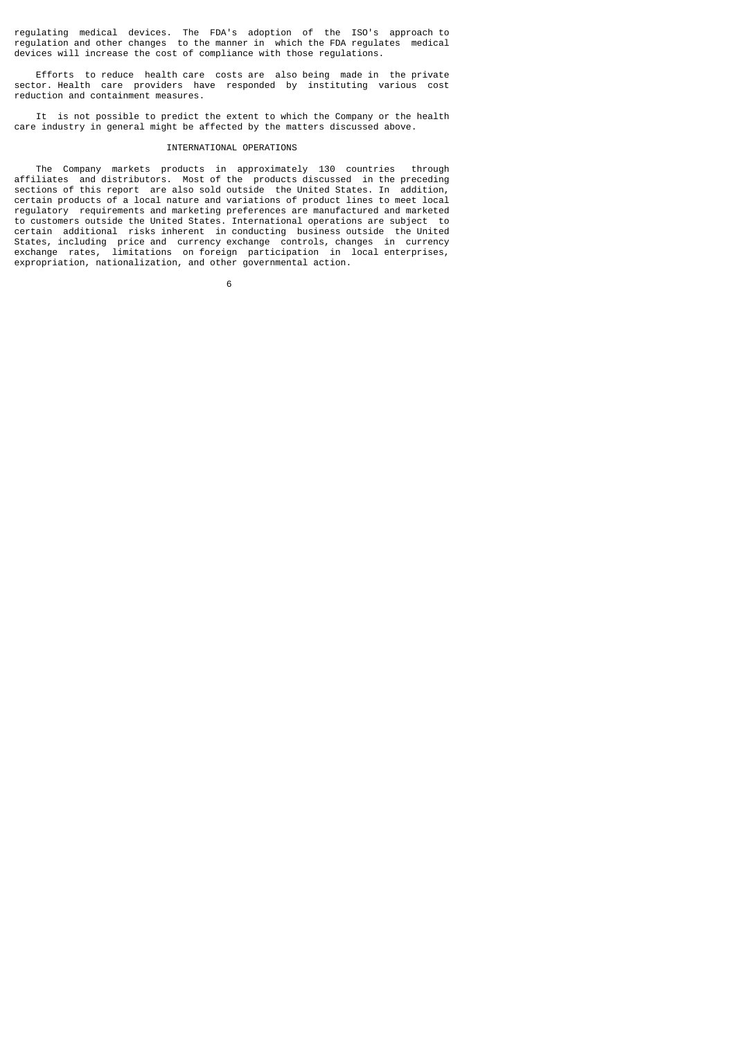regulating medical devices. The FDA's adoption of the ISO's approach to regulation and other changes to the manner in which the FDA regulates medical devices will increase the cost of compliance with those regulations.

Efforts to reduce health care costs are also being made in the private sector. Health care providers have responded by instituting various cost reduction and containment measures.

It is not possible to predict the extent to which the Company or the health care industry in general might be affected by the matters discussed above.

## INTERNATIONAL OPERATIONS

The Company markets products in approximately 130 countries through affiliates and distributors. Most of the products discussed in the preceding sections of this report are also sold outside the United States. In addition, certain products of a local nature and variations of product lines to meet local regulatory requirements and marketing preferences are manufactured and marketed to customers outside the United States. International operations are subject to certain additional risks inherent in conducting business outside the United States, including price and currency exchange controls, changes in currency exchange rates, limitations on foreign participation in local enterprises, expropriation, nationalization, and other governmental action.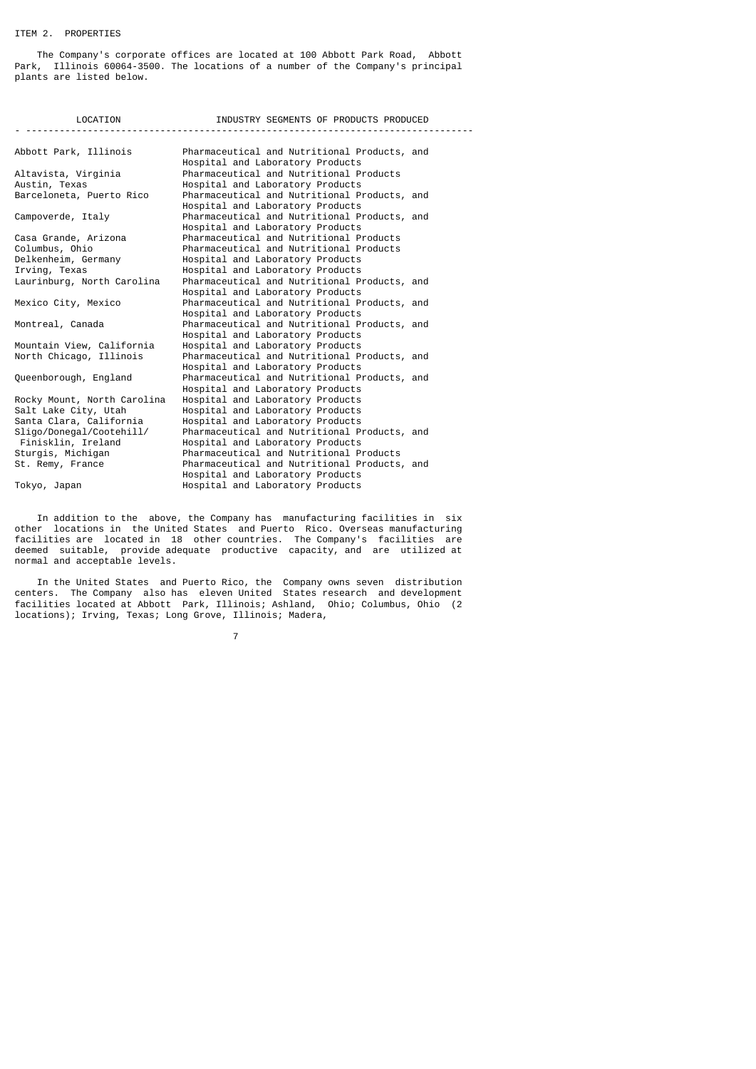## ITEM 2. PROPERTIES

The Company's corporate offices are located at 100 Abbott Park Road, Abbott Park, Illinois 60064-3500. The locations of a number of the Company's principal plants are listed below.

| LOCATION | INDUSTRY SEGMENTS OF PRODUCTS PRODUCED |
|---|---|
| Abbott Park, Illinois | Pharmaceutical and Nutritional Products, and Hospital and Laboratory Products |
| Altavista, Virginia | Pharmaceutical and Nutritional Products |
| Austin, Texas | Hospital and Laboratory Products |
| Barceloneta, Puerto Rico | Pharmaceutical and Nutritional Products, and Hospital and Laboratory Products |
| Campoverde, Italy | Pharmaceutical and Nutritional Products, and Hospital and Laboratory Products |
| Casa Grande, Arizona | Pharmaceutical and Nutritional Products |
| Columbus, Ohio | Pharmaceutical and Nutritional Products |
| Delkenheim, Germany | Hospital and Laboratory Products |
| Irving, Texas | Hospital and Laboratory Products |
| Laurinburg, North Carolina | Pharmaceutical and Nutritional Products, and Hospital and Laboratory Products |
| Mexico City, Mexico | Pharmaceutical and Nutritional Products, and Hospital and Laboratory Products |
| Montreal, Canada | Pharmaceutical and Nutritional Products, and Hospital and Laboratory Products |
| Mountain View, California | Hospital and Laboratory Products |
| North Chicago, Illinois | Pharmaceutical and Nutritional Products, and Hospital and Laboratory Products |
| Queenborough, England | Pharmaceutical and Nutritional Products, and Hospital and Laboratory Products |
| Rocky Mount, North Carolina | Hospital and Laboratory Products |
| Salt Lake City, Utah | Hospital and Laboratory Products |
| Santa Clara, California | Hospital and Laboratory Products |
| Sligo/Donegal/Cootehill/ Finisklin, Ireland | Pharmaceutical and Nutritional Products, and Hospital and Laboratory Products |
| Sturgis, Michigan | Pharmaceutical and Nutritional Products |
| St. Remy, France | Pharmaceutical and Nutritional Products, and Hospital and Laboratory Products |
| Tokyo, Japan | Hospital and Laboratory Products |

In addition to the above, the Company has manufacturing facilities in six other locations in the United States and Puerto Rico. Overseas manufacturing facilities are located in 18 other countries. The Company's facilities are deemed suitable, provide adequate productive capacity, and are utilized at normal and acceptable levels.

In the United States and Puerto Rico, the Company owns seven distribution centers. The Company also has eleven United States research and development facilities located at Abbott Park, Illinois; Ashland, Ohio; Columbus, Ohio (2 locations); Irving, Texas; Long Grove, Illinois; Madera,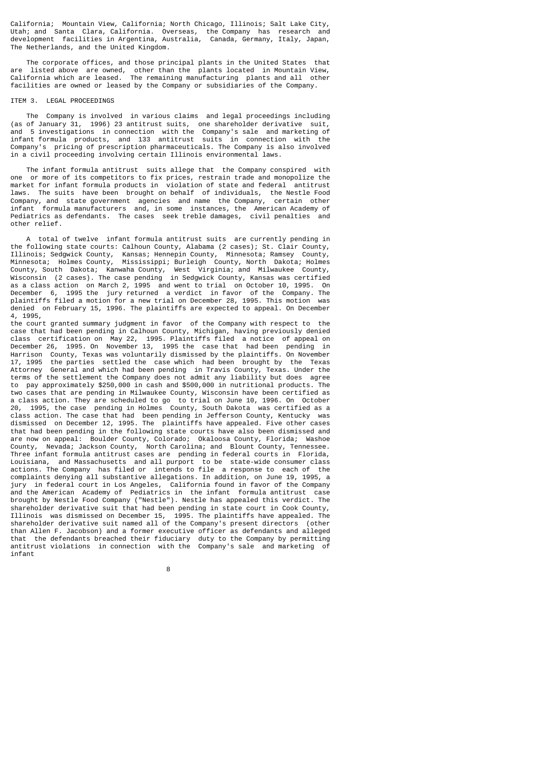California; Mountain View, California; North Chicago, Illinois; Salt Lake City, Utah; and Santa Clara, California. Overseas, the Company has research and development facilities in Argentina, Australia, Canada, Germany, Italy, Japan, The Netherlands, and the United Kingdom.

The corporate offices, and those principal plants in the United States that are listed above are owned, other than the plants located in Mountain View, California which are leased. The remaining manufacturing plants and all other facilities are owned or leased by the Company or subsidiaries of the Company.

## ITEM 3. LEGAL PROCEEDINGS

The Company is involved in various claims and legal proceedings including (as of January 31, 1996) 23 antitrust suits, one shareholder derivative suit, and 5 investigations in connection with the Company's sale and marketing of infant formula products, and 133 antitrust suits in connection with the Company's pricing of prescription pharmaceuticals. The Company is also involved in a civil proceeding involving certain Illinois environmental laws.

The infant formula antitrust suits allege that the Company conspired with one or more of its competitors to fix prices, restrain trade and monopolize the market for infant formula products in violation of state and federal antitrust laws. The suits have been brought on behalf of individuals, the Nestle Food Company, and state government agencies and name the Company, certain other infant formula manufacturers and, in some instances, the American Academy of Pediatrics as defendants. The cases seek treble damages, civil penalties and other relief.

A total of twelve infant formula antitrust suits are currently pending in the following state courts: Calhoun County, Alabama (2 cases); St. Clair County, Illinois; Sedgwick County, Kansas; Hennepin County, Minnesota; Ramsey County, Minnesota; Holmes County, Mississippi; Burleigh County, North Dakota; Holmes County, South Dakota; Kanwaha County, West Virginia; and Milwaukee County, Wisconsin (2 cases). The case pending in Sedgwick County, Kansas was certified as a class action on March 2, 1995 and went to trial on October 10, 1995. On December 6, 1995 the jury returned a verdict in favor of the Company. The plaintiffs filed a motion for a new trial on December 28, 1995. This motion was denied on February 15, 1996. The plaintiffs are expected to appeal. On December 4, 1995, the court granted summary judgment in favor of the Company with respect to the case that had been pending in Calhoun County, Michigan, having previously denied class certification on May 22, 1995. Plaintiffs filed a notice of appeal on December 26, 1995. On November 13, 1995 the case that had been pending in Harrison County, Texas was voluntarily dismissed by the plaintiffs. On November 17, 1995 the parties settled the case which had been brought by the Texas Attorney General and which had been pending in Travis County, Texas. Under the terms of the settlement the Company does not admit any liability but does agree to pay approximately $250,000 in cash and $500,000 in nutritional products. The two cases that are pending in Milwaukee County, Wisconsin have been certified as a class action. They are scheduled to go to trial on June 10, 1996. On October 20, 1995, the case pending in Holmes County, South Dakota was certified as a class action. The case that had been pending in Jefferson County, Kentucky was dismissed on December 12, 1995. The plaintiffs have appealed. Five other cases that had been pending in the following state courts have also been dismissed and are now on appeal: Boulder County, Colorado; Okaloosa County, Florida; Washoe County, Nevada; Jackson County, North Carolina; and Blount County, Tennessee. Three infant formula antitrust cases are pending in federal courts in Florida, Louisiana, and Massachusetts and all purport to be state-wide consumer class actions. The Company has filed or intends to file a response to each of the complaints denying all substantive allegations. In addition, on June 19, 1995, a jury in federal court in Los Angeles, California found in favor of the Company and the American Academy of Pediatrics in the infant formula antitrust case brought by Nestle Food Company ("Nestle"). Nestle has appealed this verdict. The shareholder derivative suit that had been pending in state court in Cook County, Illinois was dismissed on December 15, 1995. The plaintiffs have appealed. The shareholder derivative suit named all of the Company's present directors (other than Allen F. Jacobson) and a former executive officer as defendants and alleged that the defendants breached their fiduciary duty to the Company by permitting antitrust violations in connection with the Company's sale and marketing of infant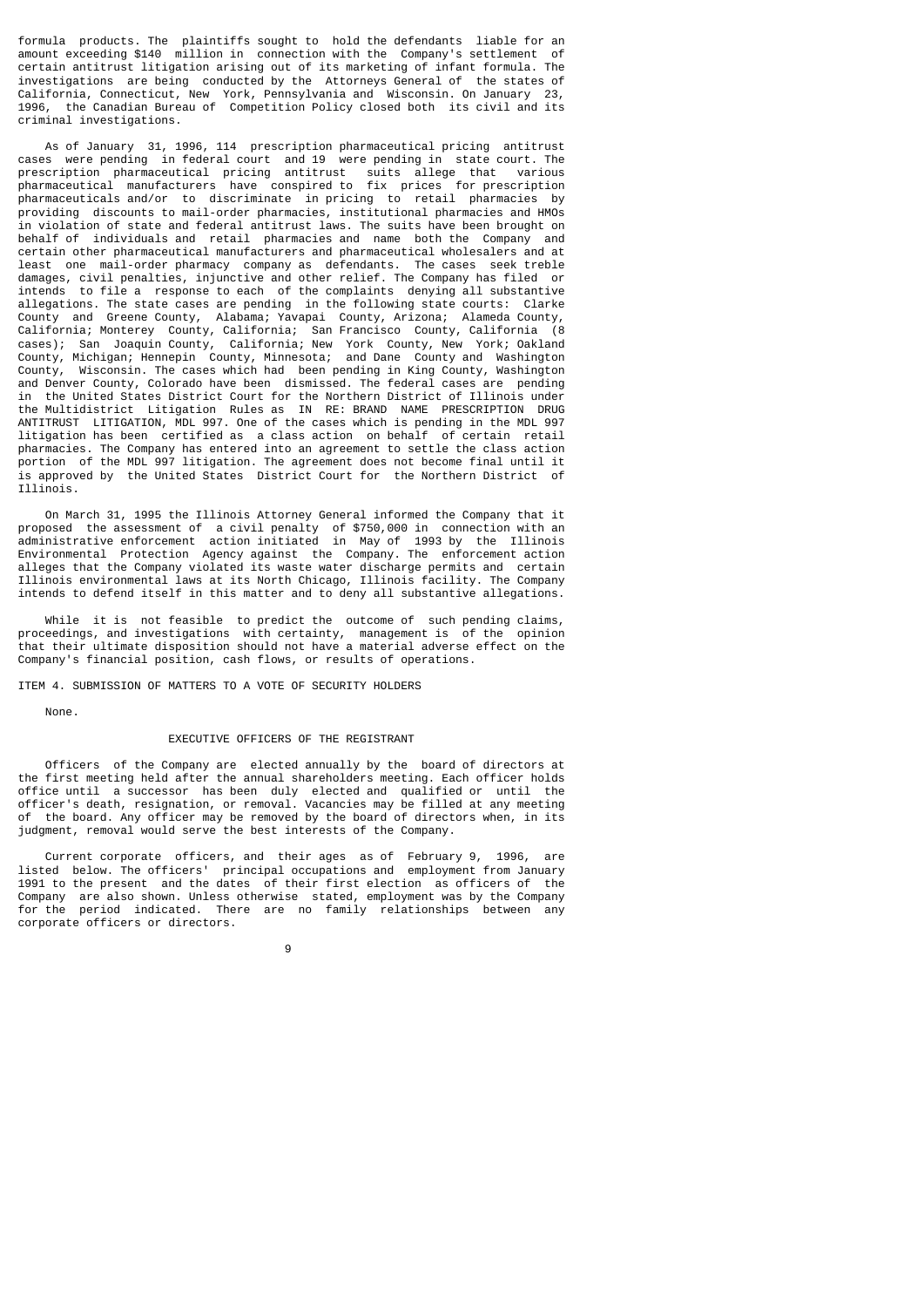formula products. The plaintiffs sought to hold the defendants liable for an amount exceeding $140 million in connection with the Company's settlement of certain antitrust litigation arising out of its marketing of infant formula. The investigations are being conducted by the Attorneys General of the states of California, Connecticut, New York, Pennsylvania and Wisconsin. On January 23, 1996, the Canadian Bureau of Competition Policy closed both its civil and its criminal investigations.

As of January 31, 1996, 114 prescription pharmaceutical pricing antitrust cases were pending in federal court and 19 were pending in state court. The prescription pharmaceutical pricing antitrust suits allege that various pharmaceutical manufacturers have conspired to fix prices for prescription pharmaceuticals and/or to discriminate in pricing to retail pharmacies by providing discounts to mail-order pharmacies, institutional pharmacies and HMOs in violation of state and federal antitrust laws. The suits have been brought on behalf of individuals and retail pharmacies and name both the Company and certain other pharmaceutical manufacturers and pharmaceutical wholesalers and at least one mail-order pharmacy company as defendants. The cases seek treble damages, civil penalties, injunctive and other relief. The Company has filed or intends to file a response to each of the complaints denying all substantive allegations. The state cases are pending in the following state courts: Clarke County and Greene County, Alabama; Yavapai County, Arizona; Alameda County, California; Monterey County, California; San Francisco County, California (8 cases); San Joaquin County, California; New York County, New York; Oakland County, Michigan; Hennepin County, Minnesota; and Dane County and Washington County, Wisconsin. The cases which had been pending in King County, Washington and Denver County, Colorado have been dismissed. The federal cases are pending in the United States District Court for the Northern District of Illinois under the Multidistrict Litigation Rules as IN RE: BRAND NAME PRESCRIPTION DRUG ANTITRUST LITIGATION, MDL 997. One of the cases which is pending in the MDL 997 litigation has been certified as a class action on behalf of certain retail pharmacies. The Company has entered into an agreement to settle the class action portion of the MDL 997 litigation. The agreement does not become final until it is approved by the United States District Court for the Northern District of Illinois.

On March 31, 1995 the Illinois Attorney General informed the Company that it proposed the assessment of a civil penalty of $750,000 in connection with an administrative enforcement action initiated in May of 1993 by the Illinois Environmental Protection Agency against the Company. The enforcement action alleges that the Company violated its waste water discharge permits and certain Illinois environmental laws at its North Chicago, Illinois facility. The Company intends to defend itself in this matter and to deny all substantive allegations.

While it is not feasible to predict the outcome of such pending claims, proceedings, and investigations with certainty, management is of the opinion that their ultimate disposition should not have a material adverse effect on the Company's financial position, cash flows, or results of operations.

## ITEM 4. SUBMISSION OF MATTERS TO A VOTE OF SECURITY HOLDERS

None.

## EXECUTIVE OFFICERS OF THE REGISTRANT

Officers of the Company are elected annually by the board of directors at the first meeting held after the annual shareholders meeting. Each officer holds office until a successor has been duly elected and qualified or until the officer's death, resignation, or removal. Vacancies may be filled at any meeting of the board. Any officer may be removed by the board of directors when, in its judgment, removal would serve the best interests of the Company.

Current corporate officers, and their ages as of February 9, 1996, are listed below. The officers' principal occupations and employment from January 1991 to the present and the dates of their first election as officers of the Company are also shown. Unless otherwise stated, employment was by the Company for the period indicated. There are no family relationships between any corporate officers or directors.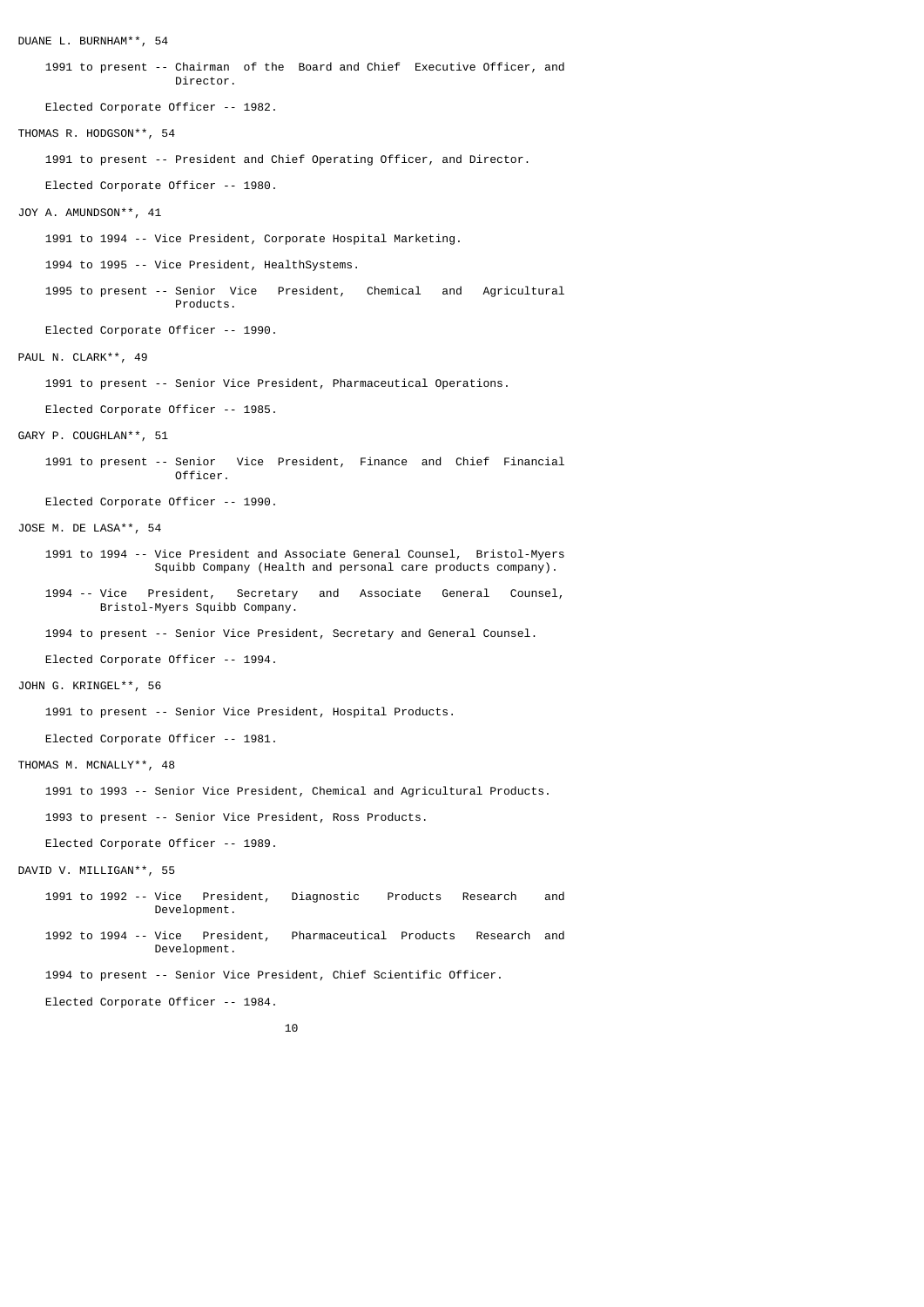DUANE L. BURNHAM**, 54

1991 to present -- Chairman of the Board and Chief Executive Officer, and Director.

Elected Corporate Officer -- 1982.

THOMAS R. HODGSON**, 54

1991 to present -- President and Chief Operating Officer, and Director.

Elected Corporate Officer -- 1980.

JOY A. AMUNDSON**, 41

1991 to 1994 -- Vice President, Corporate Hospital Marketing.

1994 to 1995 -- Vice President, HealthSystems.

1995 to present -- Senior Vice President, Chemical and Agricultural Products.

Elected Corporate Officer -- 1990.

PAUL N. CLARK**, 49

1991 to present -- Senior Vice President, Pharmaceutical Operations.

Elected Corporate Officer -- 1985.

GARY P. COUGHLAN**, 51

1991 to present -- Senior Vice President, Finance and Chief Financial Officer.

Elected Corporate Officer -- 1990.

JOSE M. DE LASA**, 54

1991 to 1994 -- Vice President and Associate General Counsel, Bristol-Myers Squibb Company (Health and personal care products company).

1994 -- Vice President, Secretary and Associate General Counsel, Bristol-Myers Squibb Company.

1994 to present -- Senior Vice President, Secretary and General Counsel.

Elected Corporate Officer -- 1994.

JOHN G. KRINGEL**, 56

1991 to present -- Senior Vice President, Hospital Products.

Elected Corporate Officer -- 1981.

THOMAS M. MCNALLY**, 48

1991 to 1993 -- Senior Vice President, Chemical and Agricultural Products.

1993 to present -- Senior Vice President, Ross Products.

Elected Corporate Officer -- 1989.

DAVID V. MILLIGAN**, 55

1991 to 1992 -- Vice President, Diagnostic Products Research and Development.

1992 to 1994 -- Vice President, Pharmaceutical Products Research and Development.

1994 to present -- Senior Vice President, Chief Scientific Officer.

Elected Corporate Officer -- 1984.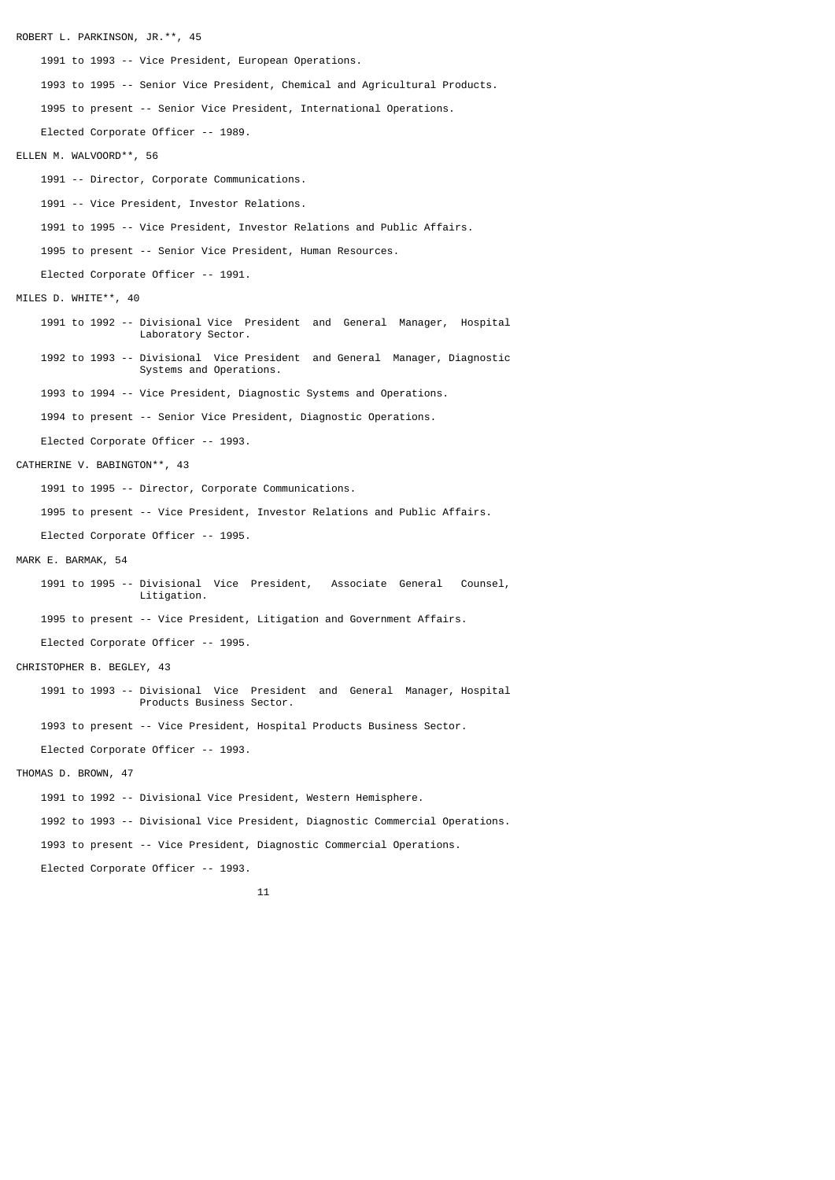ROBERT L. PARKINSON, JR.**, 45

1991 to 1993 -- Vice President, European Operations.

1993 to 1995 -- Senior Vice President, Chemical and Agricultural Products.

1995 to present -- Senior Vice President, International Operations.

Elected Corporate Officer -- 1989.

ELLEN M. WALVOORD**, 56

1991 -- Director, Corporate Communications.

1991 -- Vice President, Investor Relations.

1991 to 1995 -- Vice President, Investor Relations and Public Affairs.

1995 to present -- Senior Vice President, Human Resources.

Elected Corporate Officer -- 1991.

MILES D. WHITE**, 40

1991 to 1992 -- Divisional Vice President and General Manager, Hospital Laboratory Sector.

1992 to 1993 -- Divisional Vice President and General Manager, Diagnostic Systems and Operations.

1993 to 1994 -- Vice President, Diagnostic Systems and Operations.

1994 to present -- Senior Vice President, Diagnostic Operations.

Elected Corporate Officer -- 1993.

CATHERINE V. BABINGTON**, 43

1991 to 1995 -- Director, Corporate Communications.

1995 to present -- Vice President, Investor Relations and Public Affairs.

Elected Corporate Officer -- 1995.

MARK E. BARMAK, 54

1991 to 1995 -- Divisional Vice President, Associate General Counsel, Litigation.

1995 to present -- Vice President, Litigation and Government Affairs.

Elected Corporate Officer -- 1995.

CHRISTOPHER B. BEGLEY, 43

1991 to 1993 -- Divisional Vice President and General Manager, Hospital Products Business Sector.

1993 to present -- Vice President, Hospital Products Business Sector.

Elected Corporate Officer -- 1993.

THOMAS D. BROWN, 47

1991 to 1992 -- Divisional Vice President, Western Hemisphere.

1992 to 1993 -- Divisional Vice President, Diagnostic Commercial Operations.

1993 to present -- Vice President, Diagnostic Commercial Operations.

Elected Corporate Officer -- 1993.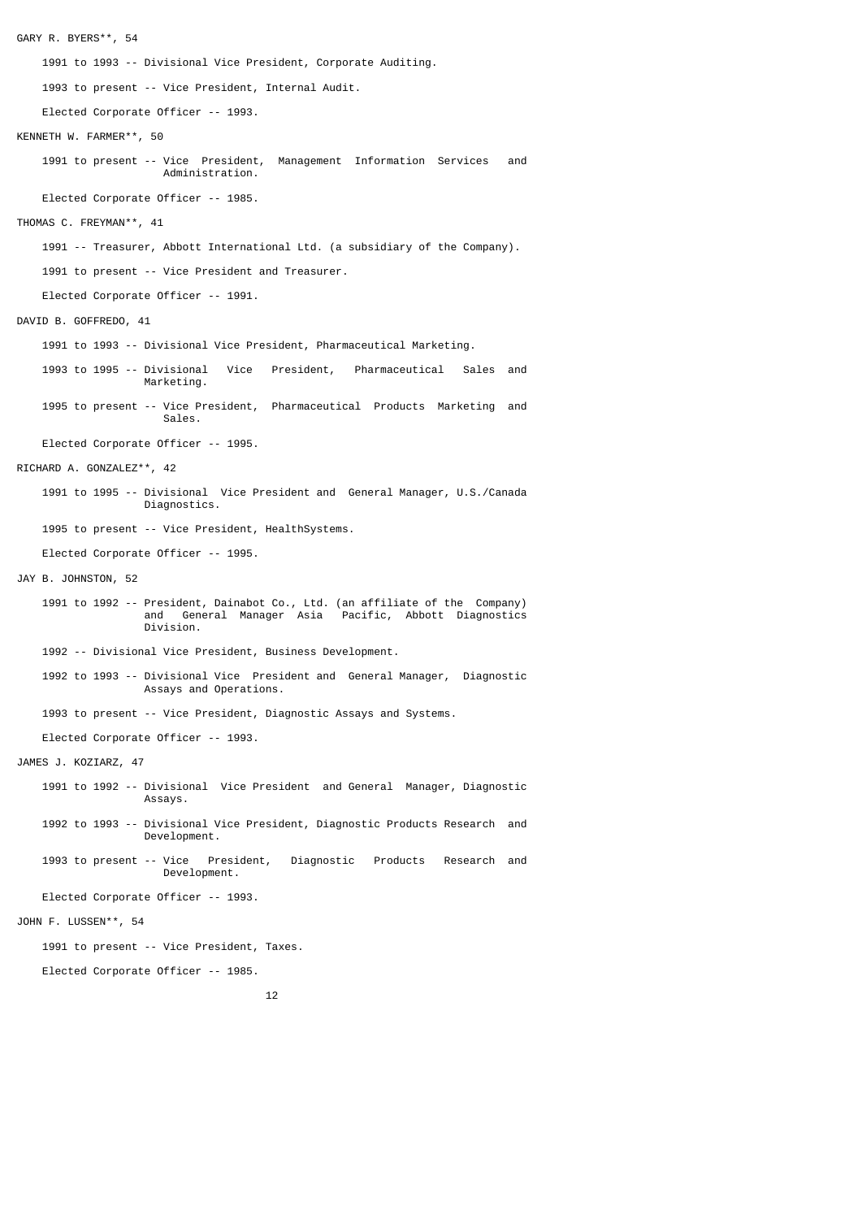GARY R. BYERS**, 54

1991 to 1993 -- Divisional Vice President, Corporate Auditing.

1993 to present -- Vice President, Internal Audit.

Elected Corporate Officer -- 1993.

KENNETH W. FARMER**, 50

1991 to present -- Vice President, Management Information Services and Administration.

Elected Corporate Officer -- 1985.

THOMAS C. FREYMAN**, 41

1991 -- Treasurer, Abbott International Ltd. (a subsidiary of the Company).

1991 to present -- Vice President and Treasurer.

Elected Corporate Officer -- 1991.

DAVID B. GOFFREDO, 41

1991 to 1993 -- Divisional Vice President, Pharmaceutical Marketing.

1993 to 1995 -- Divisional Vice President, Pharmaceutical Sales and Marketing.

1995 to present -- Vice President, Pharmaceutical Products Marketing and Sales.

Elected Corporate Officer -- 1995.

RICHARD A. GONZALEZ**, 42

1991 to 1995 -- Divisional Vice President and General Manager, U.S./Canada Diagnostics.

1995 to present -- Vice President, HealthSystems.

Elected Corporate Officer -- 1995.

JAY B. JOHNSTON, 52

1991 to 1992 -- President, Dainabot Co., Ltd. (an affiliate of the Company) and General Manager Asia Pacific, Abbott Diagnostics Division.

1992 -- Divisional Vice President, Business Development.

1992 to 1993 -- Divisional Vice President and General Manager, Diagnostic Assays and Operations.

1993 to present -- Vice President, Diagnostic Assays and Systems.

Elected Corporate Officer -- 1993.

JAMES J. KOZIARZ, 47

1991 to 1992 -- Divisional Vice President and General Manager, Diagnostic Assays.

1992 to 1993 -- Divisional Vice President, Diagnostic Products Research and Development.

1993 to present -- Vice President, Diagnostic Products Research and Development.

Elected Corporate Officer -- 1993.

JOHN F. LUSSEN**, 54

1991 to present -- Vice President, Taxes.

Elected Corporate Officer -- 1985.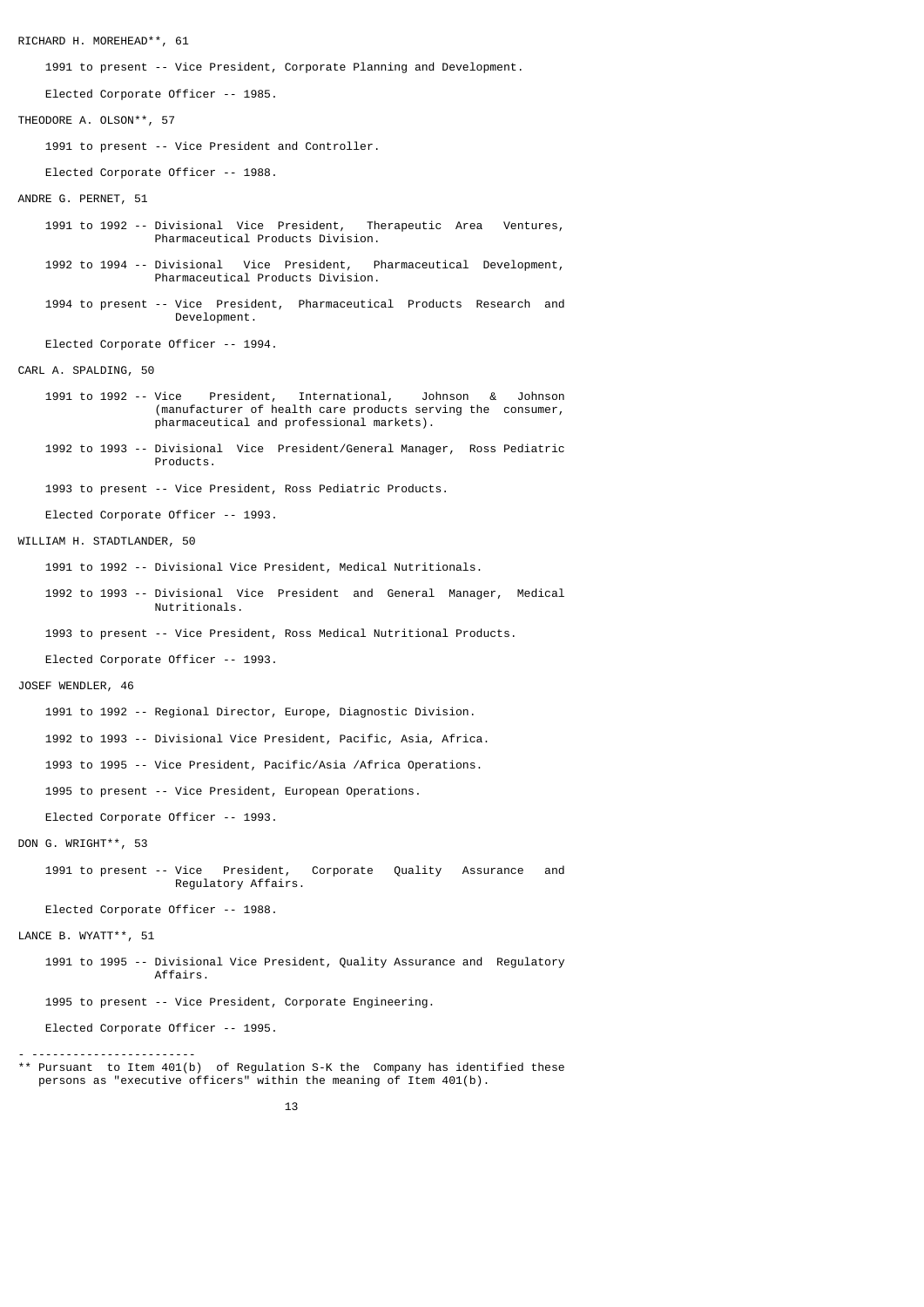RICHARD H. MOREHEAD**, 61

1991 to present -- Vice President, Corporate Planning and Development.

Elected Corporate Officer -- 1985.

THEODORE A. OLSON**, 57

1991 to present -- Vice President and Controller.

Elected Corporate Officer -- 1988.

ANDRE G. PERNET, 51

1991 to 1992 -- Divisional Vice President, Therapeutic Area Ventures, Pharmaceutical Products Division.

1992 to 1994 -- Divisional Vice President, Pharmaceutical Development, Pharmaceutical Products Division.

1994 to present -- Vice President, Pharmaceutical Products Research and Development.

Elected Corporate Officer -- 1994.

CARL A. SPALDING, 50

1991 to 1992 -- Vice President, International, Johnson & Johnson (manufacturer of health care products serving the consumer, pharmaceutical and professional markets).

1992 to 1993 -- Divisional Vice President/General Manager, Ross Pediatric Products.

1993 to present -- Vice President, Ross Pediatric Products.

Elected Corporate Officer -- 1993.

WILLIAM H. STADTLANDER, 50

1991 to 1992 -- Divisional Vice President, Medical Nutritionals.

1992 to 1993 -- Divisional Vice President and General Manager, Medical Nutritionals.

1993 to present -- Vice President, Ross Medical Nutritional Products.

Elected Corporate Officer -- 1993.

JOSEF WENDLER, 46

1991 to 1992 -- Regional Director, Europe, Diagnostic Division.

1992 to 1993 -- Divisional Vice President, Pacific, Asia, Africa.

1993 to 1995 -- Vice President, Pacific/Asia /Africa Operations.

1995 to present -- Vice President, European Operations.

Elected Corporate Officer -- 1993.

DON G. WRIGHT**, 53

1991 to present -- Vice President, Corporate Quality Assurance and Regulatory Affairs.

Elected Corporate Officer -- 1988.

LANCE B. WYATT**, 51

1991 to 1995 -- Divisional Vice President, Quality Assurance and Regulatory Affairs.

1995 to present -- Vice President, Corporate Engineering.

Elected Corporate Officer -- 1995.

---

** Pursuant to Item 401(b) of Regulation S-K the Company has identified these persons as "executive officers" within the meaning of Item 401(b).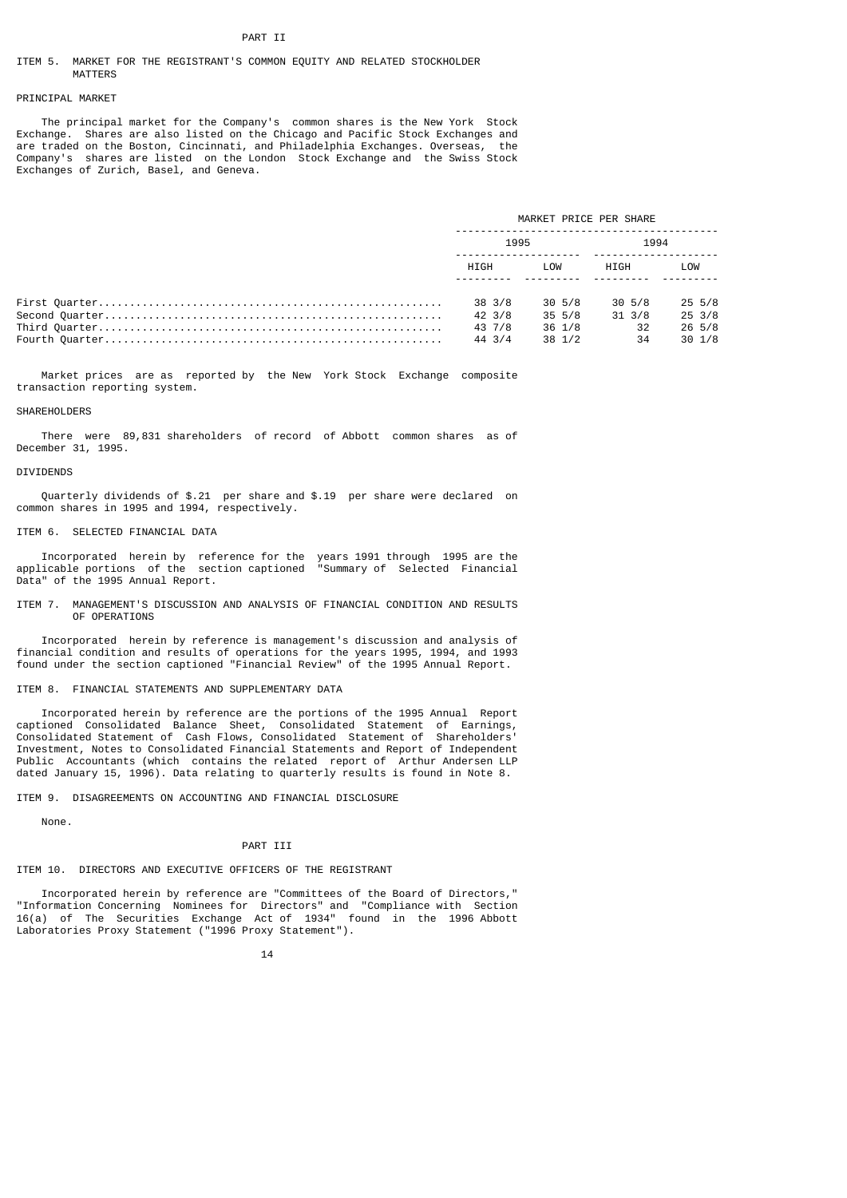# PART II

## ITEM 5. MARKET FOR THE REGISTRANT'S COMMON EQUITY AND RELATED STOCKHOLDER MATTERS

### PRINCIPAL MARKET

The principal market for the Company's common shares is the New York Stock Exchange. Shares are also listed on the Chicago and Pacific Stock Exchanges and are traded on the Boston, Cincinnati, and Philadelphia Exchanges. Overseas, the Company's shares are listed on the London Stock Exchange and the Swiss Stock Exchanges of Zurich, Basel, and Geneva.

| | MARKET PRICE PER SHARE | | | |
|---|---|---|---|---|
| | 1995 | | 1994 | |
| | HIGH | LOW | HIGH | LOW |
| First Quarter | 38 3/8 | 30 5/8 | 30 5/8 | 25 5/8 |
| Second Quarter | 42 3/8 | 35 5/8 | 31 3/8 | 25 3/8 |
| Third Quarter | 43 7/8 | 36 1/8 | 32 | 26 5/8 |
| Fourth Quarter | 44 3/4 | 38 1/2 | 34 | 30 1/8 |

Market prices are as reported by the New York Stock Exchange composite transaction reporting system.

### SHAREHOLDERS

There were 89,831 shareholders of record of Abbott common shares as of December 31, 1995.

### DIVIDENDS

Quarterly dividends of $.21 per share and $.19 per share were declared on common shares in 1995 and 1994, respectively.

## ITEM 6. SELECTED FINANCIAL DATA

Incorporated herein by reference for the years 1991 through 1995 are the applicable portions of the section captioned "Summary of Selected Financial Data" of the 1995 Annual Report.

## ITEM 7. MANAGEMENT'S DISCUSSION AND ANALYSIS OF FINANCIAL CONDITION AND RESULTS OF OPERATIONS

Incorporated herein by reference is management's discussion and analysis of financial condition and results of operations for the years 1995, 1994, and 1993 found under the section captioned "Financial Review" of the 1995 Annual Report.

## ITEM 8. FINANCIAL STATEMENTS AND SUPPLEMENTARY DATA

Incorporated herein by reference are the portions of the 1995 Annual Report captioned Consolidated Balance Sheet, Consolidated Statement of Earnings, Consolidated Statement of Cash Flows, Consolidated Statement of Shareholders' Investment, Notes to Consolidated Financial Statements and Report of Independent Public Accountants (which contains the related report of Arthur Andersen LLP dated January 15, 1996). Data relating to quarterly results is found in Note 8.

## ITEM 9. DISAGREEMENTS ON ACCOUNTING AND FINANCIAL DISCLOSURE

None.

# PART III

## ITEM 10. DIRECTORS AND EXECUTIVE OFFICERS OF THE REGISTRANT

Incorporated herein by reference are "Committees of the Board of Directors," "Information Concerning Nominees for Directors" and "Compliance with Section 16(a) of The Securities Exchange Act of 1934" found in the 1996 Abbott Laboratories Proxy Statement ("1996 Proxy Statement").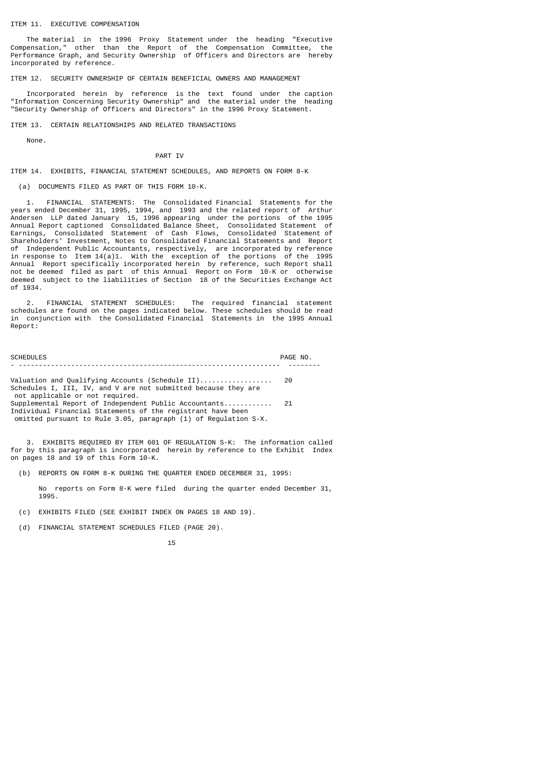## ITEM 11. EXECUTIVE COMPENSATION

The material in the 1996 Proxy Statement under the heading "Executive Compensation," other than the Report of the Compensation Committee, the Performance Graph, and Security Ownership of Officers and Directors are hereby incorporated by reference.

## ITEM 12. SECURITY OWNERSHIP OF CERTAIN BENEFICIAL OWNERS AND MANAGEMENT

Incorporated herein by reference is the text found under the caption "Information Concerning Security Ownership" and the material under the heading "Security Ownership of Officers and Directors" in the 1996 Proxy Statement.

## ITEM 13. CERTAIN RELATIONSHIPS AND RELATED TRANSACTIONS

None.

# PART IV

## ITEM 14. EXHIBITS, FINANCIAL STATEMENT SCHEDULES, AND REPORTS ON FORM 8-K

(a) DOCUMENTS FILED AS PART OF THIS FORM 10-K.

1. FINANCIAL STATEMENTS: The Consolidated Financial Statements for the years ended December 31, 1995, 1994, and 1993 and the related report of Arthur Andersen LLP dated January 15, 1996 appearing under the portions of the 1995 Annual Report captioned Consolidated Balance Sheet, Consolidated Statement of Earnings, Consolidated Statement of Cash Flows, Consolidated Statement of Shareholders' Investment, Notes to Consolidated Financial Statements and Report of Independent Public Accountants, respectively, are incorporated by reference in response to Item 14(a)1. With the exception of the portions of the 1995 Annual Report specifically incorporated herein by reference, such Report shall not be deemed filed as part of this Annual Report on Form 10-K or otherwise deemed subject to the liabilities of Section 18 of the Securities Exchange Act of 1934.

2. FINANCIAL STATEMENT SCHEDULES: The required financial statement schedules are found on the pages indicated below. These schedules should be read in conjunction with the Consolidated Financial Statements in the 1995 Annual Report:

| SCHEDULES | PAGE NO. |
|---|---|
| Valuation and Qualifying Accounts (Schedule II) | 20 |
| Schedules I, III, IV, and V are not submitted because they are not applicable or not required. | |
| Supplemental Report of Independent Public Accountants | 21 |
| Individual Financial Statements of the registrant have been omitted pursuant to Rule 3.05, paragraph (1) of Regulation S-X. | |

3. EXHIBITS REQUIRED BY ITEM 601 OF REGULATION S-K: The information called for by this paragraph is incorporated herein by reference to the Exhibit Index on pages 18 and 19 of this Form 10-K.

(b) REPORTS ON FORM 8-K DURING THE QUARTER ENDED DECEMBER 31, 1995:

No reports on Form 8-K were filed during the quarter ended December 31, 1995.

(c) EXHIBITS FILED (SEE EXHIBIT INDEX ON PAGES 18 AND 19).

(d) FINANCIAL STATEMENT SCHEDULES FILED (PAGE 20).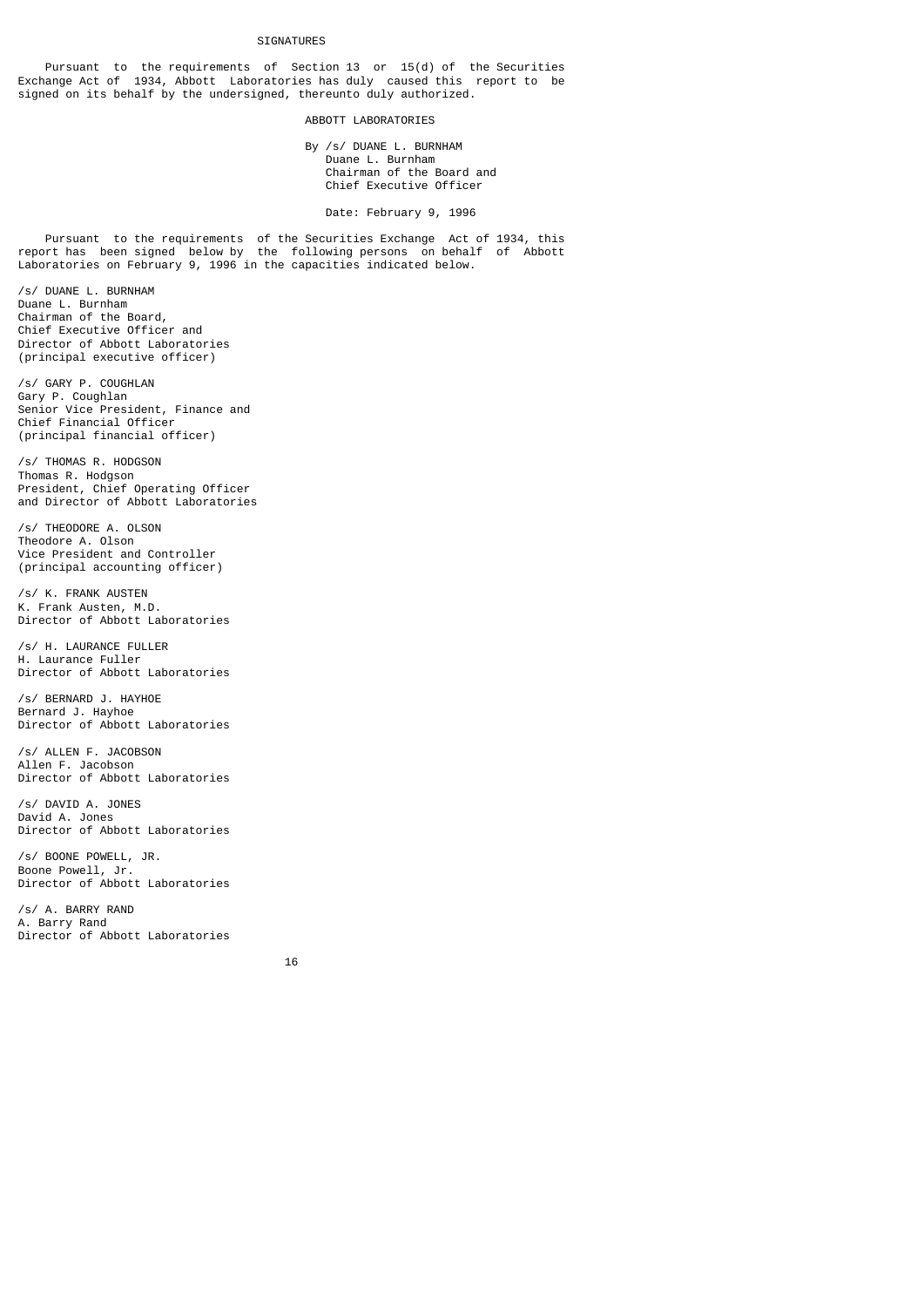## SIGNATURES

Pursuant to the requirements of Section 13 or 15(d) of the Securities Exchange Act of 1934, Abbott Laboratories has duly caused this report to be signed on its behalf by the undersigned, thereunto duly authorized.

ABBOTT LABORATORIES

By /s/ DUANE L. BURNHAM
Duane L. Burnham
Chairman of the Board and
Chief Executive Officer

Date: February 9, 1996

Pursuant to the requirements of the Securities Exchange Act of 1934, this report has been signed below by the following persons on behalf of Abbott Laboratories on February 9, 1996 in the capacities indicated below.

/s/ DUANE L. BURNHAM
Duane L. Burnham
Chairman of the Board,
Chief Executive Officer and
Director of Abbott Laboratories
(principal executive officer)

/s/ GARY P. COUGHLAN
Gary P. Coughlan
Senior Vice President, Finance and
Chief Financial Officer
(principal financial officer)

/s/ THOMAS R. HODGSON
Thomas R. Hodgson
President, Chief Operating Officer
and Director of Abbott Laboratories

/s/ THEODORE A. OLSON
Theodore A. Olson
Vice President and Controller
(principal accounting officer)

/s/ K. FRANK AUSTEN
K. Frank Austen, M.D.
Director of Abbott Laboratories

/s/ H. LAURANCE FULLER
H. Laurance Fuller
Director of Abbott Laboratories

/s/ BERNARD J. HAYHOE
Bernard J. Hayhoe
Director of Abbott Laboratories

/s/ ALLEN F. JACOBSON
Allen F. Jacobson
Director of Abbott Laboratories

/s/ DAVID A. JONES
David A. Jones
Director of Abbott Laboratories

/s/ BOONE POWELL, JR.
Boone Powell, Jr.
Director of Abbott Laboratories

/s/ A. BARRY RAND
A. Barry Rand
Director of Abbott Laboratories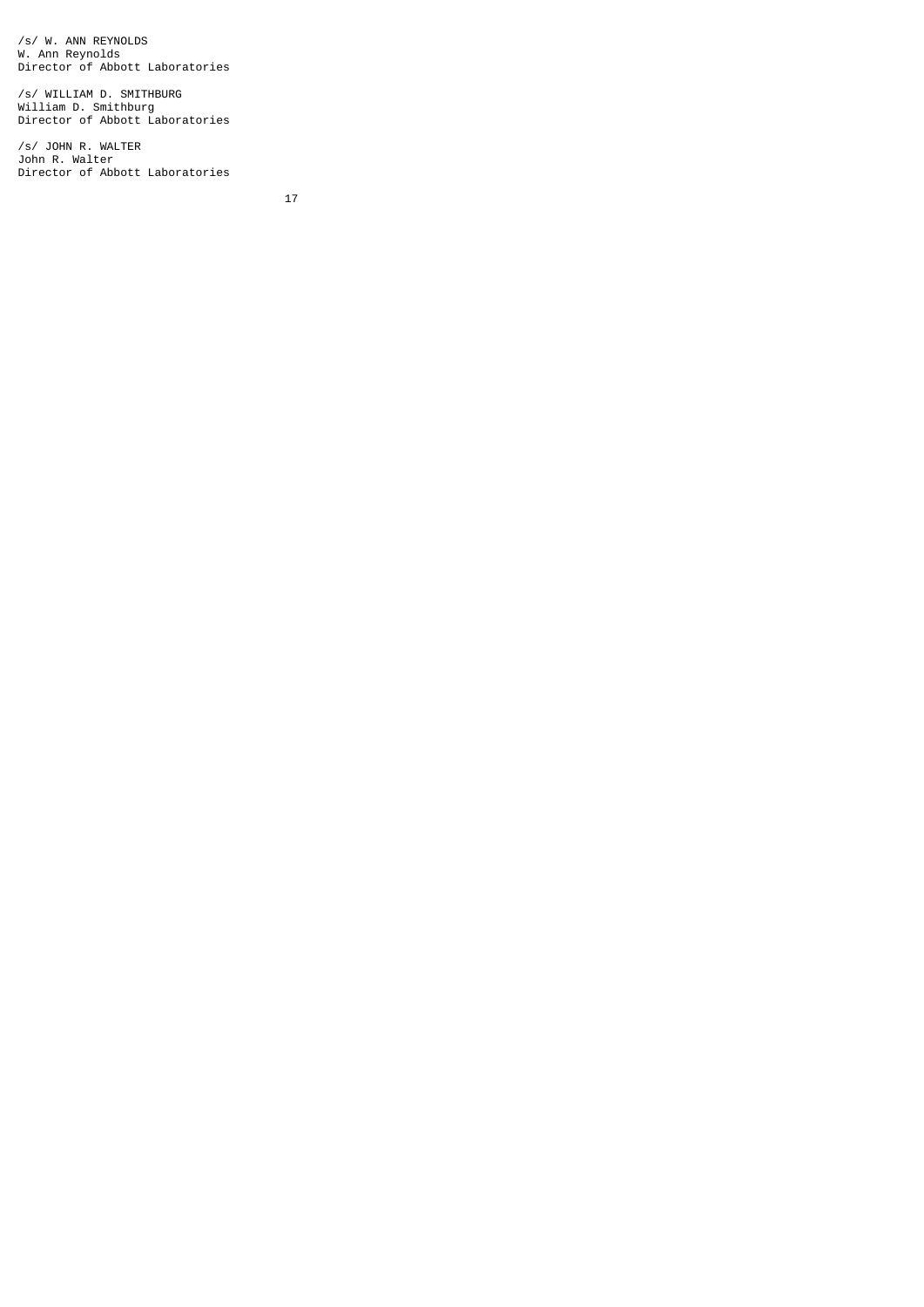/s/ W. ANN REYNOLDS
W. Ann Reynolds
Director of Abbott Laboratories

/s/ WILLIAM D. SMITHBURG
William D. Smithburg
Director of Abbott Laboratories

/s/ JOHN R. WALTER
John R. Walter
Director of Abbott Laboratories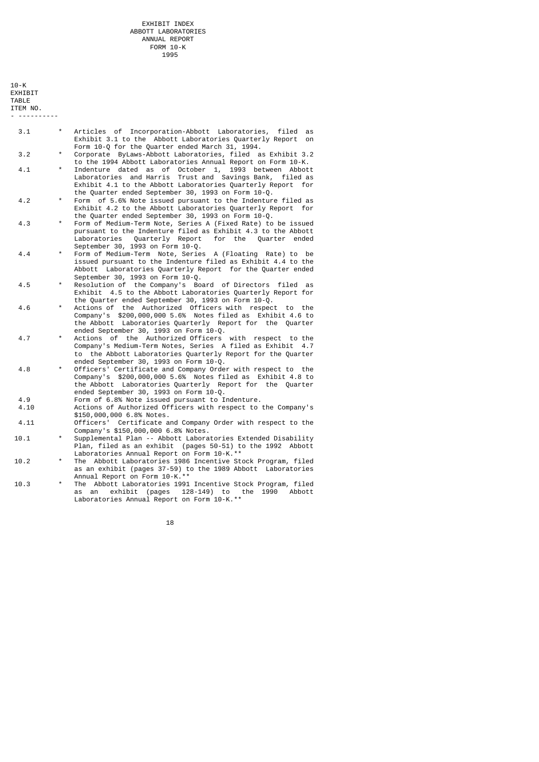EXHIBIT INDEX
ABBOTT LABORATORIES
ANNUAL REPORT
FORM 10-K
1995

| 10-K EXHIBIT TABLE ITEM NO. | | |
|---|---|---|
| 3.1 | * | Articles of Incorporation-Abbott Laboratories, filed as Exhibit 3.1 to the Abbott Laboratories Quarterly Report on Form 10-Q for the Quarter ended March 31, 1994. |
| 3.2 | * | Corporate ByLaws-Abbott Laboratories, filed as Exhibit 3.2 to the 1994 Abbott Laboratories Annual Report on Form 10-K. |
| 4.1 | * | Indenture dated as of October 1, 1993 between Abbott Laboratories and Harris Trust and Savings Bank, filed as Exhibit 4.1 to the Abbott Laboratories Quarterly Report for the Quarter ended September 30, 1993 on Form 10-Q. |
| 4.2 | * | Form of 5.6% Note issued pursuant to the Indenture filed as Exhibit 4.2 to the Abbott Laboratories Quarterly Report for the Quarter ended September 30, 1993 on Form 10-Q. |
| 4.3 | * | Form of Medium-Term Note, Series A (Fixed Rate) to be issued pursuant to the Indenture filed as Exhibit 4.3 to the Abbott Laboratories Quarterly Report for the Quarter ended September 30, 1993 on Form 10-Q. |
| 4.4 | * | Form of Medium-Term Note, Series A (Floating Rate) to be issued pursuant to the Indenture filed as Exhibit 4.4 to the Abbott Laboratories Quarterly Report for the Quarter ended September 30, 1993 on Form 10-Q. |
| 4.5 | * | Resolution of the Company's Board of Directors filed as Exhibit 4.5 to the Abbott Laboratories Quarterly Report for the Quarter ended September 30, 1993 on Form 10-Q. |
| 4.6 | * | Actions of the Authorized Officers with respect to the Company's $200,000,000 5.6% Notes filed as Exhibit 4.6 to the Abbott Laboratories Quarterly Report for the Quarter ended September 30, 1993 on Form 10-Q. |
| 4.7 | * | Actions of the Authorized Officers with respect to the Company's Medium-Term Notes, Series A filed as Exhibit 4.7 to the Abbott Laboratories Quarterly Report for the Quarter ended September 30, 1993 on Form 10-Q. |
| 4.8 | * | Officers' Certificate and Company Order with respect to the Company's $200,000,000 5.6% Notes filed as Exhibit 4.8 to the Abbott Laboratories Quarterly Report for the Quarter ended September 30, 1993 on Form 10-Q. |
| 4.9 | | Form of 6.8% Note issued pursuant to Indenture. |
| 4.10 | | Actions of Authorized Officers with respect to the Company's $150,000,000 6.8% Notes. |
| 4.11 | | Officers' Certificate and Company Order with respect to the Company's $150,000,000 6.8% Notes. |
| 10.1 | * | Supplemental Plan -- Abbott Laboratories Extended Disability Plan, filed as an exhibit (pages 50-51) to the 1992 Abbott Laboratories Annual Report on Form 10-K.** |
| 10.2 | * | The Abbott Laboratories 1986 Incentive Stock Program, filed as an exhibit (pages 37-59) to the 1989 Abbott Laboratories Annual Report on Form 10-K.** |
| 10.3 | * | The Abbott Laboratories 1991 Incentive Stock Program, filed as an exhibit (pages 128-149) to the 1990 Abbott Laboratories Annual Report on Form 10-K.** |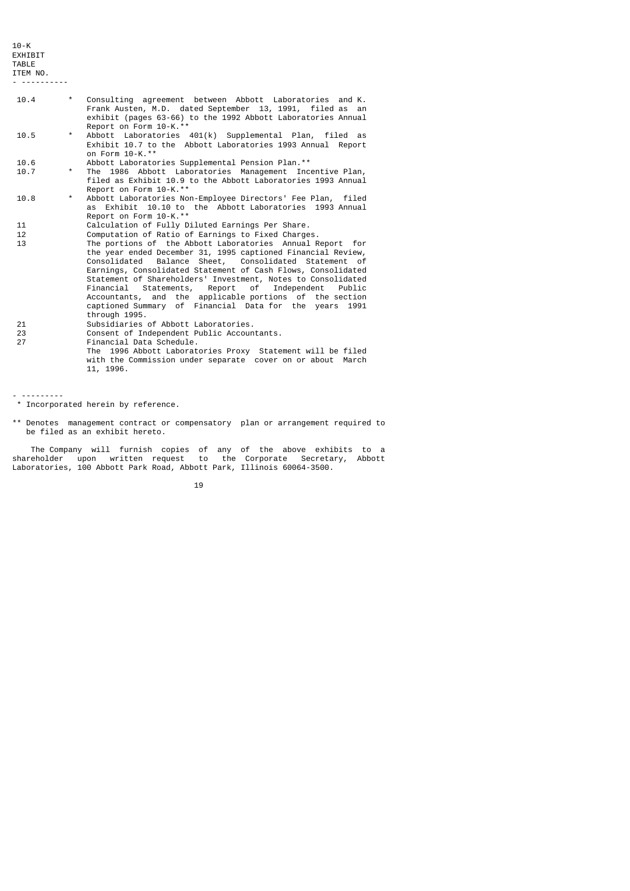| 10-K EXHIBIT TABLE ITEM NO. | | |
|---|---|---|
| 10.4 | * | Consulting agreement between Abbott Laboratories and K. Frank Austen, M.D. dated September 13, 1991, filed as an exhibit (pages 63-66) to the 1992 Abbott Laboratories Annual Report on Form 10-K.** |
| 10.5 | * | Abbott Laboratories 401(k) Supplemental Plan, filed as Exhibit 10.7 to the Abbott Laboratories 1993 Annual Report on Form 10-K.** |
| 10.6 | | Abbott Laboratories Supplemental Pension Plan.** |
| 10.7 | * | The 1986 Abbott Laboratories Management Incentive Plan, filed as Exhibit 10.9 to the Abbott Laboratories 1993 Annual Report on Form 10-K.** |
| 10.8 | * | Abbott Laboratories Non-Employee Directors' Fee Plan, filed as Exhibit 10.10 to the Abbott Laboratories 1993 Annual Report on Form 10-K.** |
| 11 | | Calculation of Fully Diluted Earnings Per Share. |
| 12 | | Computation of Ratio of Earnings to Fixed Charges. |
| 13 | | The portions of the Abbott Laboratories Annual Report for the year ended December 31, 1995 captioned Financial Review, Consolidated Balance Sheet, Consolidated Statement of Earnings, Consolidated Statement of Cash Flows, Consolidated Statement of Shareholders' Investment, Notes to Consolidated Financial Statements, Report of Independent Public Accountants, and the applicable portions of the section captioned Summary of Financial Data for the years 1991 through 1995. |
| 21 | | Subsidiaries of Abbott Laboratories. |
| 23 | | Consent of Independent Public Accountants. |
| 27 | | Financial Data Schedule. |
| | | The 1996 Abbott Laboratories Proxy Statement will be filed with the Commission under separate cover on or about March 11, 1996. |

---

\* Incorporated herein by reference.

** Denotes management contract or compensatory plan or arrangement required to be filed as an exhibit hereto.

The Company will furnish copies of any of the above exhibits to a shareholder upon written request to the Corporate Secretary, Abbott Laboratories, 100 Abbott Park Road, Abbott Park, Illinois 60064-3500.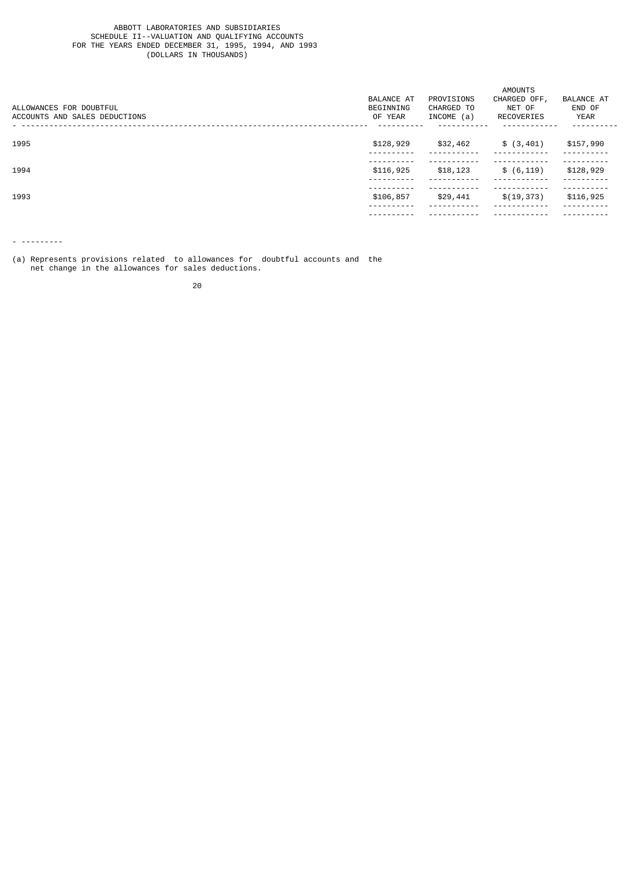ABBOTT LABORATORIES AND SUBSIDIARIES
SCHEDULE II--VALUATION AND QUALIFYING ACCOUNTS
FOR THE YEARS ENDED DECEMBER 31, 1995, 1994, AND 1993
(DOLLARS IN THOUSANDS)

| ALLOWANCES FOR DOUBTFUL ACCOUNTS AND SALES DEDUCTIONS | BALANCE AT BEGINNING OF YEAR | PROVISIONS CHARGED TO INCOME (a) | AMOUNTS CHARGED OFF, NET OF RECOVERIES | BALANCE AT END OF YEAR |
|---|---|---|---|---|
| 1995 | $128,929 | $32,462 | $ (3,401) | $157,990 |
| 1994 | $116,925 | $18,123 | $ (6,119) | $128,929 |
| 1993 | $106,857 | $29,441 | $(19,373) | $116,925 |

- ---------

(a) Represents provisions related to allowances for doubtful accounts and the net change in the allowances for sales deductions.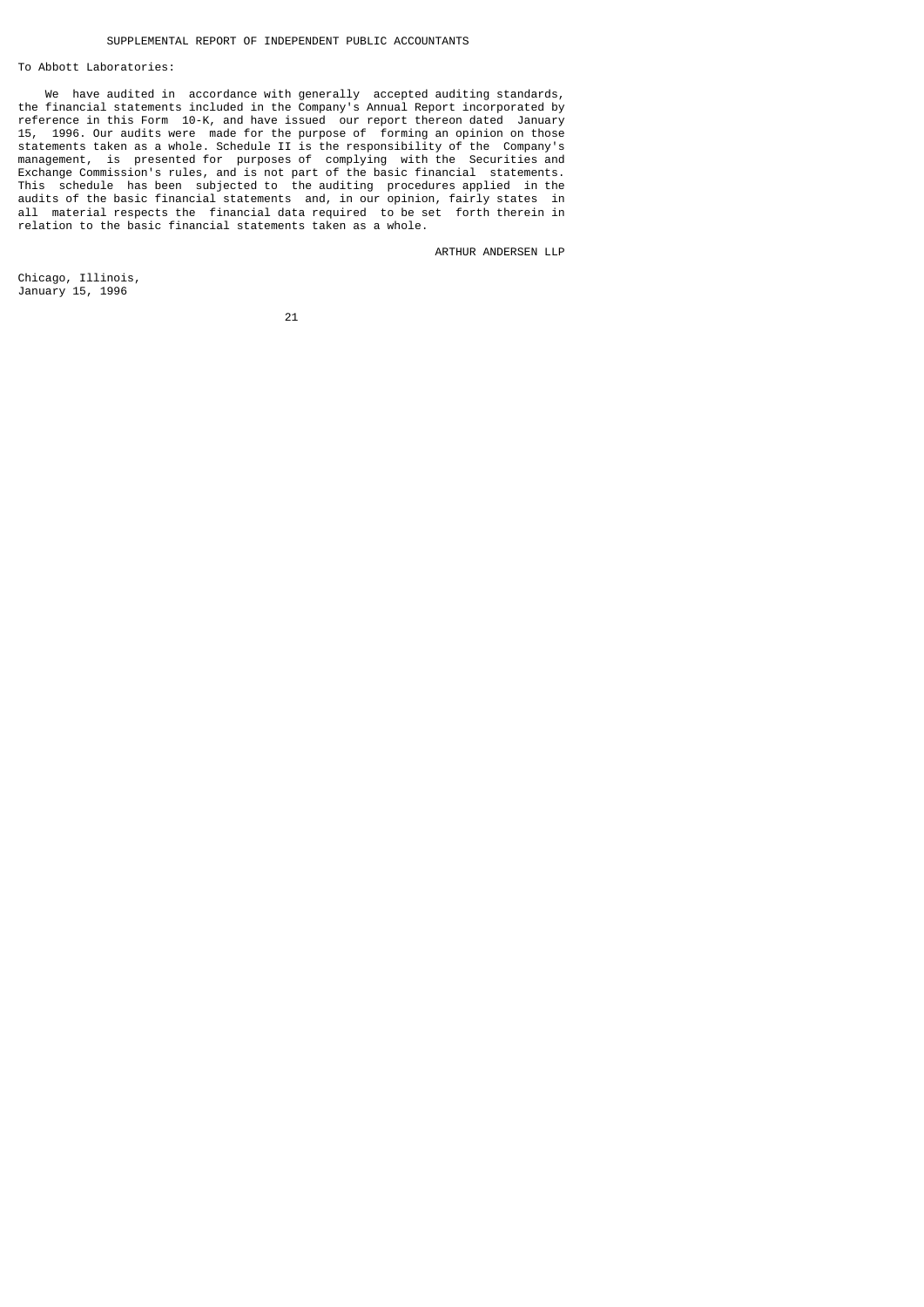## SUPPLEMENTAL REPORT OF INDEPENDENT PUBLIC ACCOUNTANTS

To Abbott Laboratories:

We have audited in accordance with generally accepted auditing standards, the financial statements included in the Company's Annual Report incorporated by reference in this Form 10-K, and have issued our report thereon dated January 15, 1996. Our audits were made for the purpose of forming an opinion on those statements taken as a whole. Schedule II is the responsibility of the Company's management, is presented for purposes of complying with the Securities and Exchange Commission's rules, and is not part of the basic financial statements. This schedule has been subjected to the auditing procedures applied in the audits of the basic financial statements and, in our opinion, fairly states in all material respects the financial data required to be set forth therein in relation to the basic financial statements taken as a whole.

ARTHUR ANDERSEN LLP

Chicago, Illinois,
January 15, 1996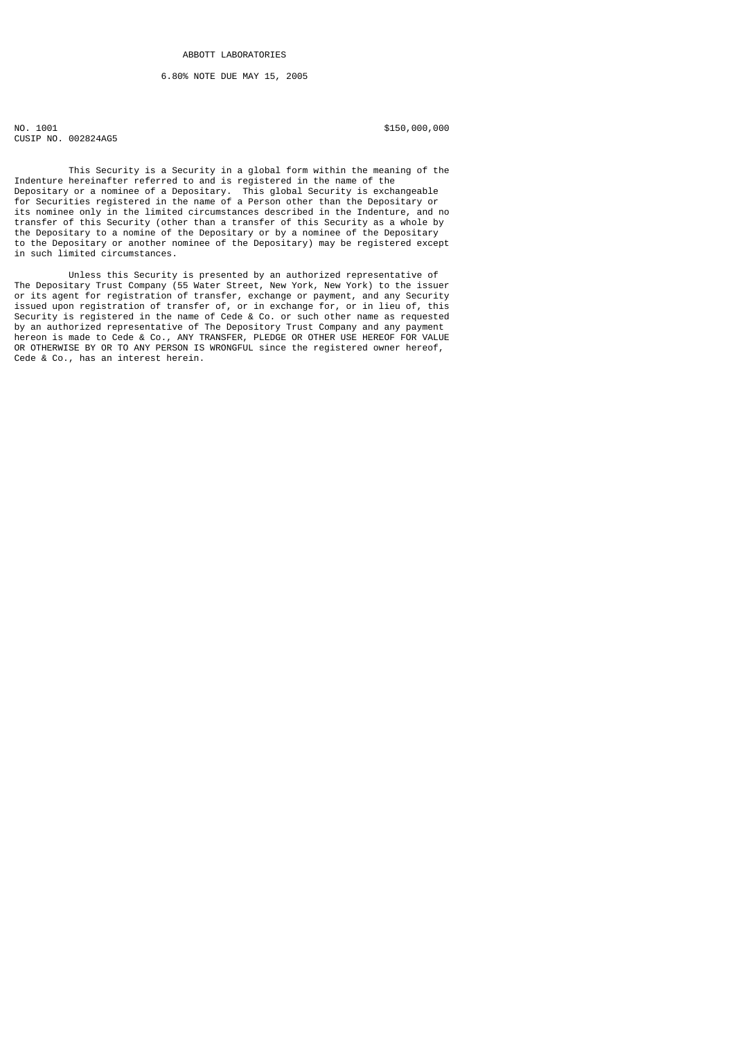ABBOTT LABORATORIES

6.80% NOTE DUE MAY 15, 2005

NO. 1001 $150,000,000

CUSIP NO. 002824AG5

This Security is a Security in a global form within the meaning of the Indenture hereinafter referred to and is registered in the name of the Depositary or a nominee of a Depositary. This global Security is exchangeable for Securities registered in the name of a Person other than the Depositary or its nominee only in the limited circumstances described in the Indenture, and no transfer of this Security (other than a transfer of this Security as a whole by the Depositary to a nomine of the Depositary or by a nominee of the Depositary to the Depositary or another nominee of the Depositary) may be registered except in such limited circumstances.

Unless this Security is presented by an authorized representative of The Depositary Trust Company (55 Water Street, New York, New York) to the issuer or its agent for registration of transfer, exchange or payment, and any Security issued upon registration of transfer of, or in exchange for, or in lieu of, this Security is registered in the name of Cede & Co. or such other name as requested by an authorized representative of The Depository Trust Company and any payment hereon is made to Cede & Co., ANY TRANSFER, PLEDGE OR OTHER USE HEREOF FOR VALUE OR OTHERWISE BY OR TO ANY PERSON IS WRONGFUL since the registered owner hereof, Cede & Co., has an interest herein.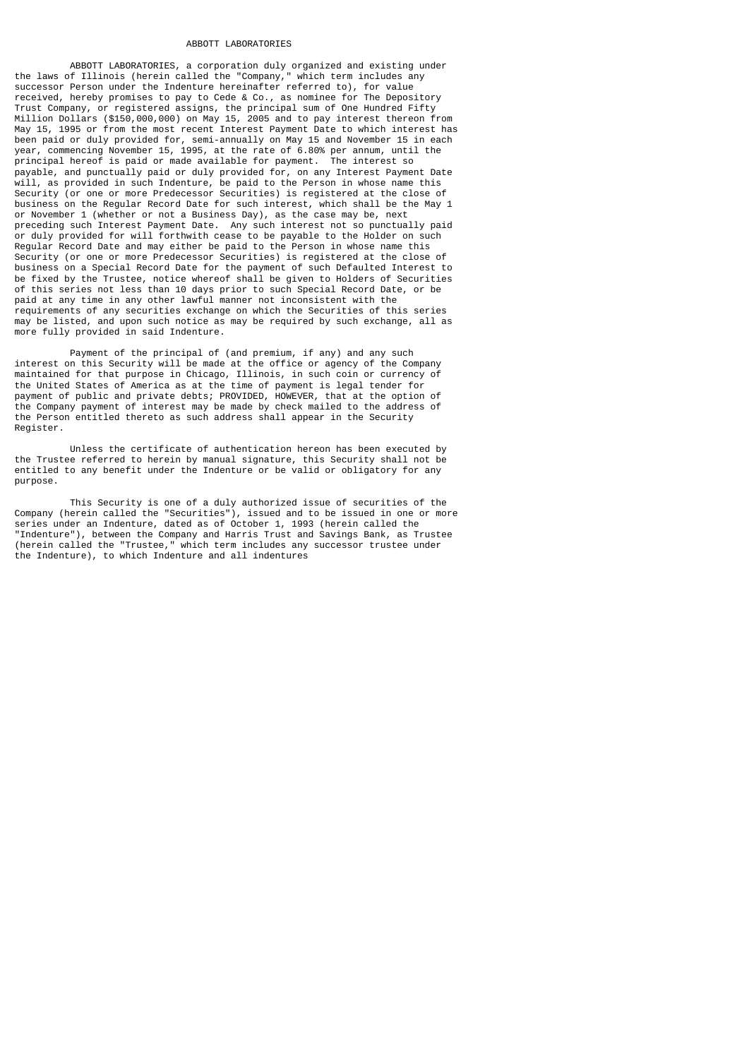ABBOTT LABORATORIES

ABBOTT LABORATORIES, a corporation duly organized and existing under the laws of Illinois (herein called the "Company," which term includes any successor Person under the Indenture hereinafter referred to), for value received, hereby promises to pay to Cede & Co., as nominee for The Depository Trust Company, or registered assigns, the principal sum of One Hundred Fifty Million Dollars ($150,000,000) on May 15, 2005 and to pay interest thereon from May 15, 1995 or from the most recent Interest Payment Date to which interest has been paid or duly provided for, semi-annually on May 15 and November 15 in each year, commencing November 15, 1995, at the rate of 6.80% per annum, until the principal hereof is paid or made available for payment. The interest so payable, and punctually paid or duly provided for, on any Interest Payment Date will, as provided in such Indenture, be paid to the Person in whose name this Security (or one or more Predecessor Securities) is registered at the close of business on the Regular Record Date for such interest, which shall be the May 1 or November 1 (whether or not a Business Day), as the case may be, next preceding such Interest Payment Date. Any such interest not so punctually paid or duly provided for will forthwith cease to be payable to the Holder on such Regular Record Date and may either be paid to the Person in whose name this Security (or one or more Predecessor Securities) is registered at the close of business on a Special Record Date for the payment of such Defaulted Interest to be fixed by the Trustee, notice whereof shall be given to Holders of Securities of this series not less than 10 days prior to such Special Record Date, or be paid at any time in any other lawful manner not inconsistent with the requirements of any securities exchange on which the Securities of this series may be listed, and upon such notice as may be required by such exchange, all as more fully provided in said Indenture.

Payment of the principal of (and premium, if any) and any such interest on this Security will be made at the office or agency of the Company maintained for that purpose in Chicago, Illinois, in such coin or currency of the United States of America as at the time of payment is legal tender for payment of public and private debts; PROVIDED, HOWEVER, that at the option of the Company payment of interest may be made by check mailed to the address of the Person entitled thereto as such address shall appear in the Security Register.

Unless the certificate of authentication hereon has been executed by the Trustee referred to herein by manual signature, this Security shall not be entitled to any benefit under the Indenture or be valid or obligatory for any purpose.

This Security is one of a duly authorized issue of securities of the Company (herein called the "Securities"), issued and to be issued in one or more series under an Indenture, dated as of October 1, 1993 (herein called the "Indenture"), between the Company and Harris Trust and Savings Bank, as Trustee (herein called the "Trustee," which term includes any successor trustee under the Indenture), to which Indenture and all indentures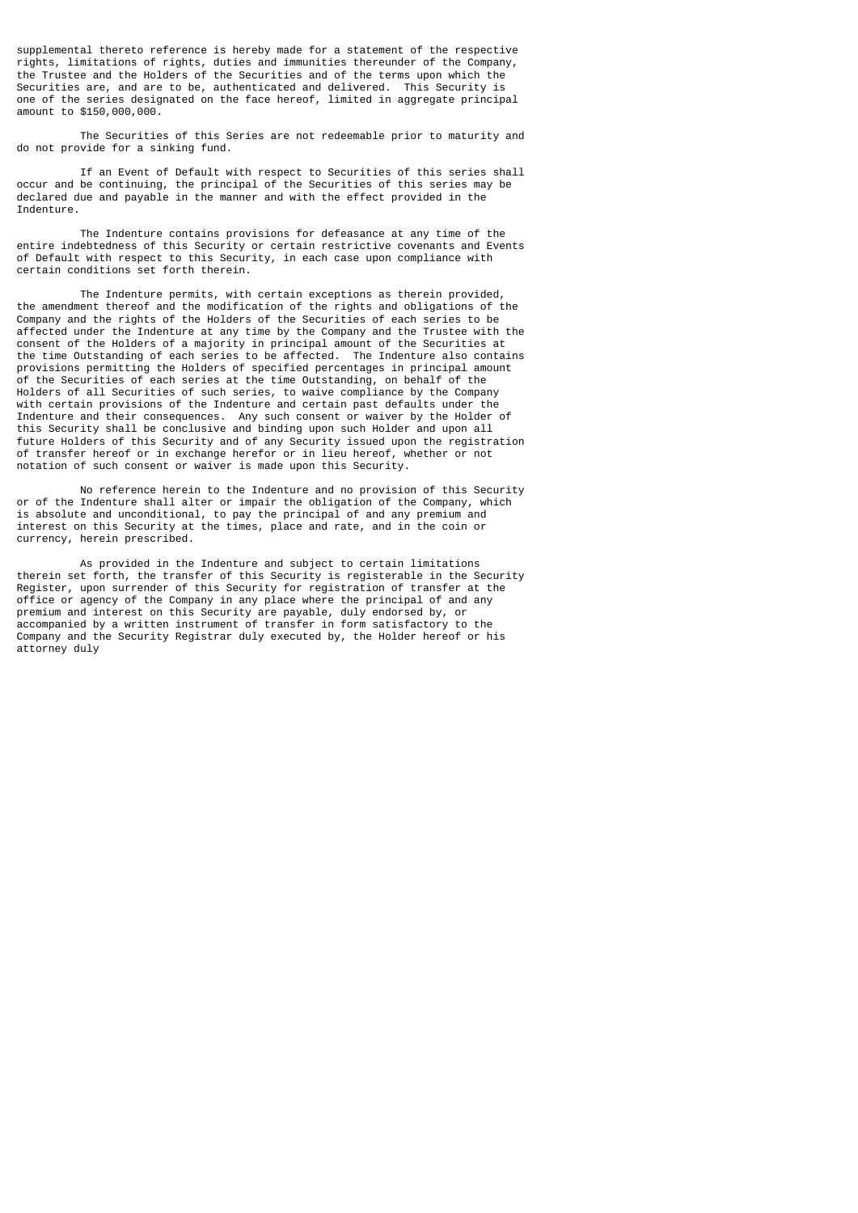supplemental thereto reference is hereby made for a statement of the respective rights, limitations of rights, duties and immunities thereunder of the Company, the Trustee and the Holders of the Securities and of the terms upon which the Securities are, and are to be, authenticated and delivered. This Security is one of the series designated on the face hereof, limited in aggregate principal amount to $150,000,000.

The Securities of this Series are not redeemable prior to maturity and do not provide for a sinking fund.

If an Event of Default with respect to Securities of this series shall occur and be continuing, the principal of the Securities of this series may be declared due and payable in the manner and with the effect provided in the Indenture.

The Indenture contains provisions for defeasance at any time of the entire indebtedness of this Security or certain restrictive covenants and Events of Default with respect to this Security, in each case upon compliance with certain conditions set forth therein.

The Indenture permits, with certain exceptions as therein provided, the amendment thereof and the modification of the rights and obligations of the Company and the rights of the Holders of the Securities of each series to be affected under the Indenture at any time by the Company and the Trustee with the consent of the Holders of a majority in principal amount of the Securities at the time Outstanding of each series to be affected. The Indenture also contains provisions permitting the Holders of specified percentages in principal amount of the Securities of each series at the time Outstanding, on behalf of the Holders of all Securities of such series, to waive compliance by the Company with certain provisions of the Indenture and certain past defaults under the Indenture and their consequences. Any such consent or waiver by the Holder of this Security shall be conclusive and binding upon such Holder and upon all future Holders of this Security and of any Security issued upon the registration of transfer hereof or in exchange herefor or in lieu hereof, whether or not notation of such consent or waiver is made upon this Security.

No reference herein to the Indenture and no provision of this Security or of the Indenture shall alter or impair the obligation of the Company, which is absolute and unconditional, to pay the principal of and any premium and interest on this Security at the times, place and rate, and in the coin or currency, herein prescribed.

As provided in the Indenture and subject to certain limitations therein set forth, the transfer of this Security is registerable in the Security Register, upon surrender of this Security for registration of transfer at the office or agency of the Company in any place where the principal of and any premium and interest on this Security are payable, duly endorsed by, or accompanied by a written instrument of transfer in form satisfactory to the Company and the Security Registrar duly executed by, the Holder hereof or his attorney duly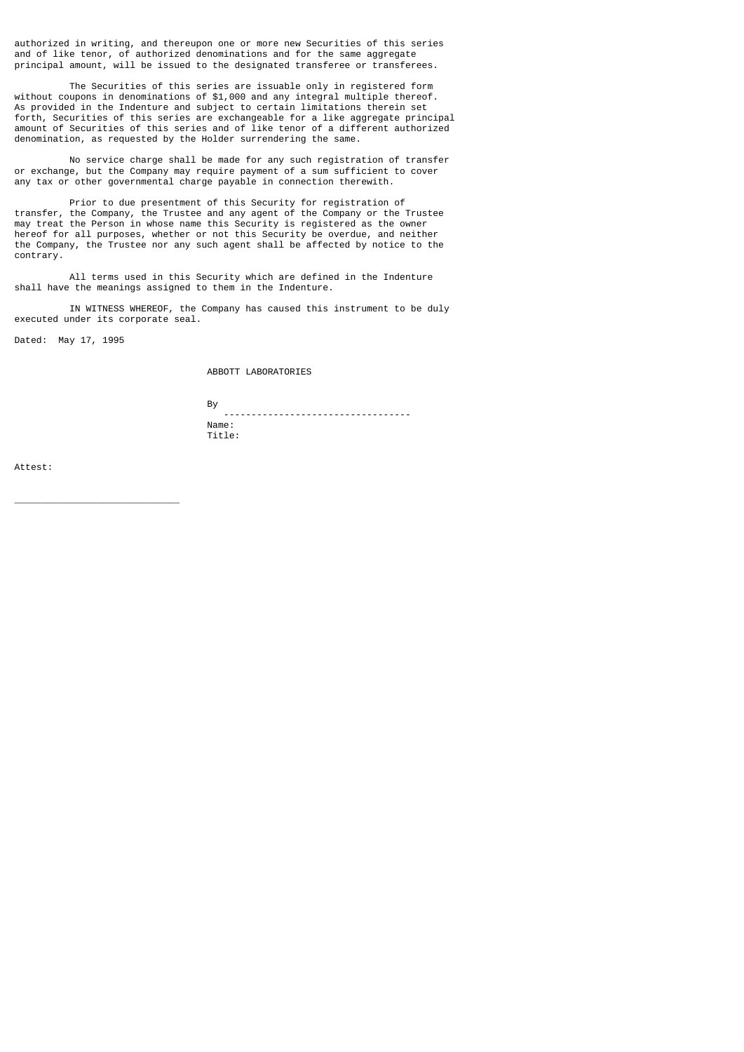authorized in writing, and thereupon one or more new Securities of this series and of like tenor, of authorized denominations and for the same aggregate principal amount, will be issued to the designated transferee or transferees.

The Securities of this series are issuable only in registered form without coupons in denominations of $1,000 and any integral multiple thereof. As provided in the Indenture and subject to certain limitations therein set forth, Securities of this series are exchangeable for a like aggregate principal amount of Securities of this series and of like tenor of a different authorized denomination, as requested by the Holder surrendering the same.

No service charge shall be made for any such registration of transfer or exchange, but the Company may require payment of a sum sufficient to cover any tax or other governmental charge payable in connection therewith.

Prior to due presentment of this Security for registration of transfer, the Company, the Trustee and any agent of the Company or the Trustee may treat the Person in whose name this Security is registered as the owner hereof for all purposes, whether or not this Security be overdue, and neither the Company, the Trustee nor any such agent shall be affected by notice to the contrary.

All terms used in this Security which are defined in the Indenture shall have the meanings assigned to them in the Indenture.

IN WITNESS WHEREOF, the Company has caused this instrument to be duly executed under its corporate seal.

Dated: May 17, 1995

ABBOTT LABORATORIES

By
----------------------------------
Name:
Title:

Attest:

______________________________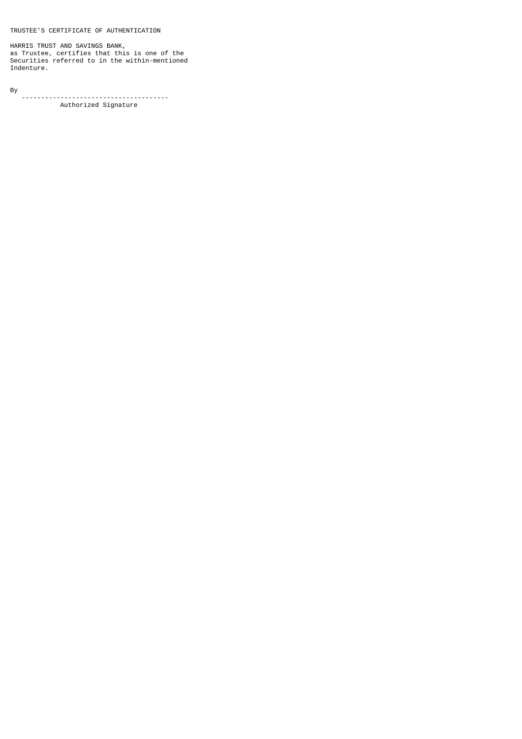TRUSTEE'S CERTIFICATE OF AUTHENTICATION

HARRIS TRUST AND SAVINGS BANK,
as Trustee, certifies that this is one of the
Securities referred to in the within-mentioned
Indenture.

By
-------------------------------------
Authorized Signature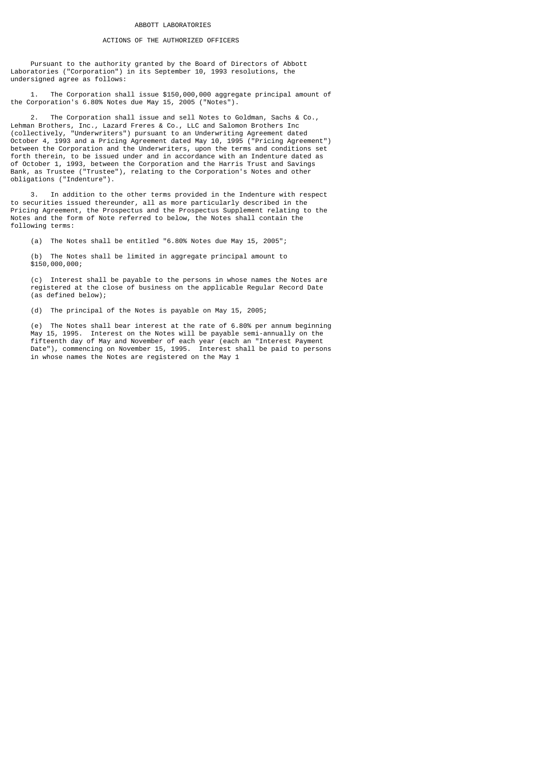# ABBOTT LABORATORIES

## ACTIONS OF THE AUTHORIZED OFFICERS

Pursuant to the authority granted by the Board of Directors of Abbott Laboratories ("Corporation") in its September 10, 1993 resolutions, the undersigned agree as follows:

1. The Corporation shall issue $150,000,000 aggregate principal amount of the Corporation's 6.80% Notes due May 15, 2005 ("Notes").

2. The Corporation shall issue and sell Notes to Goldman, Sachs & Co., Lehman Brothers, Inc., Lazard Freres & Co., LLC and Salomon Brothers Inc (collectively, "Underwriters") pursuant to an Underwriting Agreement dated October 4, 1993 and a Pricing Agreement dated May 10, 1995 ("Pricing Agreement") between the Corporation and the Underwriters, upon the terms and conditions set forth therein, to be issued under and in accordance with an Indenture dated as of October 1, 1993, between the Corporation and the Harris Trust and Savings Bank, as Trustee ("Trustee"), relating to the Corporation's Notes and other obligations ("Indenture").

3. In addition to the other terms provided in the Indenture with respect to securities issued thereunder, all as more particularly described in the Pricing Agreement, the Prospectus and the Prospectus Supplement relating to the Notes and the form of Note referred to below, the Notes shall contain the following terms:

(a) The Notes shall be entitled "6.80% Notes due May 15, 2005";

(b) The Notes shall be limited in aggregate principal amount to $150,000,000;

(c) Interest shall be payable to the persons in whose names the Notes are registered at the close of business on the applicable Regular Record Date (as defined below);

(d) The principal of the Notes is payable on May 15, 2005;

(e) The Notes shall bear interest at the rate of 6.80% per annum beginning May 15, 1995. Interest on the Notes will be payable semi-annually on the fifteenth day of May and November of each year (each an "Interest Payment Date"), commencing on November 15, 1995. Interest shall be paid to persons in whose names the Notes are registered on the May 1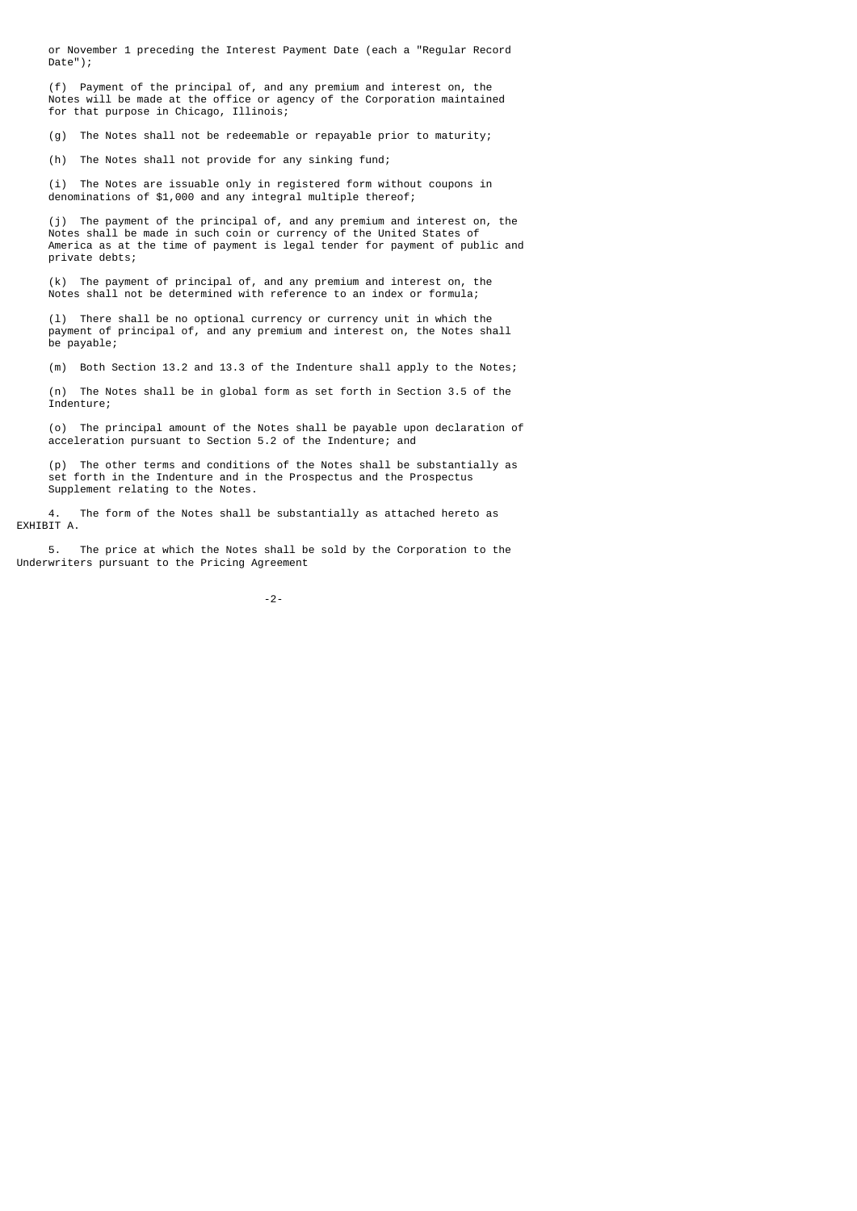or November 1 preceding the Interest Payment Date (each a "Regular Record Date");

(f) Payment of the principal of, and any premium and interest on, the Notes will be made at the office or agency of the Corporation maintained for that purpose in Chicago, Illinois;

(g) The Notes shall not be redeemable or repayable prior to maturity;

(h) The Notes shall not provide for any sinking fund;

(i) The Notes are issuable only in registered form without coupons in denominations of $1,000 and any integral multiple thereof;

(j) The payment of the principal of, and any premium and interest on, the Notes shall be made in such coin or currency of the United States of America as at the time of payment is legal tender for payment of public and private debts;

(k) The payment of principal of, and any premium and interest on, the Notes shall not be determined with reference to an index or formula;

(l) There shall be no optional currency or currency unit in which the payment of principal of, and any premium and interest on, the Notes shall be payable;

(m) Both Section 13.2 and 13.3 of the Indenture shall apply to the Notes;

(n) The Notes shall be in global form as set forth in Section 3.5 of the Indenture;

(o) The principal amount of the Notes shall be payable upon declaration of acceleration pursuant to Section 5.2 of the Indenture; and

(p) The other terms and conditions of the Notes shall be substantially as set forth in the Indenture and in the Prospectus and the Prospectus Supplement relating to the Notes.

4. The form of the Notes shall be substantially as attached hereto as EXHIBIT A.

5. The price at which the Notes shall be sold by the Corporation to the Underwriters pursuant to the Pricing Agreement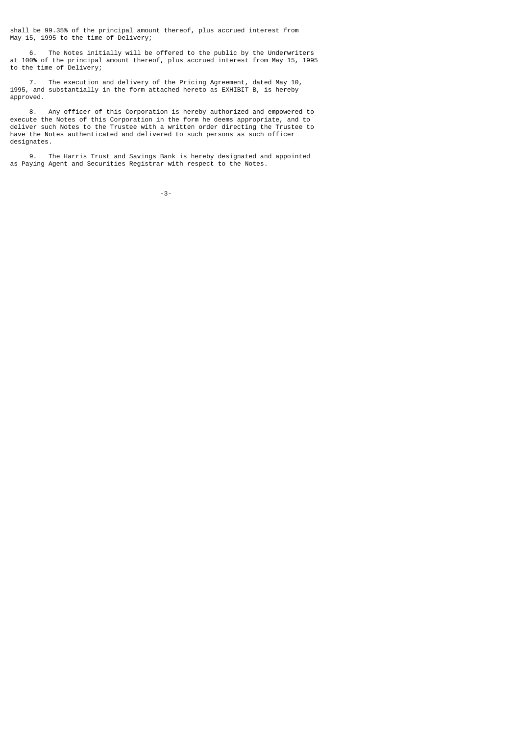shall be 99.35% of the principal amount thereof, plus accrued interest from May 15, 1995 to the time of Delivery;

6. The Notes initially will be offered to the public by the Underwriters at 100% of the principal amount thereof, plus accrued interest from May 15, 1995 to the time of Delivery;

7. The execution and delivery of the Pricing Agreement, dated May 10, 1995, and substantially in the form attached hereto as EXHIBIT B, is hereby approved.

8. Any officer of this Corporation is hereby authorized and empowered to execute the Notes of this Corporation in the form he deems appropriate, and to deliver such Notes to the Trustee with a written order directing the Trustee to have the Notes authenticated and delivered to such persons as such officer designates.

9. The Harris Trust and Savings Bank is hereby designated and appointed as Paying Agent and Securities Registrar with respect to the Notes.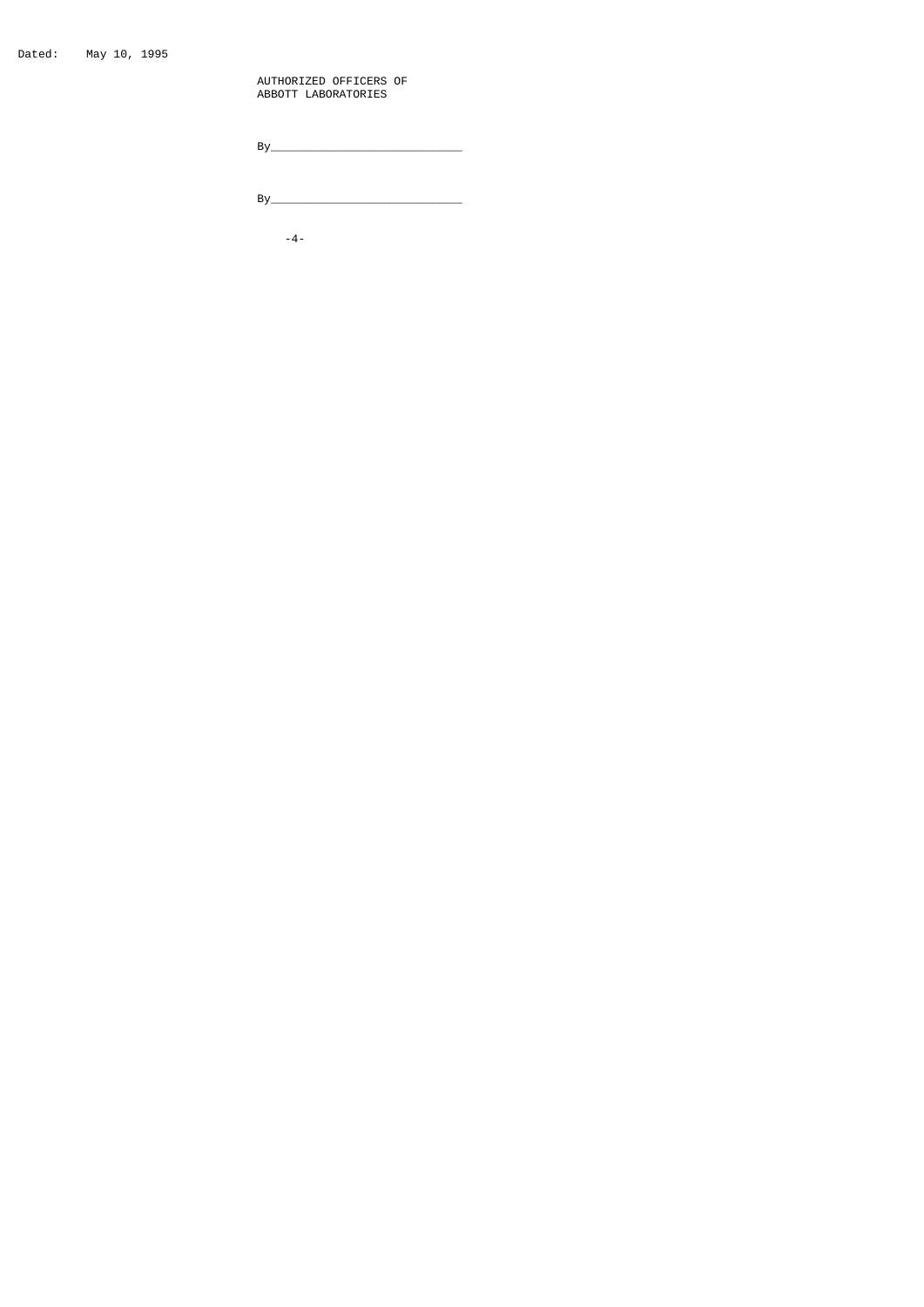Dated: May 10, 1995

AUTHORIZED OFFICERS OF
ABBOTT LABORATORIES

By_____________________________

By_____________________________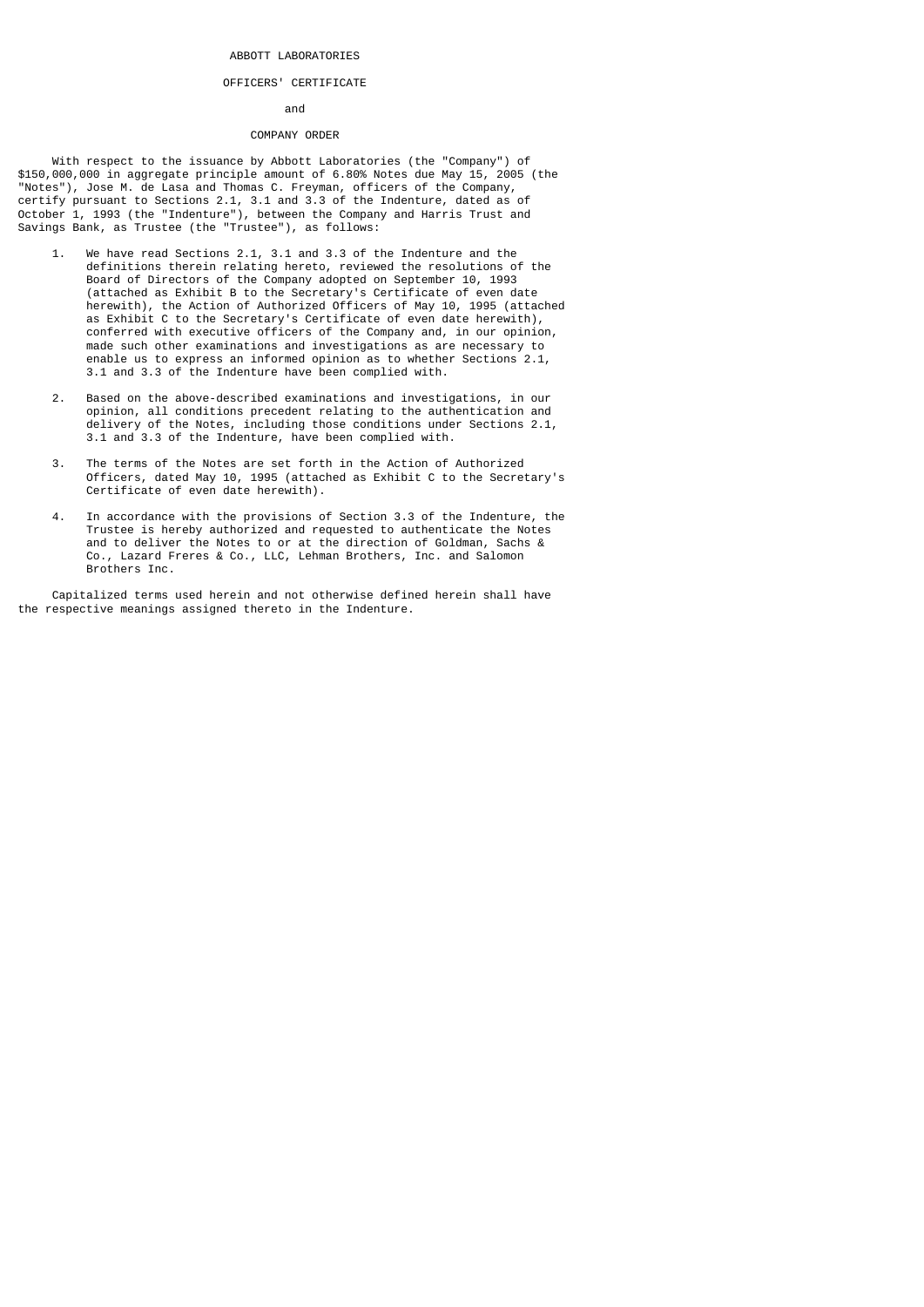ABBOTT LABORATORIES

OFFICERS' CERTIFICATE

and

COMPANY ORDER

With respect to the issuance by Abbott Laboratories (the "Company") of $150,000,000 in aggregate principle amount of 6.80% Notes due May 15, 2005 (the "Notes"), Jose M. de Lasa and Thomas C. Freyman, officers of the Company, certify pursuant to Sections 2.1, 3.1 and 3.3 of the Indenture, dated as of October 1, 1993 (the "Indenture"), between the Company and Harris Trust and Savings Bank, as Trustee (the "Trustee"), as follows:

1. We have read Sections 2.1, 3.1 and 3.3 of the Indenture and the definitions therein relating hereto, reviewed the resolutions of the Board of Directors of the Company adopted on September 10, 1993 (attached as Exhibit B to the Secretary's Certificate of even date herewith), the Action of Authorized Officers of May 10, 1995 (attached as Exhibit C to the Secretary's Certificate of even date herewith), conferred with executive officers of the Company and, in our opinion, made such other examinations and investigations as are necessary to enable us to express an informed opinion as to whether Sections 2.1, 3.1 and 3.3 of the Indenture have been complied with.

2. Based on the above-described examinations and investigations, in our opinion, all conditions precedent relating to the authentication and delivery of the Notes, including those conditions under Sections 2.1, 3.1 and 3.3 of the Indenture, have been complied with.

3. The terms of the Notes are set forth in the Action of Authorized Officers, dated May 10, 1995 (attached as Exhibit C to the Secretary's Certificate of even date herewith).

4. In accordance with the provisions of Section 3.3 of the Indenture, the Trustee is hereby authorized and requested to authenticate the Notes and to deliver the Notes to or at the direction of Goldman, Sachs & Co., Lazard Freres & Co., LLC, Lehman Brothers, Inc. and Salomon Brothers Inc.

Capitalized terms used herein and not otherwise defined herein shall have the respective meanings assigned thereto in the Indenture.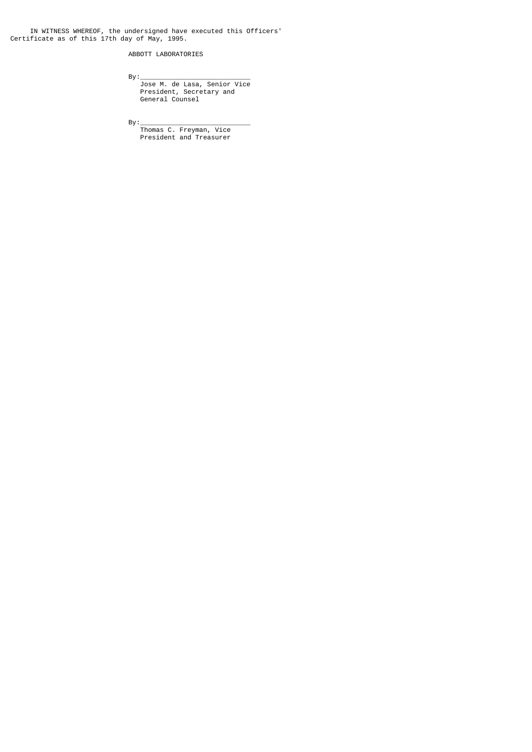IN WITNESS WHEREOF, the undersigned have executed this Officers' Certificate as of this 17th day of May, 1995.

ABBOTT LABORATORIES

By:____________________________
Jose M. de Lasa, Senior Vice President, Secretary and General Counsel

By:____________________________
Thomas C. Freyman, Vice President and Treasurer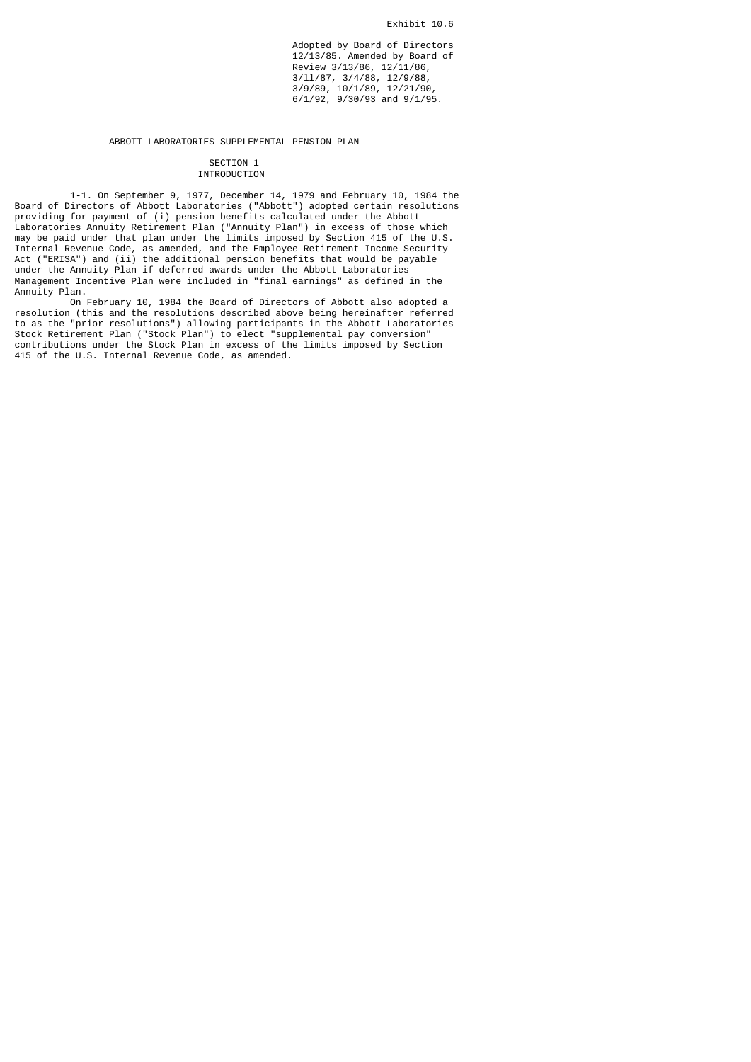Exhibit 10.6

Adopted by Board of Directors 12/13/85. Amended by Board of Review 3/13/86, 12/11/86, 3/11/87, 3/4/88, 12/9/88, 3/9/89, 10/1/89, 12/21/90, 6/1/92, 9/30/93 and 9/1/95.

# ABBOTT LABORATORIES SUPPLEMENTAL PENSION PLAN

## SECTION 1
## INTRODUCTION

1-1. On September 9, 1977, December 14, 1979 and February 10, 1984 the Board of Directors of Abbott Laboratories ("Abbott") adopted certain resolutions providing for payment of (i) pension benefits calculated under the Abbott Laboratories Annuity Retirement Plan ("Annuity Plan") in excess of those which may be paid under that plan under the limits imposed by Section 415 of the U.S. Internal Revenue Code, as amended, and the Employee Retirement Income Security Act ("ERISA") and (ii) the additional pension benefits that would be payable under the Annuity Plan if deferred awards under the Abbott Laboratories Management Incentive Plan were included in "final earnings" as defined in the Annuity Plan.

On February 10, 1984 the Board of Directors of Abbott also adopted a resolution (this and the resolutions described above being hereinafter referred to as the "prior resolutions") allowing participants in the Abbott Laboratories Stock Retirement Plan ("Stock Plan") to elect "supplemental pay conversion" contributions under the Stock Plan in excess of the limits imposed by Section 415 of the U.S. Internal Revenue Code, as amended.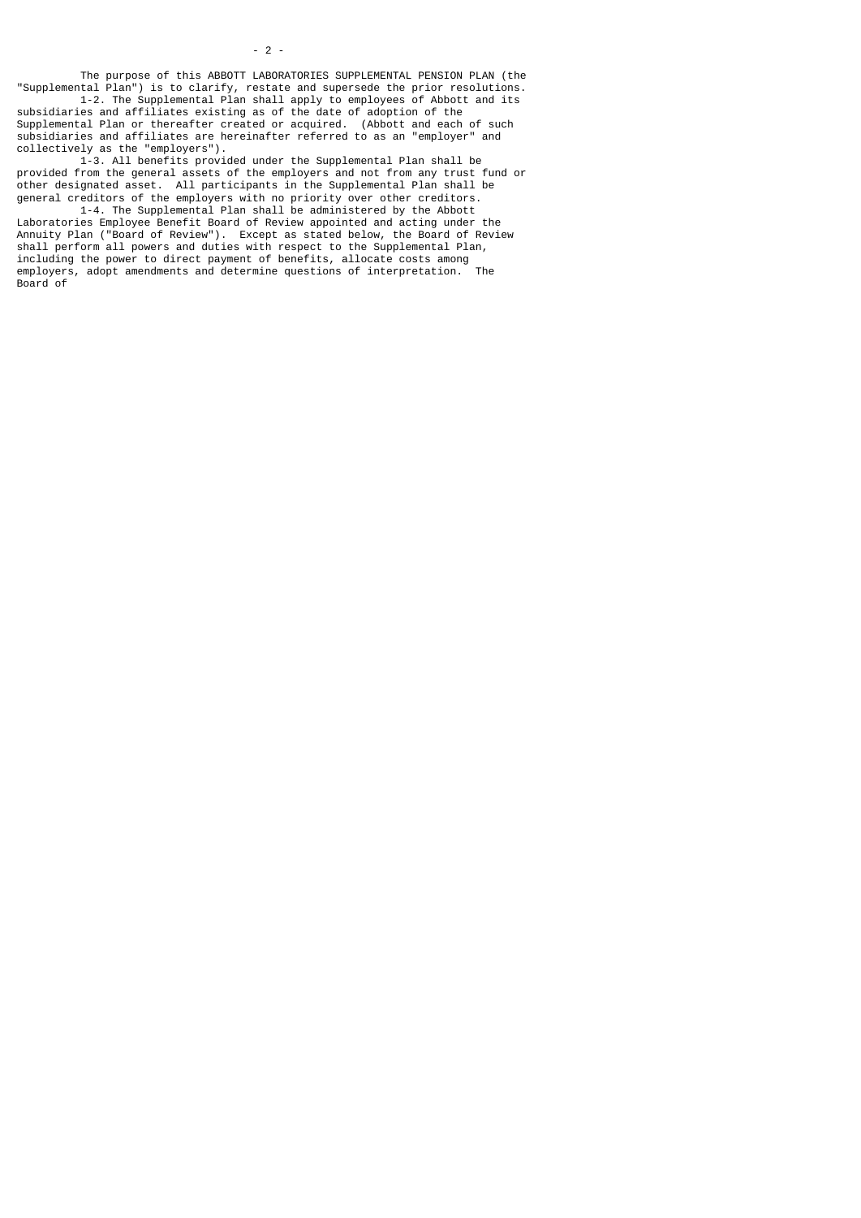The purpose of this ABBOTT LABORATORIES SUPPLEMENTAL PENSION PLAN (the "Supplemental Plan") is to clarify, restate and supersede the prior resolutions.

1-2. The Supplemental Plan shall apply to employees of Abbott and its subsidiaries and affiliates existing as of the date of adoption of the Supplemental Plan or thereafter created or acquired. (Abbott and each of such subsidiaries and affiliates are hereinafter referred to as an "employer" and collectively as the "employers").

1-3. All benefits provided under the Supplemental Plan shall be provided from the general assets of the employers and not from any trust fund or other designated asset. All participants in the Supplemental Plan shall be general creditors of the employers with no priority over other creditors.

1-4. The Supplemental Plan shall be administered by the Abbott Laboratories Employee Benefit Board of Review appointed and acting under the Annuity Plan ("Board of Review"). Except as stated below, the Board of Review shall perform all powers and duties with respect to the Supplemental Plan, including the power to direct payment of benefits, allocate costs among employers, adopt amendments and determine questions of interpretation. The Board of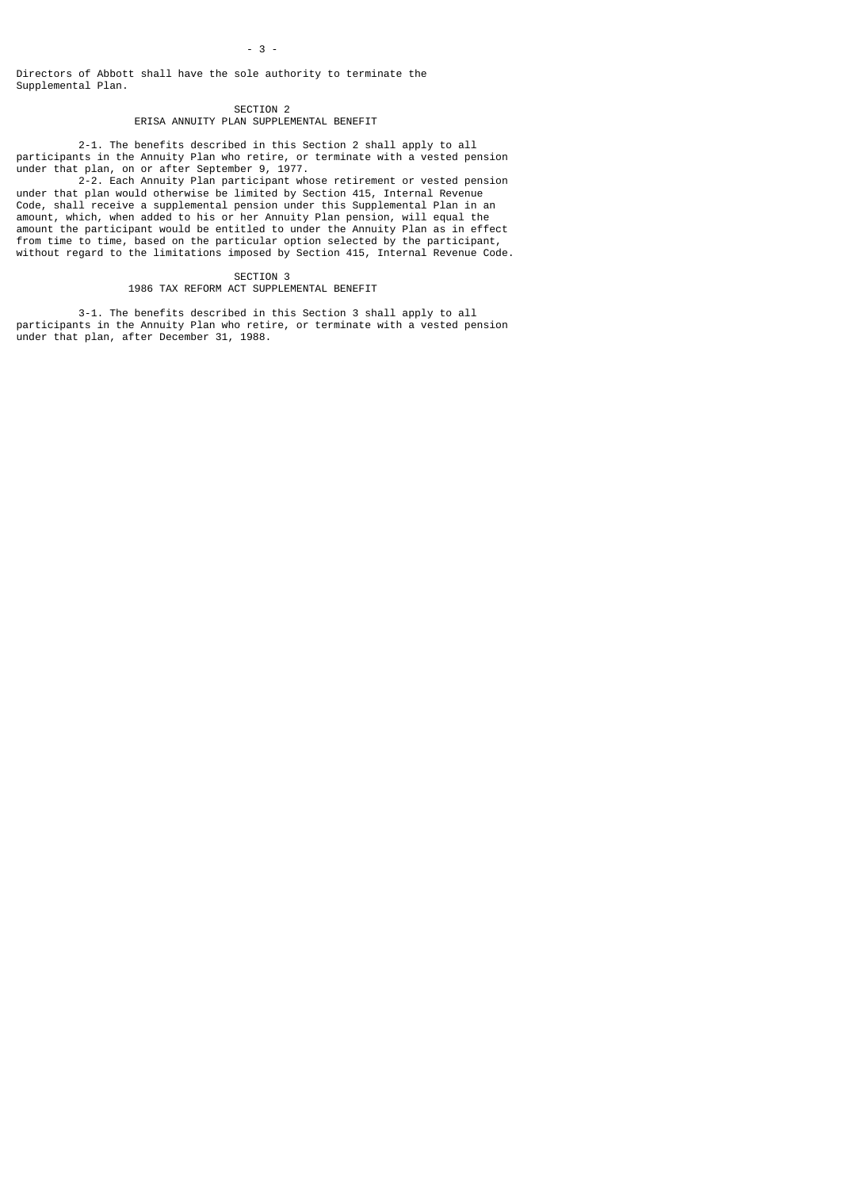Directors of Abbott shall have the sole authority to terminate the Supplemental Plan.

## SECTION 2
## ERISA ANNUITY PLAN SUPPLEMENTAL BENEFIT

2-1. The benefits described in this Section 2 shall apply to all participants in the Annuity Plan who retire, or terminate with a vested pension under that plan, on or after September 9, 1977.

2-2. Each Annuity Plan participant whose retirement or vested pension under that plan would otherwise be limited by Section 415, Internal Revenue Code, shall receive a supplemental pension under this Supplemental Plan in an amount, which, when added to his or her Annuity Plan pension, will equal the amount the participant would be entitled to under the Annuity Plan as in effect from time to time, based on the particular option selected by the participant, without regard to the limitations imposed by Section 415, Internal Revenue Code.

## SECTION 3
## 1986 TAX REFORM ACT SUPPLEMENTAL BENEFIT

3-1. The benefits described in this Section 3 shall apply to all participants in the Annuity Plan who retire, or terminate with a vested pension under that plan, after December 31, 1988.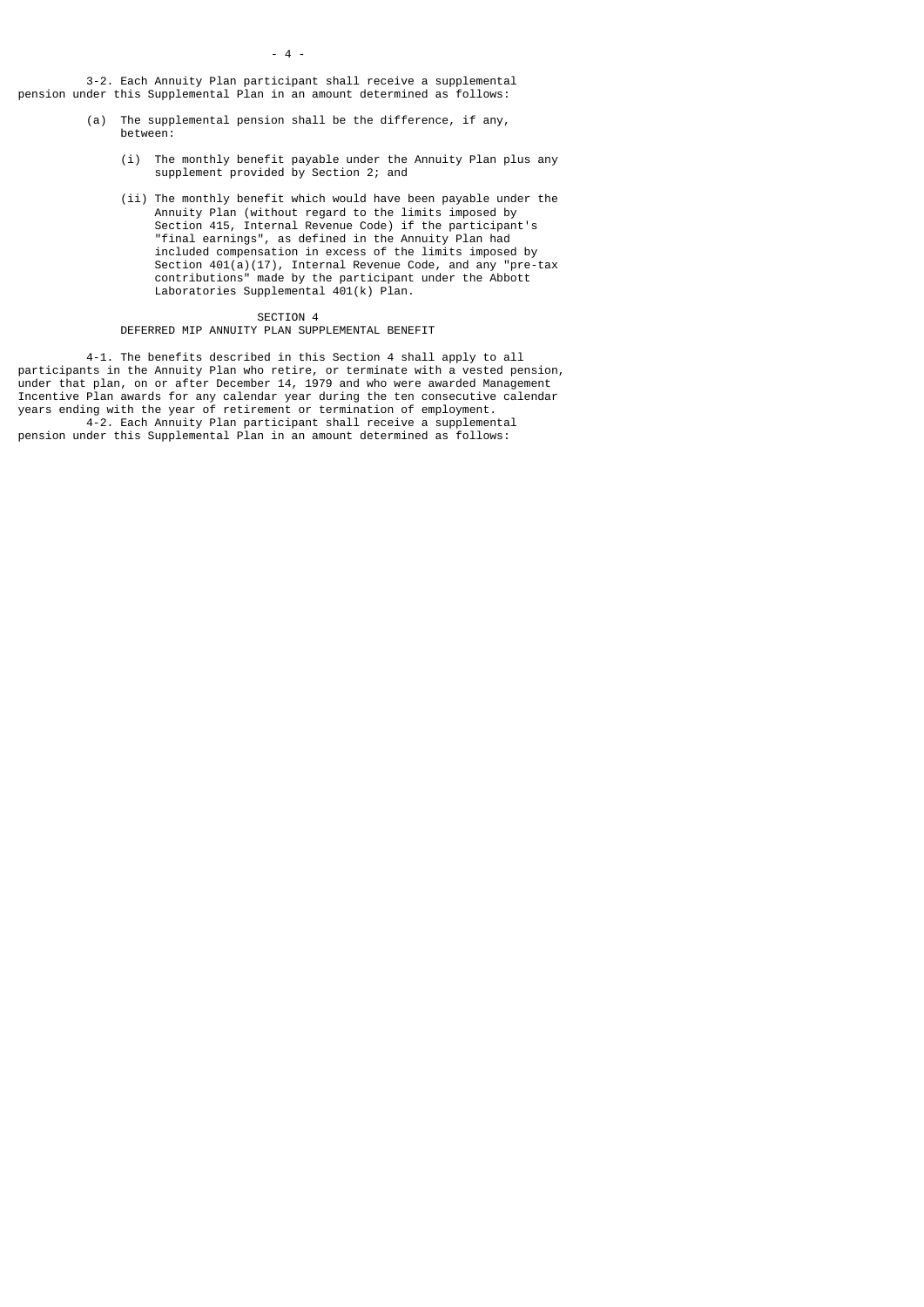3-2. Each Annuity Plan participant shall receive a supplemental pension under this Supplemental Plan in an amount determined as follows:

(a) The supplemental pension shall be the difference, if any, between:

   (i) The monthly benefit payable under the Annuity Plan plus any supplement provided by Section 2; and

   (ii) The monthly benefit which would have been payable under the Annuity Plan (without regard to the limits imposed by Section 415, Internal Revenue Code) if the participant's "final earnings", as defined in the Annuity Plan had included compensation in excess of the limits imposed by Section 401(a)(17), Internal Revenue Code, and any "pre-tax contributions" made by the participant under the Abbott Laboratories Supplemental 401(k) Plan.

## SECTION 4
## DEFERRED MIP ANNUITY PLAN SUPPLEMENTAL BENEFIT

4-1. The benefits described in this Section 4 shall apply to all participants in the Annuity Plan who retire, or terminate with a vested pension, under that plan, on or after December 14, 1979 and who were awarded Management Incentive Plan awards for any calendar year during the ten consecutive calendar years ending with the year of retirement or termination of employment.

4-2. Each Annuity Plan participant shall receive a supplemental pension under this Supplemental Plan in an amount determined as follows: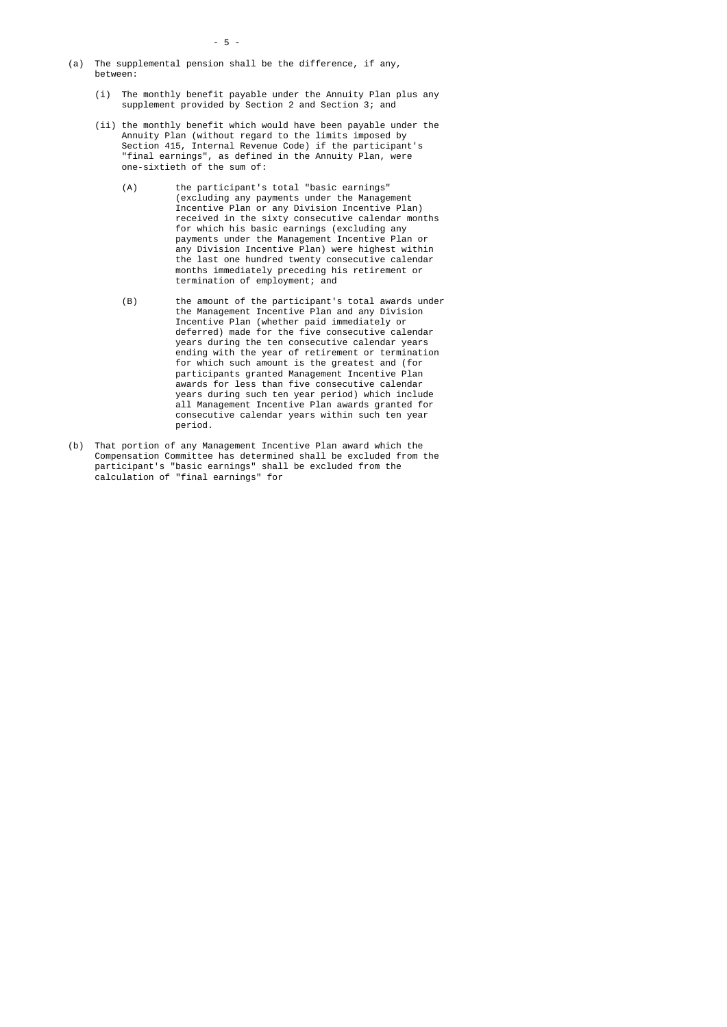(a) The supplemental pension shall be the difference, if any, between:

   (i) The monthly benefit payable under the Annuity Plan plus any supplement provided by Section 2 and Section 3; and

   (ii) the monthly benefit which would have been payable under the Annuity Plan (without regard to the limits imposed by Section 415, Internal Revenue Code) if the participant's "final earnings", as defined in the Annuity Plan, were one-sixtieth of the sum of:

      (A) the participant's total "basic earnings" (excluding any payments under the Management Incentive Plan or any Division Incentive Plan) received in the sixty consecutive calendar months for which his basic earnings (excluding any payments under the Management Incentive Plan or any Division Incentive Plan) were highest within the last one hundred twenty consecutive calendar months immediately preceding his retirement or termination of employment; and

      (B) the amount of the participant's total awards under the Management Incentive Plan and any Division Incentive Plan (whether paid immediately or deferred) made for the five consecutive calendar years during the ten consecutive calendar years ending with the year of retirement or termination for which such amount is the greatest and (for participants granted Management Incentive Plan awards for less than five consecutive calendar years during such ten year period) which include all Management Incentive Plan awards granted for consecutive calendar years within such ten year period.

(b) That portion of any Management Incentive Plan award which the Compensation Committee has determined shall be excluded from the participant's "basic earnings" shall be excluded from the calculation of "final earnings" for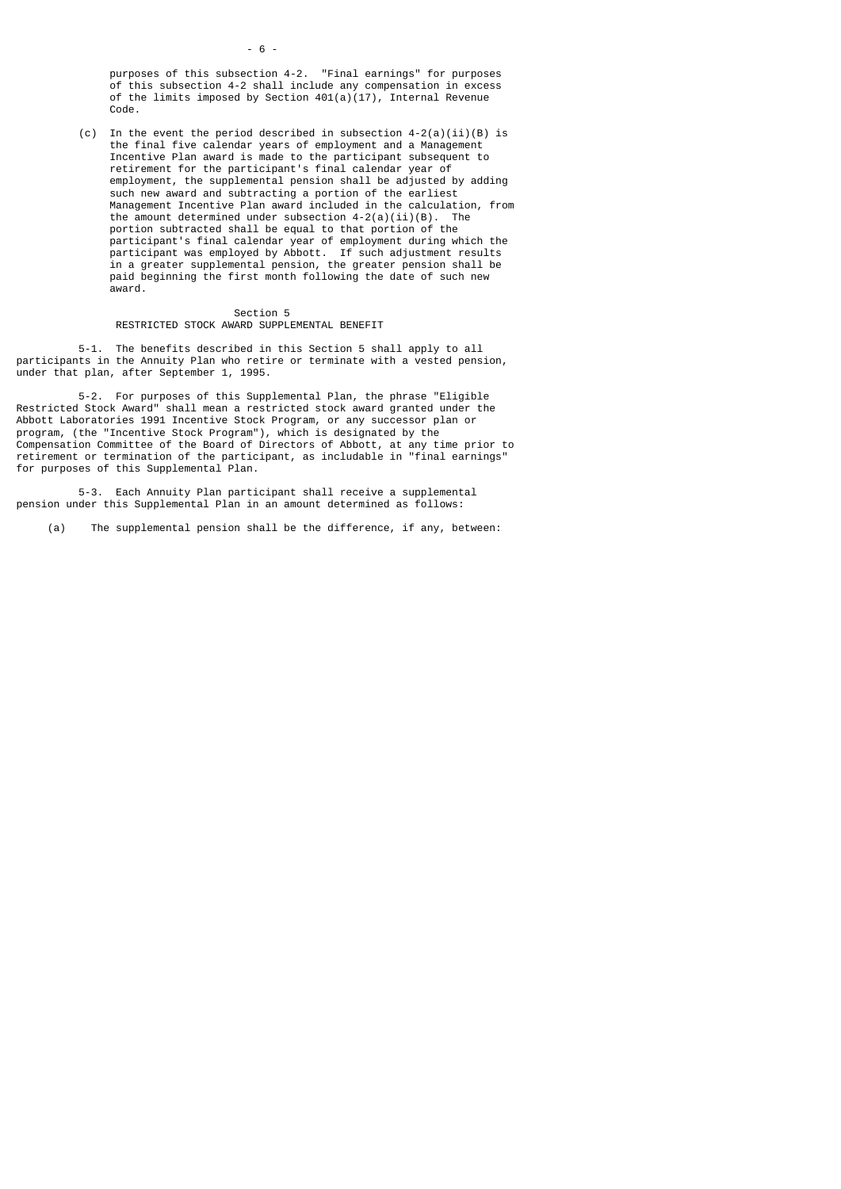purposes of this subsection 4-2. "Final earnings" for purposes of this subsection 4-2 shall include any compensation in excess of the limits imposed by Section 401(a)(17), Internal Revenue Code.

(c) In the event the period described in subsection 4-2(a)(ii)(B) is the final five calendar years of employment and a Management Incentive Plan award is made to the participant subsequent to retirement for the participant's final calendar year of employment, the supplemental pension shall be adjusted by adding such new award and subtracting a portion of the earliest Management Incentive Plan award included in the calculation, from the amount determined under subsection 4-2(a)(ii)(B). The portion subtracted shall be equal to that portion of the participant's final calendar year of employment during which the participant was employed by Abbott. If such adjustment results in a greater supplemental pension, the greater pension shall be paid beginning the first month following the date of such new award.

## Section 5
## RESTRICTED STOCK AWARD SUPPLEMENTAL BENEFIT

5-1. The benefits described in this Section 5 shall apply to all participants in the Annuity Plan who retire or terminate with a vested pension, under that plan, after September 1, 1995.

5-2. For purposes of this Supplemental Plan, the phrase "Eligible Restricted Stock Award" shall mean a restricted stock award granted under the Abbott Laboratories 1991 Incentive Stock Program, or any successor plan or program, (the "Incentive Stock Program"), which is designated by the Compensation Committee of the Board of Directors of Abbott, at any time prior to retirement or termination of the participant, as includable in "final earnings" for purposes of this Supplemental Plan.

5-3. Each Annuity Plan participant shall receive a supplemental pension under this Supplemental Plan in an amount determined as follows:

(a) The supplemental pension shall be the difference, if any, between: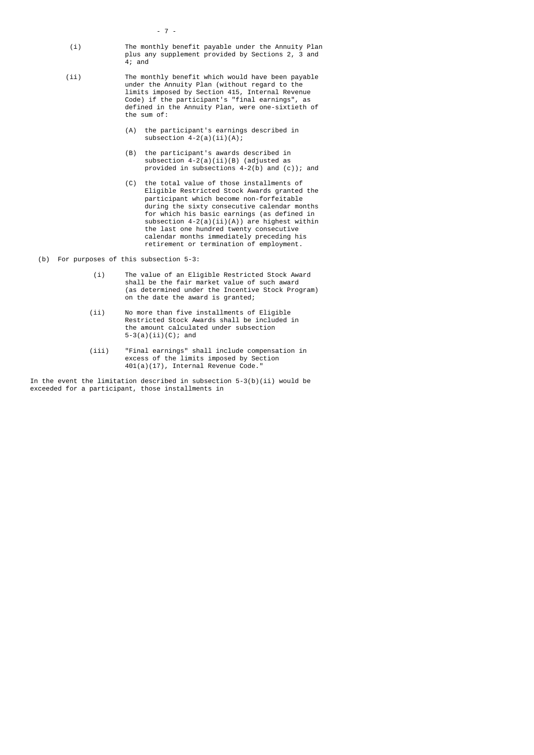(i) The monthly benefit payable under the Annuity Plan plus any supplement provided by Sections 2, 3 and 4; and

(ii) The monthly benefit which would have been payable under the Annuity Plan (without regard to the limits imposed by Section 415, Internal Revenue Code) if the participant's "final earnings", as defined in the Annuity Plan, were one-sixtieth of the sum of:

(A) the participant's earnings described in subsection 4-2(a)(ii)(A);

(B) the participant's awards described in subsection 4-2(a)(ii)(B) (adjusted as provided in subsections 4-2(b) and (c)); and

(C) the total value of those installments of Eligible Restricted Stock Awards granted the participant which become non-forfeitable during the sixty consecutive calendar months for which his basic earnings (as defined in subsection 4-2(a)(ii)(A)) are highest within the last one hundred twenty consecutive calendar months immediately preceding his retirement or termination of employment.

(b) For purposes of this subsection 5-3:

(i) The value of an Eligible Restricted Stock Award shall be the fair market value of such award (as determined under the Incentive Stock Program) on the date the award is granted;

(ii) No more than five installments of Eligible Restricted Stock Awards shall be included in the amount calculated under subsection 5-3(a)(ii)(C); and

(iii) "Final earnings" shall include compensation in excess of the limits imposed by Section 401(a)(17), Internal Revenue Code."

In the event the limitation described in subsection 5-3(b)(ii) would be exceeded for a participant, those installments in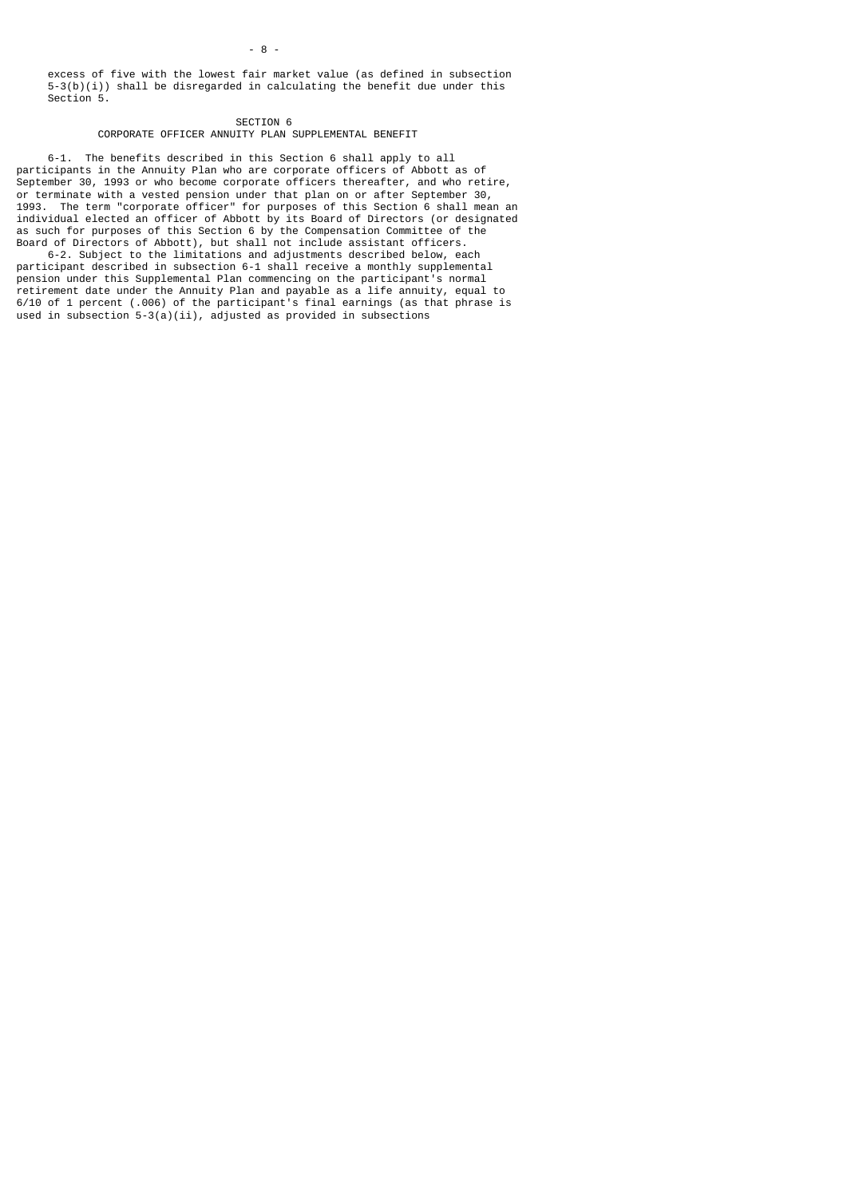excess of five with the lowest fair market value (as defined in subsection 5-3(b)(i)) shall be disregarded in calculating the benefit due under this Section 5.

## SECTION 6
## CORPORATE OFFICER ANNUITY PLAN SUPPLEMENTAL BENEFIT

6-1. The benefits described in this Section 6 shall apply to all participants in the Annuity Plan who are corporate officers of Abbott as of September 30, 1993 or who become corporate officers thereafter, and who retire, or terminate with a vested pension under that plan on or after September 30, 1993. The term "corporate officer" for purposes of this Section 6 shall mean an individual elected an officer of Abbott by its Board of Directors (or designated as such for purposes of this Section 6 by the Compensation Committee of the Board of Directors of Abbott), but shall not include assistant officers.

6-2. Subject to the limitations and adjustments described below, each participant described in subsection 6-1 shall receive a monthly supplemental pension under this Supplemental Plan commencing on the participant's normal retirement date under the Annuity Plan and payable as a life annuity, equal to 6/10 of 1 percent (.006) of the participant's final earnings (as that phrase is used in subsection 5-3(a)(ii), adjusted as provided in subsections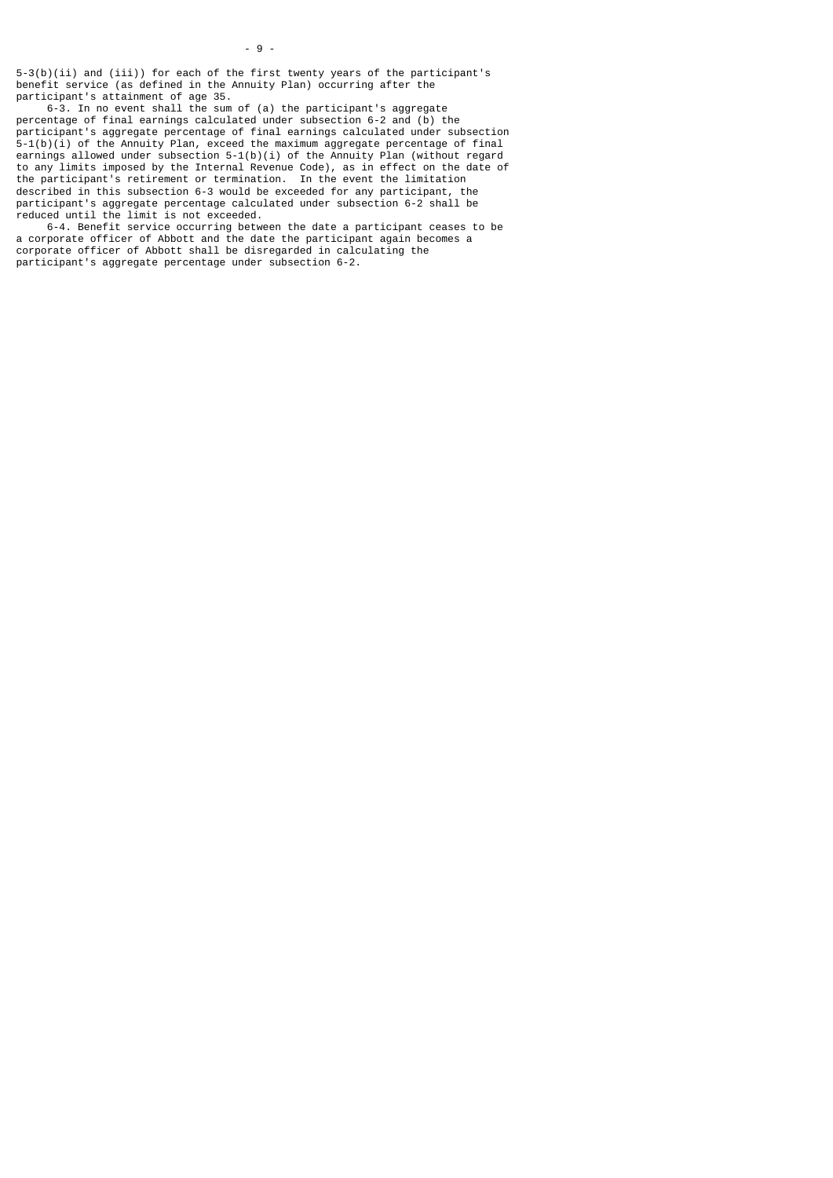5-3(b)(ii) and (iii)) for each of the first twenty years of the participant's benefit service (as defined in the Annuity Plan) occurring after the participant's attainment of age 35.

6-3. In no event shall the sum of (a) the participant's aggregate percentage of final earnings calculated under subsection 6-2 and (b) the participant's aggregate percentage of final earnings calculated under subsection 5-1(b)(i) of the Annuity Plan, exceed the maximum aggregate percentage of final earnings allowed under subsection 5-1(b)(i) of the Annuity Plan (without regard to any limits imposed by the Internal Revenue Code), as in effect on the date of the participant's retirement or termination. In the event the limitation described in this subsection 6-3 would be exceeded for any participant, the participant's aggregate percentage calculated under subsection 6-2 shall be reduced until the limit is not exceeded.

6-4. Benefit service occurring between the date a participant ceases to be a corporate officer of Abbott and the date the participant again becomes a corporate officer of Abbott shall be disregarded in calculating the participant's aggregate percentage under subsection 6-2.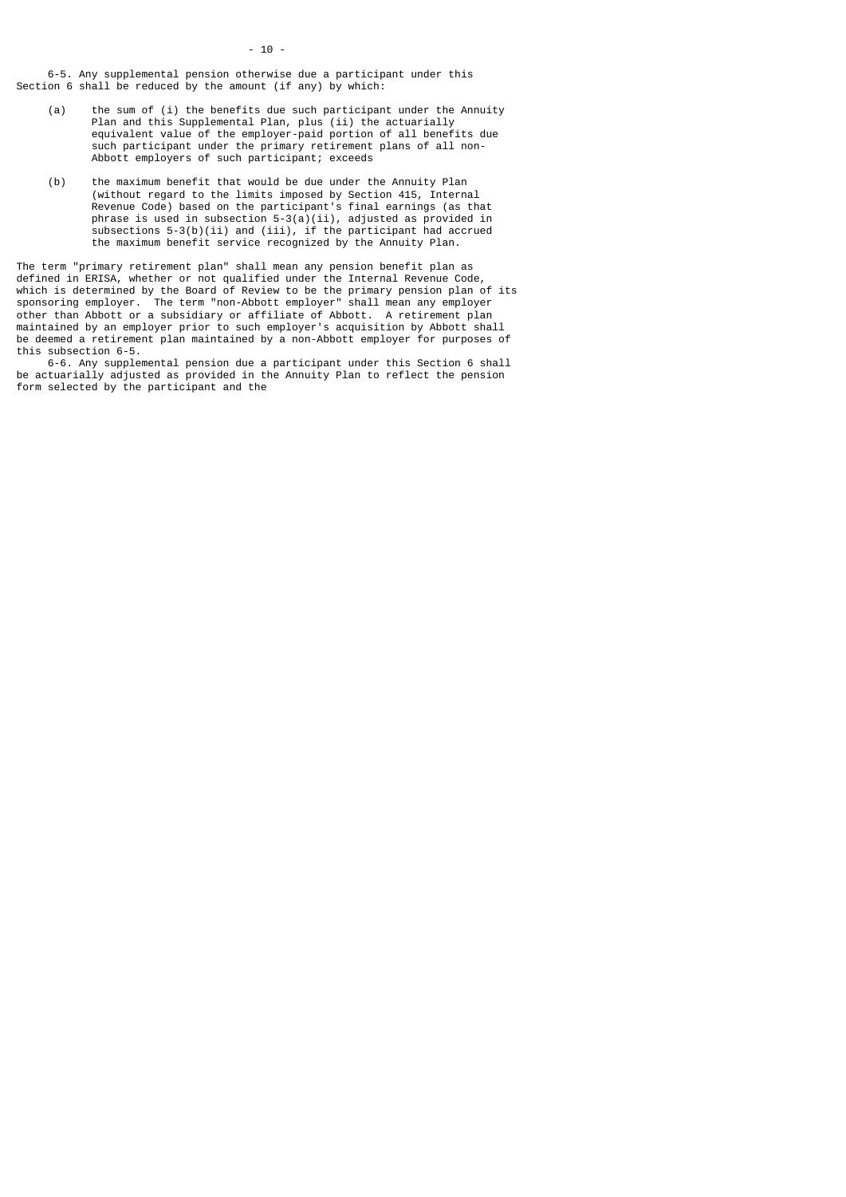6-5. Any supplemental pension otherwise due a participant under this Section 6 shall be reduced by the amount (if any) by which:

(a) the sum of (i) the benefits due such participant under the Annuity Plan and this Supplemental Plan, plus (ii) the actuarially equivalent value of the employer-paid portion of all benefits due such participant under the primary retirement plans of all non-Abbott employers of such participant; exceeds

(b) the maximum benefit that would be due under the Annuity Plan (without regard to the limits imposed by Section 415, Internal Revenue Code) based on the participant's final earnings (as that phrase is used in subsection 5-3(a)(ii), adjusted as provided in subsections 5-3(b)(ii) and (iii), if the participant had accrued the maximum benefit service recognized by the Annuity Plan.

The term "primary retirement plan" shall mean any pension benefit plan as defined in ERISA, whether or not qualified under the Internal Revenue Code, which is determined by the Board of Review to be the primary pension plan of its sponsoring employer. The term "non-Abbott employer" shall mean any employer other than Abbott or a subsidiary or affiliate of Abbott. A retirement plan maintained by an employer prior to such employer's acquisition by Abbott shall be deemed a retirement plan maintained by a non-Abbott employer for purposes of this subsection 6-5.

6-6. Any supplemental pension due a participant under this Section 6 shall be actuarially adjusted as provided in the Annuity Plan to reflect the pension form selected by the participant and the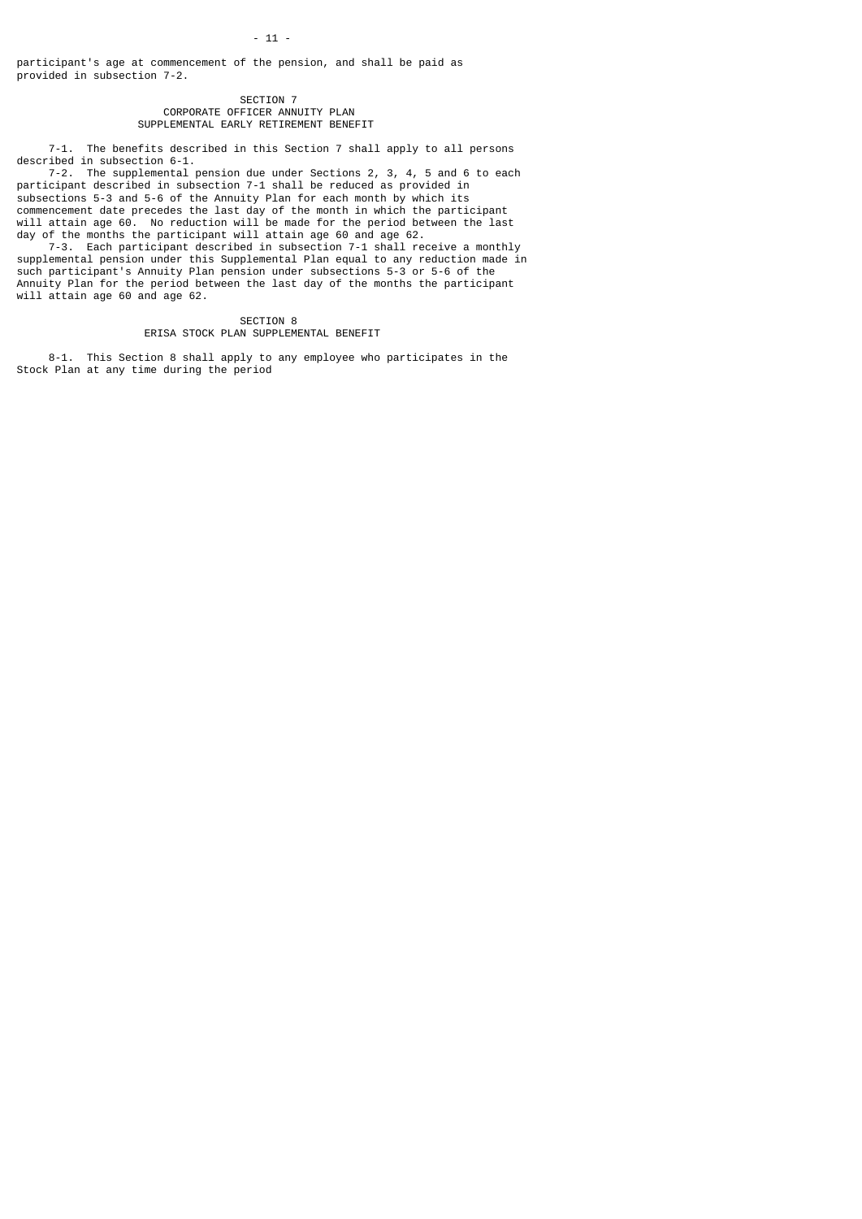participant's age at commencement of the pension, and shall be paid as provided in subsection 7-2.

## SECTION 7
## CORPORATE OFFICER ANNUITY PLAN
## SUPPLEMENTAL EARLY RETIREMENT BENEFIT

7-1. The benefits described in this Section 7 shall apply to all persons described in subsection 6-1.

7-2. The supplemental pension due under Sections 2, 3, 4, 5 and 6 to each participant described in subsection 7-1 shall be reduced as provided in subsections 5-3 and 5-6 of the Annuity Plan for each month by which its commencement date precedes the last day of the month in which the participant will attain age 60. No reduction will be made for the period between the last day of the months the participant will attain age 60 and age 62.

7-3. Each participant described in subsection 7-1 shall receive a monthly supplemental pension under this Supplemental Plan equal to any reduction made in such participant's Annuity Plan pension under subsections 5-3 or 5-6 of the Annuity Plan for the period between the last day of the months the participant will attain age 60 and age 62.

## SECTION 8
## ERISA STOCK PLAN SUPPLEMENTAL BENEFIT

8-1. This Section 8 shall apply to any employee who participates in the Stock Plan at any time during the period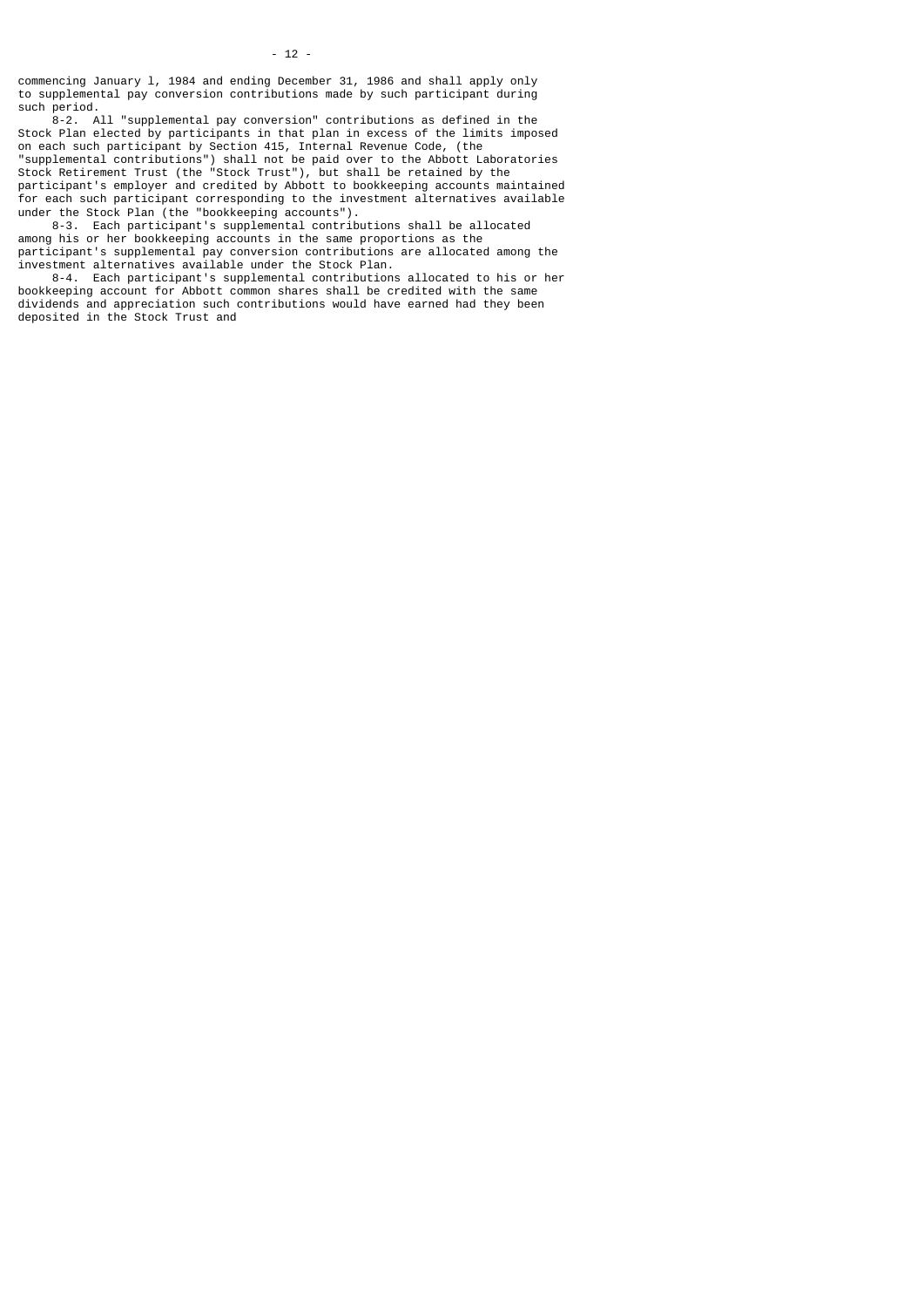commencing January l, 1984 and ending December 31, 1986 and shall apply only to supplemental pay conversion contributions made by such participant during such period.

8-2. All "supplemental pay conversion" contributions as defined in the Stock Plan elected by participants in that plan in excess of the limits imposed on each such participant by Section 415, Internal Revenue Code, (the "supplemental contributions") shall not be paid over to the Abbott Laboratories Stock Retirement Trust (the "Stock Trust"), but shall be retained by the participant's employer and credited by Abbott to bookkeeping accounts maintained for each such participant corresponding to the investment alternatives available under the Stock Plan (the "bookkeeping accounts").

8-3. Each participant's supplemental contributions shall be allocated among his or her bookkeeping accounts in the same proportions as the participant's supplemental pay conversion contributions are allocated among the investment alternatives available under the Stock Plan.

8-4. Each participant's supplemental contributions allocated to his or her bookkeeping account for Abbott common shares shall be credited with the same dividends and appreciation such contributions would have earned had they been deposited in the Stock Trust and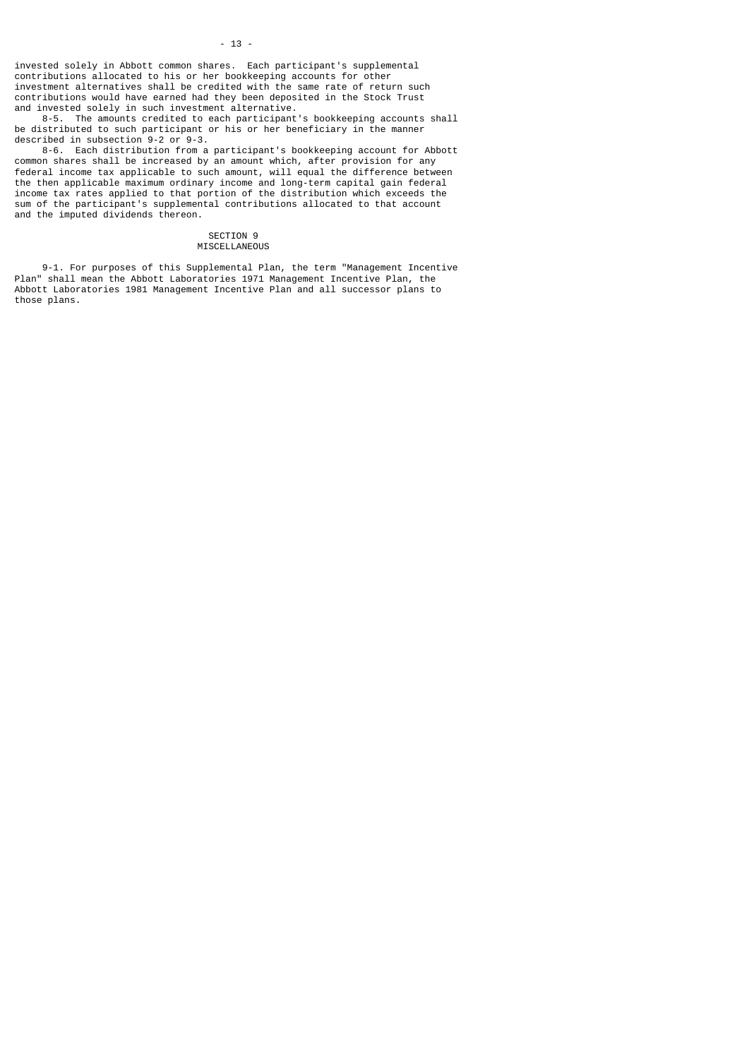invested solely in Abbott common shares. Each participant's supplemental contributions allocated to his or her bookkeeping accounts for other investment alternatives shall be credited with the same rate of return such contributions would have earned had they been deposited in the Stock Trust and invested solely in such investment alternative.

8-5. The amounts credited to each participant's bookkeeping accounts shall be distributed to such participant or his or her beneficiary in the manner described in subsection 9-2 or 9-3.

8-6. Each distribution from a participant's bookkeeping account for Abbott common shares shall be increased by an amount which, after provision for any federal income tax applicable to such amount, will equal the difference between the then applicable maximum ordinary income and long-term capital gain federal income tax rates applied to that portion of the distribution which exceeds the sum of the participant's supplemental contributions allocated to that account and the imputed dividends thereon.

## SECTION 9
## MISCELLANEOUS

9-1. For purposes of this Supplemental Plan, the term "Management Incentive Plan" shall mean the Abbott Laboratories 1971 Management Incentive Plan, the Abbott Laboratories 1981 Management Incentive Plan and all successor plans to those plans.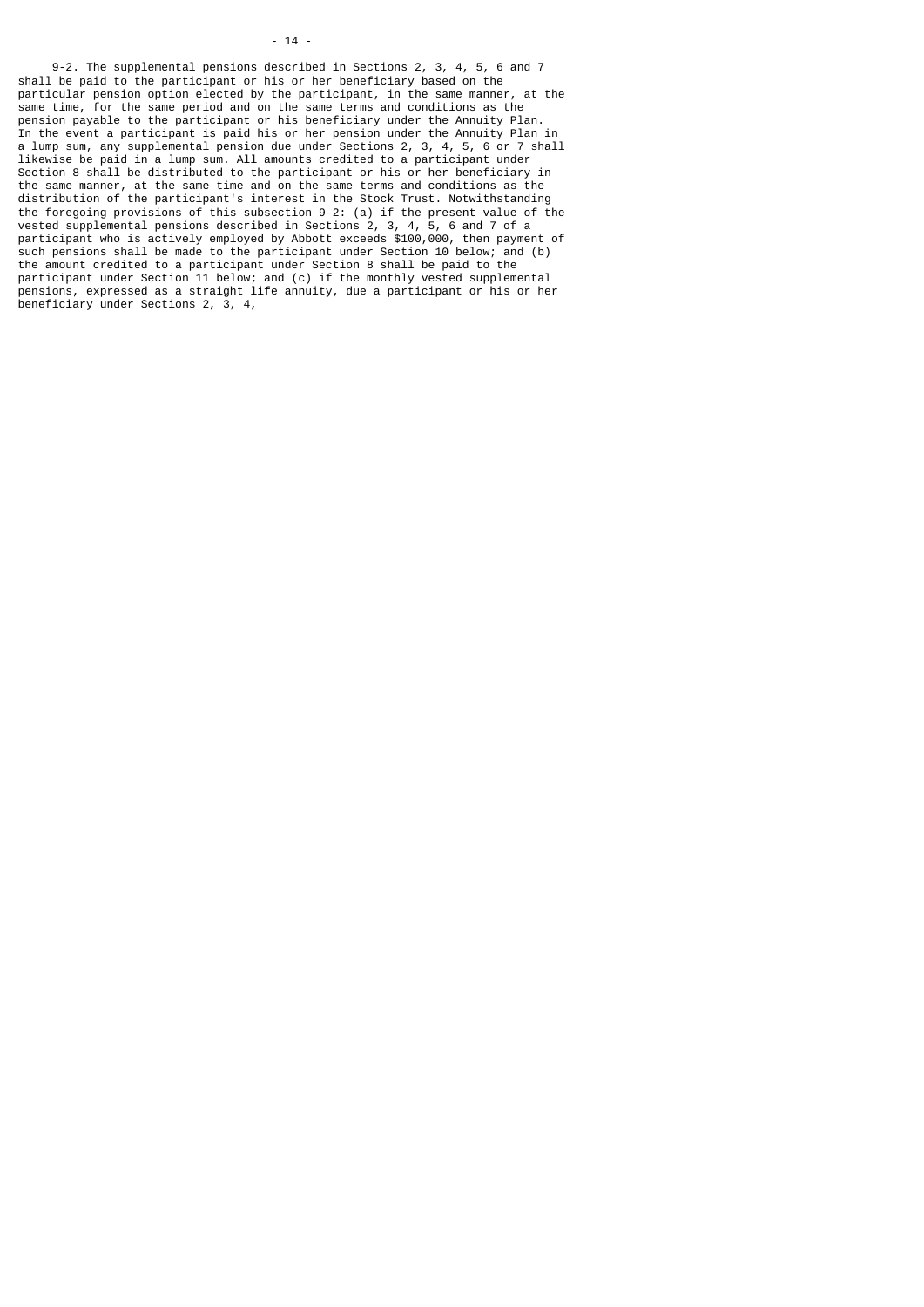9-2. The supplemental pensions described in Sections 2, 3, 4, 5, 6 and 7 shall be paid to the participant or his or her beneficiary based on the particular pension option elected by the participant, in the same manner, at the same time, for the same period and on the same terms and conditions as the pension payable to the participant or his beneficiary under the Annuity Plan. In the event a participant is paid his or her pension under the Annuity Plan in a lump sum, any supplemental pension due under Sections 2, 3, 4, 5, 6 or 7 shall likewise be paid in a lump sum. All amounts credited to a participant under Section 8 shall be distributed to the participant or his or her beneficiary in the same manner, at the same time and on the same terms and conditions as the distribution of the participant's interest in the Stock Trust. Notwithstanding the foregoing provisions of this subsection 9-2: (a) if the present value of the vested supplemental pensions described in Sections 2, 3, 4, 5, 6 and 7 of a participant who is actively employed by Abbott exceeds $100,000, then payment of such pensions shall be made to the participant under Section 10 below; and (b) the amount credited to a participant under Section 8 shall be paid to the participant under Section 11 below; and (c) if the monthly vested supplemental pensions, expressed as a straight life annuity, due a participant or his or her beneficiary under Sections 2, 3, 4,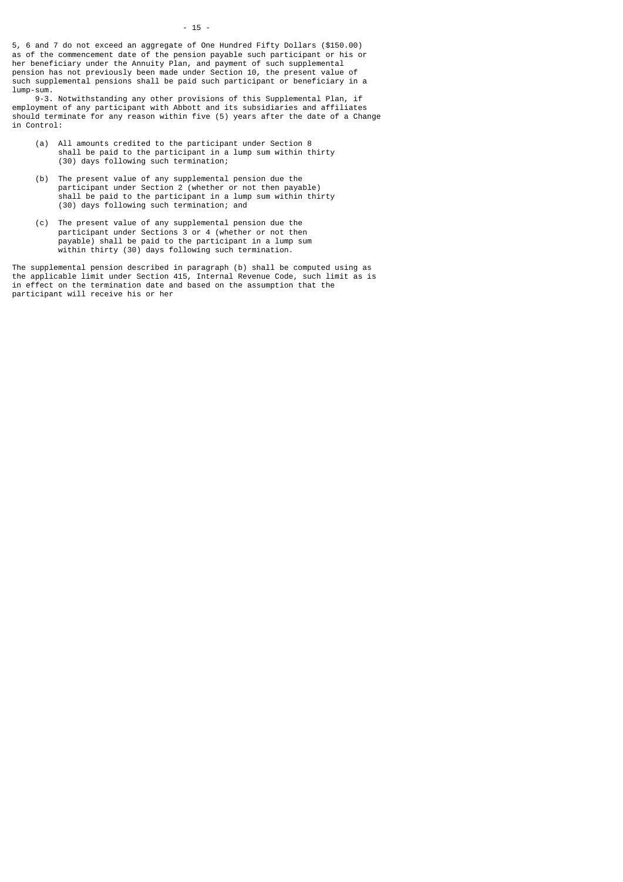5, 6 and 7 do not exceed an aggregate of One Hundred Fifty Dollars ($150.00) as of the commencement date of the pension payable such participant or his or her beneficiary under the Annuity Plan, and payment of such supplemental pension has not previously been made under Section 10, the present value of such supplemental pensions shall be paid such participant or beneficiary in a lump-sum.

9-3. Notwithstanding any other provisions of this Supplemental Plan, if employment of any participant with Abbott and its subsidiaries and affiliates should terminate for any reason within five (5) years after the date of a Change in Control:

(a) All amounts credited to the participant under Section 8 shall be paid to the participant in a lump sum within thirty (30) days following such termination;

(b) The present value of any supplemental pension due the participant under Section 2 (whether or not then payable) shall be paid to the participant in a lump sum within thirty (30) days following such termination; and

(c) The present value of any supplemental pension due the participant under Sections 3 or 4 (whether or not then payable) shall be paid to the participant in a lump sum within thirty (30) days following such termination.

The supplemental pension described in paragraph (b) shall be computed using as the applicable limit under Section 415, Internal Revenue Code, such limit as is in effect on the termination date and based on the assumption that the participant will receive his or her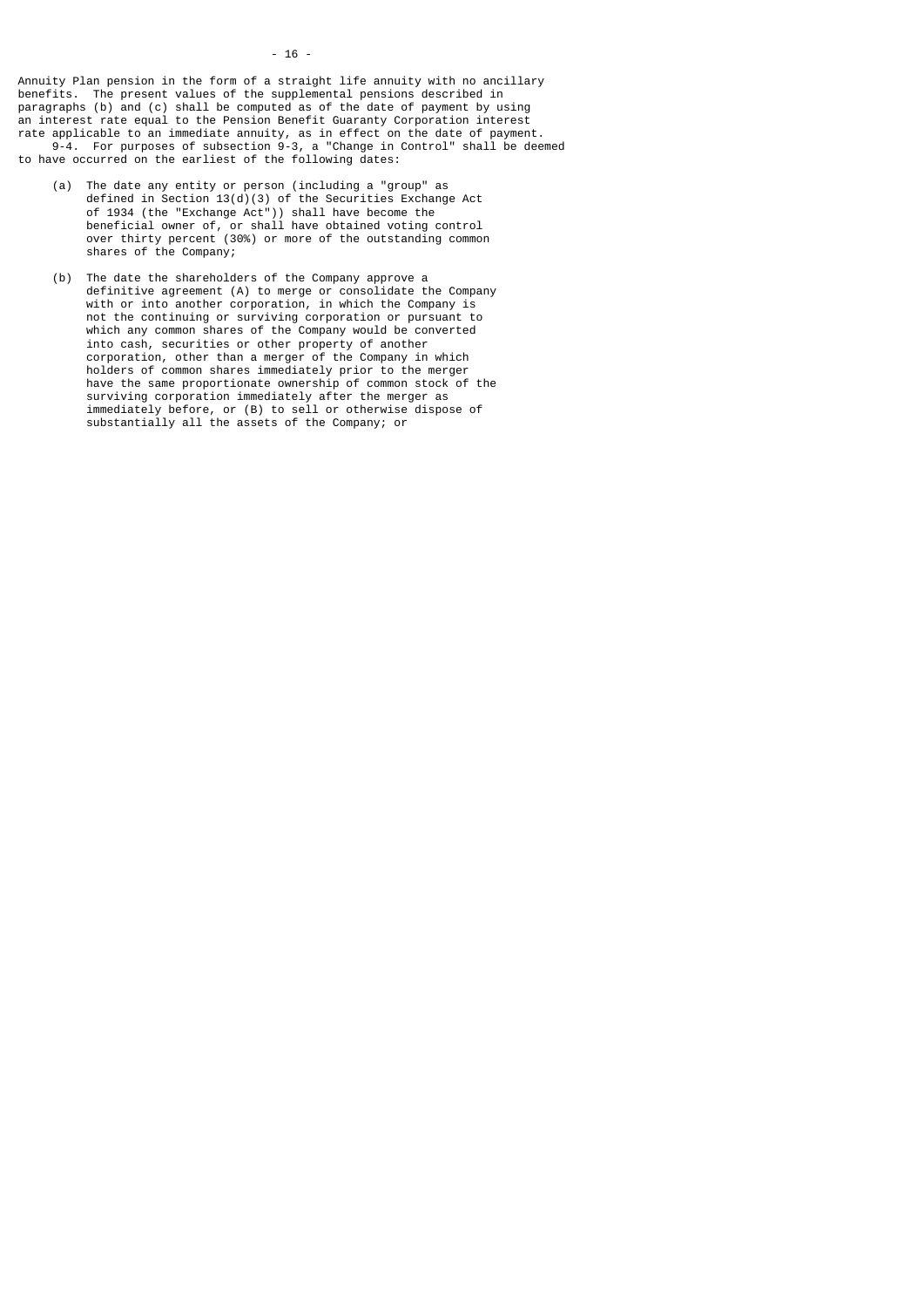Annuity Plan pension in the form of a straight life annuity with no ancillary benefits. The present values of the supplemental pensions described in paragraphs (b) and (c) shall be computed as of the date of payment by using an interest rate equal to the Pension Benefit Guaranty Corporation interest rate applicable to an immediate annuity, as in effect on the date of payment.

9-4. For purposes of subsection 9-3, a "Change in Control" shall be deemed to have occurred on the earliest of the following dates:

(a) The date any entity or person (including a "group" as defined in Section 13(d)(3) of the Securities Exchange Act of 1934 (the "Exchange Act")) shall have become the beneficial owner of, or shall have obtained voting control over thirty percent (30%) or more of the outstanding common shares of the Company;

(b) The date the shareholders of the Company approve a definitive agreement (A) to merge or consolidate the Company with or into another corporation, in which the Company is not the continuing or surviving corporation or pursuant to which any common shares of the Company would be converted into cash, securities or other property of another corporation, other than a merger of the Company in which holders of common shares immediately prior to the merger have the same proportionate ownership of common stock of the surviving corporation immediately after the merger as immediately before, or (B) to sell or otherwise dispose of substantially all the assets of the Company; or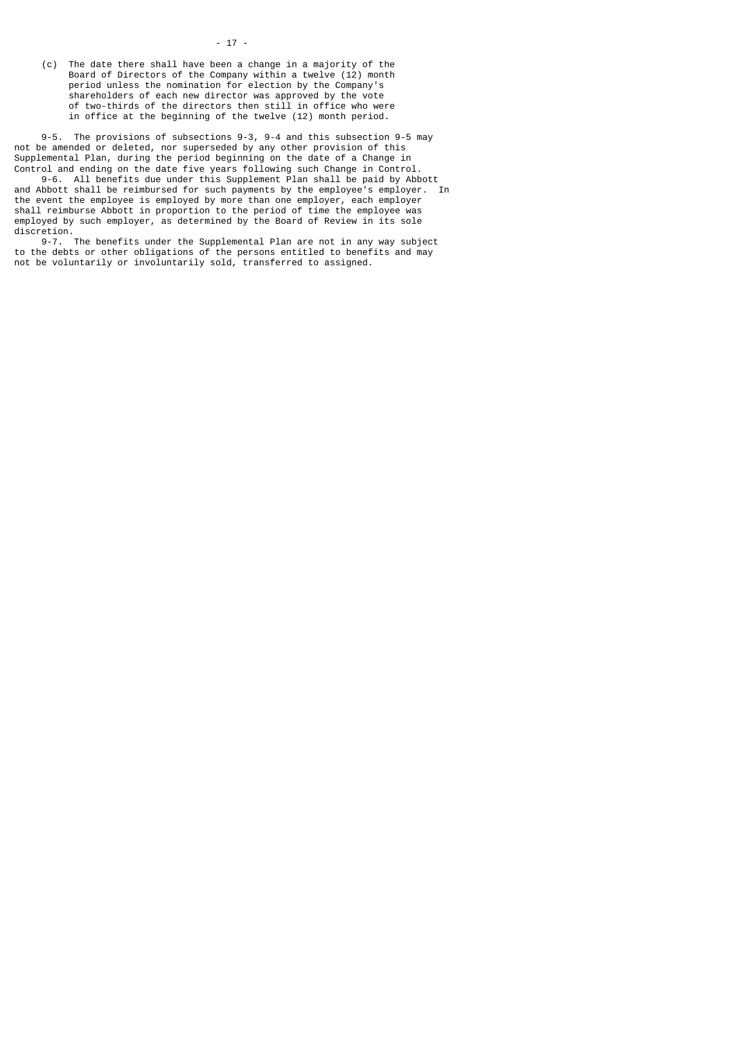(c) The date there shall have been a change in a majority of the Board of Directors of the Company within a twelve (12) month period unless the nomination for election by the Company's shareholders of each new director was approved by the vote of two-thirds of the directors then still in office who were in office at the beginning of the twelve (12) month period.

9-5. The provisions of subsections 9-3, 9-4 and this subsection 9-5 may not be amended or deleted, nor superseded by any other provision of this Supplemental Plan, during the period beginning on the date of a Change in Control and ending on the date five years following such Change in Control.

9-6. All benefits due under this Supplement Plan shall be paid by Abbott and Abbott shall be reimbursed for such payments by the employee's employer. In the event the employee is employed by more than one employer, each employer shall reimburse Abbott in proportion to the period of time the employee was employed by such employer, as determined by the Board of Review in its sole discretion.

9-7. The benefits under the Supplemental Plan are not in any way subject to the debts or other obligations of the persons entitled to benefits and may not be voluntarily or involuntarily sold, transferred to assigned.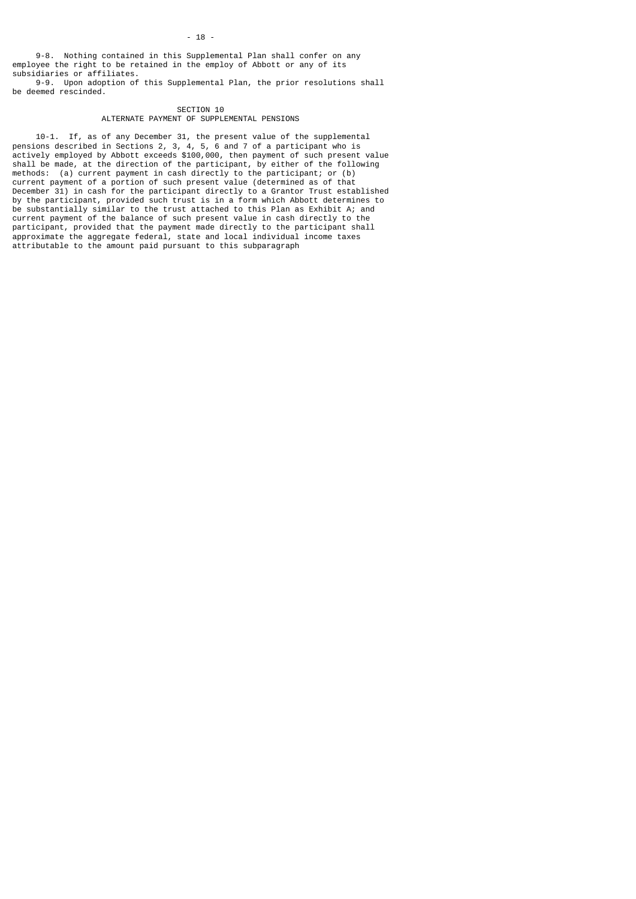9-8. Nothing contained in this Supplemental Plan shall confer on any employee the right to be retained in the employ of Abbott or any of its subsidiaries or affiliates.

9-9. Upon adoption of this Supplemental Plan, the prior resolutions shall be deemed rescinded.

## SECTION 10
## ALTERNATE PAYMENT OF SUPPLEMENTAL PENSIONS

10-1. If, as of any December 31, the present value of the supplemental pensions described in Sections 2, 3, 4, 5, 6 and 7 of a participant who is actively employed by Abbott exceeds $100,000, then payment of such present value shall be made, at the direction of the participant, by either of the following methods: (a) current payment in cash directly to the participant; or (b) current payment of a portion of such present value (determined as of that December 31) in cash for the participant directly to a Grantor Trust established by the participant, provided such trust is in a form which Abbott determines to be substantially similar to the trust attached to this Plan as Exhibit A; and current payment of the balance of such present value in cash directly to the participant, provided that the payment made directly to the participant shall approximate the aggregate federal, state and local individual income taxes attributable to the amount paid pursuant to this subparagraph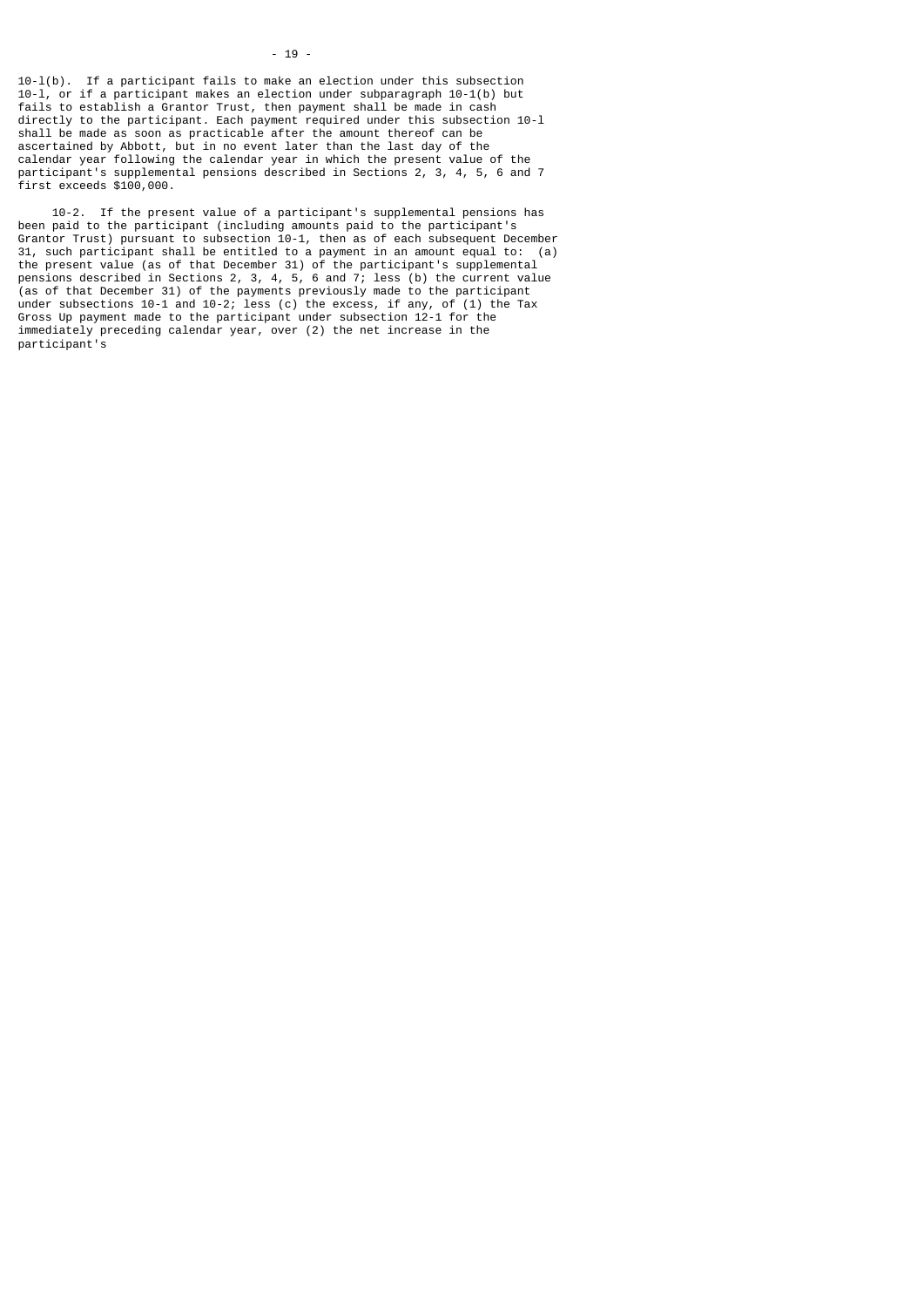10-l(b). If a participant fails to make an election under this subsection 10-l, or if a participant makes an election under subparagraph 10-1(b) but fails to establish a Grantor Trust, then payment shall be made in cash directly to the participant. Each payment required under this subsection 10-l shall be made as soon as practicable after the amount thereof can be ascertained by Abbott, but in no event later than the last day of the calendar year following the calendar year in which the present value of the participant's supplemental pensions described in Sections 2, 3, 4, 5, 6 and 7 first exceeds $100,000.

10-2. If the present value of a participant's supplemental pensions has been paid to the participant (including amounts paid to the participant's Grantor Trust) pursuant to subsection 10-1, then as of each subsequent December 31, such participant shall be entitled to a payment in an amount equal to: (a) the present value (as of that December 31) of the participant's supplemental pensions described in Sections 2, 3, 4, 5, 6 and 7; less (b) the current value (as of that December 31) of the payments previously made to the participant under subsections 10-1 and 10-2; less (c) the excess, if any, of (1) the Tax Gross Up payment made to the participant under subsection 12-1 for the immediately preceding calendar year, over (2) the net increase in the participant's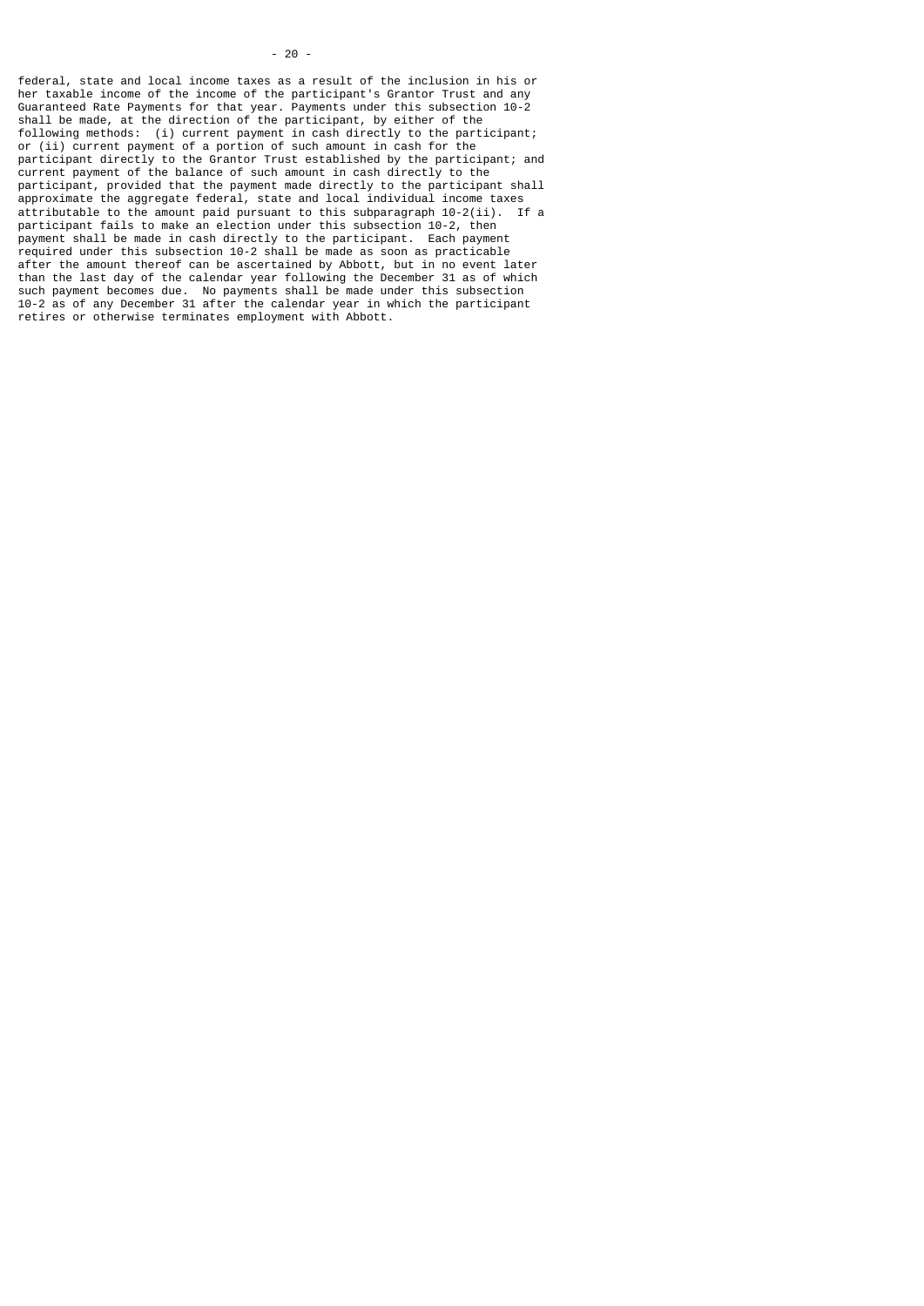federal, state and local income taxes as a result of the inclusion in his or her taxable income of the income of the participant's Grantor Trust and any Guaranteed Rate Payments for that year. Payments under this subsection 10-2 shall be made, at the direction of the participant, by either of the following methods: (i) current payment in cash directly to the participant; or (ii) current payment of a portion of such amount in cash for the participant directly to the Grantor Trust established by the participant; and current payment of the balance of such amount in cash directly to the participant, provided that the payment made directly to the participant shall approximate the aggregate federal, state and local individual income taxes attributable to the amount paid pursuant to this subparagraph 10-2(ii). If a participant fails to make an election under this subsection 10-2, then payment shall be made in cash directly to the participant. Each payment required under this subsection 10-2 shall be made as soon as practicable after the amount thereof can be ascertained by Abbott, but in no event later than the last day of the calendar year following the December 31 as of which such payment becomes due. No payments shall be made under this subsection 10-2 as of any December 31 after the calendar year in which the participant retires or otherwise terminates employment with Abbott.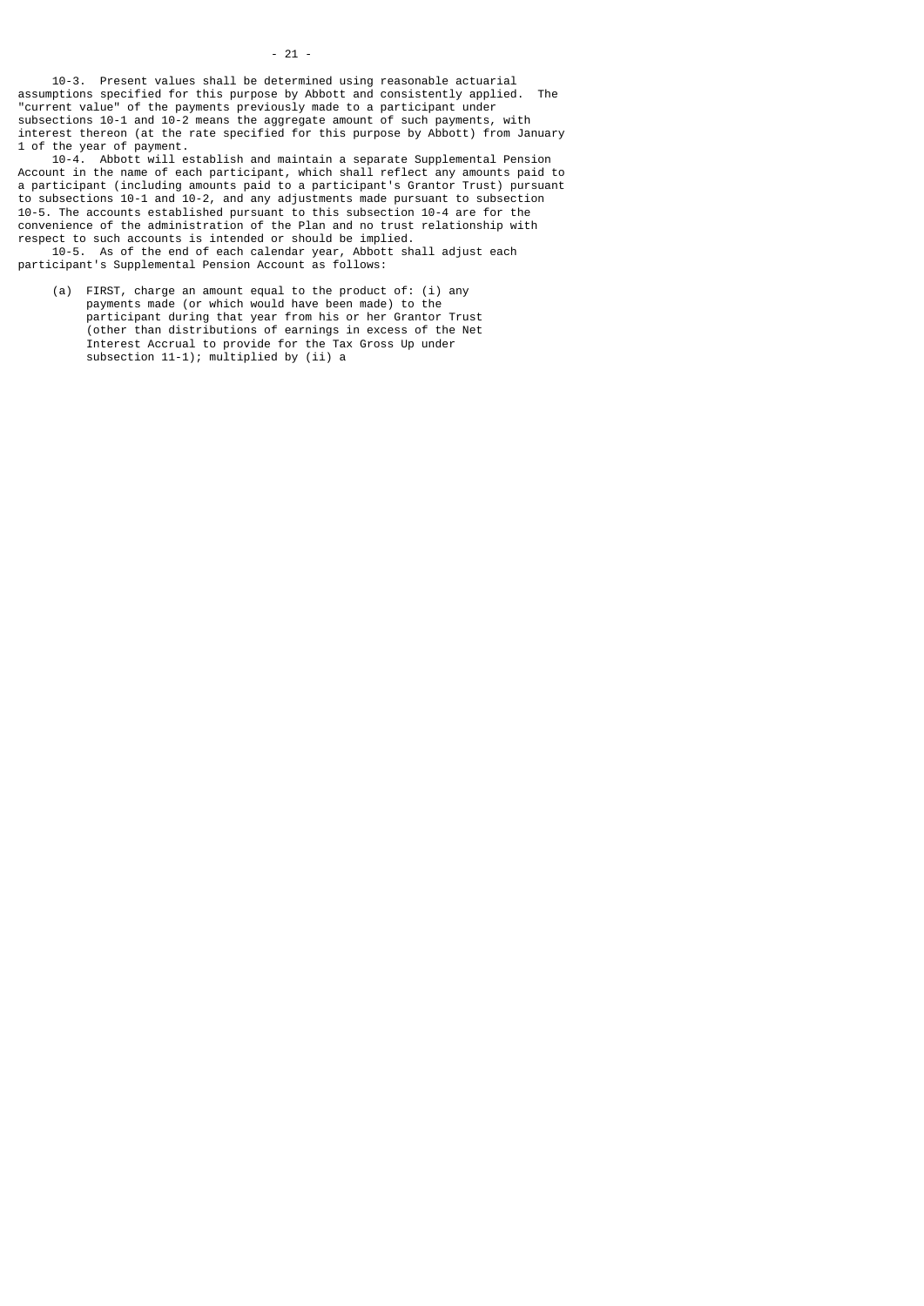10-3. Present values shall be determined using reasonable actuarial assumptions specified for this purpose by Abbott and consistently applied. The "current value" of the payments previously made to a participant under subsections 10-1 and 10-2 means the aggregate amount of such payments, with interest thereon (at the rate specified for this purpose by Abbott) from January 1 of the year of payment.

10-4. Abbott will establish and maintain a separate Supplemental Pension Account in the name of each participant, which shall reflect any amounts paid to a participant (including amounts paid to a participant's Grantor Trust) pursuant to subsections 10-1 and 10-2, and any adjustments made pursuant to subsection 10-5. The accounts established pursuant to this subsection 10-4 are for the convenience of the administration of the Plan and no trust relationship with respect to such accounts is intended or should be implied.

10-5. As of the end of each calendar year, Abbott shall adjust each participant's Supplemental Pension Account as follows:

(a) FIRST, charge an amount equal to the product of: (i) any payments made (or which would have been made) to the participant during that year from his or her Grantor Trust (other than distributions of earnings in excess of the Net Interest Accrual to provide for the Tax Gross Up under subsection 11-1); multiplied by (ii) a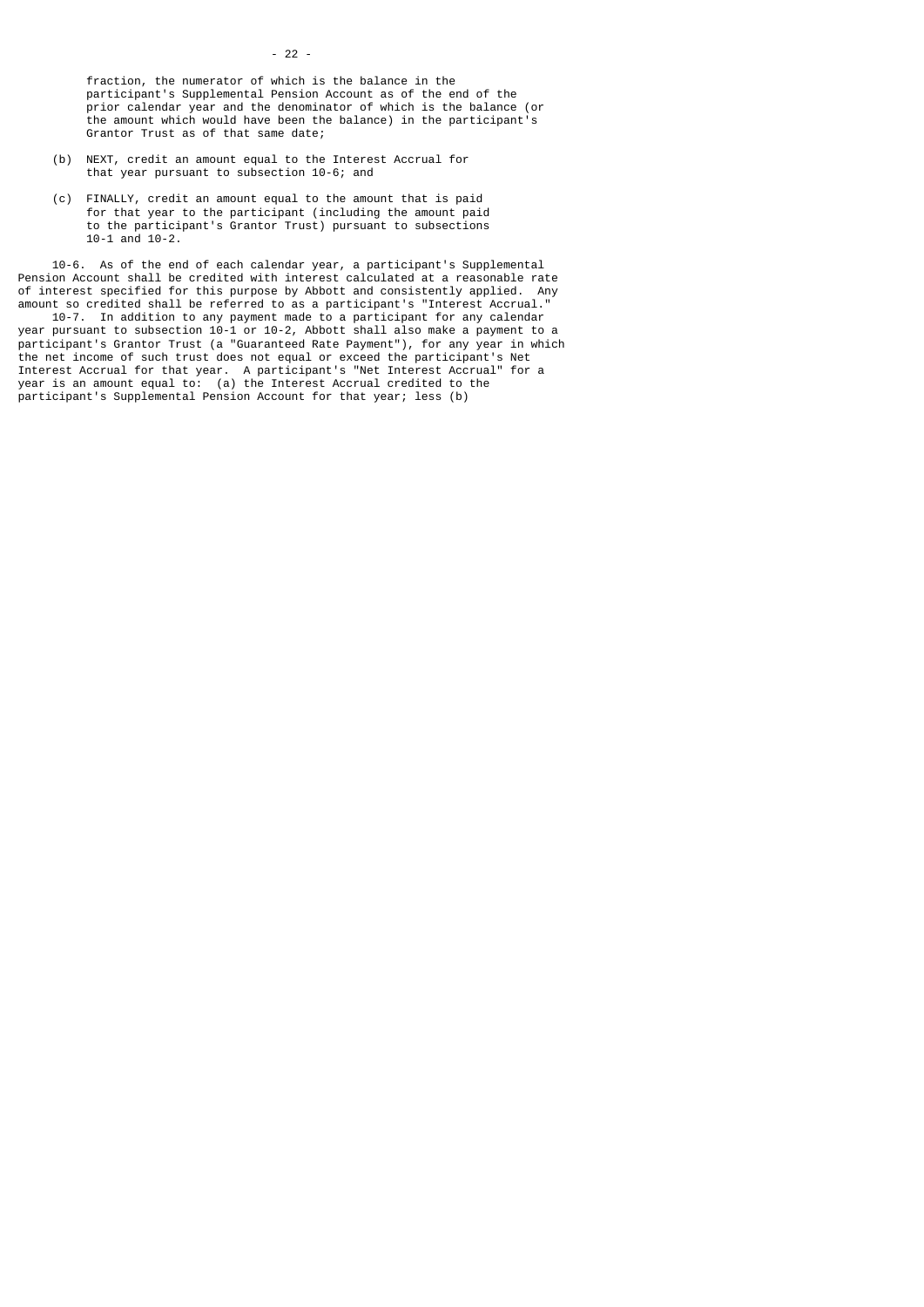fraction, the numerator of which is the balance in the participant's Supplemental Pension Account as of the end of the prior calendar year and the denominator of which is the balance (or the amount which would have been the balance) in the participant's Grantor Trust as of that same date;

(b) NEXT, credit an amount equal to the Interest Accrual for that year pursuant to subsection 10-6; and

(c) FINALLY, credit an amount equal to the amount that is paid for that year to the participant (including the amount paid to the participant's Grantor Trust) pursuant to subsections 10-1 and 10-2.

10-6. As of the end of each calendar year, a participant's Supplemental Pension Account shall be credited with interest calculated at a reasonable rate of interest specified for this purpose by Abbott and consistently applied. Any amount so credited shall be referred to as a participant's "Interest Accrual."

10-7. In addition to any payment made to a participant for any calendar year pursuant to subsection 10-1 or 10-2, Abbott shall also make a payment to a participant's Grantor Trust (a "Guaranteed Rate Payment"), for any year in which the net income of such trust does not equal or exceed the participant's Net Interest Accrual for that year. A participant's "Net Interest Accrual" for a year is an amount equal to: (a) the Interest Accrual credited to the participant's Supplemental Pension Account for that year; less (b)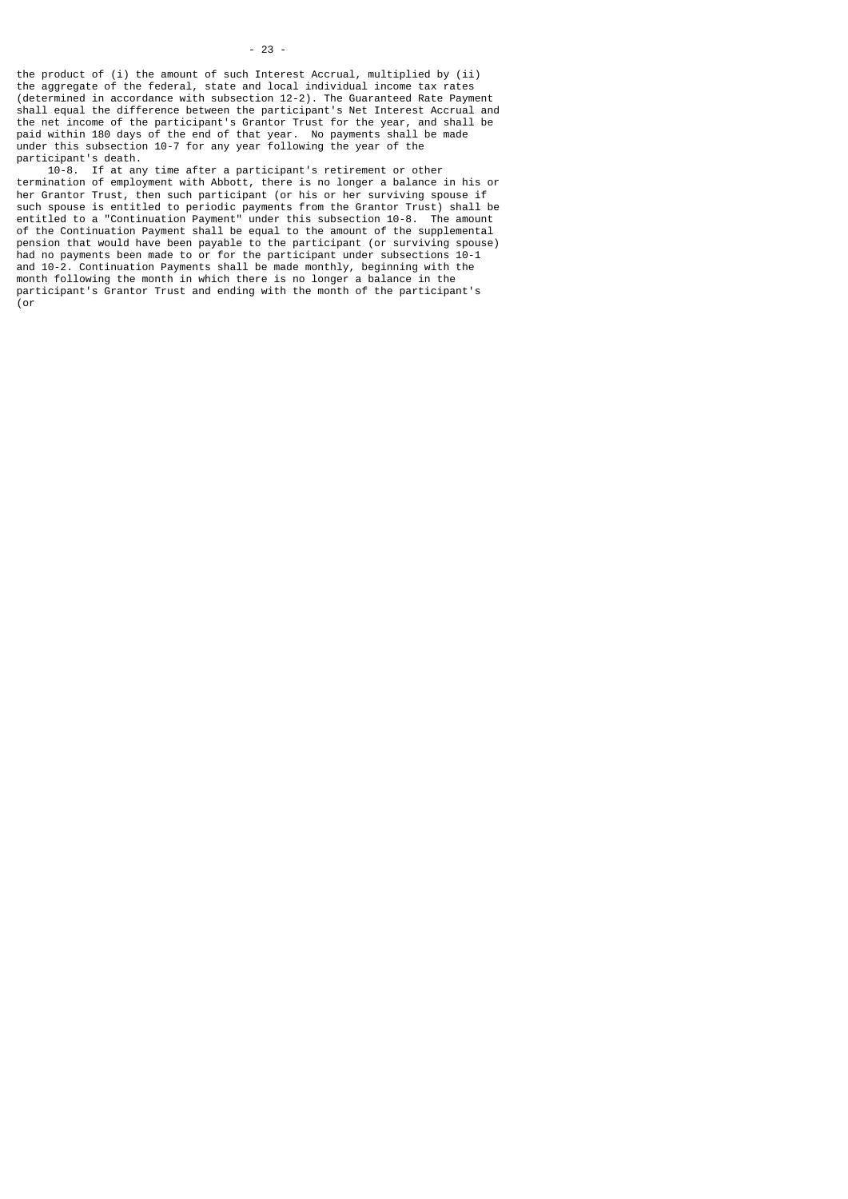the product of (i) the amount of such Interest Accrual, multiplied by (ii) the aggregate of the federal, state and local individual income tax rates (determined in accordance with subsection 12-2). The Guaranteed Rate Payment shall equal the difference between the participant's Net Interest Accrual and the net income of the participant's Grantor Trust for the year, and shall be paid within 180 days of the end of that year. No payments shall be made under this subsection 10-7 for any year following the year of the participant's death.

10-8. If at any time after a participant's retirement or other termination of employment with Abbott, there is no longer a balance in his or her Grantor Trust, then such participant (or his or her surviving spouse if such spouse is entitled to periodic payments from the Grantor Trust) shall be entitled to a "Continuation Payment" under this subsection 10-8. The amount of the Continuation Payment shall be equal to the amount of the supplemental pension that would have been payable to the participant (or surviving spouse) had no payments been made to or for the participant under subsections 10-1 and 10-2. Continuation Payments shall be made monthly, beginning with the month following the month in which there is no longer a balance in the participant's Grantor Trust and ending with the month of the participant's (or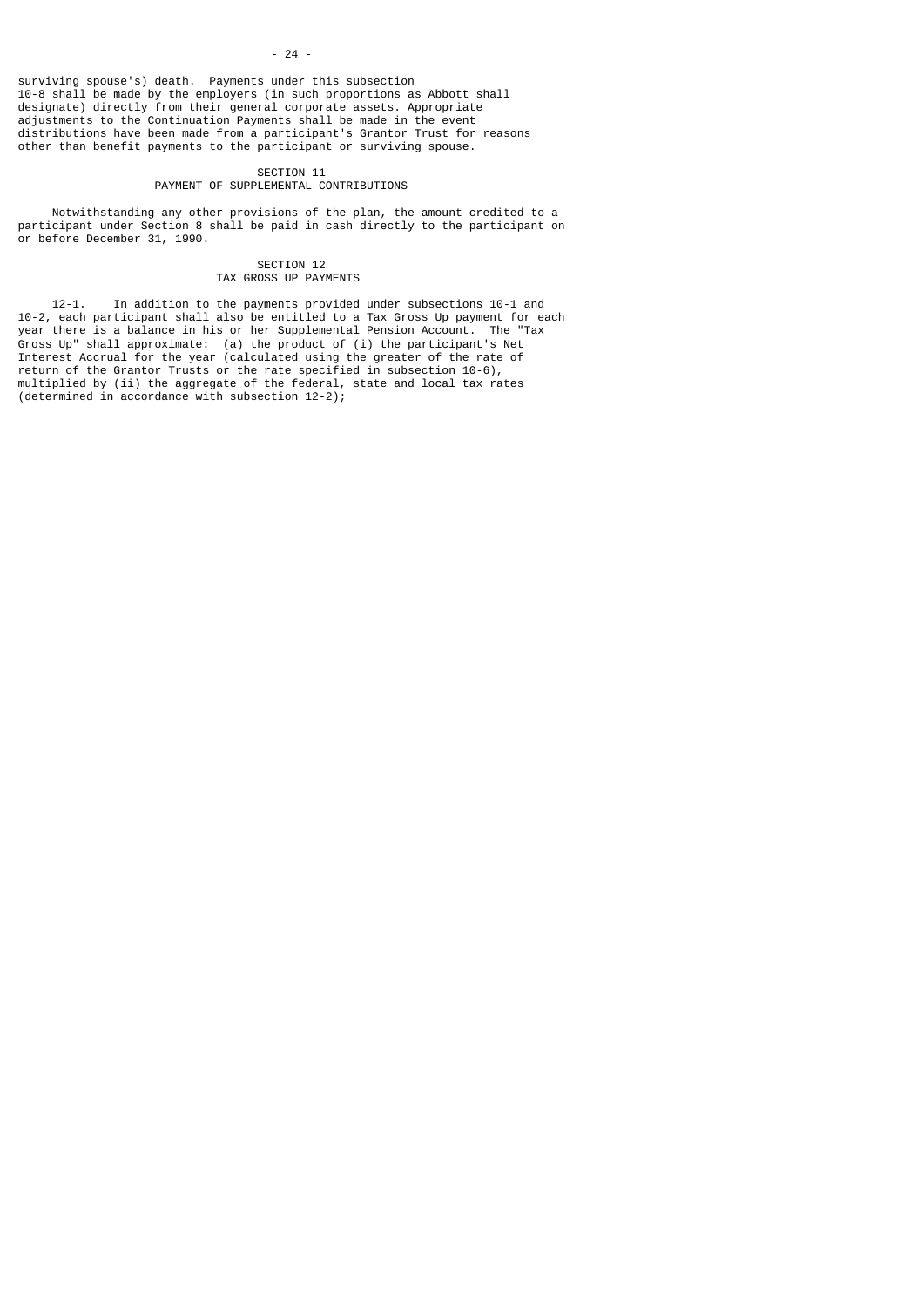surviving spouse's) death. Payments under this subsection 10-8 shall be made by the employers (in such proportions as Abbott shall designate) directly from their general corporate assets. Appropriate adjustments to the Continuation Payments shall be made in the event distributions have been made from a participant's Grantor Trust for reasons other than benefit payments to the participant or surviving spouse.

## SECTION 11
## PAYMENT OF SUPPLEMENTAL CONTRIBUTIONS

Notwithstanding any other provisions of the plan, the amount credited to a participant under Section 8 shall be paid in cash directly to the participant on or before December 31, 1990.

## SECTION 12
## TAX GROSS UP PAYMENTS

12-1. In addition to the payments provided under subsections 10-1 and 10-2, each participant shall also be entitled to a Tax Gross Up payment for each year there is a balance in his or her Supplemental Pension Account. The "Tax Gross Up" shall approximate: (a) the product of (i) the participant's Net Interest Accrual for the year (calculated using the greater of the rate of return of the Grantor Trusts or the rate specified in subsection 10-6), multiplied by (ii) the aggregate of the federal, state and local tax rates (determined in accordance with subsection 12-2);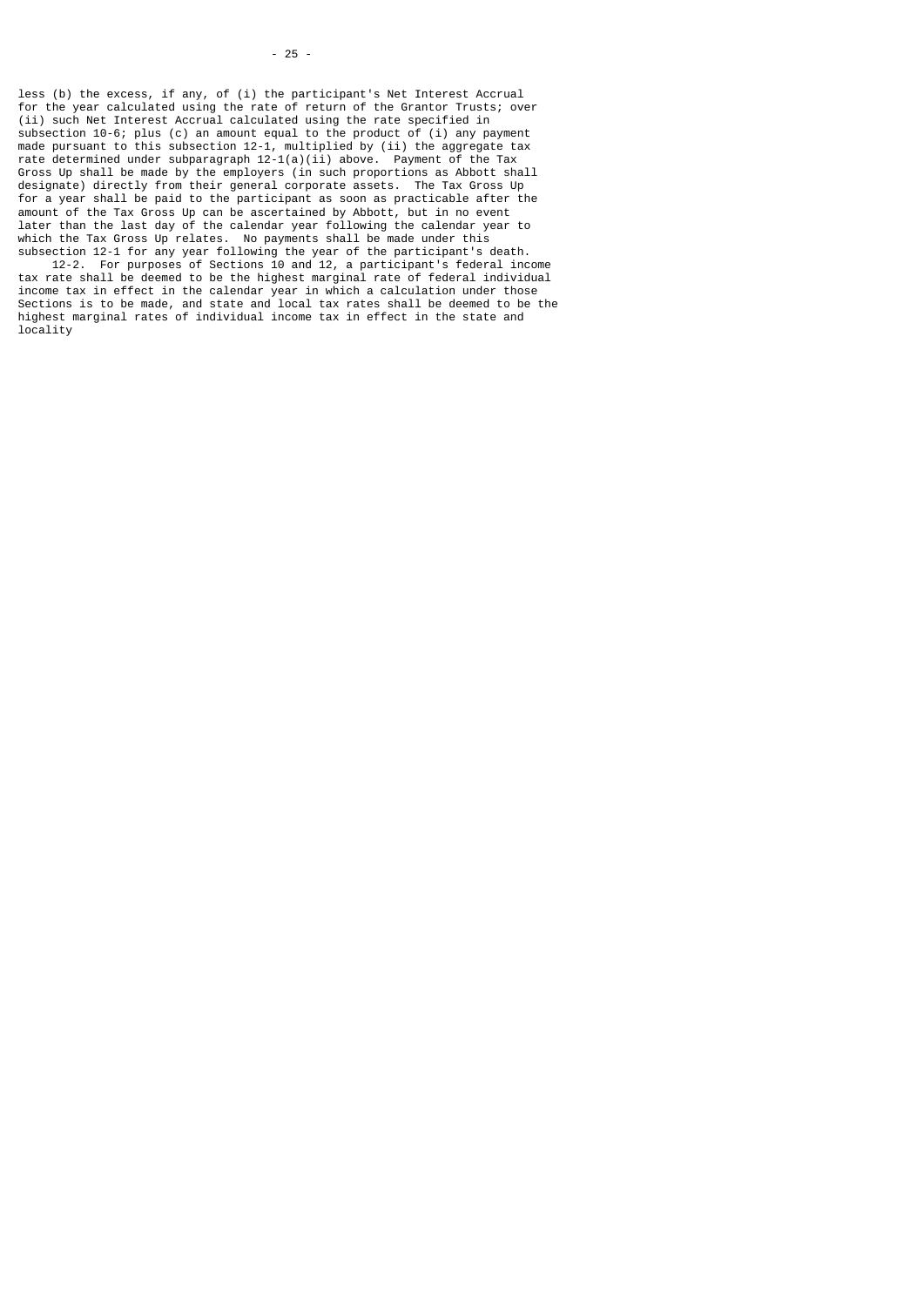less (b) the excess, if any, of (i) the participant's Net Interest Accrual for the year calculated using the rate of return of the Grantor Trusts; over (ii) such Net Interest Accrual calculated using the rate specified in subsection 10-6; plus (c) an amount equal to the product of (i) any payment made pursuant to this subsection 12-1, multiplied by (ii) the aggregate tax rate determined under subparagraph 12-1(a)(ii) above. Payment of the Tax Gross Up shall be made by the employers (in such proportions as Abbott shall designate) directly from their general corporate assets. The Tax Gross Up for a year shall be paid to the participant as soon as practicable after the amount of the Tax Gross Up can be ascertained by Abbott, but in no event later than the last day of the calendar year following the calendar year to which the Tax Gross Up relates. No payments shall be made under this subsection 12-1 for any year following the year of the participant's death.

12-2. For purposes of Sections 10 and 12, a participant's federal income tax rate shall be deemed to be the highest marginal rate of federal individual income tax in effect in the calendar year in which a calculation under those Sections is to be made, and state and local tax rates shall be deemed to be the highest marginal rates of individual income tax in effect in the state and locality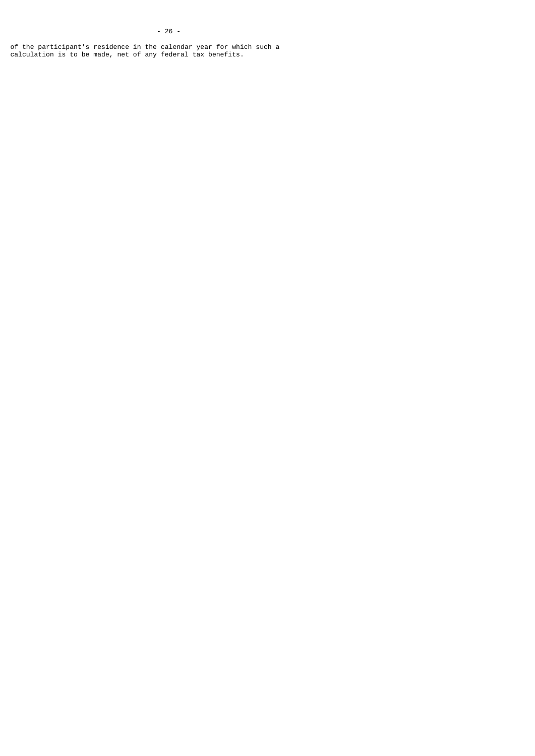of the participant's residence in the calendar year for which such a calculation is to be made, net of any federal tax benefits.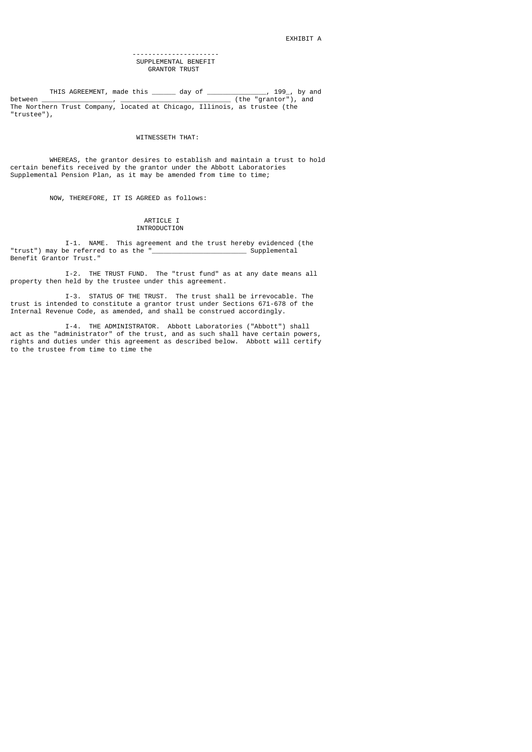EXHIBIT A

# SUPPLEMENTAL BENEFIT GRANTOR TRUST

THIS AGREEMENT, made this ______ day of _______________, 199_, by and between __________________, ___________________________ (the "grantor"), and The Northern Trust Company, located at Chicago, Illinois, as trustee (the "trustee"),

WITNESSETH THAT:

WHEREAS, the grantor desires to establish and maintain a trust to hold certain benefits received by the grantor under the Abbott Laboratories Supplemental Pension Plan, as it may be amended from time to time;

NOW, THEREFORE, IT IS AGREED as follows:

## ARTICLE I
## INTRODUCTION

I-1. NAME. This agreement and the trust hereby evidenced (the "trust") may be referred to as the "________________________ Supplemental Benefit Grantor Trust."

I-2. THE TRUST FUND. The "trust fund" as at any date means all property then held by the trustee under this agreement.

I-3. STATUS OF THE TRUST. The trust shall be irrevocable. The trust is intended to constitute a grantor trust under Sections 671-678 of the Internal Revenue Code, as amended, and shall be construed accordingly.

I-4. THE ADMINISTRATOR. Abbott Laboratories ("Abbott") shall act as the "administrator" of the trust, and as such shall have certain powers, rights and duties under this agreement as described below. Abbott will certify to the trustee from time to time the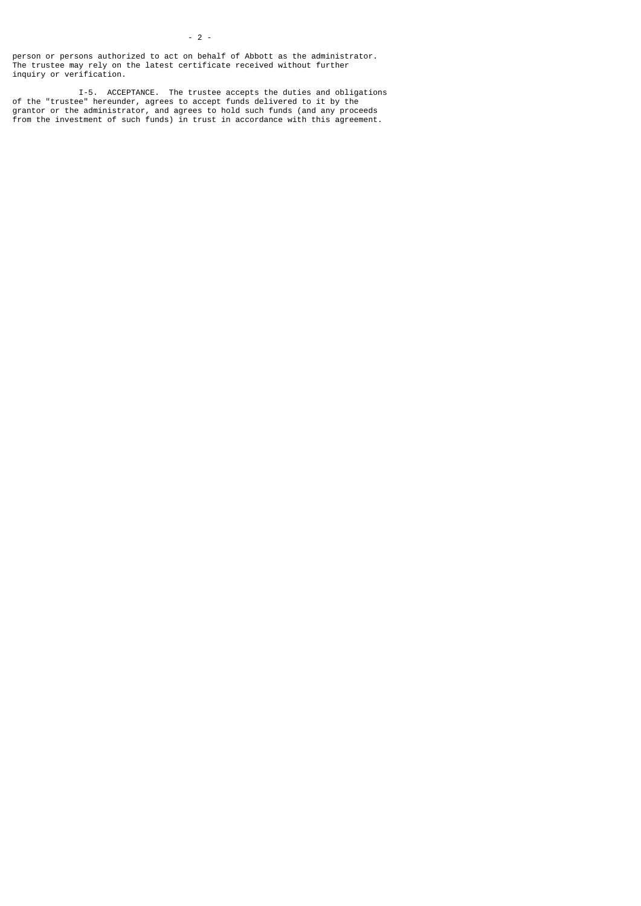person or persons authorized to act on behalf of Abbott as the administrator. The trustee may rely on the latest certificate received without further inquiry or verification.

I-5. ACCEPTANCE. The trustee accepts the duties and obligations of the "trustee" hereunder, agrees to accept funds delivered to it by the grantor or the administrator, and agrees to hold such funds (and any proceeds from the investment of such funds) in trust in accordance with this agreement.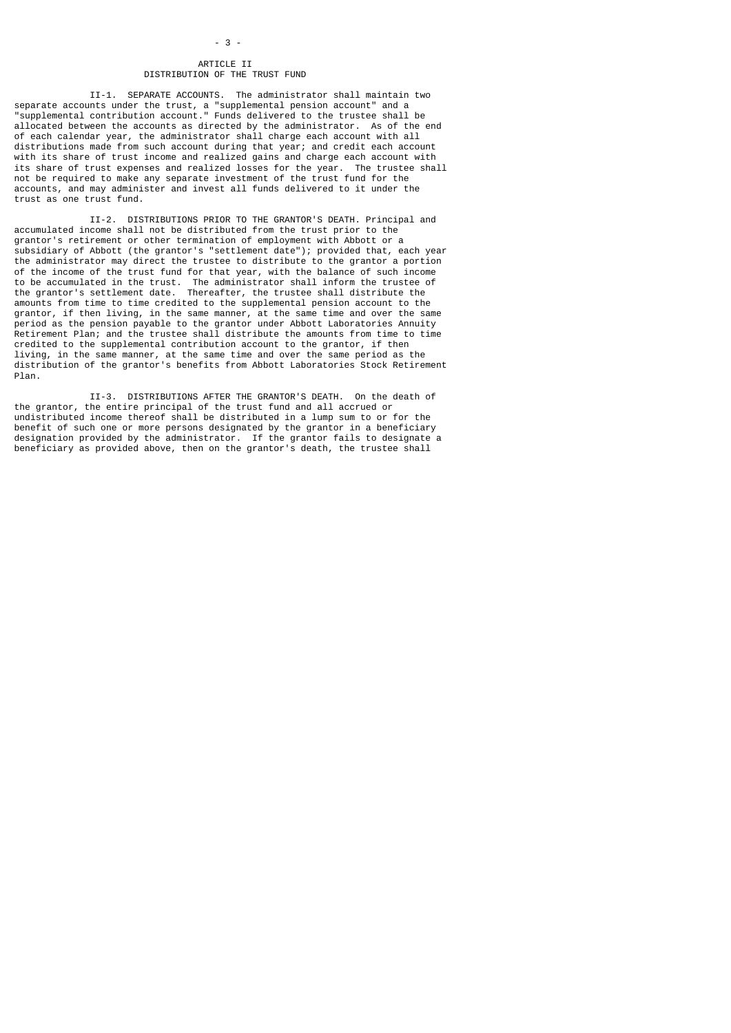## ARTICLE II
## DISTRIBUTION OF THE TRUST FUND

II-1. SEPARATE ACCOUNTS. The administrator shall maintain two separate accounts under the trust, a "supplemental pension account" and a "supplemental contribution account." Funds delivered to the trustee shall be allocated between the accounts as directed by the administrator. As of the end of each calendar year, the administrator shall charge each account with all distributions made from such account during that year; and credit each account with its share of trust income and realized gains and charge each account with its share of trust expenses and realized losses for the year. The trustee shall not be required to make any separate investment of the trust fund for the accounts, and may administer and invest all funds delivered to it under the trust as one trust fund.

II-2. DISTRIBUTIONS PRIOR TO THE GRANTOR'S DEATH. Principal and accumulated income shall not be distributed from the trust prior to the grantor's retirement or other termination of employment with Abbott or a subsidiary of Abbott (the grantor's "settlement date"); provided that, each year the administrator may direct the trustee to distribute to the grantor a portion of the income of the trust fund for that year, with the balance of such income to be accumulated in the trust. The administrator shall inform the trustee of the grantor's settlement date. Thereafter, the trustee shall distribute the amounts from time to time credited to the supplemental pension account to the grantor, if then living, in the same manner, at the same time and over the same period as the pension payable to the grantor under Abbott Laboratories Annuity Retirement Plan; and the trustee shall distribute the amounts from time to time credited to the supplemental contribution account to the grantor, if then living, in the same manner, at the same time and over the same period as the distribution of the grantor's benefits from Abbott Laboratories Stock Retirement Plan.

II-3. DISTRIBUTIONS AFTER THE GRANTOR'S DEATH. On the death of the grantor, the entire principal of the trust fund and all accrued or undistributed income thereof shall be distributed in a lump sum to or for the benefit of such one or more persons designated by the grantor in a beneficiary designation provided by the administrator. If the grantor fails to designate a beneficiary as provided above, then on the grantor's death, the trustee shall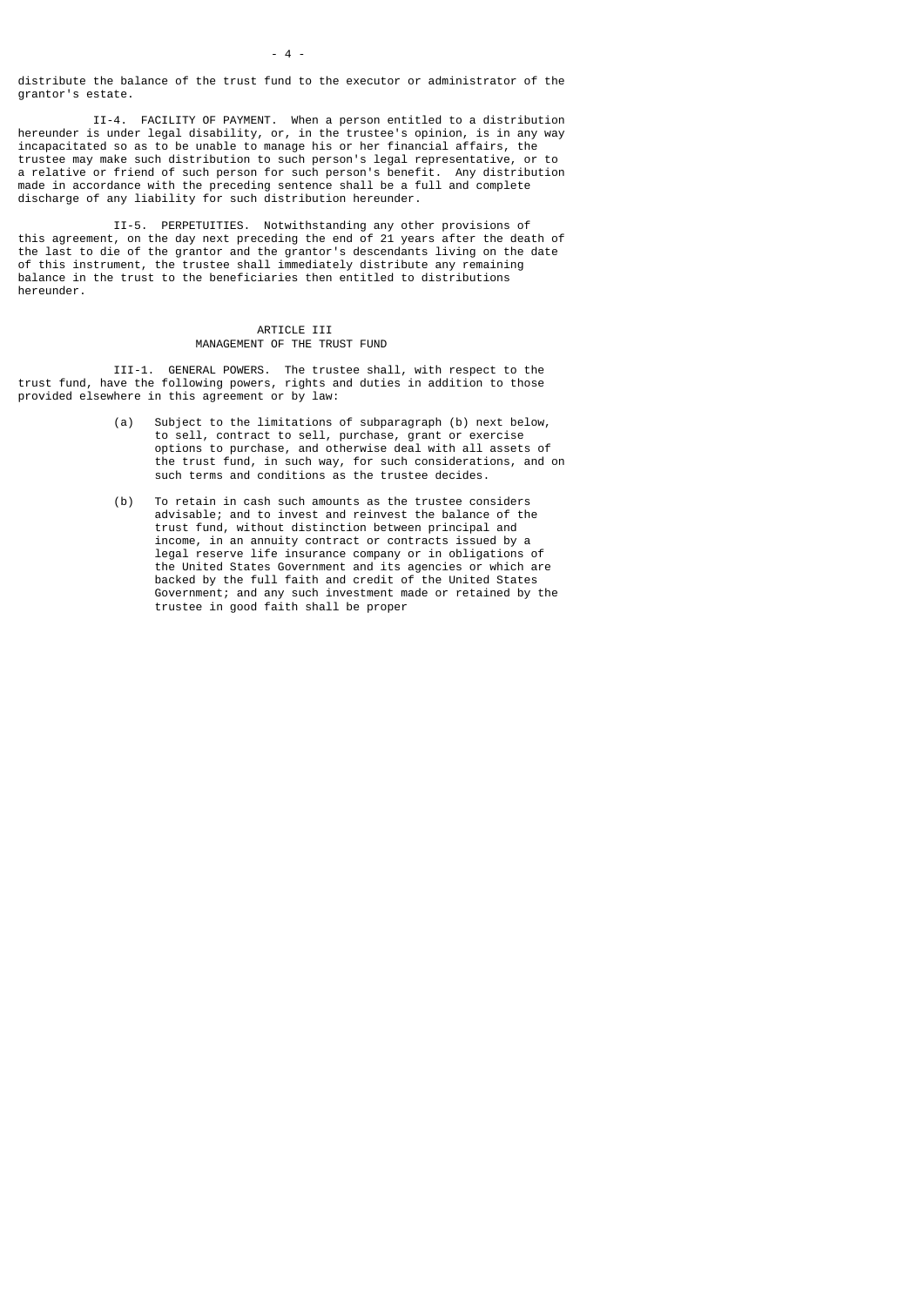distribute the balance of the trust fund to the executor or administrator of the grantor's estate.

II-4. FACILITY OF PAYMENT. When a person entitled to a distribution hereunder is under legal disability, or, in the trustee's opinion, is in any way incapacitated so as to be unable to manage his or her financial affairs, the trustee may make such distribution to such person's legal representative, or to a relative or friend of such person for such person's benefit. Any distribution made in accordance with the preceding sentence shall be a full and complete discharge of any liability for such distribution hereunder.

II-5. PERPETUITIES. Notwithstanding any other provisions of this agreement, on the day next preceding the end of 21 years after the death of the last to die of the grantor and the grantor's descendants living on the date of this instrument, the trustee shall immediately distribute any remaining balance in the trust to the beneficiaries then entitled to distributions hereunder.

## ARTICLE III
## MANAGEMENT OF THE TRUST FUND

III-1. GENERAL POWERS. The trustee shall, with respect to the trust fund, have the following powers, rights and duties in addition to those provided elsewhere in this agreement or by law:

(a) Subject to the limitations of subparagraph (b) next below, to sell, contract to sell, purchase, grant or exercise options to purchase, and otherwise deal with all assets of the trust fund, in such way, for such considerations, and on such terms and conditions as the trustee decides.

(b) To retain in cash such amounts as the trustee considers advisable; and to invest and reinvest the balance of the trust fund, without distinction between principal and income, in an annuity contract or contracts issued by a legal reserve life insurance company or in obligations of the United States Government and its agencies or which are backed by the full faith and credit of the United States Government; and any such investment made or retained by the trustee in good faith shall be proper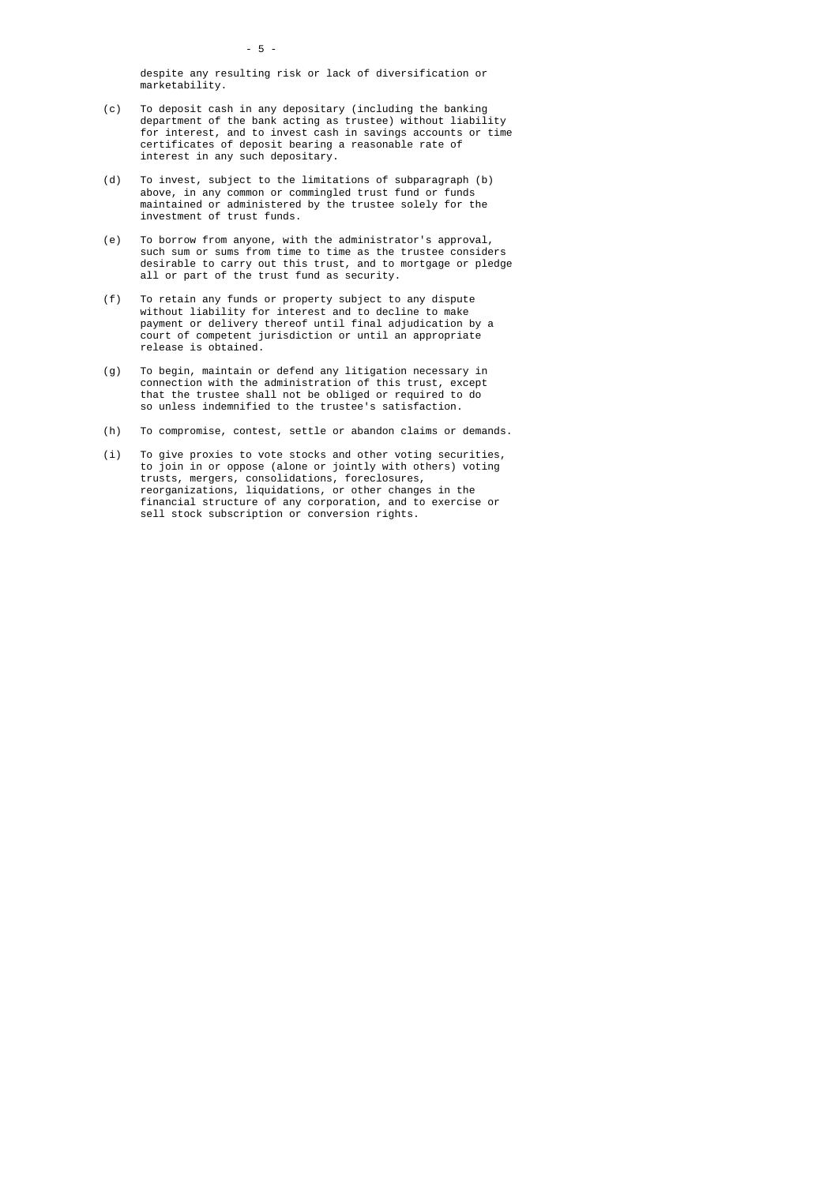despite any resulting risk or lack of diversification or marketability.

(c) To deposit cash in any depositary (including the banking department of the bank acting as trustee) without liability for interest, and to invest cash in savings accounts or time certificates of deposit bearing a reasonable rate of interest in any such depositary.

(d) To invest, subject to the limitations of subparagraph (b) above, in any common or commingled trust fund or funds maintained or administered by the trustee solely for the investment of trust funds.

(e) To borrow from anyone, with the administrator's approval, such sum or sums from time to time as the trustee considers desirable to carry out this trust, and to mortgage or pledge all or part of the trust fund as security.

(f) To retain any funds or property subject to any dispute without liability for interest and to decline to make payment or delivery thereof until final adjudication by a court of competent jurisdiction or until an appropriate release is obtained.

(g) To begin, maintain or defend any litigation necessary in connection with the administration of this trust, except that the trustee shall not be obliged or required to do so unless indemnified to the trustee's satisfaction.

(h) To compromise, contest, settle or abandon claims or demands.

(i) To give proxies to vote stocks and other voting securities, to join in or oppose (alone or jointly with others) voting trusts, mergers, consolidations, foreclosures, reorganizations, liquidations, or other changes in the financial structure of any corporation, and to exercise or sell stock subscription or conversion rights.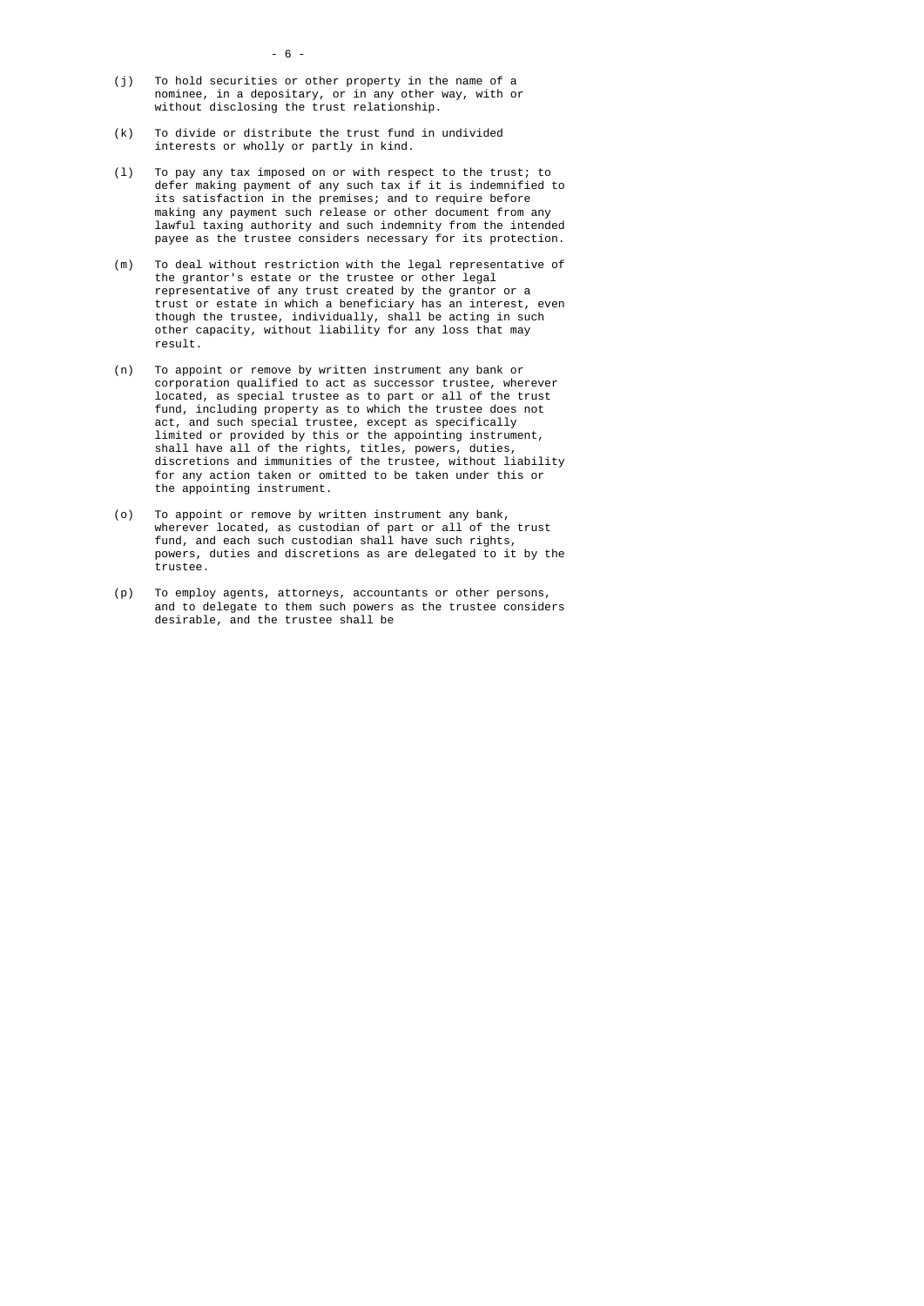(j) To hold securities or other property in the name of a nominee, in a depositary, or in any other way, with or without disclosing the trust relationship.

(k) To divide or distribute the trust fund in undivided interests or wholly or partly in kind.

(l) To pay any tax imposed on or with respect to the trust; to defer making payment of any such tax if it is indemnified to its satisfaction in the premises; and to require before making any payment such release or other document from any lawful taxing authority and such indemnity from the intended payee as the trustee considers necessary for its protection.

(m) To deal without restriction with the legal representative of the grantor's estate or the trustee or other legal representative of any trust created by the grantor or a trust or estate in which a beneficiary has an interest, even though the trustee, individually, shall be acting in such other capacity, without liability for any loss that may result.

(n) To appoint or remove by written instrument any bank or corporation qualified to act as successor trustee, wherever located, as special trustee as to part or all of the trust fund, including property as to which the trustee does not act, and such special trustee, except as specifically limited or provided by this or the appointing instrument, shall have all of the rights, titles, powers, duties, discretions and immunities of the trustee, without liability for any action taken or omitted to be taken under this or the appointing instrument.

(o) To appoint or remove by written instrument any bank, wherever located, as custodian of part or all of the trust fund, and each such custodian shall have such rights, powers, duties and discretions as are delegated to it by the trustee.

(p) To employ agents, attorneys, accountants or other persons, and to delegate to them such powers as the trustee considers desirable, and the trustee shall be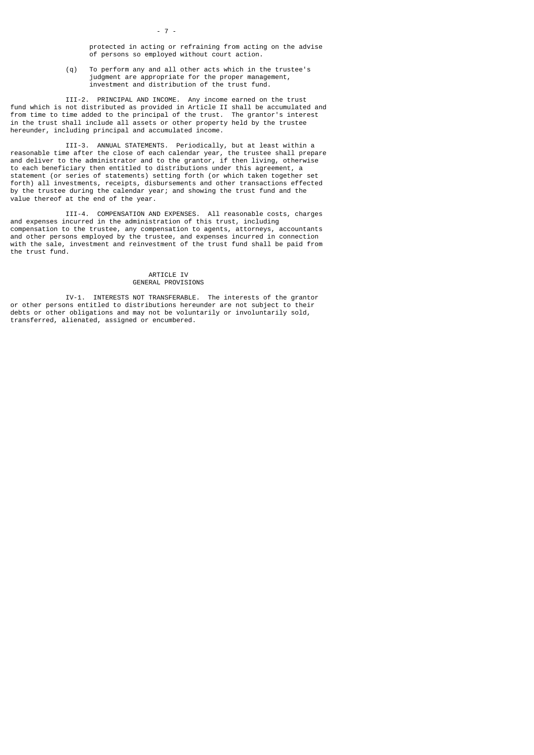protected in acting or refraining from acting on the advise of persons so employed without court action.

(q) To perform any and all other acts which in the trustee's judgment are appropriate for the proper management, investment and distribution of the trust fund.

III-2. PRINCIPAL AND INCOME. Any income earned on the trust fund which is not distributed as provided in Article II shall be accumulated and from time to time added to the principal of the trust. The grantor's interest in the trust shall include all assets or other property held by the trustee hereunder, including principal and accumulated income.

III-3. ANNUAL STATEMENTS. Periodically, but at least within a reasonable time after the close of each calendar year, the trustee shall prepare and deliver to the administrator and to the grantor, if then living, otherwise to each beneficiary then entitled to distributions under this agreement, a statement (or series of statements) setting forth (or which taken together set forth) all investments, receipts, disbursements and other transactions effected by the trustee during the calendar year; and showing the trust fund and the value thereof at the end of the year.

III-4. COMPENSATION AND EXPENSES. All reasonable costs, charges and expenses incurred in the administration of this trust, including compensation to the trustee, any compensation to agents, attorneys, accountants and other persons employed by the trustee, and expenses incurred in connection with the sale, investment and reinvestment of the trust fund shall be paid from the trust fund.

## ARTICLE IV
## GENERAL PROVISIONS

IV-1. INTERESTS NOT TRANSFERABLE. The interests of the grantor or other persons entitled to distributions hereunder are not subject to their debts or other obligations and may not be voluntarily or involuntarily sold, transferred, alienated, assigned or encumbered.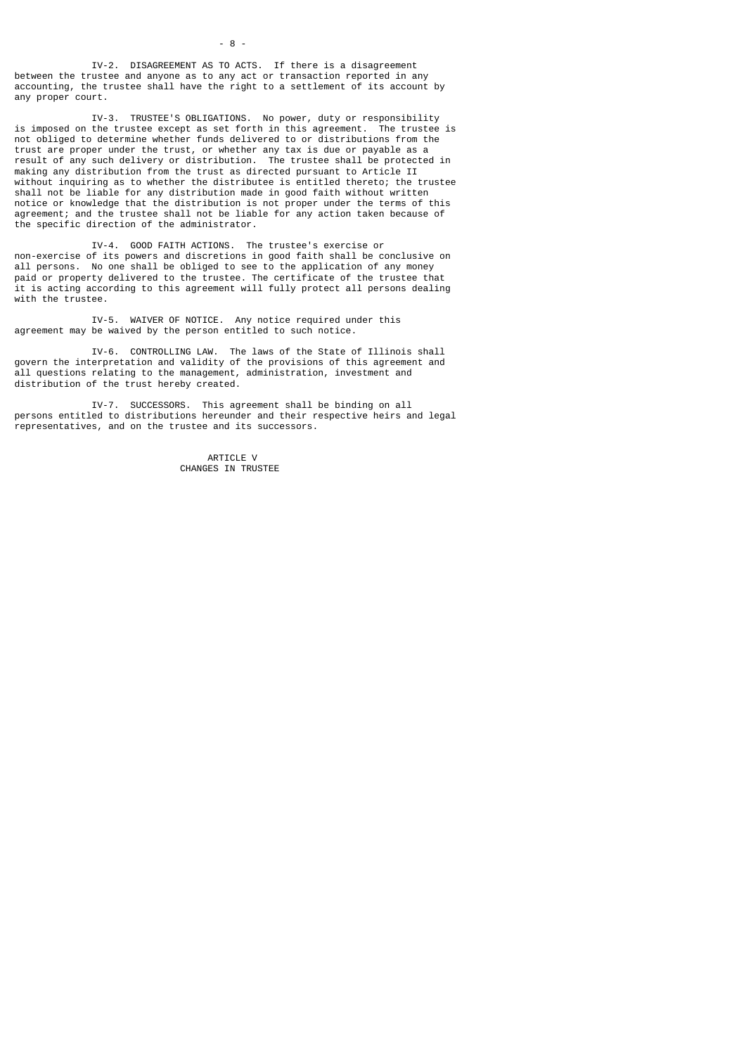IV-2. DISAGREEMENT AS TO ACTS. If there is a disagreement between the trustee and anyone as to any act or transaction reported in any accounting, the trustee shall have the right to a settlement of its account by any proper court.

IV-3. TRUSTEE'S OBLIGATIONS. No power, duty or responsibility is imposed on the trustee except as set forth in this agreement. The trustee is not obliged to determine whether funds delivered to or distributions from the trust are proper under the trust, or whether any tax is due or payable as a result of any such delivery or distribution. The trustee shall be protected in making any distribution from the trust as directed pursuant to Article II without inquiring as to whether the distributee is entitled thereto; the trustee shall not be liable for any distribution made in good faith without written notice or knowledge that the distribution is not proper under the terms of this agreement; and the trustee shall not be liable for any action taken because of the specific direction of the administrator.

IV-4. GOOD FAITH ACTIONS. The trustee's exercise or non-exercise of its powers and discretions in good faith shall be conclusive on all persons. No one shall be obliged to see to the application of any money paid or property delivered to the trustee. The certificate of the trustee that it is acting according to this agreement will fully protect all persons dealing with the trustee.

IV-5. WAIVER OF NOTICE. Any notice required under this agreement may be waived by the person entitled to such notice.

IV-6. CONTROLLING LAW. The laws of the State of Illinois shall govern the interpretation and validity of the provisions of this agreement and all questions relating to the management, administration, investment and distribution of the trust hereby created.

IV-7. SUCCESSORS. This agreement shall be binding on all persons entitled to distributions hereunder and their respective heirs and legal representatives, and on the trustee and its successors.

## ARTICLE V
## CHANGES IN TRUSTEE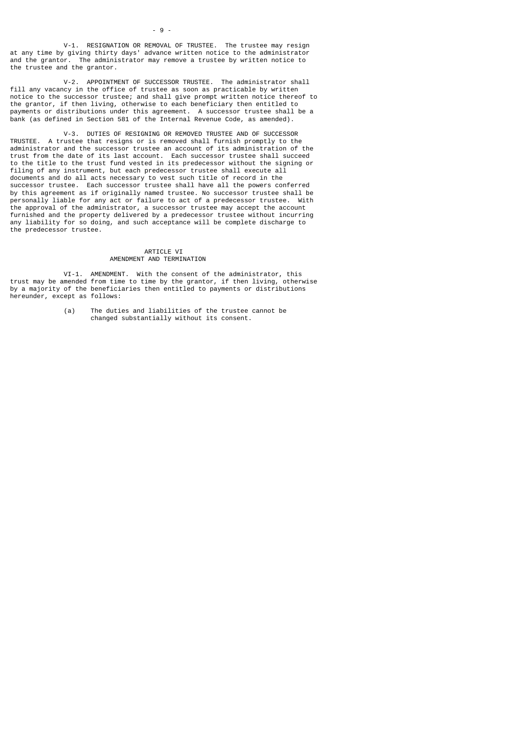V-1. RESIGNATION OR REMOVAL OF TRUSTEE. The trustee may resign at any time by giving thirty days' advance written notice to the administrator and the grantor. The administrator may remove a trustee by written notice to the trustee and the grantor.

V-2. APPOINTMENT OF SUCCESSOR TRUSTEE. The administrator shall fill any vacancy in the office of trustee as soon as practicable by written notice to the successor trustee; and shall give prompt written notice thereof to the grantor, if then living, otherwise to each beneficiary then entitled to payments or distributions under this agreement. A successor trustee shall be a bank (as defined in Section 581 of the Internal Revenue Code, as amended).

V-3. DUTIES OF RESIGNING OR REMOVED TRUSTEE AND OF SUCCESSOR TRUSTEE. A trustee that resigns or is removed shall furnish promptly to the administrator and the successor trustee an account of its administration of the trust from the date of its last account. Each successor trustee shall succeed to the title to the trust fund vested in its predecessor without the signing or filing of any instrument, but each predecessor trustee shall execute all documents and do all acts necessary to vest such title of record in the successor trustee. Each successor trustee shall have all the powers conferred by this agreement as if originally named trustee. No successor trustee shall be personally liable for any act or failure to act of a predecessor trustee. With the approval of the administrator, a successor trustee may accept the account furnished and the property delivered by a predecessor trustee without incurring any liability for so doing, and such acceptance will be complete discharge to the predecessor trustee.

## ARTICLE VI
## AMENDMENT AND TERMINATION

VI-1. AMENDMENT. With the consent of the administrator, this trust may be amended from time to time by the grantor, if then living, otherwise by a majority of the beneficiaries then entitled to payments or distributions hereunder, except as follows:

(a) The duties and liabilities of the trustee cannot be changed substantially without its consent.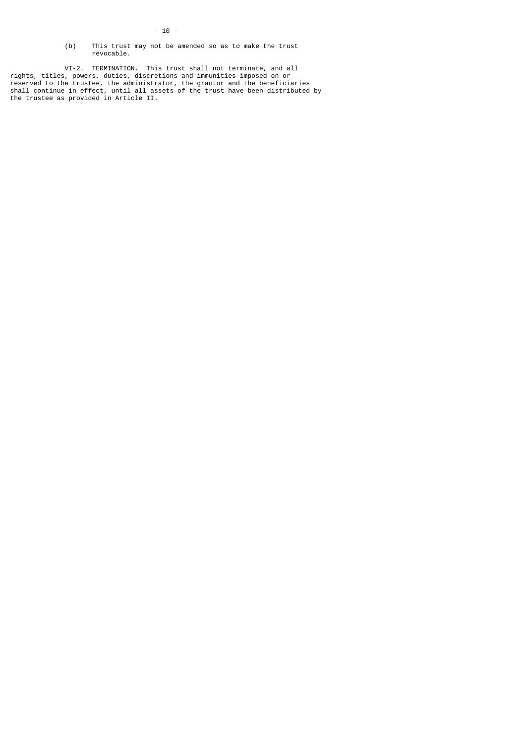(b) This trust may not be amended so as to make the trust revocable.

VI-2. TERMINATION. This trust shall not terminate, and all rights, titles, powers, duties, discretions and immunities imposed on or reserved to the trustee, the administrator, the grantor and the beneficiaries shall continue in effect, until all assets of the trust have been distributed by the trustee as provided in Article II.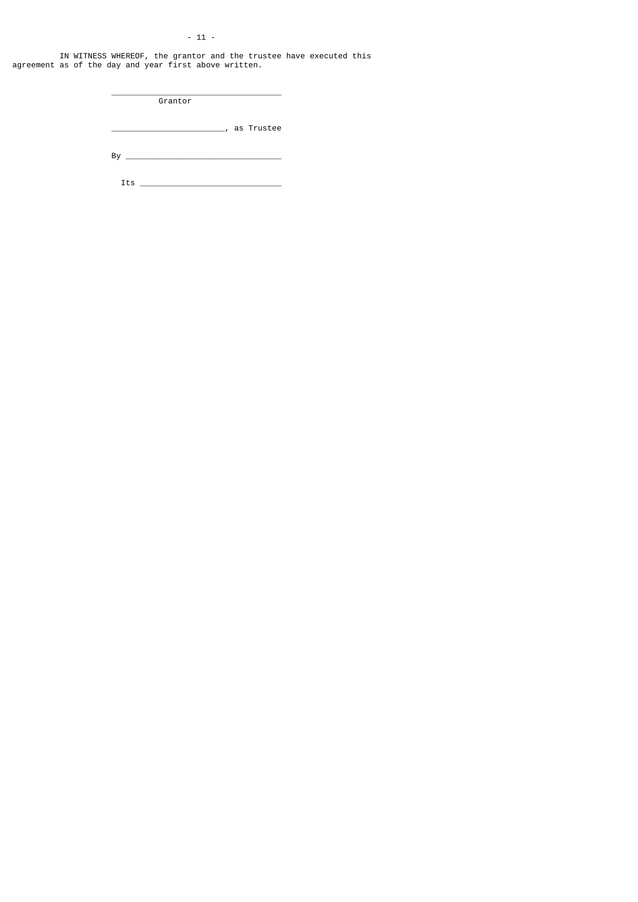IN WITNESS WHEREOF, the grantor and the trustee have executed this agreement as of the day and year first above written.

\_\_\_\_\_\_\_\_\_\_\_\_\_\_\_\_\_\_\_\_\_\_\_\_\_\_\_\_\_\_\_\_\_\_\_\_
Grantor

\_\_\_\_\_\_\_\_\_\_\_\_\_\_\_\_\_\_\_\_\_\_\_\_, as Trustee

By \_\_\_\_\_\_\_\_\_\_\_\_\_\_\_\_\_\_\_\_\_\_\_\_\_\_\_\_\_\_\_\_\_

Its \_\_\_\_\_\_\_\_\_\_\_\_\_\_\_\_\_\_\_\_\_\_\_\_\_\_\_\_\_\_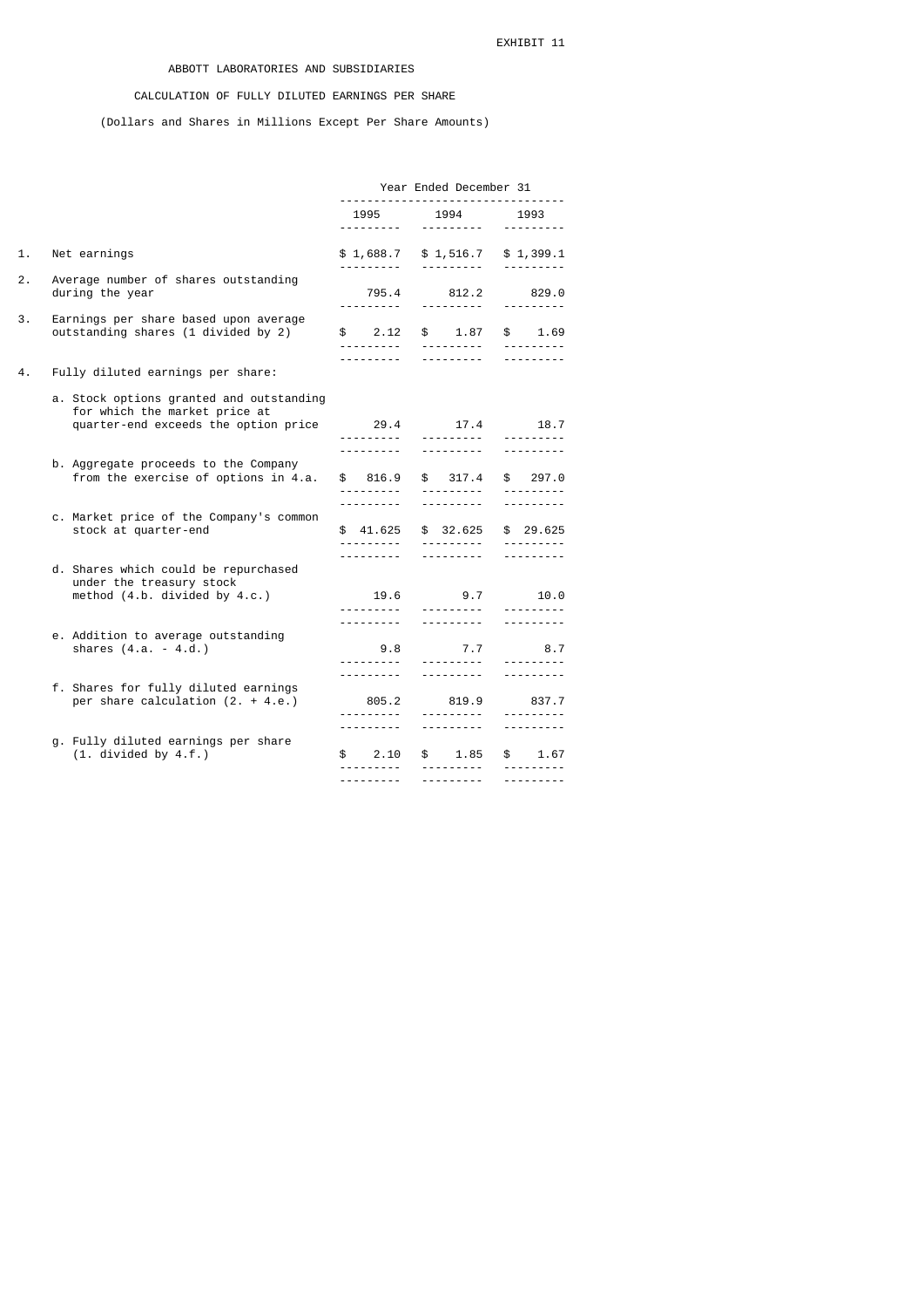EXHIBIT 11

# ABBOTT LABORATORIES AND SUBSIDIARIES

## CALCULATION OF FULLY DILUTED EARNINGS PER SHARE

(Dollars and Shares in Millions Except Per Share Amounts)

| | | Year Ended December 31 | | |
|---|---|---|---|---|
| | | 1995 | 1994 | 1993 |
| 1. | Net earnings | $ 1,688.7 | $ 1,516.7 | $ 1,399.1 |
| 2. | Average number of shares outstanding during the year | 795.4 | 812.2 | 829.0 |
| 3. | Earnings per share based upon average outstanding shares (1 divided by 2) | $ 2.12 | $ 1.87 | $ 1.69 |
| 4. | Fully diluted earnings per share: | | | |
| | a. Stock options granted and outstanding for which the market price at quarter-end exceeds the option price | 29.4 | 17.4 | 18.7 |
| | b. Aggregate proceeds to the Company from the exercise of options in 4.a. | $ 816.9 | $ 317.4 | $ 297.0 |
| | c. Market price of the Company's common stock at quarter-end | $ 41.625 | $ 32.625 | $ 29.625 |
| | d. Shares which could be repurchased under the treasury stock method (4.b. divided by 4.c.) | 19.6 | 9.7 | 10.0 |
| | e. Addition to average outstanding shares (4.a. - 4.d.) | 9.8 | 7.7 | 8.7 |
| | f. Shares for fully diluted earnings per share calculation (2. + 4.e.) | 805.2 | 819.9 | 837.7 |
| | g. Fully diluted earnings per share (1. divided by 4.f.) | $ 2.10 | $ 1.85 | $ 1.67 |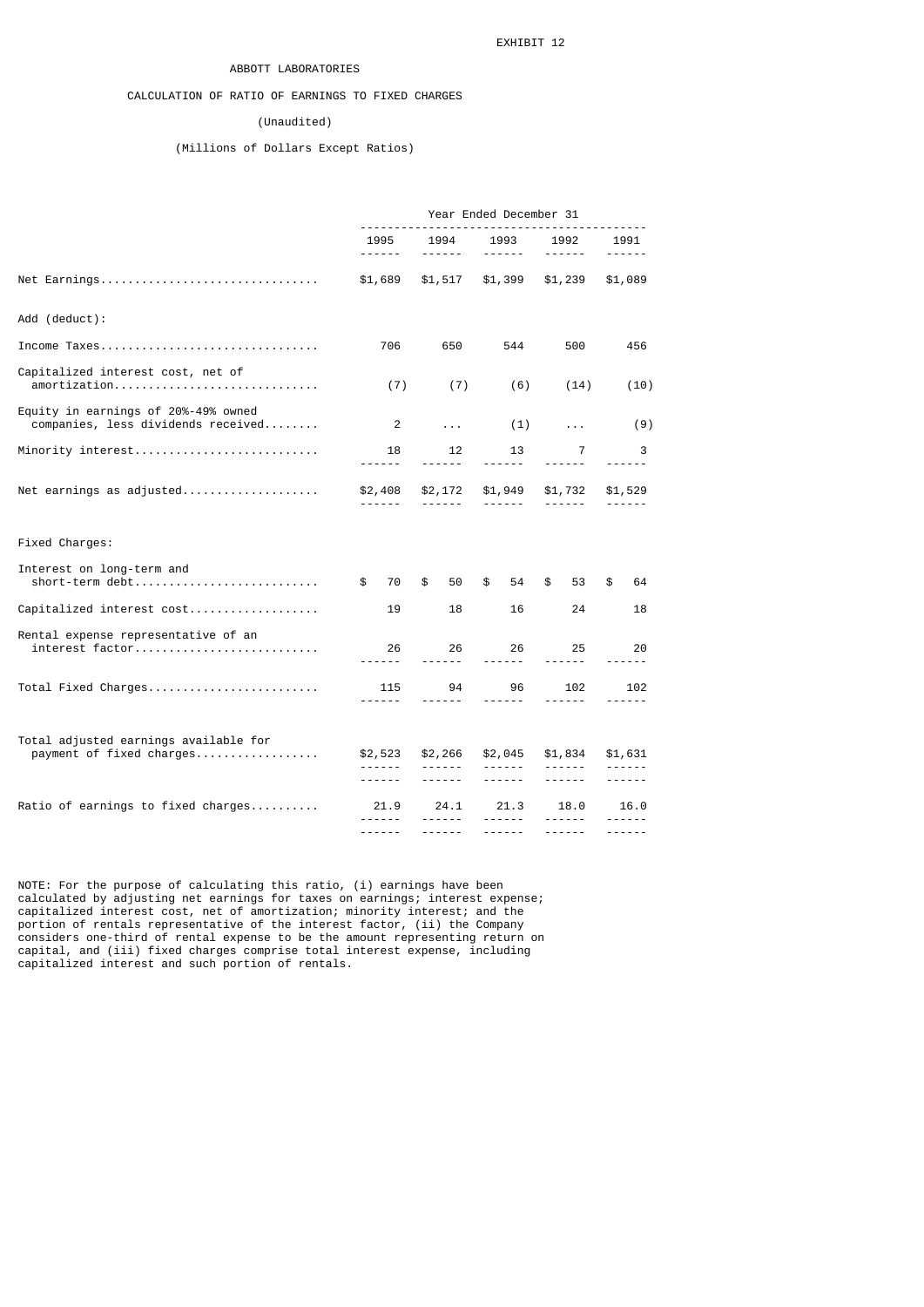EXHIBIT 12

# ABBOTT LABORATORIES

## CALCULATION OF RATIO OF EARNINGS TO FIXED CHARGES

(Unaudited)

(Millions of Dollars Except Ratios)

| | Year Ended December 31 | | | | |
|---|---|---|---|---|---|
| | 1995 | 1994 | 1993 | 1992 | 1991 |
| Net Earnings | $1,689 | $1,517 | $1,399 | $1,239 | $1,089 |
| Add (deduct): | | | | | |
| Income Taxes | 706 | 650 | 544 | 500 | 456 |
| Capitalized interest cost, net of amortization | (7) | (7) | (6) | (14) | (10) |
| Equity in earnings of 20%-49% owned companies, less dividends received | 2 | ... | (1) | ... | (9) |
| Minority interest | 18 | 12 | 13 | 7 | 3 |
| Net earnings as adjusted | $2,408 | $2,172 | $1,949 | $1,732 | $1,529 |
| Fixed Charges: | | | | | |
| Interest on long-term and short-term debt | $ 70 | $ 50 | $ 54 | $ 53 | $ 64 |
| Capitalized interest cost | 19 | 18 | 16 | 24 | 18 |
| Rental expense representative of an interest factor | 26 | 26 | 26 | 25 | 20 |
| Total Fixed Charges | 115 | 94 | 96 | 102 | 102 |
| Total adjusted earnings available for payment of fixed charges | $2,523 | $2,266 | $2,045 | $1,834 | $1,631 |
| Ratio of earnings to fixed charges | 21.9 | 24.1 | 21.3 | 18.0 | 16.0 |

NOTE: For the purpose of calculating this ratio, (i) earnings have been calculated by adjusting net earnings for taxes on earnings; interest expense; capitalized interest cost, net of amortization; minority interest; and the portion of rentals representative of the interest factor, (ii) the Company considers one-third of rental expense to be the amount representing return on capital, and (iii) fixed charges comprise total interest expense, including capitalized interest and such portion of rentals.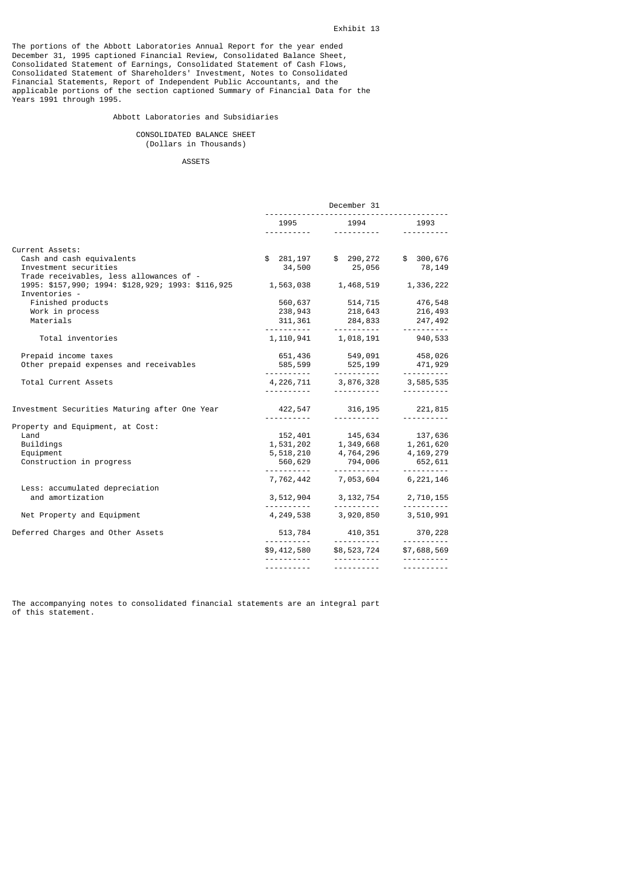Exhibit 13

The portions of the Abbott Laboratories Annual Report for the year ended December 31, 1995 captioned Financial Review, Consolidated Balance Sheet, Consolidated Statement of Earnings, Consolidated Statement of Cash Flows, Consolidated Statement of Shareholders' Investment, Notes to Consolidated Financial Statements, Report of Independent Public Accountants, and the applicable portions of the section captioned Summary of Financial Data for the Years 1991 through 1995.

Abbott Laboratories and Subsidiaries

CONSOLIDATED BALANCE SHEET
(Dollars in Thousands)

ASSETS

| | December 31 | | |
|---|---|---|---|
| | 1995 | 1994 | 1993 |
| **Current Assets:** | | | |
| Cash and cash equivalents | $ 281,197 | $ 290,272 | $ 300,676 |
| Investment securities | 34,500 | 25,056 | 78,149 |
| Trade receivables, less allowances of - 1995: $157,990; 1994: $128,929; 1993: $116,925 | 1,563,038 | 1,468,519 | 1,336,222 |
| Inventories - | | | |
| Finished products | 560,637 | 514,715 | 476,548 |
| Work in process | 238,943 | 218,643 | 216,493 |
| Materials | 311,361 | 284,833 | 247,492 |
| Total inventories | 1,110,941 | 1,018,191 | 940,533 |
| Prepaid income taxes | 651,436 | 549,091 | 458,026 |
| Other prepaid expenses and receivables | 585,599 | 525,199 | 471,929 |
| Total Current Assets | 4,226,711 | 3,876,328 | 3,585,535 |
| Investment Securities Maturing after One Year | 422,547 | 316,195 | 221,815 |
| **Property and Equipment, at Cost:** | | | |
| Land | 152,401 | 145,634 | 137,636 |
| Buildings | 1,531,202 | 1,349,668 | 1,261,620 |
| Equipment | 5,518,210 | 4,764,296 | 4,169,279 |
| Construction in progress | 560,629 | 794,006 | 652,611 |
| | 7,762,442 | 7,053,604 | 6,221,146 |
| Less: accumulated depreciation and amortization | 3,512,904 | 3,132,754 | 2,710,155 |
| Net Property and Equipment | 4,249,538 | 3,920,850 | 3,510,991 |
| Deferred Charges and Other Assets | 513,784 | 410,351 | 370,228 |
| | $9,412,580 | $8,523,724 | $7,688,569 |

The accompanying notes to consolidated financial statements are an integral part of this statement.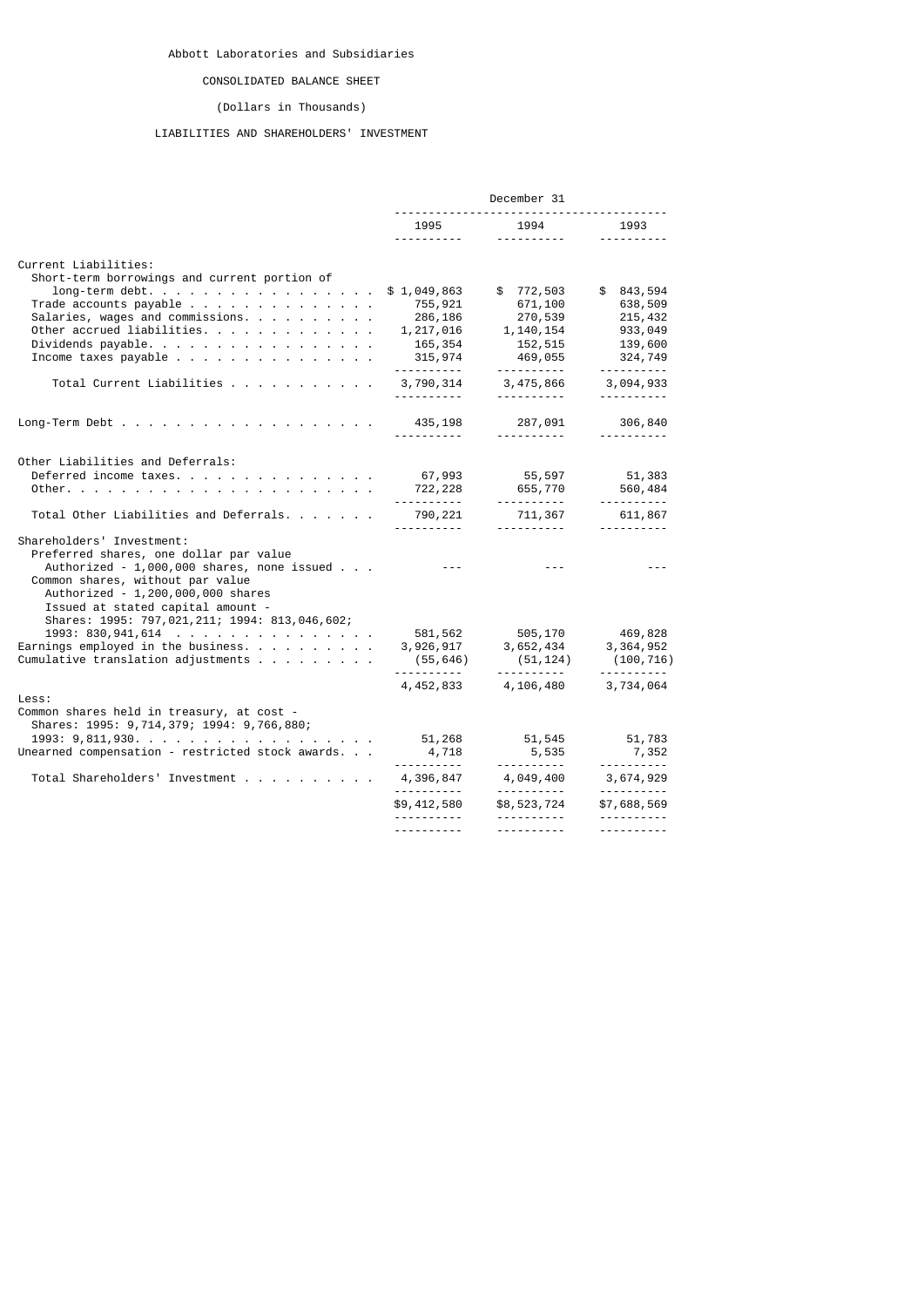Abbott Laboratories and Subsidiaries

CONSOLIDATED BALANCE SHEET

(Dollars in Thousands)

LIABILITIES AND SHAREHOLDERS' INVESTMENT

| | December 31 | | |
|---|---|---|---|
| | 1995 | 1994 | 1993 |
| **Current Liabilities:** | | | |
| Short-term borrowings and current portion of long-term debt | $ 1,049,863 | $ 772,503 | $ 843,594 |
| Trade accounts payable | 755,921 | 671,100 | 638,509 |
| Salaries, wages and commissions | 286,186 | 270,539 | 215,432 |
| Other accrued liabilities | 1,217,016 | 1,140,154 | 933,049 |
| Dividends payable | 165,354 | 152,515 | 139,600 |
| Income taxes payable | 315,974 | 469,055 | 324,749 |
| Total Current Liabilities | 3,790,314 | 3,475,866 | 3,094,933 |
| Long-Term Debt | 435,198 | 287,091 | 306,840 |
| **Other Liabilities and Deferrals:** | | | |
| Deferred income taxes | 67,993 | 55,597 | 51,383 |
| Other | 722,228 | 655,770 | 560,484 |
| Total Other Liabilities and Deferrals | 790,221 | 711,367 | 611,867 |
| **Shareholders' Investment:** | | | |
| Preferred shares, one dollar par value Authorized - 1,000,000 shares, none issued | --- | --- | --- |
| Common shares, without par value Authorized - 1,200,000,000 shares Issued at stated capital amount - Shares: 1995: 797,021,211; 1994: 813,046,602; 1993: 830,941,614 | 581,562 | 505,170 | 469,828 |
| Earnings employed in the business | 3,926,917 | 3,652,434 | 3,364,952 |
| Cumulative translation adjustments | (55,646) | (51,124) | (100,716) |
| | 4,452,833 | 4,106,480 | 3,734,064 |
| Less: | | | |
| Common shares held in treasury, at cost - Shares: 1995: 9,714,379; 1994: 9,766,880; 1993: 9,811,930 | 51,268 | 51,545 | 51,783 |
| Unearned compensation - restricted stock awards | 4,718 | 5,535 | 7,352 |
| Total Shareholders' Investment | 4,396,847 | 4,049,400 | 3,674,929 |
| | $9,412,580 | $8,523,724 | $7,688,569 |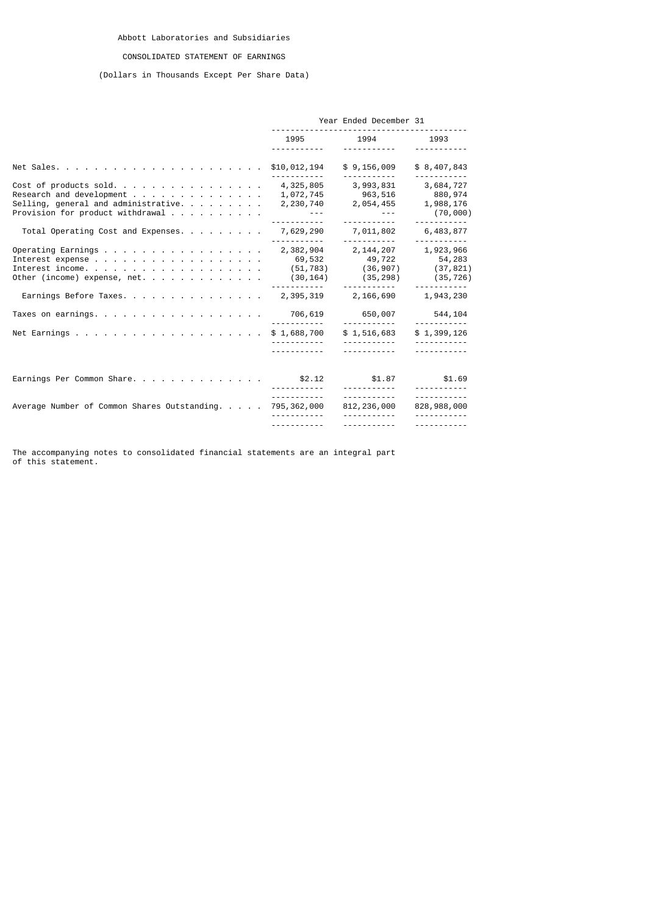Abbott Laboratories and Subsidiaries

CONSOLIDATED STATEMENT OF EARNINGS

(Dollars in Thousands Except Per Share Data)

| | Year Ended December 31 | | |
|---|---|---|---|
| | 1995 | 1994 | 1993 |
| Net Sales | $10,012,194 | $ 9,156,009 | $ 8,407,843 |
| Cost of products sold | 4,325,805 | 3,993,831 | 3,684,727 |
| Research and development | 1,072,745 | 963,516 | 880,974 |
| Selling, general and administrative | 2,230,740 | 2,054,455 | 1,988,176 |
| Provision for product withdrawal | --- | --- | (70,000) |
| Total Operating Cost and Expenses | 7,629,290 | 7,011,802 | 6,483,877 |
| Operating Earnings | 2,382,904 | 2,144,207 | 1,923,966 |
| Interest expense | 69,532 | 49,722 | 54,283 |
| Interest income | (51,783) | (36,907) | (37,821) |
| Other (income) expense, net | (30,164) | (35,298) | (35,726) |
| Earnings Before Taxes | 2,395,319 | 2,166,690 | 1,943,230 |
| Taxes on earnings | 706,619 | 650,007 | 544,104 |
| Net Earnings | $ 1,688,700 | $ 1,516,683 | $ 1,399,126 |
| Earnings Per Common Share | $2.12 | $1.87 | $1.69 |
| Average Number of Common Shares Outstanding | 795,362,000 | 812,236,000 | 828,988,000 |

The accompanying notes to consolidated financial statements are an integral part of this statement.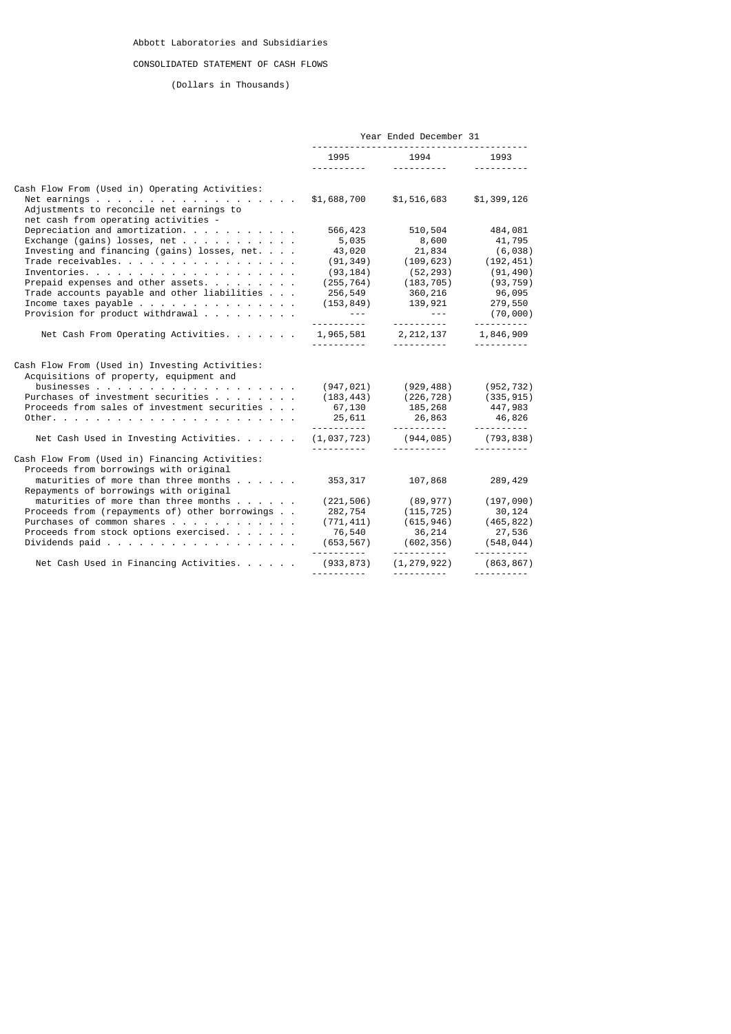Abbott Laboratories and Subsidiaries

CONSOLIDATED STATEMENT OF CASH FLOWS

(Dollars in Thousands)

| | Year Ended December 31 | | |
|---|---|---|---|
| | 1995 | 1994 | 1993 |
| **Cash Flow From (Used in) Operating Activities:** | | | |
| Net earnings | $1,688,700 | $1,516,683 | $1,399,126 |
| Adjustments to reconcile net earnings to net cash from operating activities - | | | |
| Depreciation and amortization | 566,423 | 510,504 | 484,081 |
| Exchange (gains) losses, net | 5,035 | 8,600 | 41,795 |
| Investing and financing (gains) losses, net | 43,020 | 21,834 | (6,038) |
| Trade receivables | (91,349) | (109,623) | (192,451) |
| Inventories | (93,184) | (52,293) | (91,490) |
| Prepaid expenses and other assets | (255,764) | (183,705) | (93,759) |
| Trade accounts payable and other liabilities | 256,549 | 360,216 | 96,095 |
| Income taxes payable | (153,849) | 139,921 | 279,550 |
| Provision for product withdrawal | --- | --- | (70,000) |
| Net Cash From Operating Activities | 1,965,581 | 2,212,137 | 1,846,909 |
| **Cash Flow From (Used in) Investing Activities:** | | | |
| Acquisitions of property, equipment and businesses | (947,021) | (929,488) | (952,732) |
| Purchases of investment securities | (183,443) | (226,728) | (335,915) |
| Proceeds from sales of investment securities | 67,130 | 185,268 | 447,983 |
| Other | 25,611 | 26,863 | 46,826 |
| Net Cash Used in Investing Activities | (1,037,723) | (944,085) | (793,838) |
| **Cash Flow From (Used in) Financing Activities:** | | | |
| Proceeds from borrowings with original maturities of more than three months | 353,317 | 107,868 | 289,429 |
| Repayments of borrowings with original maturities of more than three months | (221,506) | (89,977) | (197,090) |
| Proceeds from (repayments of) other borrowings | 282,754 | (115,725) | 30,124 |
| Purchases of common shares | (771,411) | (615,946) | (465,822) |
| Proceeds from stock options exercised | 76,540 | 36,214 | 27,536 |
| Dividends paid | (653,567) | (602,356) | (548,044) |
| Net Cash Used in Financing Activities | (933,873) | (1,279,922) | (863,867) |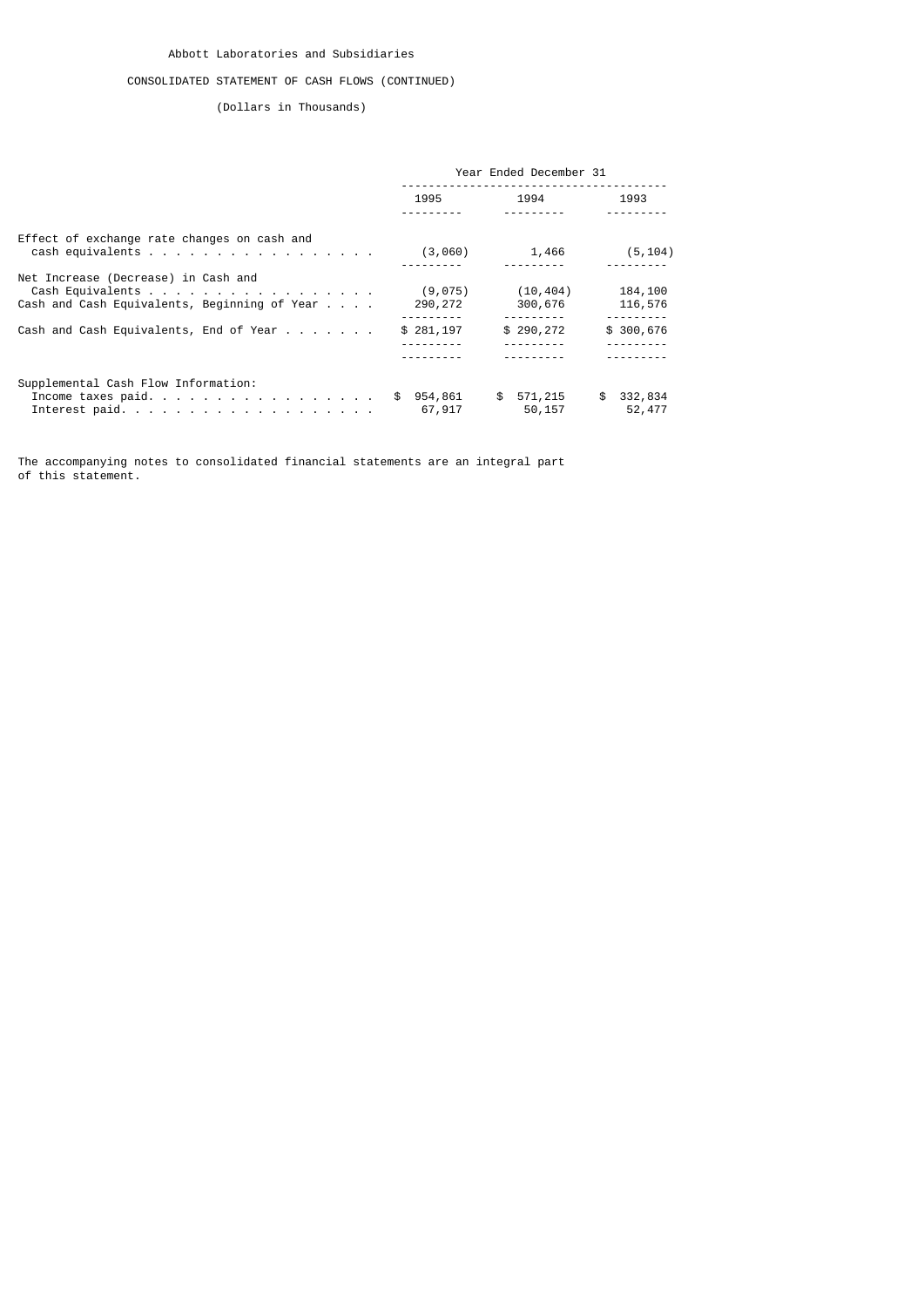Abbott Laboratories and Subsidiaries

CONSOLIDATED STATEMENT OF CASH FLOWS (CONTINUED)

(Dollars in Thousands)

| | Year Ended December 31 | | |
|---|---|---|---|
| | 1995 | 1994 | 1993 |
| Effect of exchange rate changes on cash and cash equivalents | (3,060) | 1,466 | (5,104) |
| Net Increase (Decrease) in Cash and Cash Equivalents | (9,075) | (10,404) | 184,100 |
| Cash and Cash Equivalents, Beginning of Year | 290,272 | 300,676 | 116,576 |
| Cash and Cash Equivalents, End of Year | $ 281,197 | $ 290,272 | $ 300,676 |
| Supplemental Cash Flow Information: | | | |
| Income taxes paid | $ 954,861 | $ 571,215 | $ 332,834 |
| Interest paid | 67,917 | 50,157 | 52,477 |

The accompanying notes to consolidated financial statements are an integral part of this statement.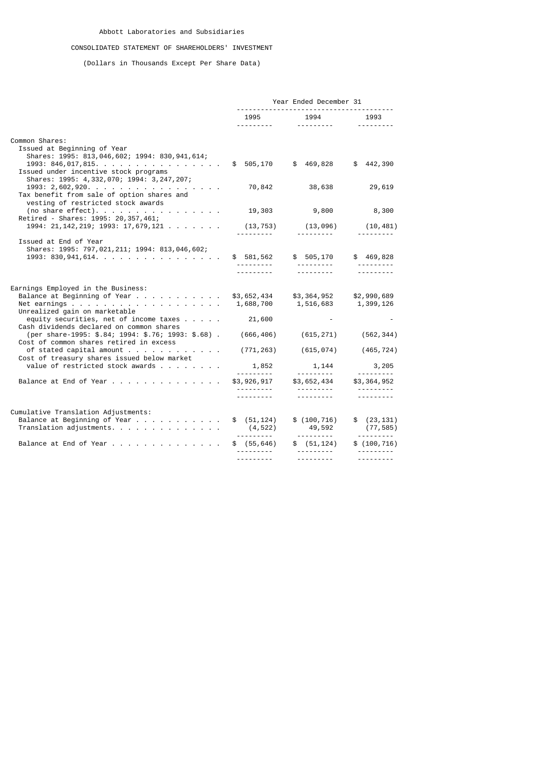Abbott Laboratories and Subsidiaries

CONSOLIDATED STATEMENT OF SHAREHOLDERS' INVESTMENT

(Dollars in Thousands Except Per Share Data)

| | Year Ended December 31 | | |
|---|---|---|---|
| | 1995 | 1994 | 1993 |
| **Common Shares:** | | | |
| Issued at Beginning of Year Shares: 1995: 813,046,602; 1994: 830,941,614; 1993: 846,017,815. | $ 505,170 | $ 469,828 | $ 442,390 |
| Issued under incentive stock programs Shares: 1995: 4,332,070; 1994: 3,247,207; 1993: 2,602,920. | 70,842 | 38,638 | 29,619 |
| Tax benefit from sale of option shares and vesting of restricted stock awards (no share effect). | 19,303 | 9,800 | 8,300 |
| Retired - Shares: 1995: 20,357,461; 1994: 21,142,219; 1993: 17,679,121 | (13,753) | (13,096) | (10,481) |
| Issued at End of Year Shares: 1995: 797,021,211; 1994: 813,046,602; 1993: 830,941,614. | $ 581,562 | $ 505,170 | $ 469,828 |
| **Earnings Employed in the Business:** | | | |
| Balance at Beginning of Year | $3,652,434 | $3,364,952 | $2,990,689 |
| Net earnings | 1,688,700 | 1,516,683 | 1,399,126 |
| Unrealized gain on marketable equity securities, net of income taxes | 21,600 | - | - |
| Cash dividends declared on common shares (per share-1995: $.84; 1994: $.76; 1993: $.68) | (666,406) | (615,271) | (562,344) |
| Cost of common shares retired in excess of stated capital amount | (771,263) | (615,074) | (465,724) |
| Cost of treasury shares issued below market value of restricted stock awards | 1,852 | 1,144 | 3,205 |
| Balance at End of Year | $3,926,917 | $3,652,434 | $3,364,952 |
| **Cumulative Translation Adjustments:** | | | |
| Balance at Beginning of Year | $ (51,124) | $ (100,716) | $ (23,131) |
| Translation adjustments. | (4,522) | 49,592 | (77,585) |
| Balance at End of Year | $ (55,646) | $ (51,124) | $ (100,716) |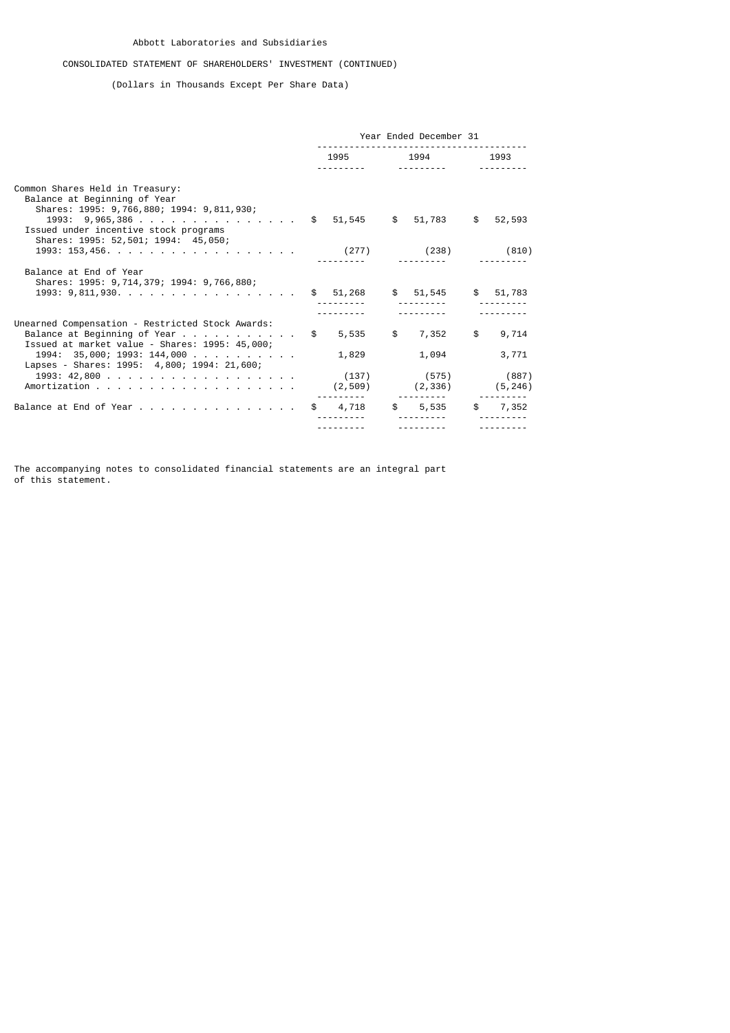Abbott Laboratories and Subsidiaries

CONSOLIDATED STATEMENT OF SHAREHOLDERS' INVESTMENT (CONTINUED)

(Dollars in Thousands Except Per Share Data)

| | Year Ended December 31 | | |
|---|---|---|---|
| | 1995 | 1994 | 1993 |
| **Common Shares Held in Treasury:** | | | |
| Balance at Beginning of Year<br>Shares: 1995: 9,766,880; 1994: 9,811,930;<br>1993: 9,965,386 | $ 51,545 | $ 51,783 | $ 52,593 |
| Issued under incentive stock programs<br>Shares: 1995: 52,501; 1994: 45,050;<br>1993: 153,456 | (277) | (238) | (810) |
| Balance at End of Year<br>Shares: 1995: 9,714,379; 1994: 9,766,880;<br>1993: 9,811,930 | $ 51,268 | $ 51,545 | $ 51,783 |
| **Unearned Compensation - Restricted Stock Awards:** | | | |
| Balance at Beginning of Year | $ 5,535 | $ 7,352 | $ 9,714 |
| Issued at market value - Shares: 1995: 45,000;<br>1994: 35,000; 1993: 144,000 | 1,829 | 1,094 | 3,771 |
| Lapses - Shares: 1995: 4,800; 1994: 21,600;<br>1993: 42,800 | (137) | (575) | (887) |
| Amortization | (2,509) | (2,336) | (5,246) |
| Balance at End of Year | $ 4,718 | $ 5,535 | $ 7,352 |

The accompanying notes to consolidated financial statements are an integral part of this statement.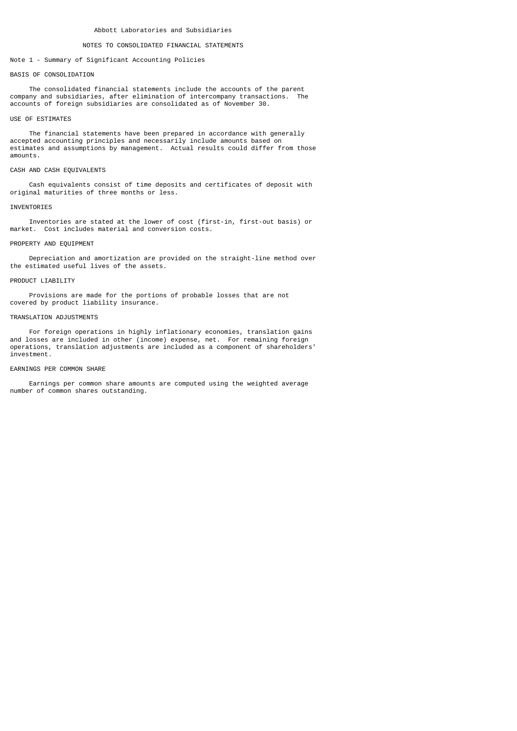# Abbott Laboratories and Subsidiaries

## NOTES TO CONSOLIDATED FINANCIAL STATEMENTS

### Note 1 - Summary of Significant Accounting Policies

#### BASIS OF CONSOLIDATION

The consolidated financial statements include the accounts of the parent company and subsidiaries, after elimination of intercompany transactions. The accounts of foreign subsidiaries are consolidated as of November 30.

#### USE OF ESTIMATES

The financial statements have been prepared in accordance with generally accepted accounting principles and necessarily include amounts based on estimates and assumptions by management. Actual results could differ from those amounts.

#### CASH AND CASH EQUIVALENTS

Cash equivalents consist of time deposits and certificates of deposit with original maturities of three months or less.

#### INVENTORIES

Inventories are stated at the lower of cost (first-in, first-out basis) or market. Cost includes material and conversion costs.

#### PROPERTY AND EQUIPMENT

Depreciation and amortization are provided on the straight-line method over the estimated useful lives of the assets.

#### PRODUCT LIABILITY

Provisions are made for the portions of probable losses that are not covered by product liability insurance.

#### TRANSLATION ADJUSTMENTS

For foreign operations in highly inflationary economies, translation gains and losses are included in other (income) expense, net. For remaining foreign operations, translation adjustments are included as a component of shareholders' investment.

#### EARNINGS PER COMMON SHARE

Earnings per common share amounts are computed using the weighted average number of common shares outstanding.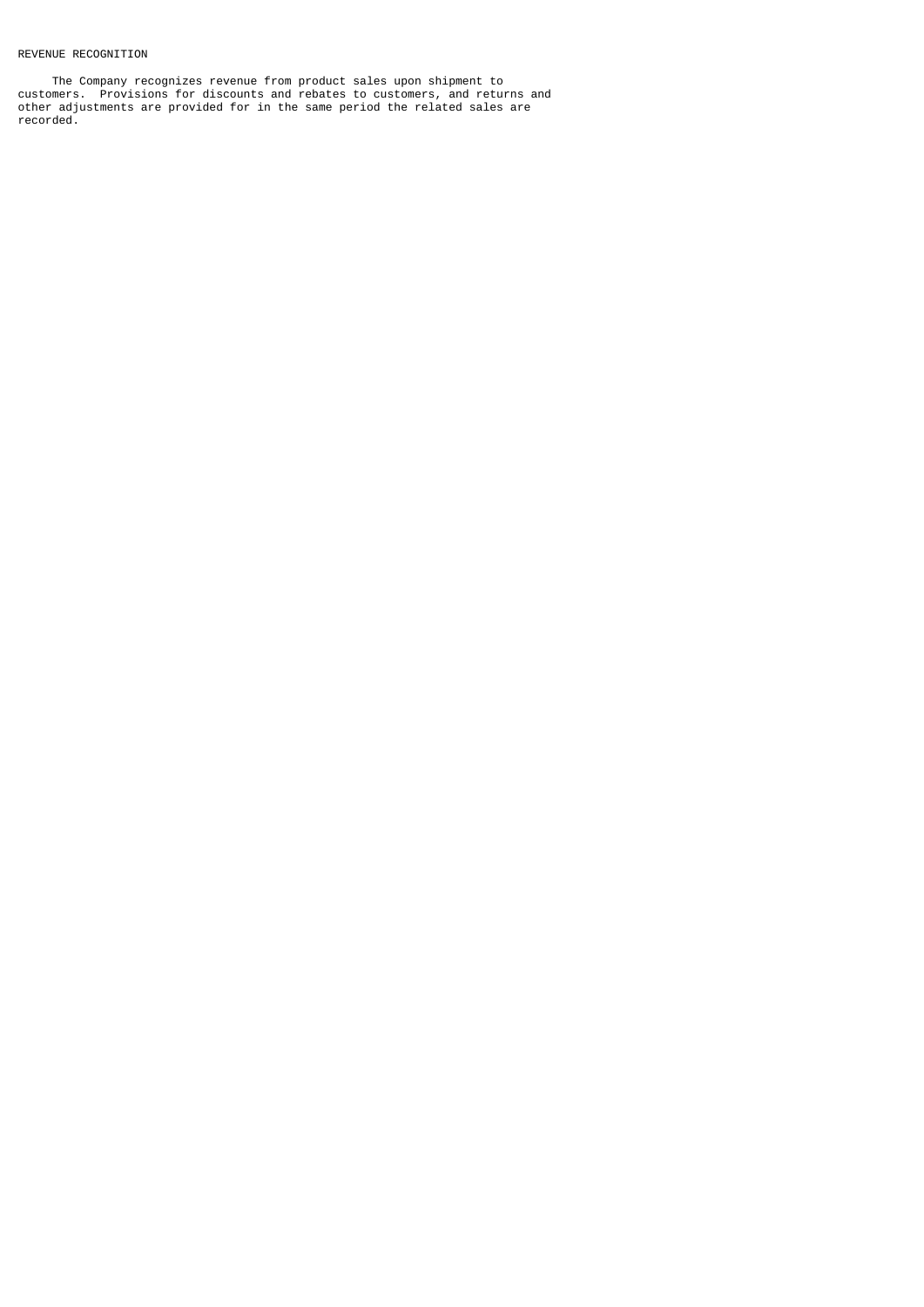## REVENUE RECOGNITION

The Company recognizes revenue from product sales upon shipment to customers. Provisions for discounts and rebates to customers, and returns and other adjustments are provided for in the same period the related sales are recorded.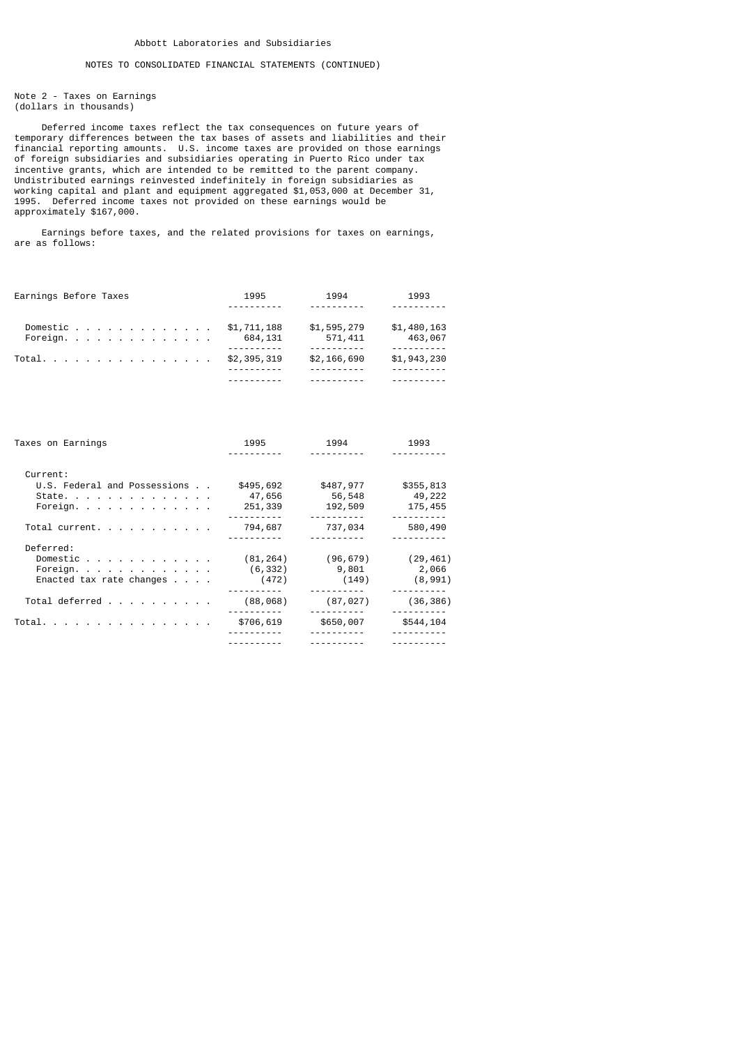Abbott Laboratories and Subsidiaries

NOTES TO CONSOLIDATED FINANCIAL STATEMENTS (CONTINUED)

Note 2 - Taxes on Earnings
(dollars in thousands)

Deferred income taxes reflect the tax consequences on future years of temporary differences between the tax bases of assets and liabilities and their financial reporting amounts. U.S. income taxes are provided on those earnings of foreign subsidiaries and subsidiaries operating in Puerto Rico under tax incentive grants, which are intended to be remitted to the parent company. Undistributed earnings reinvested indefinitely in foreign subsidiaries as working capital and plant and equipment aggregated $1,053,000 at December 31, 1995. Deferred income taxes not provided on these earnings would be approximately $167,000.

Earnings before taxes, and the related provisions for taxes on earnings, are as follows:

| Earnings Before Taxes | 1995 | 1994 | 1993 |
|---|---|---|---|
| Domestic | $1,711,188 | $1,595,279 | $1,480,163 |
| Foreign | 684,131 | 571,411 | 463,067 |
| Total | $2,395,319 | $2,166,690 | $1,943,230 |

| Taxes on Earnings | 1995 | 1994 | 1993 |
|---|---|---|---|
| Current: | | | |
| U.S. Federal and Possessions | $495,692 | $487,977 | $355,813 |
| State | 47,656 | 56,548 | 49,222 |
| Foreign | 251,339 | 192,509 | 175,455 |
| Total current | 794,687 | 737,034 | 580,490 |
| Deferred: | | | |
| Domestic | (81,264) | (96,679) | (29,461) |
| Foreign | (6,332) | 9,801 | 2,066 |
| Enacted tax rate changes | (472) | (149) | (8,991) |
| Total deferred | (88,068) | (87,027) | (36,386) |
| Total | $706,619 | $650,007 | $544,104 |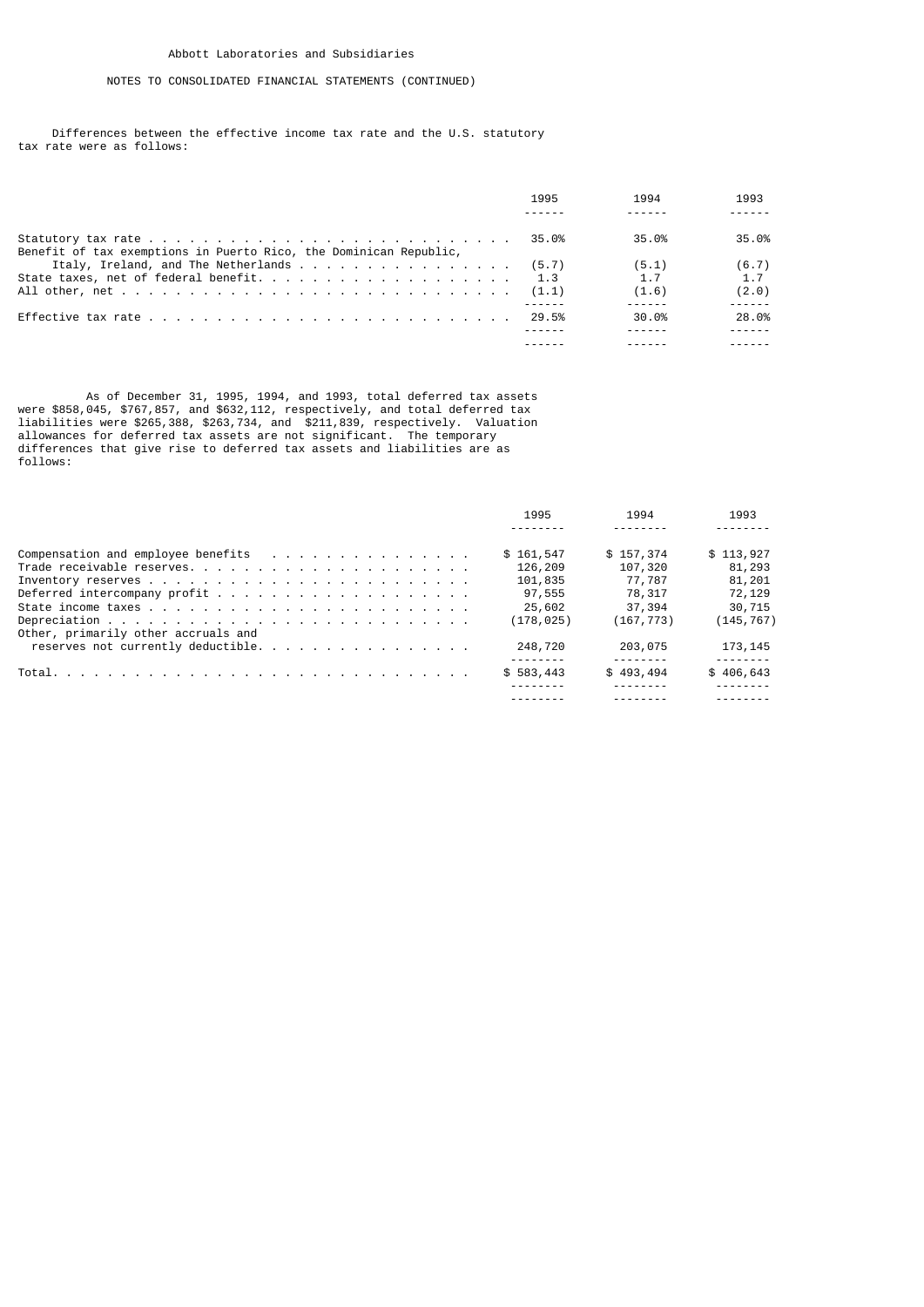Abbott Laboratories and Subsidiaries

NOTES TO CONSOLIDATED FINANCIAL STATEMENTS (CONTINUED)

Differences between the effective income tax rate and the U.S. statutory tax rate were as follows:

| | 1995 | 1994 | 1993 |
|---|---|---|---|
| Statutory tax rate | 35.0% | 35.0% | 35.0% |
| Benefit of tax exemptions in Puerto Rico, the Dominican Republic, Italy, Ireland, and The Netherlands | (5.7) | (5.1) | (6.7) |
| State taxes, net of federal benefit | 1.3 | 1.7 | 1.7 |
| All other, net | (1.1) | (1.6) | (2.0) |
| Effective tax rate | 29.5% | 30.0% | 28.0% |

As of December 31, 1995, 1994, and 1993, total deferred tax assets were $858,045, $767,857, and $632,112, respectively, and total deferred tax liabilities were $265,388, $263,734, and $211,839, respectively. Valuation allowances for deferred tax assets are not significant. The temporary differences that give rise to deferred tax assets and liabilities are as follows:

| | 1995 | 1994 | 1993 |
|---|---|---|---|
| Compensation and employee benefits | $ 161,547 | $ 157,374 | $ 113,927 |
| Trade receivable reserves | 126,209 | 107,320 | 81,293 |
| Inventory reserves | 101,835 | 77,787 | 81,201 |
| Deferred intercompany profit | 97,555 | 78,317 | 72,129 |
| State income taxes | 25,602 | 37,394 | 30,715 |
| Depreciation | (178,025) | (167,773) | (145,767) |
| Other, primarily other accruals and reserves not currently deductible | 248,720 | 203,075 | 173,145 |
| Total | $ 583,443 | $ 493,494 | $ 406,643 |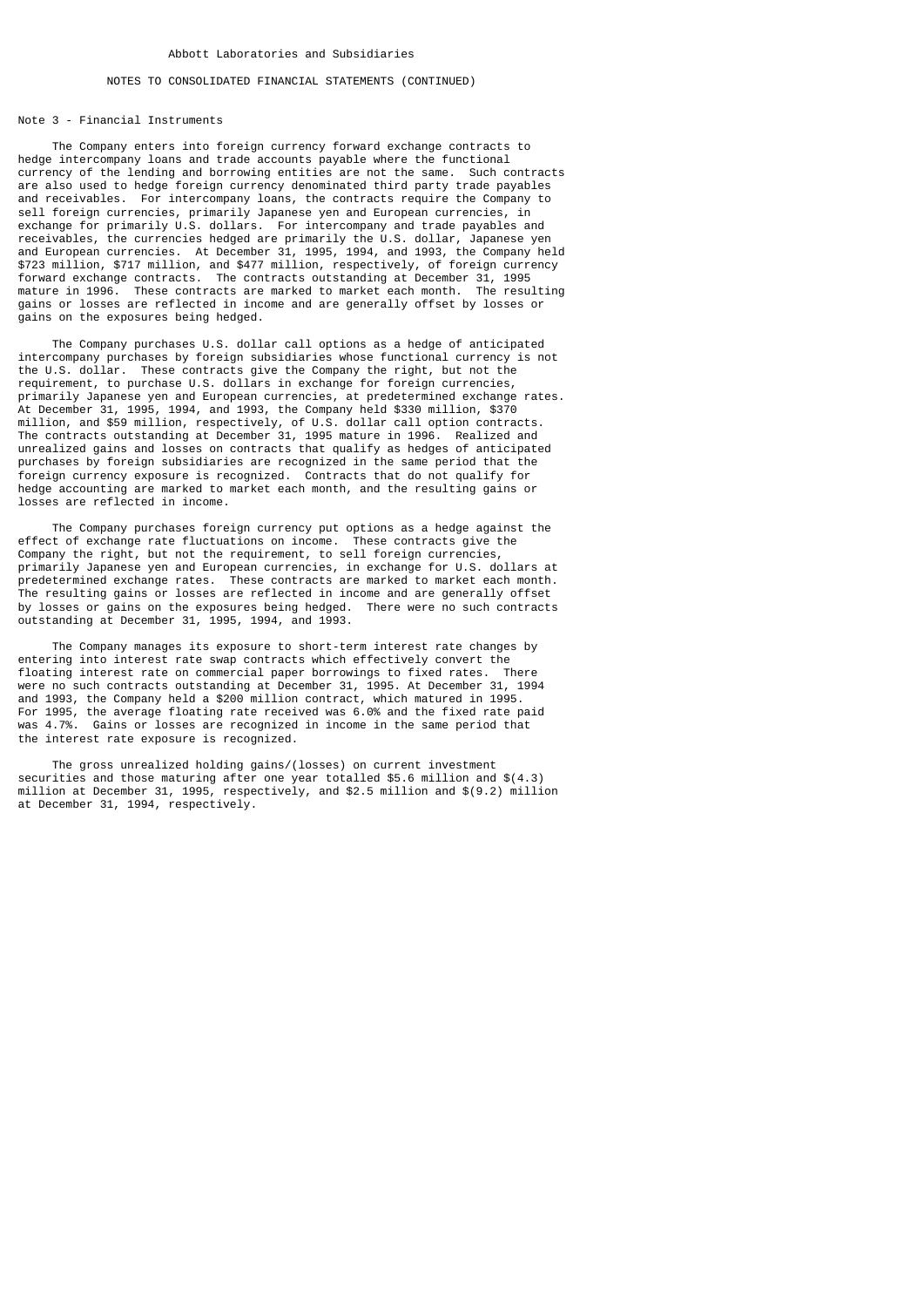Abbott Laboratories and Subsidiaries

NOTES TO CONSOLIDATED FINANCIAL STATEMENTS (CONTINUED)

## Note 3 - Financial Instruments

The Company enters into foreign currency forward exchange contracts to hedge intercompany loans and trade accounts payable where the functional currency of the lending and borrowing entities are not the same. Such contracts are also used to hedge foreign currency denominated third party trade payables and receivables. For intercompany loans, the contracts require the Company to sell foreign currencies, primarily Japanese yen and European currencies, in exchange for primarily U.S. dollars. For intercompany and trade payables and receivables, the currencies hedged are primarily the U.S. dollar, Japanese yen and European currencies. At December 31, 1995, 1994, and 1993, the Company held $723 million, $717 million, and $477 million, respectively, of foreign currency forward exchange contracts. The contracts outstanding at December 31, 1995 mature in 1996. These contracts are marked to market each month. The resulting gains or losses are reflected in income and are generally offset by losses or gains on the exposures being hedged.

The Company purchases U.S. dollar call options as a hedge of anticipated intercompany purchases by foreign subsidiaries whose functional currency is not the U.S. dollar. These contracts give the Company the right, but not the requirement, to purchase U.S. dollars in exchange for foreign currencies, primarily Japanese yen and European currencies, at predetermined exchange rates. At December 31, 1995, 1994, and 1993, the Company held $330 million, $370 million, and $59 million, respectively, of U.S. dollar call option contracts. The contracts outstanding at December 31, 1995 mature in 1996. Realized and unrealized gains and losses on contracts that qualify as hedges of anticipated purchases by foreign subsidiaries are recognized in the same period that the foreign currency exposure is recognized. Contracts that do not qualify for hedge accounting are marked to market each month, and the resulting gains or losses are reflected in income.

The Company purchases foreign currency put options as a hedge against the effect of exchange rate fluctuations on income. These contracts give the Company the right, but not the requirement, to sell foreign currencies, primarily Japanese yen and European currencies, in exchange for U.S. dollars at predetermined exchange rates. These contracts are marked to market each month. The resulting gains or losses are reflected in income and are generally offset by losses or gains on the exposures being hedged. There were no such contracts outstanding at December 31, 1995, 1994, and 1993.

The Company manages its exposure to short-term interest rate changes by entering into interest rate swap contracts which effectively convert the floating interest rate on commercial paper borrowings to fixed rates. There were no such contracts outstanding at December 31, 1995. At December 31, 1994 and 1993, the Company held a $200 million contract, which matured in 1995. For 1995, the average floating rate received was 6.0% and the fixed rate paid was 4.7%. Gains or losses are recognized in income in the same period that the interest rate exposure is recognized.

The gross unrealized holding gains/(losses) on current investment securities and those maturing after one year totalled $5.6 million and $(4.3) million at December 31, 1995, respectively, and $2.5 million and $(9.2) million at December 31, 1994, respectively.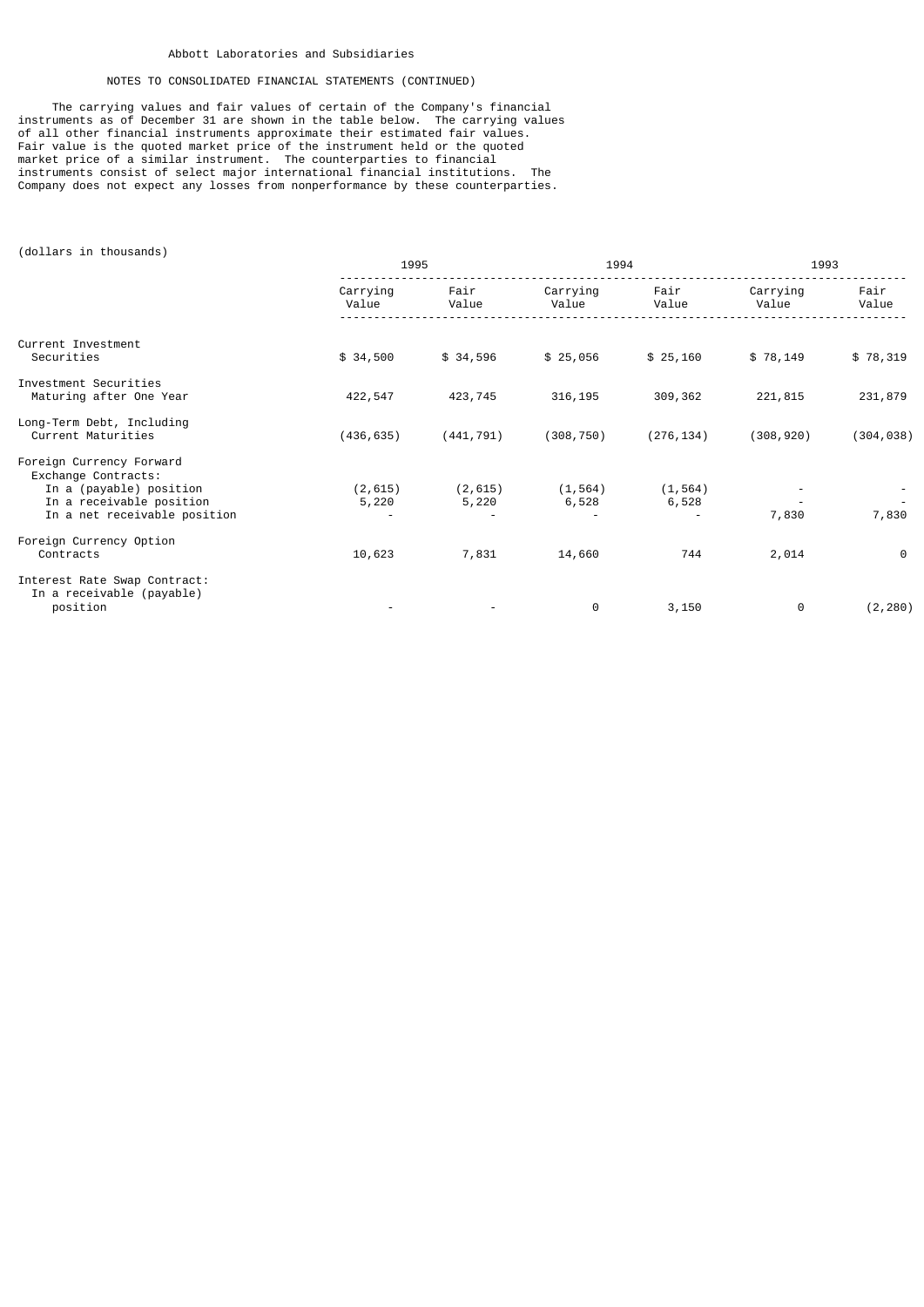Abbott Laboratories and Subsidiaries

NOTES TO CONSOLIDATED FINANCIAL STATEMENTS (CONTINUED)

The carrying values and fair values of certain of the Company's financial instruments as of December 31 are shown in the table below. The carrying values of all other financial instruments approximate their estimated fair values. Fair value is the quoted market price of the instrument held or the quoted market price of a similar instrument. The counterparties to financial instruments consist of select major international financial institutions. The Company does not expect any losses from nonperformance by these counterparties.

(dollars in thousands)

| | 1995 | | 1994 | | 1993 | |
|---|---|---|---|---|---|---|
| | Carrying Value | Fair Value | Carrying Value | Fair Value | Carrying Value | Fair Value |
| Current Investment Securities | $ 34,500 | $ 34,596 | $ 25,056 | $ 25,160 | $ 78,149 | $ 78,319 |
| Investment Securities Maturing after One Year | 422,547 | 423,745 | 316,195 | 309,362 | 221,815 | 231,879 |
| Long-Term Debt, Including Current Maturities | (436,635) | (441,791) | (308,750) | (276,134) | (308,920) | (304,038) |
| Foreign Currency Forward Exchange Contracts: | | | | | | |
| In a (payable) position | (2,615) | (2,615) | (1,564) | (1,564) | - | - |
| In a receivable position | 5,220 | 5,220 | 6,528 | 6,528 | - | - |
| In a net receivable position | - | - | - | - | 7,830 | 7,830 |
| Foreign Currency Option Contracts | 10,623 | 7,831 | 14,660 | 744 | 2,014 | 0 |
| Interest Rate Swap Contract: In a receivable (payable) position | - | - | 0 | 3,150 | 0 | (2,280) |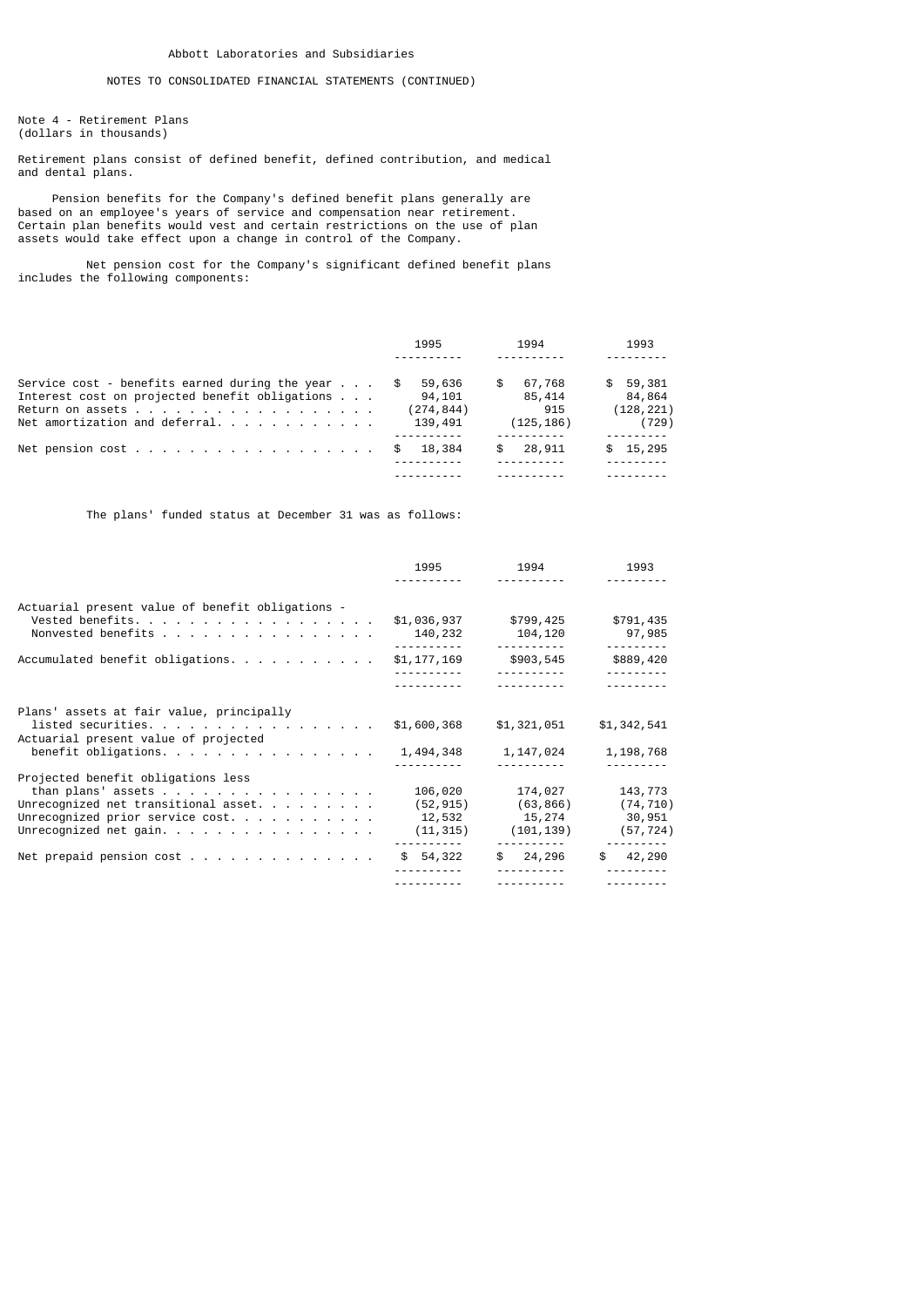Abbott Laboratories and Subsidiaries

NOTES TO CONSOLIDATED FINANCIAL STATEMENTS (CONTINUED)

Note 4 - Retirement Plans
(dollars in thousands)

Retirement plans consist of defined benefit, defined contribution, and medical and dental plans.

Pension benefits for the Company's defined benefit plans generally are based on an employee's years of service and compensation near retirement. Certain plan benefits would vest and certain restrictions on the use of plan assets would take effect upon a change in control of the Company.

Net pension cost for the Company's significant defined benefit plans includes the following components:

| | 1995 | 1994 | 1993 |
|---|---|---|---|
| Service cost - benefits earned during the year | $ 59,636 | $ 67,768 | $ 59,381 |
| Interest cost on projected benefit obligations | 94,101 | 85,414 | 84,864 |
| Return on assets | (274,844) | 915 | (128,221) |
| Net amortization and deferral | 139,491 | (125,186) | (729) |
| Net pension cost | $ 18,384 | $ 28,911 | $ 15,295 |

The plans' funded status at December 31 was as follows:

| | 1995 | 1994 | 1993 |
|---|---|---|---|
| Actuarial present value of benefit obligations - | | | |
| Vested benefits | $1,036,937 | $799,425 | $791,435 |
| Nonvested benefits | 140,232 | 104,120 | 97,985 |
| Accumulated benefit obligations | $1,177,169 | $903,545 | $889,420 |
| Plans' assets at fair value, principally listed securities | $1,600,368 | $1,321,051 | $1,342,541 |
| Actuarial present value of projected benefit obligations | 1,494,348 | 1,147,024 | 1,198,768 |
| Projected benefit obligations less than plans' assets | 106,020 | 174,027 | 143,773 |
| Unrecognized net transitional asset | (52,915) | (63,866) | (74,710) |
| Unrecognized prior service cost | 12,532 | 15,274 | 30,951 |
| Unrecognized net gain | (11,315) | (101,139) | (57,724) |
| Net prepaid pension cost | $ 54,322 | $ 24,296 | $ 42,290 |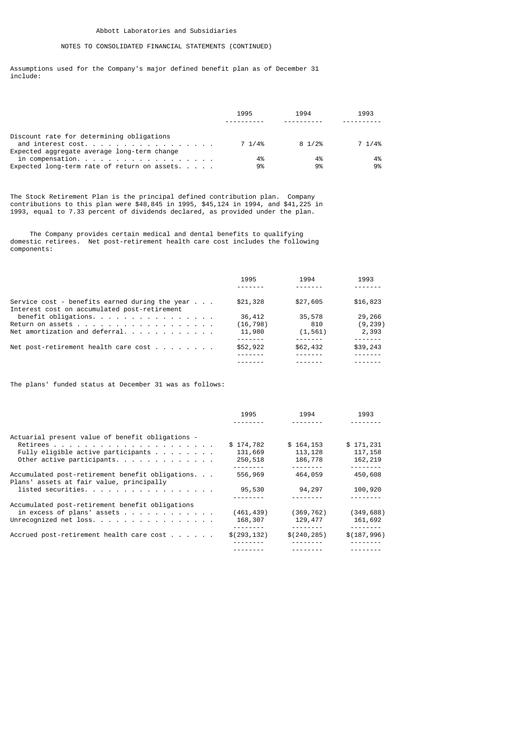Abbott Laboratories and Subsidiaries

NOTES TO CONSOLIDATED FINANCIAL STATEMENTS (CONTINUED)

Assumptions used for the Company's major defined benefit plan as of December 31 include:

| | 1995 | 1994 | 1993 |
|---|---|---|---|
| Discount rate for determining obligations and interest cost | 7 1/4% | 8 1/2% | 7 1/4% |
| Expected aggregate average long-term change in compensation | 4% | 4% | 4% |
| Expected long-term rate of return on assets | 9% | 9% | 9% |

The Stock Retirement Plan is the principal defined contribution plan. Company contributions to this plan were $48,845 in 1995, $45,124 in 1994, and $41,225 in 1993, equal to 7.33 percent of dividends declared, as provided under the plan.

The Company provides certain medical and dental benefits to qualifying domestic retirees. Net post-retirement health care cost includes the following components:

| | 1995 | 1994 | 1993 |
|---|---|---|---|
| Service cost - benefits earned during the year | $21,328 | $27,605 | $16,823 |
| Interest cost on accumulated post-retirement benefit obligations | 36,412 | 35,578 | 29,266 |
| Return on assets | (16,798) | 810 | (9,239) |
| Net amortization and deferral | 11,980 | (1,561) | 2,393 |
| Net post-retirement health care cost | $52,922 | $62,432 | $39,243 |

The plans' funded status at December 31 was as follows:

| | 1995 | 1994 | 1993 |
|---|---|---|---|
| Actuarial present value of benefit obligations - | | | |
| Retirees | $ 174,782 | $ 164,153 | $ 171,231 |
| Fully eligible active participants | 131,669 | 113,128 | 117,158 |
| Other active participants | 250,518 | 186,778 | 162,219 |
| Accumulated post-retirement benefit obligations | 556,969 | 464,059 | 450,608 |
| Plans' assets at fair value, principally listed securities | 95,530 | 94,297 | 100,920 |
| Accumulated post-retirement benefit obligations in excess of plans' assets | (461,439) | (369,762) | (349,688) |
| Unrecognized net loss | 168,307 | 129,477 | 161,692 |
| Accrued post-retirement health care cost | $(293,132) | $(240,285) | $(187,996) |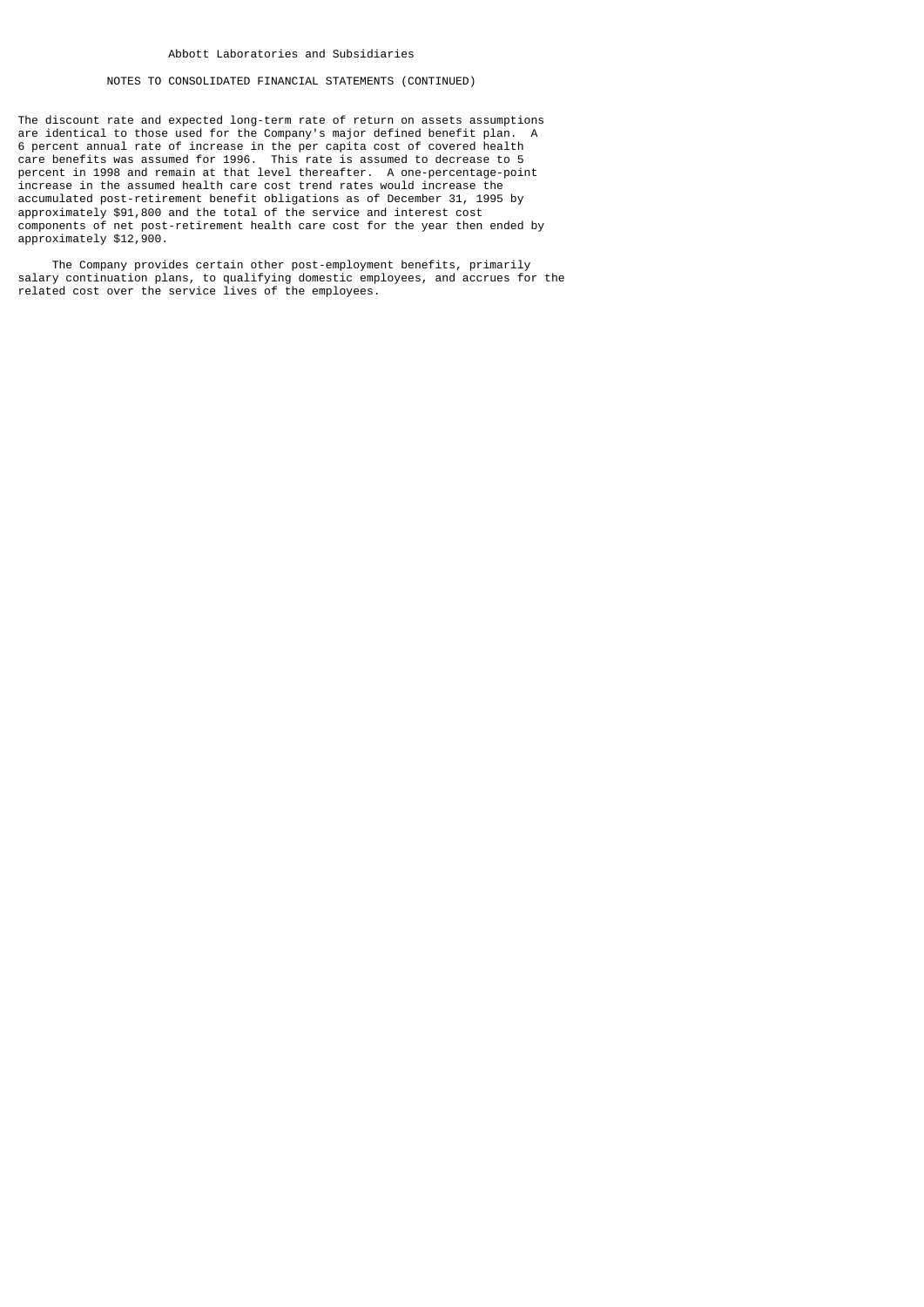Abbott Laboratories and Subsidiaries

NOTES TO CONSOLIDATED FINANCIAL STATEMENTS (CONTINUED)

The discount rate and expected long-term rate of return on assets assumptions are identical to those used for the Company's major defined benefit plan. A 6 percent annual rate of increase in the per capita cost of covered health care benefits was assumed for 1996. This rate is assumed to decrease to 5 percent in 1998 and remain at that level thereafter. A one-percentage-point increase in the assumed health care cost trend rates would increase the accumulated post-retirement benefit obligations as of December 31, 1995 by approximately $91,800 and the total of the service and interest cost components of net post-retirement health care cost for the year then ended by approximately $12,900.

The Company provides certain other post-employment benefits, primarily salary continuation plans, to qualifying domestic employees, and accrues for the related cost over the service lives of the employees.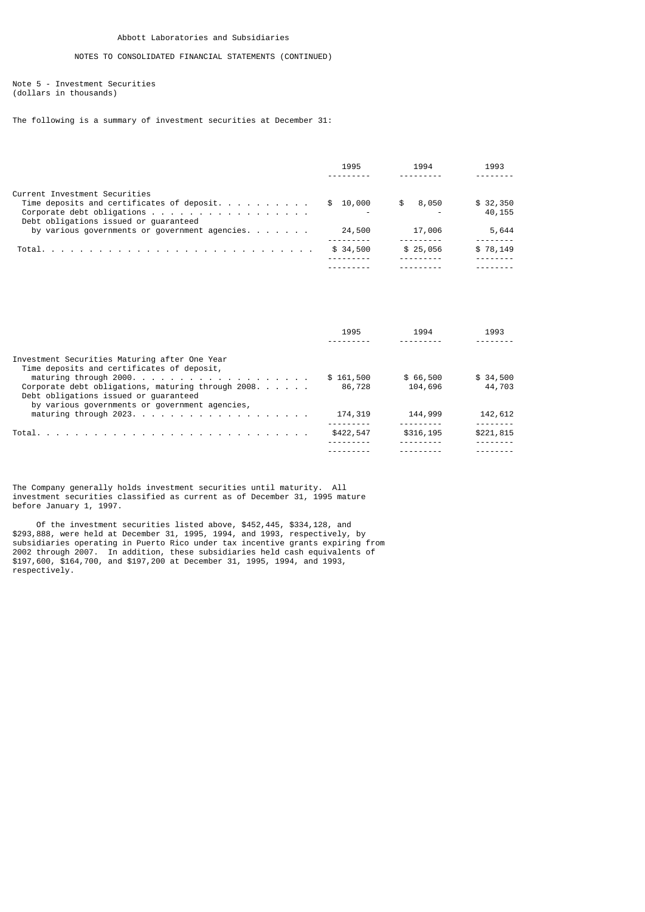Abbott Laboratories and Subsidiaries

NOTES TO CONSOLIDATED FINANCIAL STATEMENTS (CONTINUED)

## Note 5 - Investment Securities
(dollars in thousands)

The following is a summary of investment securities at December 31:

| | 1995 | 1994 | 1993 |
|---|---|---|---|
| Current Investment Securities | | | |
| Time deposits and certificates of deposit. . . . . . . . . . | $ 10,000 | $ 8,050 | $ 32,350 |
| Corporate debt obligations . . . . . . . . . . . . . . . . . | - | - | 40,155 |
| Debt obligations issued or guaranteed by various governments or government agencies. . . . . . . | 24,500 | 17,006 | 5,644 |
| Total. . . . . . . . . . . . . . . . . . . . . . . . . . . . | $ 34,500 | $ 25,056 | $ 78,149 |

| | 1995 | 1994 | 1993 |
|---|---|---|---|
| Investment Securities Maturing after One Year | | | |
| Time deposits and certificates of deposit, maturing through 2000. . . . . . . . . . . . . . . . . . . | $ 161,500 | $ 66,500 | $ 34,500 |
| Corporate debt obligations, maturing through 2008. . . . . . | 86,728 | 104,696 | 44,703 |
| Debt obligations issued or guaranteed by various governments or government agencies, maturing through 2023. . . . . . . . . . . . . . . . . . | 174,319 | 144,999 | 142,612 |
| Total. . . . . . . . . . . . . . . . . . . . . . . . . . . . | $422,547 | $316,195 | $221,815 |

The Company generally holds investment securities until maturity. All investment securities classified as current as of December 31, 1995 mature before January 1, 1997.

Of the investment securities listed above, $452,445, $334,128, and $293,888, were held at December 31, 1995, 1994, and 1993, respectively, by subsidiaries operating in Puerto Rico under tax incentive grants expiring from 2002 through 2007. In addition, these subsidiaries held cash equivalents of $197,600, $164,700, and $197,200 at December 31, 1995, 1994, and 1993, respectively.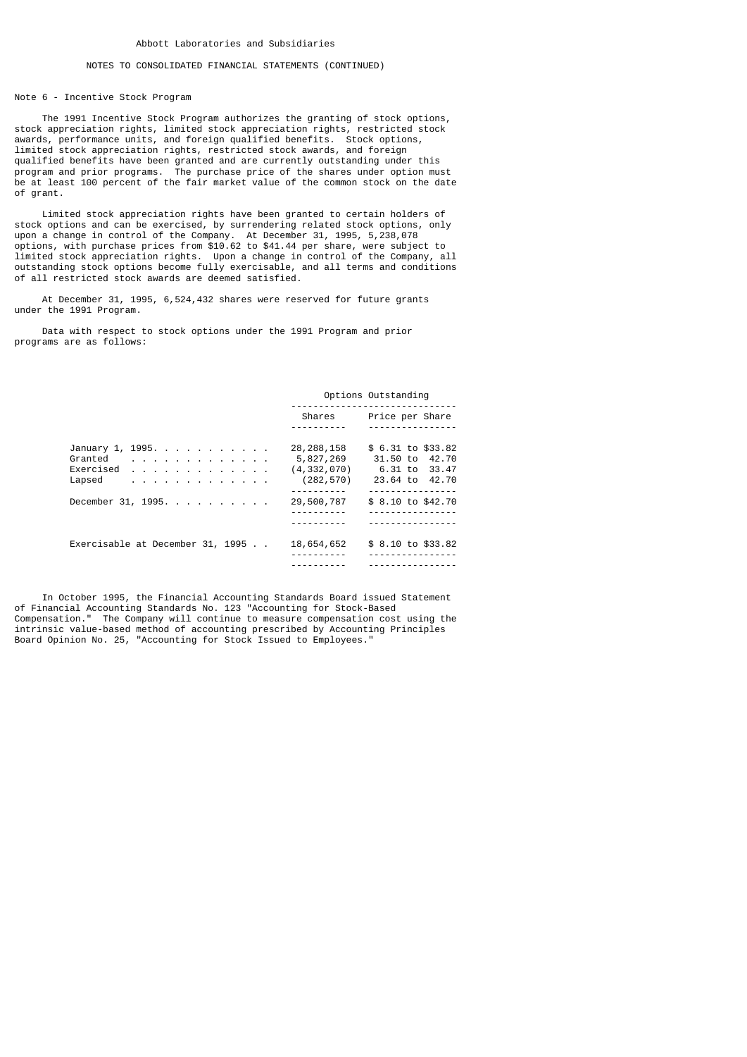Abbott Laboratories and Subsidiaries

NOTES TO CONSOLIDATED FINANCIAL STATEMENTS (CONTINUED)

## Note 6 - Incentive Stock Program

The 1991 Incentive Stock Program authorizes the granting of stock options, stock appreciation rights, limited stock appreciation rights, restricted stock awards, performance units, and foreign qualified benefits. Stock options, limited stock appreciation rights, restricted stock awards, and foreign qualified benefits have been granted and are currently outstanding under this program and prior programs. The purchase price of the shares under option must be at least 100 percent of the fair market value of the common stock on the date of grant.

Limited stock appreciation rights have been granted to certain holders of stock options and can be exercised, by surrendering related stock options, only upon a change in control of the Company. At December 31, 1995, 5,238,078 options, with purchase prices from $10.62 to $41.44 per share, were subject to limited stock appreciation rights. Upon a change in control of the Company, all outstanding stock options become fully exercisable, and all terms and conditions of all restricted stock awards are deemed satisfied.

At December 31, 1995, 6,524,432 shares were reserved for future grants under the 1991 Program.

Data with respect to stock options under the 1991 Program and prior programs are as follows:

| | Options Outstanding | |
|---|---|---|
| | Shares | Price per Share |
| January 1, 1995 | 28,288,158 | $ 6.31 to $33.82 |
| Granted | 5,827,269 | 31.50 to 42.70 |
| Exercised | (4,332,070) | 6.31 to 33.47 |
| Lapsed | (282,570) | 23.64 to 42.70 |
| December 31, 1995 | 29,500,787 | $ 8.10 to $42.70 |
| Exercisable at December 31, 1995 | 18,654,652 | $ 8.10 to $33.82 |

In October 1995, the Financial Accounting Standards Board issued Statement of Financial Accounting Standards No. 123 "Accounting for Stock-Based Compensation." The Company will continue to measure compensation cost using the intrinsic value-based method of accounting prescribed by Accounting Principles Board Opinion No. 25, "Accounting for Stock Issued to Employees."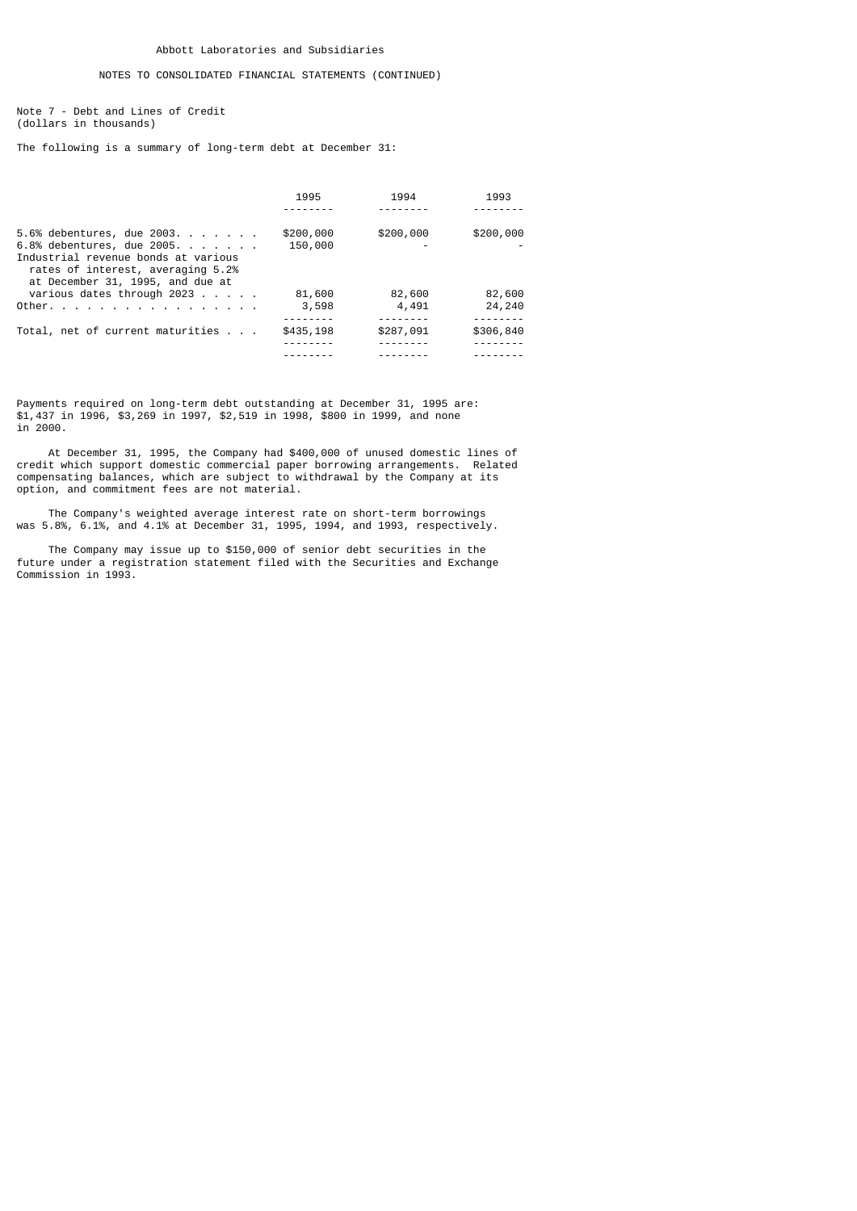Abbott Laboratories and Subsidiaries

NOTES TO CONSOLIDATED FINANCIAL STATEMENTS (CONTINUED)

Note 7 - Debt and Lines of Credit
(dollars in thousands)

The following is a summary of long-term debt at December 31:

| | 1995 | 1994 | 1993 |
|---|---|---|---|
| 5.6% debentures, due 2003 | $200,000 | $200,000 | $200,000 |
| 6.8% debentures, due 2005 | 150,000 | - | - |
| Industrial revenue bonds at various rates of interest, averaging 5.2% at December 31, 1995, and due at various dates through 2023 | 81,600 | 82,600 | 82,600 |
| Other | 3,598 | 4,491 | 24,240 |
| Total, net of current maturities | $435,198 | $287,091 | $306,840 |

Payments required on long-term debt outstanding at December 31, 1995 are: $1,437 in 1996, $3,269 in 1997, $2,519 in 1998, $800 in 1999, and none in 2000.

At December 31, 1995, the Company had $400,000 of unused domestic lines of credit which support domestic commercial paper borrowing arrangements. Related compensating balances, which are subject to withdrawal by the Company at its option, and commitment fees are not material.

The Company's weighted average interest rate on short-term borrowings was 5.8%, 6.1%, and 4.1% at December 31, 1995, 1994, and 1993, respectively.

The Company may issue up to $150,000 of senior debt securities in the future under a registration statement filed with the Securities and Exchange Commission in 1993.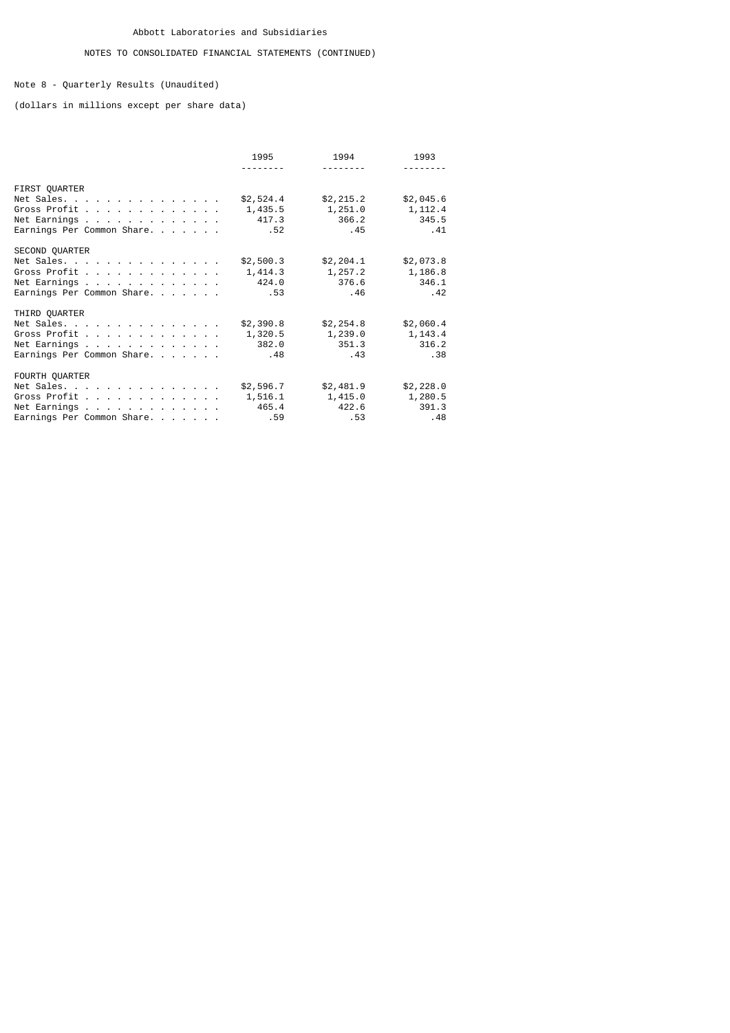Abbott Laboratories and Subsidiaries

NOTES TO CONSOLIDATED FINANCIAL STATEMENTS (CONTINUED)

## Note 8 - Quarterly Results (Unaudited)

(dollars in millions except per share data)

| | 1995 | 1994 | 1993 |
|---|---|---|---|
| **FIRST QUARTER** | | | |
| Net Sales | $2,524.4 | $2,215.2 | $2,045.6 |
| Gross Profit | 1,435.5 | 1,251.0 | 1,112.4 |
| Net Earnings | 417.3 | 366.2 | 345.5 |
| Earnings Per Common Share | .52 | .45 | .41 |
| **SECOND QUARTER** | | | |
| Net Sales | $2,500.3 | $2,204.1 | $2,073.8 |
| Gross Profit | 1,414.3 | 1,257.2 | 1,186.8 |
| Net Earnings | 424.0 | 376.6 | 346.1 |
| Earnings Per Common Share | .53 | .46 | .42 |
| **THIRD QUARTER** | | | |
| Net Sales | $2,390.8 | $2,254.8 | $2,060.4 |
| Gross Profit | 1,320.5 | 1,239.0 | 1,143.4 |
| Net Earnings | 382.0 | 351.3 | 316.2 |
| Earnings Per Common Share | .48 | .43 | .38 |
| **FOURTH QUARTER** | | | |
| Net Sales | $2,596.7 | $2,481.9 | $2,228.0 |
| Gross Profit | 1,516.1 | 1,415.0 | 1,280.5 |
| Net Earnings | 465.4 | 422.6 | 391.3 |
| Earnings Per Common Share | .59 | .53 | .48 |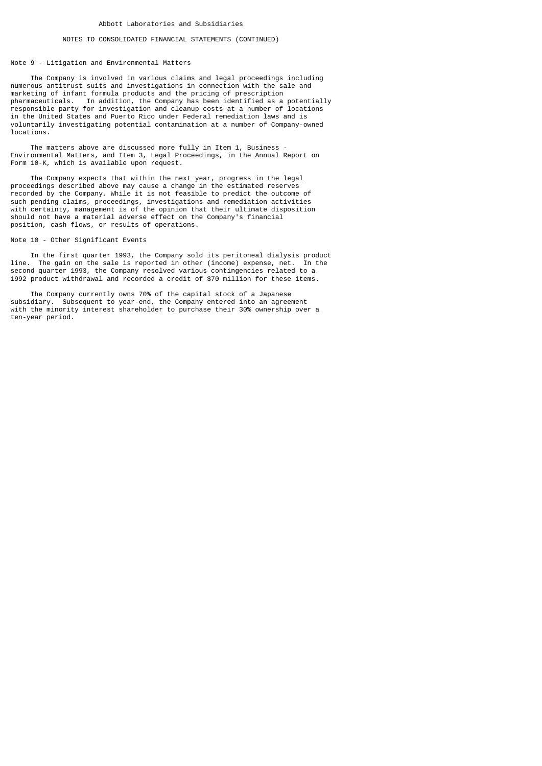Abbott Laboratories and Subsidiaries

NOTES TO CONSOLIDATED FINANCIAL STATEMENTS (CONTINUED)

## Note 9 - Litigation and Environmental Matters

The Company is involved in various claims and legal proceedings including numerous antitrust suits and investigations in connection with the sale and marketing of infant formula products and the pricing of prescription pharmaceuticals. In addition, the Company has been identified as a potentially responsible party for investigation and cleanup costs at a number of locations in the United States and Puerto Rico under Federal remediation laws and is voluntarily investigating potential contamination at a number of Company-owned locations.

The matters above are discussed more fully in Item 1, Business - Environmental Matters, and Item 3, Legal Proceedings, in the Annual Report on Form 10-K, which is available upon request.

The Company expects that within the next year, progress in the legal proceedings described above may cause a change in the estimated reserves recorded by the Company. While it is not feasible to predict the outcome of such pending claims, proceedings, investigations and remediation activities with certainty, management is of the opinion that their ultimate disposition should not have a material adverse effect on the Company's financial position, cash flows, or results of operations.

## Note 10 - Other Significant Events

In the first quarter 1993, the Company sold its peritoneal dialysis product line. The gain on the sale is reported in other (income) expense, net. In the second quarter 1993, the Company resolved various contingencies related to a 1992 product withdrawal and recorded a credit of $70 million for these items.

The Company currently owns 70% of the capital stock of a Japanese subsidiary. Subsequent to year-end, the Company entered into an agreement with the minority interest shareholder to purchase their 30% ownership over a ten-year period.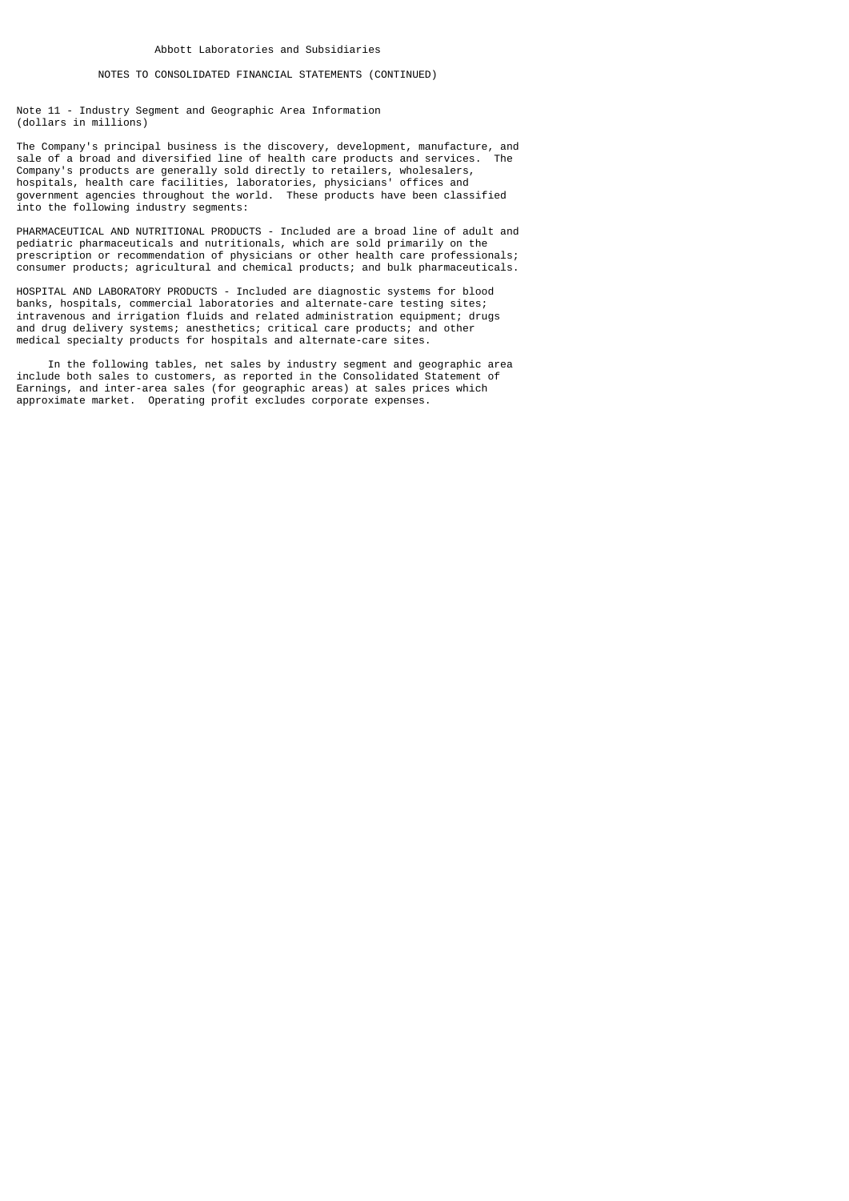Abbott Laboratories and Subsidiaries

NOTES TO CONSOLIDATED FINANCIAL STATEMENTS (CONTINUED)

## Note 11 - Industry Segment and Geographic Area Information
(dollars in millions)

The Company's principal business is the discovery, development, manufacture, and sale of a broad and diversified line of health care products and services. The Company's products are generally sold directly to retailers, wholesalers, hospitals, health care facilities, laboratories, physicians' offices and government agencies throughout the world. These products have been classified into the following industry segments:

PHARMACEUTICAL AND NUTRITIONAL PRODUCTS - Included are a broad line of adult and pediatric pharmaceuticals and nutritionals, which are sold primarily on the prescription or recommendation of physicians or other health care professionals; consumer products; agricultural and chemical products; and bulk pharmaceuticals.

HOSPITAL AND LABORATORY PRODUCTS - Included are diagnostic systems for blood banks, hospitals, commercial laboratories and alternate-care testing sites; intravenous and irrigation fluids and related administration equipment; drugs and drug delivery systems; anesthetics; critical care products; and other medical specialty products for hospitals and alternate-care sites.

In the following tables, net sales by industry segment and geographic area include both sales to customers, as reported in the Consolidated Statement of Earnings, and inter-area sales (for geographic areas) at sales prices which approximate market. Operating profit excludes corporate expenses.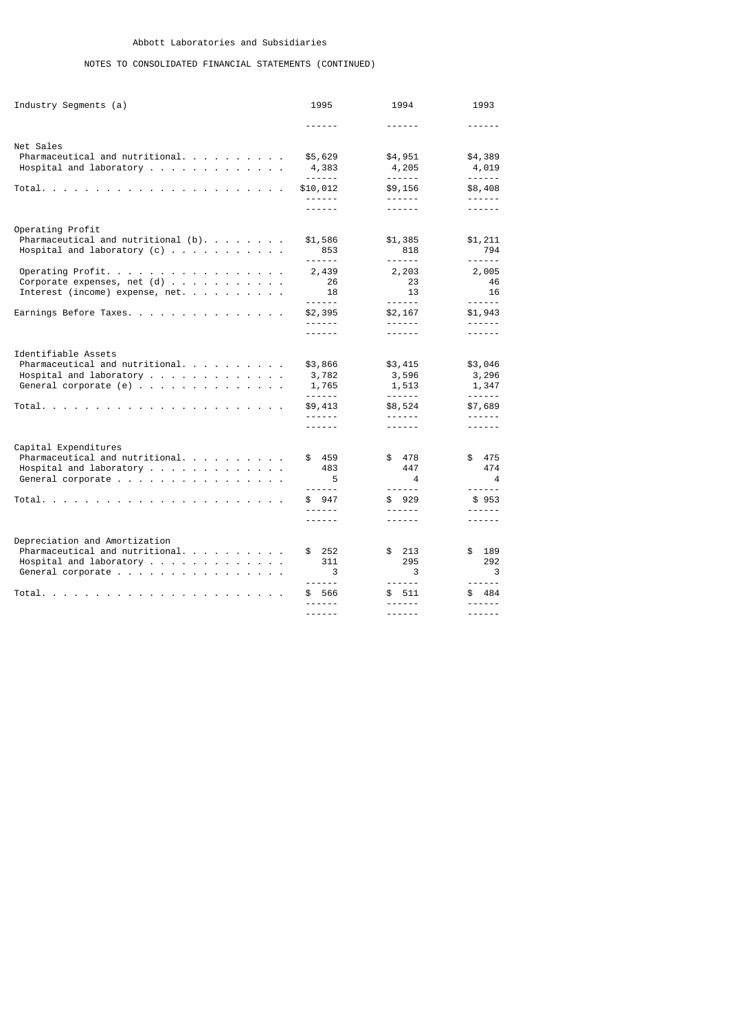Abbott Laboratories and Subsidiaries

NOTES TO CONSOLIDATED FINANCIAL STATEMENTS (CONTINUED)

| Industry Segments (a) | 1995 | 1994 | 1993 |
|---|---|---|---|
| **Net Sales** | | | |
| Pharmaceutical and nutritional | $5,629 | $4,951 | $4,389 |
| Hospital and laboratory | 4,383 | 4,205 | 4,019 |
| Total | $10,012 | $9,156 | $8,408 |
| **Operating Profit** | | | |
| Pharmaceutical and nutritional (b) | $1,586 | $1,385 | $1,211 |
| Hospital and laboratory (c) | 853 | 818 | 794 |
| Operating Profit | 2,439 | 2,203 | 2,005 |
| Corporate expenses, net (d) | 26 | 23 | 46 |
| Interest (income) expense, net | 18 | 13 | 16 |
| Earnings Before Taxes | $2,395 | $2,167 | $1,943 |
| **Identifiable Assets** | | | |
| Pharmaceutical and nutritional | $3,866 | $3,415 | $3,046 |
| Hospital and laboratory | 3,782 | 3,596 | 3,296 |
| General corporate (e) | 1,765 | 1,513 | 1,347 |
| Total | $9,413 | $8,524 | $7,689 |
| **Capital Expenditures** | | | |
| Pharmaceutical and nutritional | $ 459 | $ 478 | $ 475 |
| Hospital and laboratory | 483 | 447 | 474 |
| General corporate | 5 | 4 | 4 |
| Total | $ 947 | $ 929 | $ 953 |
| **Depreciation and Amortization** | | | |
| Pharmaceutical and nutritional | $ 252 | $ 213 | $ 189 |
| Hospital and laboratory | 311 | 295 | 292 |
| General corporate | 3 | 3 | 3 |
| Total | $ 566 | $ 511 | $ 484 |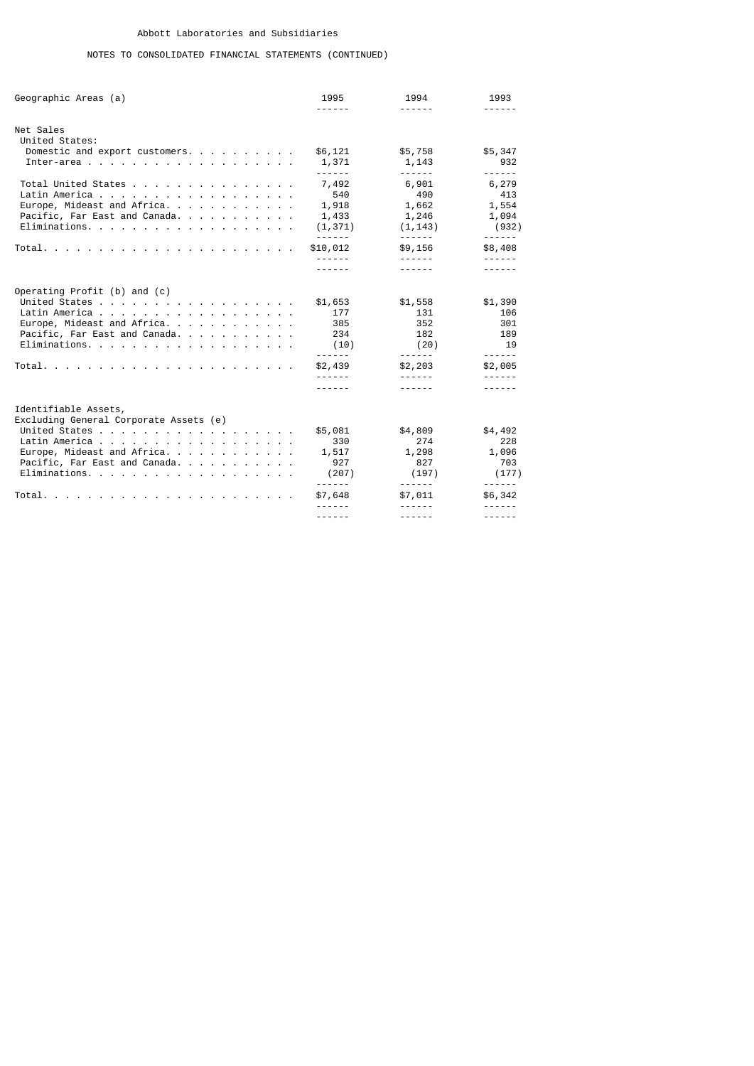Abbott Laboratories and Subsidiaries

NOTES TO CONSOLIDATED FINANCIAL STATEMENTS (CONTINUED)

| Geographic Areas (a) | 1995 | 1994 | 1993 |
|---|---|---|---|
| **Net Sales** | | | |
| United States: | | | |
| Domestic and export customers | $6,121 | $5,758 | $5,347 |
| Inter-area | 1,371 | 1,143 | 932 |
| Total United States | 7,492 | 6,901 | 6,279 |
| Latin America | 540 | 490 | 413 |
| Europe, Mideast and Africa | 1,918 | 1,662 | 1,554 |
| Pacific, Far East and Canada | 1,433 | 1,246 | 1,094 |
| Eliminations | (1,371) | (1,143) | (932) |
| Total | $10,012 | $9,156 | $8,408 |
| **Operating Profit (b) and (c)** | | | |
| United States | $1,653 | $1,558 | $1,390 |
| Latin America | 177 | 131 | 106 |
| Europe, Mideast and Africa | 385 | 352 | 301 |
| Pacific, Far East and Canada | 234 | 182 | 189 |
| Eliminations | (10) | (20) | 19 |
| Total | $2,439 | $2,203 | $2,005 |
| **Identifiable Assets, Excluding General Corporate Assets (e)** | | | |
| United States | $5,081 | $4,809 | $4,492 |
| Latin America | 330 | 274 | 228 |
| Europe, Mideast and Africa | 1,517 | 1,298 | 1,096 |
| Pacific, Far East and Canada | 927 | 827 | 703 |
| Eliminations | (207) | (197) | (177) |
| Total | $7,648 | $7,011 | $6,342 |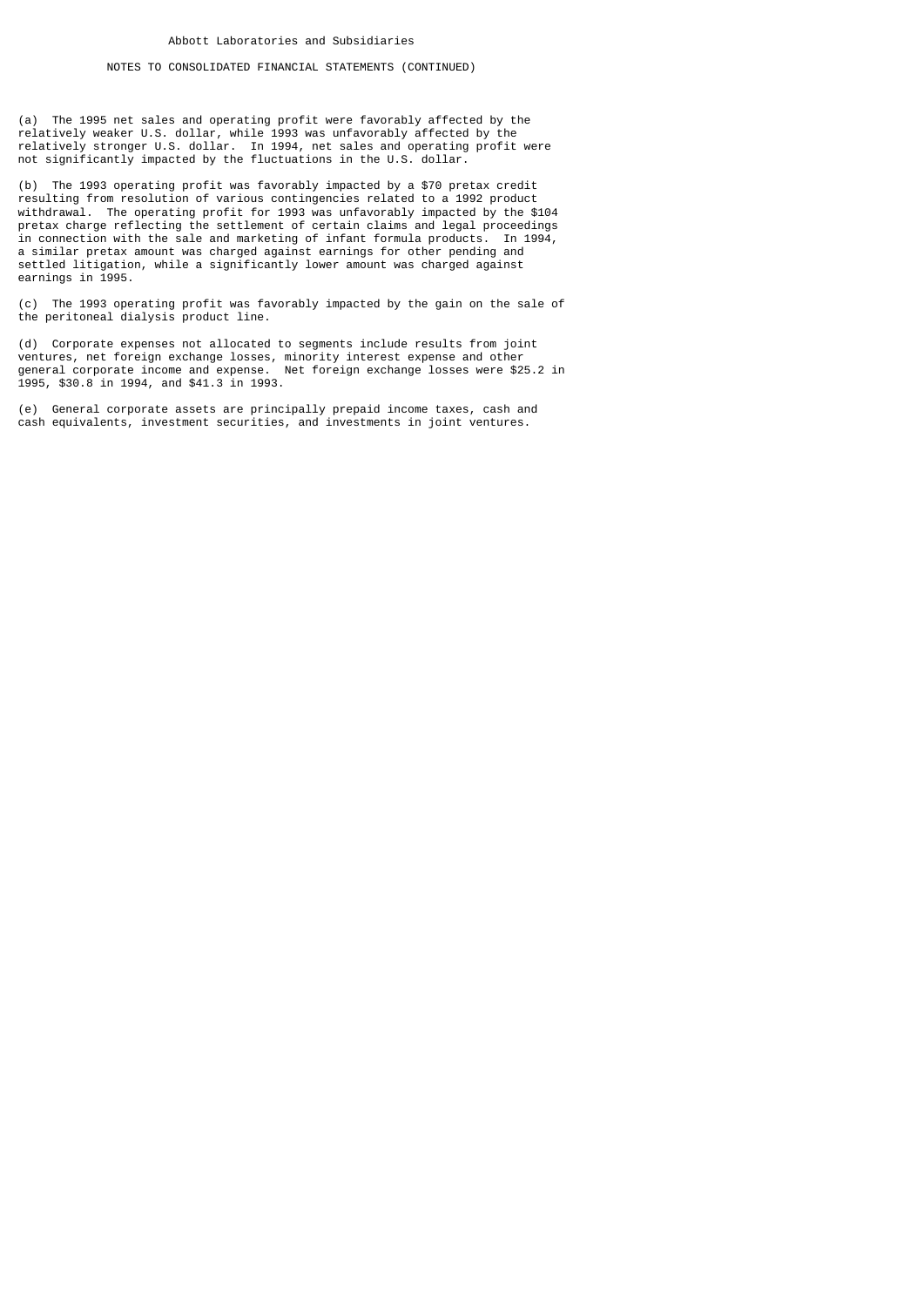Abbott Laboratories and Subsidiaries

NOTES TO CONSOLIDATED FINANCIAL STATEMENTS (CONTINUED)

(a) The 1995 net sales and operating profit were favorably affected by the relatively weaker U.S. dollar, while 1993 was unfavorably affected by the relatively stronger U.S. dollar. In 1994, net sales and operating profit were not significantly impacted by the fluctuations in the U.S. dollar.

(b) The 1993 operating profit was favorably impacted by a $70 pretax credit resulting from resolution of various contingencies related to a 1992 product withdrawal. The operating profit for 1993 was unfavorably impacted by the $104 pretax charge reflecting the settlement of certain claims and legal proceedings in connection with the sale and marketing of infant formula products. In 1994, a similar pretax amount was charged against earnings for other pending and settled litigation, while a significantly lower amount was charged against earnings in 1995.

(c) The 1993 operating profit was favorably impacted by the gain on the sale of the peritoneal dialysis product line.

(d) Corporate expenses not allocated to segments include results from joint ventures, net foreign exchange losses, minority interest expense and other general corporate income and expense. Net foreign exchange losses were $25.2 in 1995, $30.8 in 1994, and $41.3 in 1993.

(e) General corporate assets are principally prepaid income taxes, cash and cash equivalents, investment securities, and investments in joint ventures.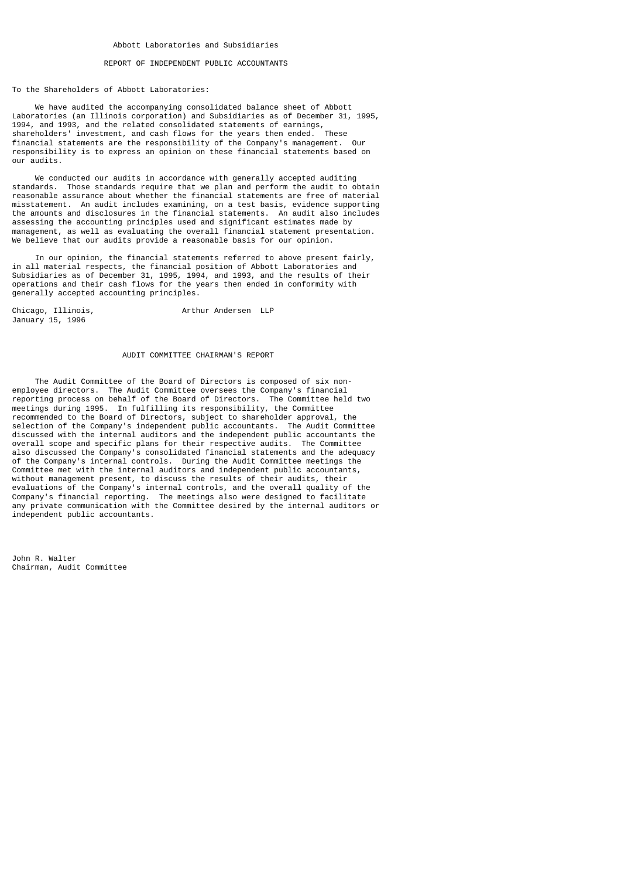Abbott Laboratories and Subsidiaries

## REPORT OF INDEPENDENT PUBLIC ACCOUNTANTS

To the Shareholders of Abbott Laboratories:

We have audited the accompanying consolidated balance sheet of Abbott Laboratories (an Illinois corporation) and Subsidiaries as of December 31, 1995, 1994, and 1993, and the related consolidated statements of earnings, shareholders' investment, and cash flows for the years then ended. These financial statements are the responsibility of the Company's management. Our responsibility is to express an opinion on these financial statements based on our audits.

We conducted our audits in accordance with generally accepted auditing standards. Those standards require that we plan and perform the audit to obtain reasonable assurance about whether the financial statements are free of material misstatement. An audit includes examining, on a test basis, evidence supporting the amounts and disclosures in the financial statements. An audit also includes assessing the accounting principles used and significant estimates made by management, as well as evaluating the overall financial statement presentation. We believe that our audits provide a reasonable basis for our opinion.

In our opinion, the financial statements referred to above present fairly, in all material respects, the financial position of Abbott Laboratories and Subsidiaries as of December 31, 1995, 1994, and 1993, and the results of their operations and their cash flows for the years then ended in conformity with generally accepted accounting principles.

Chicago, Illinois,
January 15, 1996

Arthur Andersen LLP

## AUDIT COMMITTEE CHAIRMAN'S REPORT

The Audit Committee of the Board of Directors is composed of six non-employee directors. The Audit Committee oversees the Company's financial reporting process on behalf of the Board of Directors. The Committee held two meetings during 1995. In fulfilling its responsibility, the Committee recommended to the Board of Directors, subject to shareholder approval, the selection of the Company's independent public accountants. The Audit Committee discussed with the internal auditors and the independent public accountants the overall scope and specific plans for their respective audits. The Committee also discussed the Company's consolidated financial statements and the adequacy of the Company's internal controls. During the Audit Committee meetings the Committee met with the internal auditors and independent public accountants, without management present, to discuss the results of their audits, their evaluations of the Company's internal controls, and the overall quality of the Company's financial reporting. The meetings also were designed to facilitate any private communication with the Committee desired by the internal auditors or independent public accountants.

John R. Walter
Chairman, Audit Committee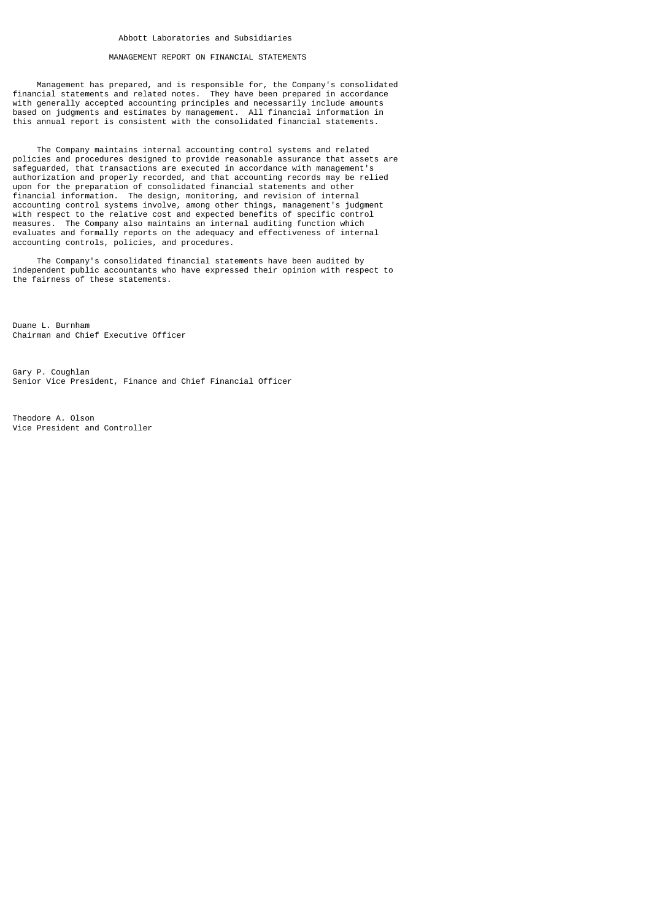Abbott Laboratories and Subsidiaries

## MANAGEMENT REPORT ON FINANCIAL STATEMENTS

Management has prepared, and is responsible for, the Company's consolidated financial statements and related notes. They have been prepared in accordance with generally accepted accounting principles and necessarily include amounts based on judgments and estimates by management. All financial information in this annual report is consistent with the consolidated financial statements.

The Company maintains internal accounting control systems and related policies and procedures designed to provide reasonable assurance that assets are safeguarded, that transactions are executed in accordance with management's authorization and properly recorded, and that accounting records may be relied upon for the preparation of consolidated financial statements and other financial information. The design, monitoring, and revision of internal accounting control systems involve, among other things, management's judgment with respect to the relative cost and expected benefits of specific control measures. The Company also maintains an internal auditing function which evaluates and formally reports on the adequacy and effectiveness of internal accounting controls, policies, and procedures.

The Company's consolidated financial statements have been audited by independent public accountants who have expressed their opinion with respect to the fairness of these statements.

Duane L. Burnham
Chairman and Chief Executive Officer

Gary P. Coughlan
Senior Vice President, Finance and Chief Financial Officer

Theodore A. Olson
Vice President and Controller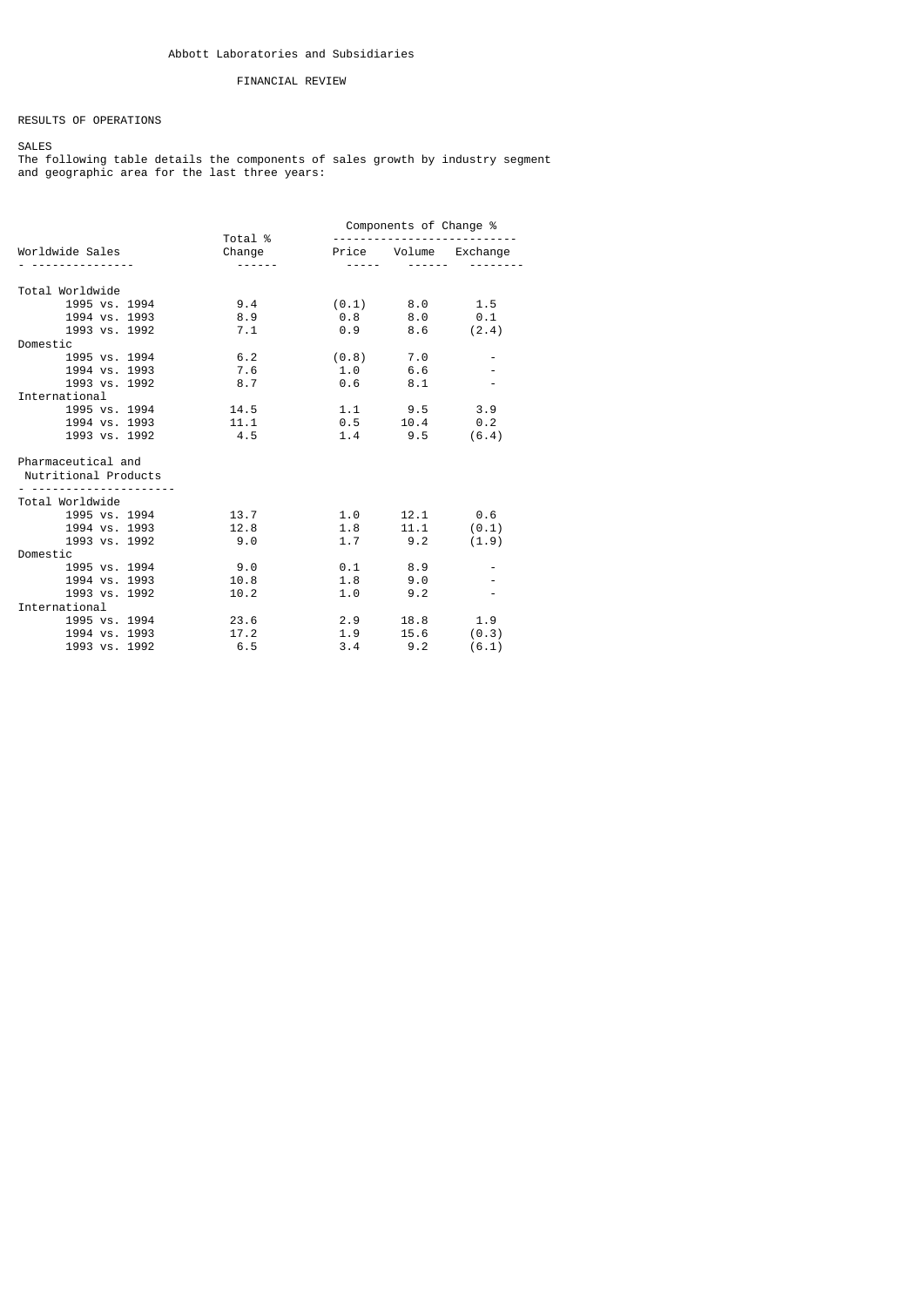Abbott Laboratories and Subsidiaries

FINANCIAL REVIEW

## RESULTS OF OPERATIONS

### SALES

The following table details the components of sales growth by industry segment and geographic area for the last three years:

| Worldwide Sales | Total % Change | Components of Change % | | |
|---|---|---|---|---|
| | | Price | Volume | Exchange |
| **Total Worldwide** | | | | |
| 1995 vs. 1994 | 9.4 | (0.1) | 8.0 | 1.5 |
| 1994 vs. 1993 | 8.9 | 0.8 | 8.0 | 0.1 |
| 1993 vs. 1992 | 7.1 | 0.9 | 8.6 | (2.4) |
| **Domestic** | | | | |
| 1995 vs. 1994 | 6.2 | (0.8) | 7.0 | - |
| 1994 vs. 1993 | 7.6 | 1.0 | 6.6 | - |
| 1993 vs. 1992 | 8.7 | 0.6 | 8.1 | - |
| **International** | | | | |
| 1995 vs. 1994 | 14.5 | 1.1 | 9.5 | 3.9 |
| 1994 vs. 1993 | 11.1 | 0.5 | 10.4 | 0.2 |
| 1993 vs. 1992 | 4.5 | 1.4 | 9.5 | (6.4) |
| **Pharmaceutical and Nutritional Products** | | | | |
| **Total Worldwide** | | | | |
| 1995 vs. 1994 | 13.7 | 1.0 | 12.1 | 0.6 |
| 1994 vs. 1993 | 12.8 | 1.8 | 11.1 | (0.1) |
| 1993 vs. 1992 | 9.0 | 1.7 | 9.2 | (1.9) |
| **Domestic** | | | | |
| 1995 vs. 1994 | 9.0 | 0.1 | 8.9 | - |
| 1994 vs. 1993 | 10.8 | 1.8 | 9.0 | - |
| 1993 vs. 1992 | 10.2 | 1.0 | 9.2 | - |
| **International** | | | | |
| 1995 vs. 1994 | 23.6 | 2.9 | 18.8 | 1.9 |
| 1994 vs. 1993 | 17.2 | 1.9 | 15.6 | (0.3) |
| 1993 vs. 1992 | 6.5 | 3.4 | 9.2 | (6.1) |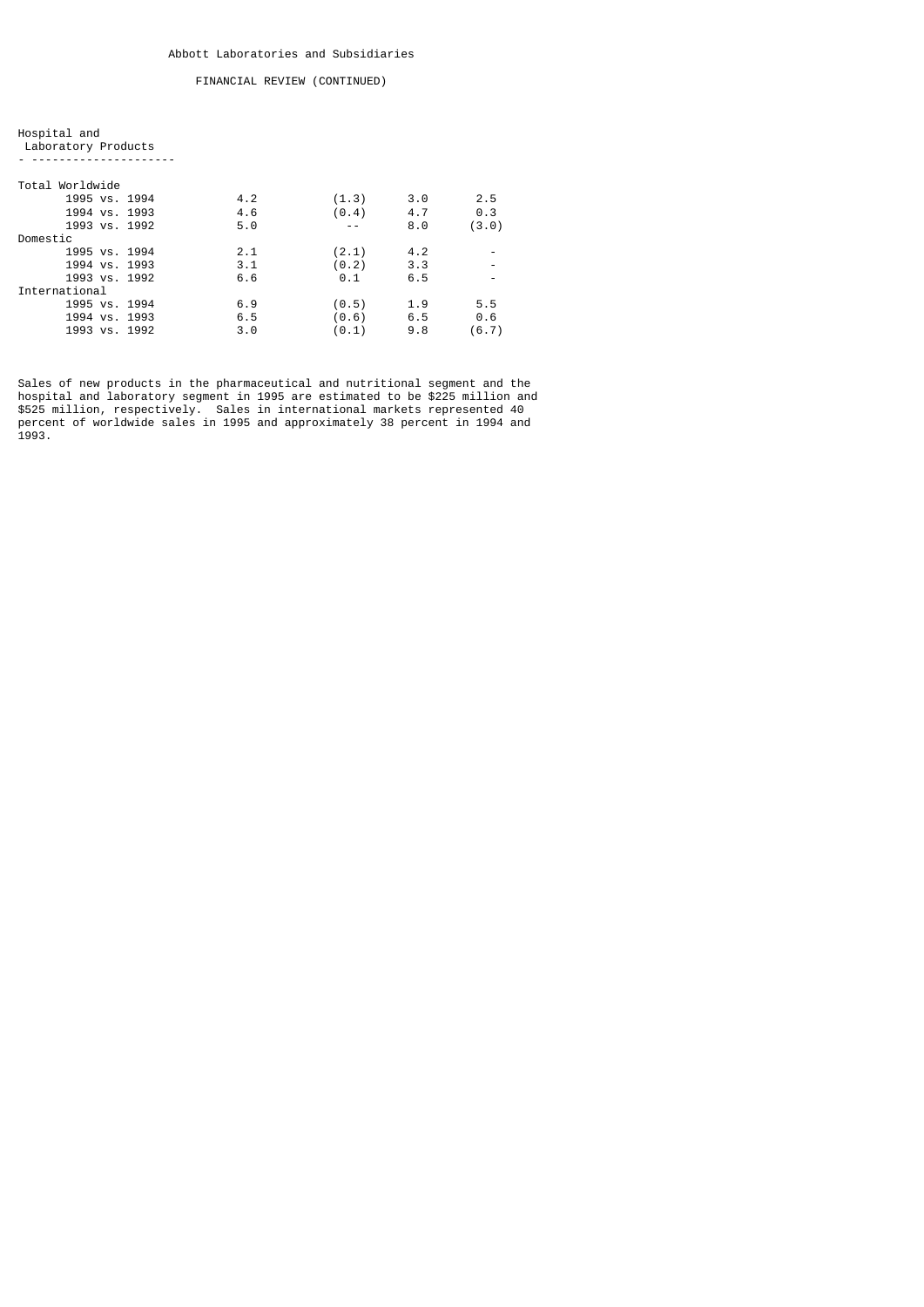Abbott Laboratories and Subsidiaries

FINANCIAL REVIEW (CONTINUED)

| Hospital and Laboratory Products | | | | |
|---|---|---|---|---|
| **Total Worldwide** | | | | |
| 1995 vs. 1994 | 4.2 | (1.3) | 3.0 | 2.5 |
| 1994 vs. 1993 | 4.6 | (0.4) | 4.7 | 0.3 |
| 1993 vs. 1992 | 5.0 | -- | 8.0 | (3.0) |
| **Domestic** | | | | |
| 1995 vs. 1994 | 2.1 | (2.1) | 4.2 | - |
| 1994 vs. 1993 | 3.1 | (0.2) | 3.3 | - |
| 1993 vs. 1992 | 6.6 | 0.1 | 6.5 | - |
| **International** | | | | |
| 1995 vs. 1994 | 6.9 | (0.5) | 1.9 | 5.5 |
| 1994 vs. 1993 | 6.5 | (0.6) | 6.5 | 0.6 |
| 1993 vs. 1992 | 3.0 | (0.1) | 9.8 | (6.7) |

Sales of new products in the pharmaceutical and nutritional segment and the hospital and laboratory segment in 1995 are estimated to be $225 million and $525 million, respectively. Sales in international markets represented 40 percent of worldwide sales in 1995 and approximately 38 percent in 1994 and 1993.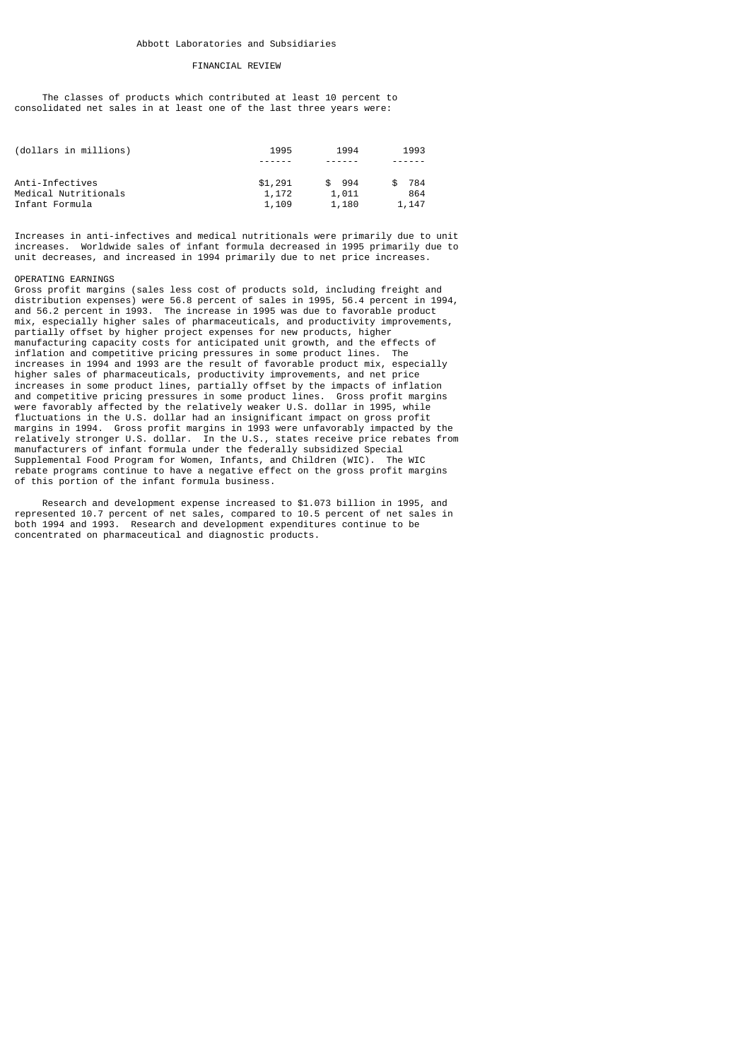Abbott Laboratories and Subsidiaries

FINANCIAL REVIEW

The classes of products which contributed at least 10 percent to consolidated net sales in at least one of the last three years were:

| (dollars in millions) | 1995 | 1994 | 1993 |
|---|---|---|---|
| Anti-Infectives | $1,291 | $ 994 | $ 784 |
| Medical Nutritionals | 1,172 | 1,011 | 864 |
| Infant Formula | 1,109 | 1,180 | 1,147 |

Increases in anti-infectives and medical nutritionals were primarily due to unit increases. Worldwide sales of infant formula decreased in 1995 primarily due to unit decreases, and increased in 1994 primarily due to net price increases.

OPERATING EARNINGS

Gross profit margins (sales less cost of products sold, including freight and distribution expenses) were 56.8 percent of sales in 1995, 56.4 percent in 1994, and 56.2 percent in 1993. The increase in 1995 was due to favorable product mix, especially higher sales of pharmaceuticals, and productivity improvements, partially offset by higher project expenses for new products, higher manufacturing capacity costs for anticipated unit growth, and the effects of inflation and competitive pricing pressures in some product lines. The increases in 1994 and 1993 are the result of favorable product mix, especially higher sales of pharmaceuticals, productivity improvements, and net price increases in some product lines, partially offset by the impacts of inflation and competitive pricing pressures in some product lines. Gross profit margins were favorably affected by the relatively weaker U.S. dollar in 1995, while fluctuations in the U.S. dollar had an insignificant impact on gross profit margins in 1994. Gross profit margins in 1993 were unfavorably impacted by the relatively stronger U.S. dollar. In the U.S., states receive price rebates from manufacturers of infant formula under the federally subsidized Special Supplemental Food Program for Women, Infants, and Children (WIC). The WIC rebate programs continue to have a negative effect on the gross profit margins of this portion of the infant formula business.

Research and development expense increased to $1.073 billion in 1995, and represented 10.7 percent of net sales, compared to 10.5 percent of net sales in both 1994 and 1993. Research and development expenditures continue to be concentrated on pharmaceutical and diagnostic products.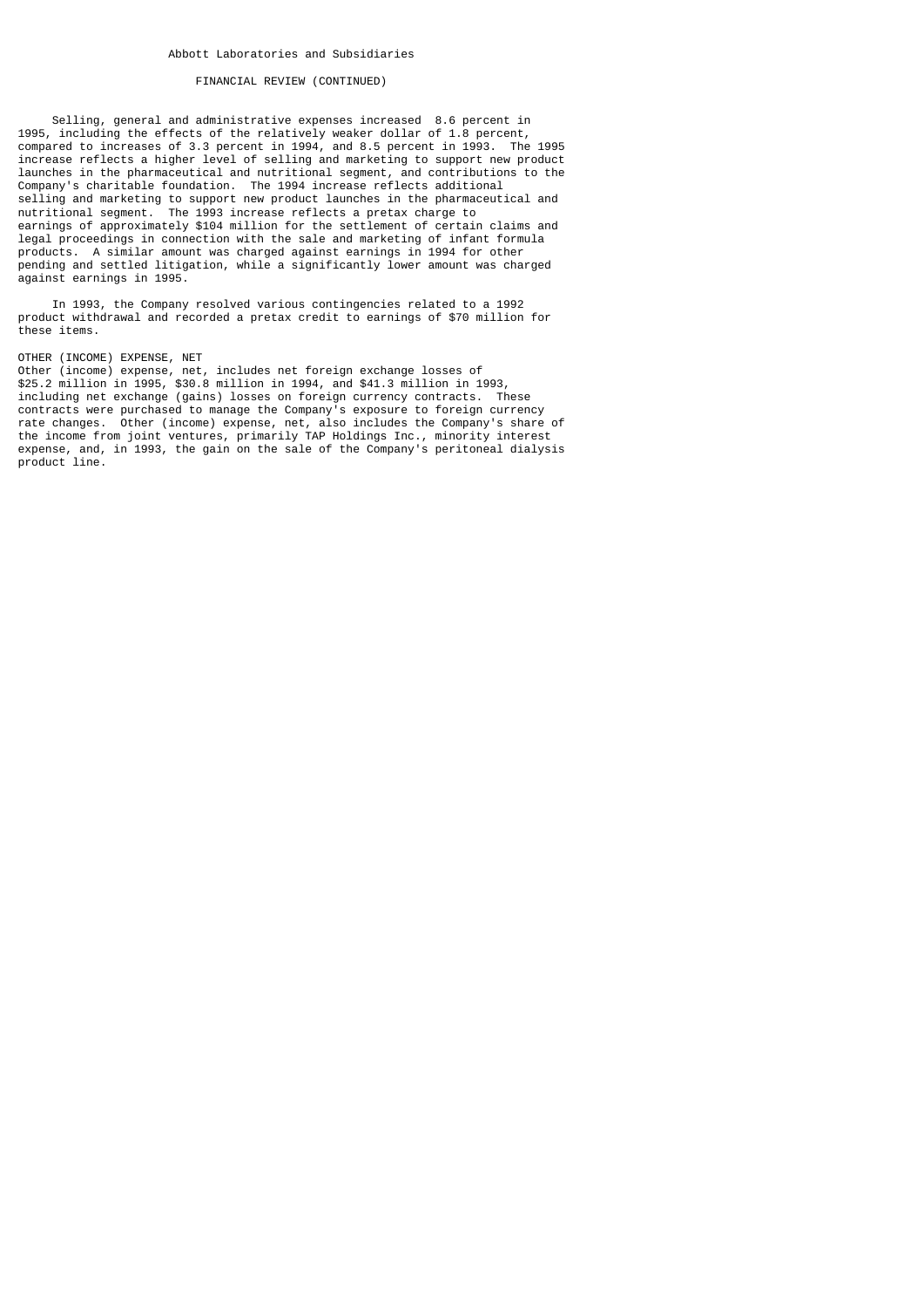Selling, general and administrative expenses increased 8.6 percent in 1995, including the effects of the relatively weaker dollar of 1.8 percent, compared to increases of 3.3 percent in 1994, and 8.5 percent in 1993. The 1995 increase reflects a higher level of selling and marketing to support new product launches in the pharmaceutical and nutritional segment, and contributions to the Company's charitable foundation. The 1994 increase reflects additional selling and marketing to support new product launches in the pharmaceutical and nutritional segment. The 1993 increase reflects a pretax charge to earnings of approximately $104 million for the settlement of certain claims and legal proceedings in connection with the sale and marketing of infant formula products. A similar amount was charged against earnings in 1994 for other pending and settled litigation, while a significantly lower amount was charged against earnings in 1995.

In 1993, the Company resolved various contingencies related to a 1992 product withdrawal and recorded a pretax credit to earnings of $70 million for these items.

OTHER (INCOME) EXPENSE, NET

Other (income) expense, net, includes net foreign exchange losses of $25.2 million in 1995, $30.8 million in 1994, and $41.3 million in 1993, including net exchange (gains) losses on foreign currency contracts. These contracts were purchased to manage the Company's exposure to foreign currency rate changes. Other (income) expense, net, also includes the Company's share of the income from joint ventures, primarily TAP Holdings Inc., minority interest expense, and, in 1993, the gain on the sale of the Company's peritoneal dialysis product line.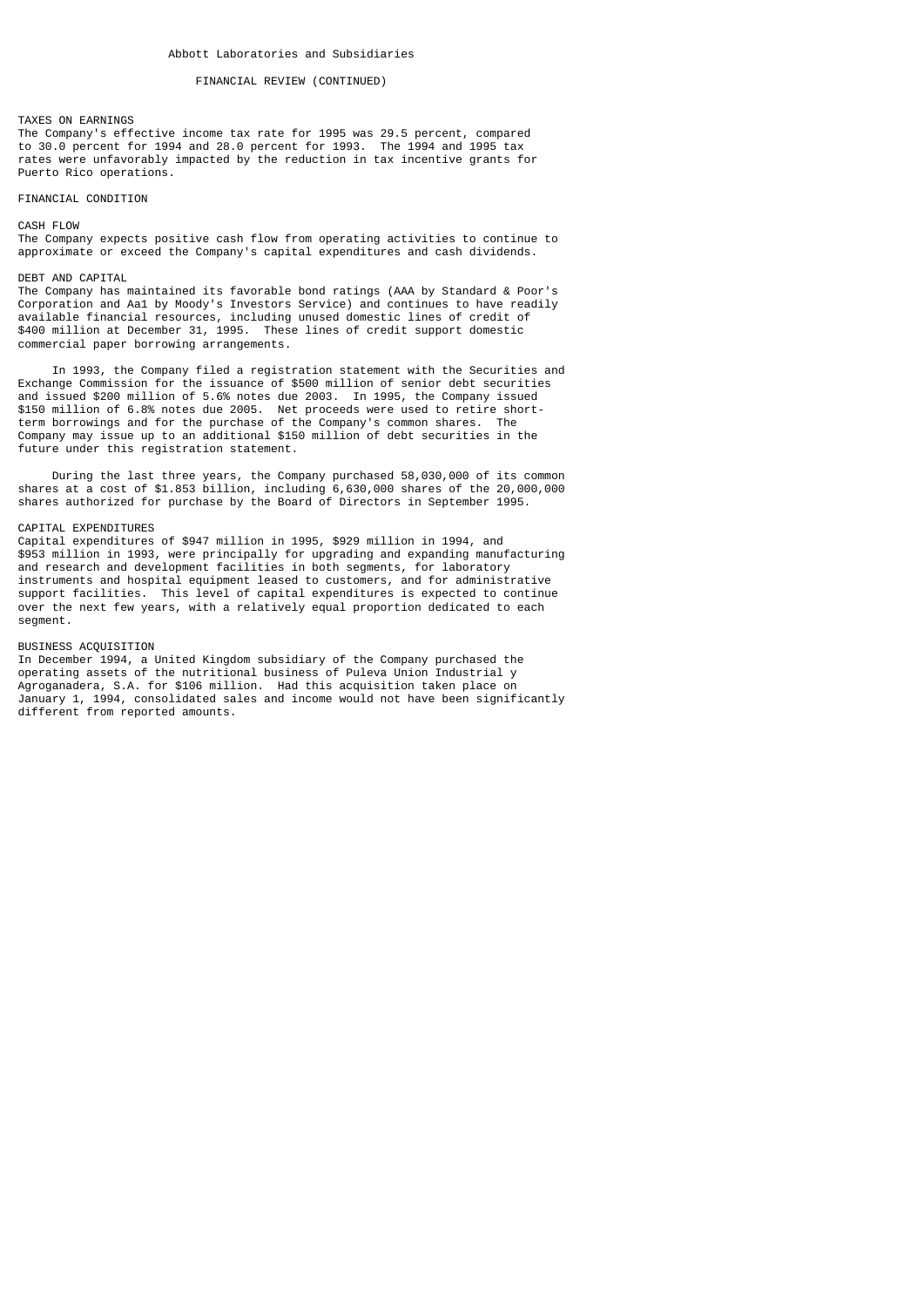Abbott Laboratories and Subsidiaries

FINANCIAL REVIEW (CONTINUED)

## TAXES ON EARNINGS

The Company's effective income tax rate for 1995 was 29.5 percent, compared to 30.0 percent for 1994 and 28.0 percent for 1993. The 1994 and 1995 tax rates were unfavorably impacted by the reduction in tax incentive grants for Puerto Rico operations.

# FINANCIAL CONDITION

## CASH FLOW

The Company expects positive cash flow from operating activities to continue to approximate or exceed the Company's capital expenditures and cash dividends.

## DEBT AND CAPITAL

The Company has maintained its favorable bond ratings (AAA by Standard & Poor's Corporation and Aa1 by Moody's Investors Service) and continues to have readily available financial resources, including unused domestic lines of credit of $400 million at December 31, 1995. These lines of credit support domestic commercial paper borrowing arrangements.

In 1993, the Company filed a registration statement with the Securities and Exchange Commission for the issuance of $500 million of senior debt securities and issued $200 million of 5.6% notes due 2003. In 1995, the Company issued $150 million of 6.8% notes due 2005. Net proceeds were used to retire short-term borrowings and for the purchase of the Company's common shares. The Company may issue up to an additional $150 million of debt securities in the future under this registration statement.

During the last three years, the Company purchased 58,030,000 of its common shares at a cost of $1.853 billion, including 6,630,000 shares of the 20,000,000 shares authorized for purchase by the Board of Directors in September 1995.

## CAPITAL EXPENDITURES

Capital expenditures of $947 million in 1995, $929 million in 1994, and $953 million in 1993, were principally for upgrading and expanding manufacturing and research and development facilities in both segments, for laboratory instruments and hospital equipment leased to customers, and for administrative support facilities. This level of capital expenditures is expected to continue over the next few years, with a relatively equal proportion dedicated to each segment.

## BUSINESS ACQUISITION

In December 1994, a United Kingdom subsidiary of the Company purchased the operating assets of the nutritional business of Puleva Union Industrial y Agroganadera, S.A. for $106 million. Had this acquisition taken place on January 1, 1994, consolidated sales and income would not have been significantly different from reported amounts.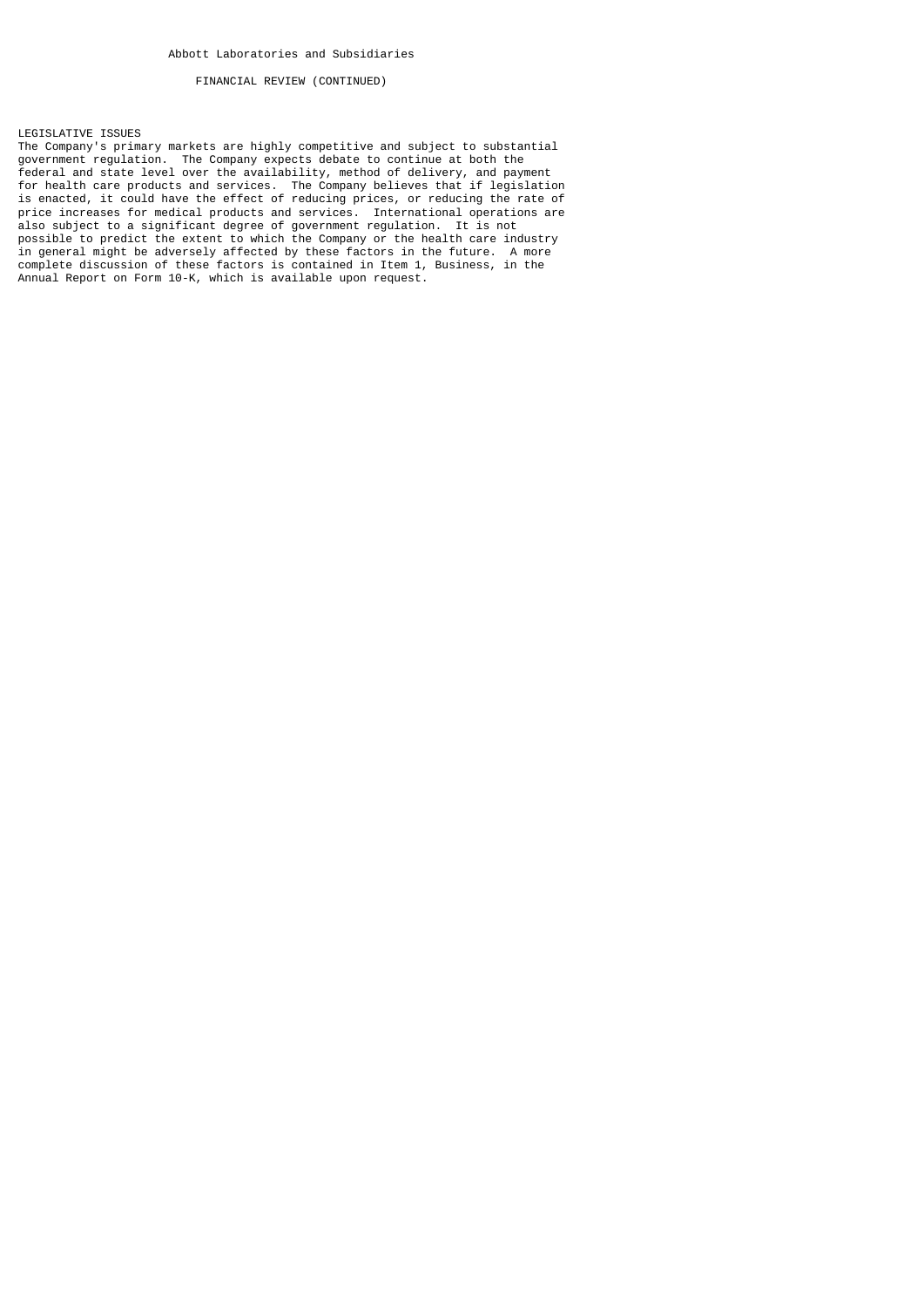Abbott Laboratories and Subsidiaries

FINANCIAL REVIEW (CONTINUED)

## LEGISLATIVE ISSUES

The Company's primary markets are highly competitive and subject to substantial government regulation. The Company expects debate to continue at both the federal and state level over the availability, method of delivery, and payment for health care products and services. The Company believes that if legislation is enacted, it could have the effect of reducing prices, or reducing the rate of price increases for medical products and services. International operations are also subject to a significant degree of government regulation. It is not possible to predict the extent to which the Company or the health care industry in general might be adversely affected by these factors in the future. A more complete discussion of these factors is contained in Item 1, Business, in the Annual Report on Form 10-K, which is available upon request.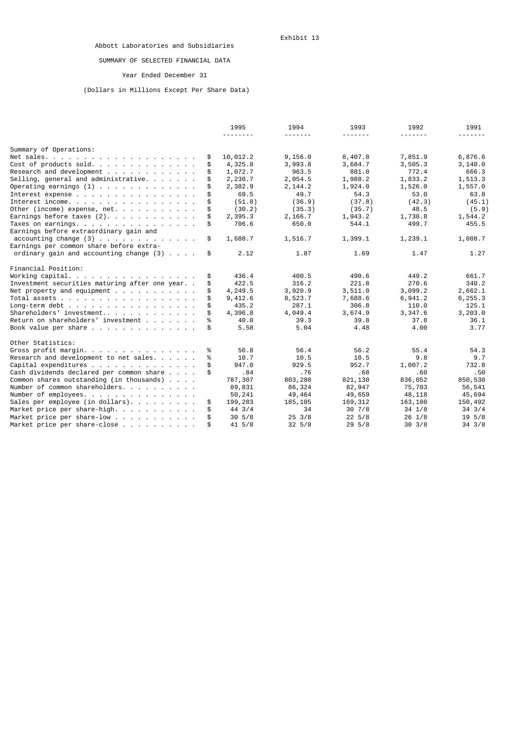Exhibit 13

Abbott Laboratories and Subsidiaries

SUMMARY OF SELECTED FINANCIAL DATA

Year Ended December 31

(Dollars in Millions Except Per Share Data)

| | | 1995 | 1994 | 1993 | 1992 | 1991 |
|---|---|---|---|---|---|---|
| **Summary of Operations:** | | | | | | |
| Net sales | $ | 10,012.2 | 9,156.0 | 8,407.8 | 7,851.9 | 6,876.6 |
| Cost of products sold | $ | 4,325.8 | 3,993.8 | 3,684.7 | 3,505.3 | 3,140.0 |
| Research and development | $ | 1,072.7 | 963.5 | 881.0 | 772.4 | 666.3 |
| Selling, general and administrative | $ | 2,230.7 | 2,054.5 | 1,988.2 | 1,833.2 | 1,513.3 |
| Operating earnings (1) | $ | 2,382.9 | 2,144.2 | 1,924.0 | 1,526.0 | 1,557.0 |
| Interest expense | $ | 69.5 | 49.7 | 54.3 | 53.0 | 63.8 |
| Interest income | $ | (51.8) | (36.9) | (37.8) | (42.3) | (45.1) |
| Other (income) expense, net | $ | (30.2) | (35.3) | (35.7) | 48.5 | (5.9) |
| Earnings before taxes (2) | $ | 2,395.3 | 2,166.7 | 1,943.2 | 1,738.8 | 1,544.2 |
| Taxes on earnings | $ | 706.6 | 650.0 | 544.1 | 499.7 | 455.5 |
| Earnings before extraordinary gain and accounting change (3) | $ | 1,688.7 | 1,516.7 | 1,399.1 | 1,239.1 | 1,088.7 |
| Earnings per common share before extraordinary gain and accounting change (3) | $ | 2.12 | 1.87 | 1.69 | 1.47 | 1.27 |
| **Financial Position:** | | | | | | |
| Working capital | $ | 436.4 | 400.5 | 490.6 | 449.2 | 661.7 |
| Investment securities maturing after one year | $ | 422.5 | 316.2 | 221.8 | 270.6 | 340.2 |
| Net property and equipment | $ | 4,249.5 | 3,920.9 | 3,511.0 | 3,099.2 | 2,662.1 |
| Total assets | $ | 9,412.6 | 8,523.7 | 7,688.6 | 6,941.2 | 6,255.3 |
| Long-term debt | $ | 435.2 | 287.1 | 306.8 | 110.0 | 125.1 |
| Shareholders' investment | $ | 4,396.8 | 4,049.4 | 3,674.9 | 3,347.6 | 3,203.0 |
| Return on shareholders' investment | % | 40.0 | 39.3 | 39.8 | 37.8 | 36.1 |
| Book value per share | $ | 5.58 | 5.04 | 4.48 | 4.00 | 3.77 |
| **Other Statistics:** | | | | | | |
| Gross profit margin | % | 56.8 | 56.4 | 56.2 | 55.4 | 54.3 |
| Research and development to net sales | % | 10.7 | 10.5 | 10.5 | 9.8 | 9.7 |
| Capital expenditures | $ | 947.0 | 929.5 | 952.7 | 1,007.2 | 732.8 |
| Cash dividends declared per common share | $ | .84 | .76 | .68 | .60 | .50 |
| Common shares outstanding (in thousands) | | 787,307 | 803,280 | 821,130 | 836,052 | 850,530 |
| Number of common shareholders | | 89,831 | 86,324 | 82,947 | 75,703 | 56,541 |
| Number of employees | | 50,241 | 49,464 | 49,659 | 48,118 | 45,694 |
| Sales per employee (in dollars) | $ | 199,283 | 185,105 | 169,312 | 163,180 | 150,492 |
| Market price per share-high | $ | 44 3/4 | 34 | 30 7/8 | 34 1/8 | 34 3/4 |
| Market price per share-low | $ | 30 5/8 | 25 3/8 | 22 5/8 | 26 1/8 | 19 5/8 |
| Market price per share-close | $ | 41 5/8 | 32 5/8 | 29 5/8 | 30 3/8 | 34 3/8 |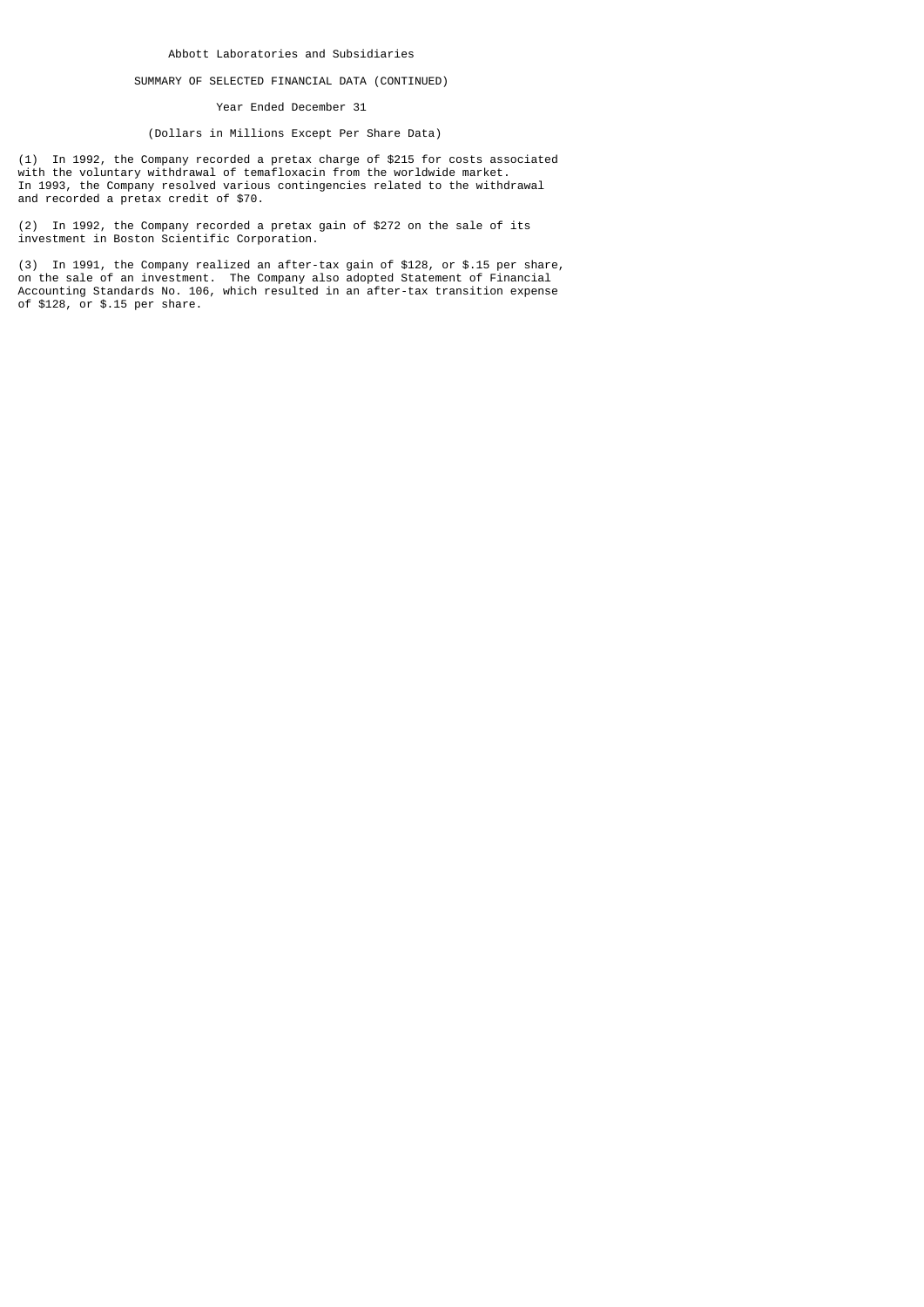Abbott Laboratories and Subsidiaries

SUMMARY OF SELECTED FINANCIAL DATA (CONTINUED)

Year Ended December 31

(Dollars in Millions Except Per Share Data)

(1) In 1992, the Company recorded a pretax charge of $215 for costs associated with the voluntary withdrawal of temafloxacin from the worldwide market. In 1993, the Company resolved various contingencies related to the withdrawal and recorded a pretax credit of $70.

(2) In 1992, the Company recorded a pretax gain of $272 on the sale of its investment in Boston Scientific Corporation.

(3) In 1991, the Company realized an after-tax gain of $128, or $.15 per share, on the sale of an investment. The Company also adopted Statement of Financial Accounting Standards No. 106, which resulted in an after-tax transition expense of $128, or $.15 per share.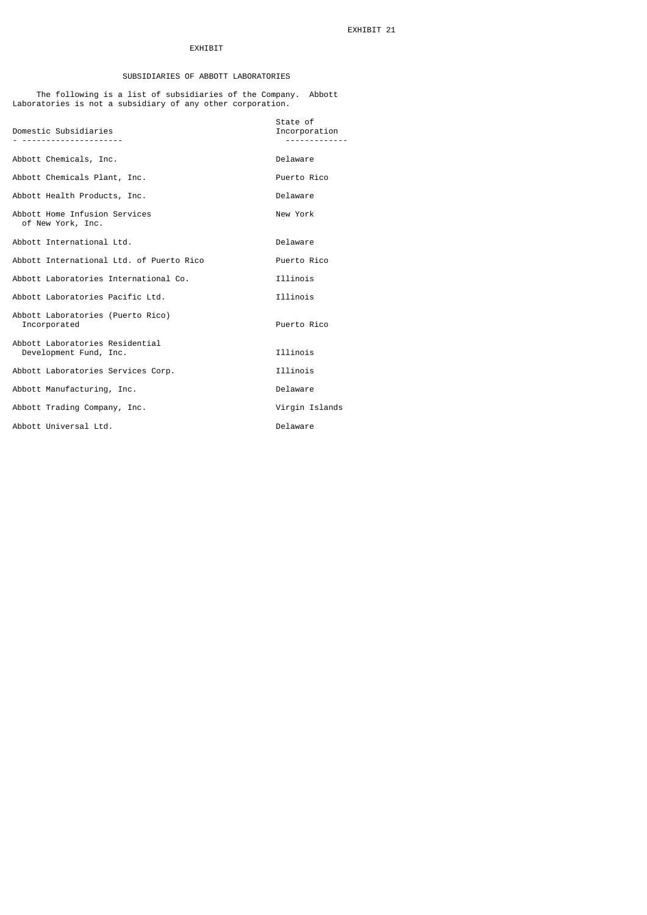EXHIBIT 21

EXHIBIT

# SUBSIDIARIES OF ABBOTT LABORATORIES

The following is a list of subsidiaries of the Company. Abbott Laboratories is not a subsidiary of any other corporation.

| Domestic Subsidiaries | State of Incorporation |
|---|---|
| Abbott Chemicals, Inc. | Delaware |
| Abbott Chemicals Plant, Inc. | Puerto Rico |
| Abbott Health Products, Inc. | Delaware |
| Abbott Home Infusion Services of New York, Inc. | New York |
| Abbott International Ltd. | Delaware |
| Abbott International Ltd. of Puerto Rico | Puerto Rico |
| Abbott Laboratories International Co. | Illinois |
| Abbott Laboratories Pacific Ltd. | Illinois |
| Abbott Laboratories (Puerto Rico) Incorporated | Puerto Rico |
| Abbott Laboratories Residential Development Fund, Inc. | Illinois |
| Abbott Laboratories Services Corp. | Illinois |
| Abbott Manufacturing, Inc. | Delaware |
| Abbott Trading Company, Inc. | Virgin Islands |
| Abbott Universal Ltd. | Delaware |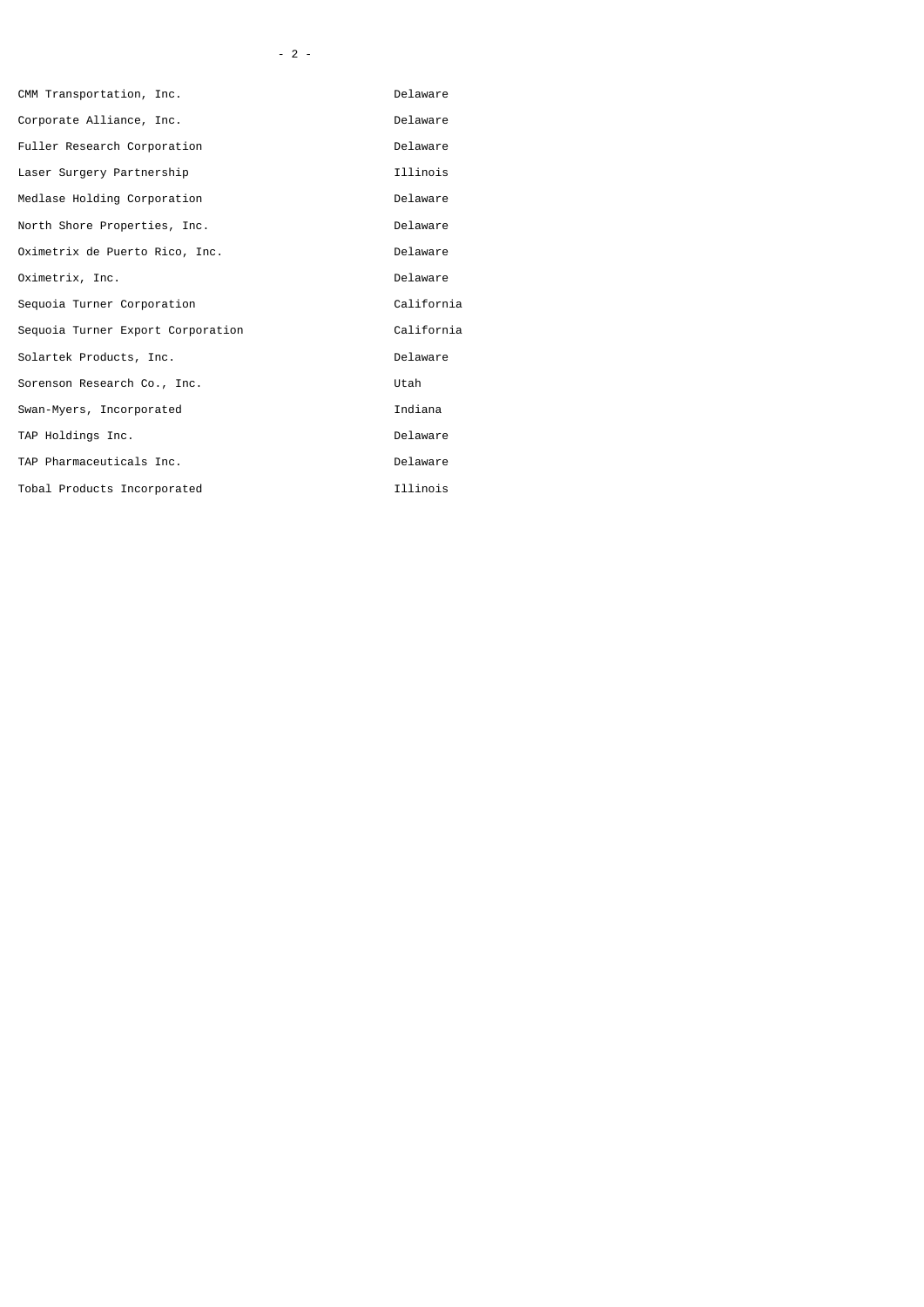| | |
|---|---|
| CMM Transportation, Inc. | Delaware |
| Corporate Alliance, Inc. | Delaware |
| Fuller Research Corporation | Delaware |
| Laser Surgery Partnership | Illinois |
| Medlase Holding Corporation | Delaware |
| North Shore Properties, Inc. | Delaware |
| Oximetrix de Puerto Rico, Inc. | Delaware |
| Oximetrix, Inc. | Delaware |
| Sequoia Turner Corporation | California |
| Sequoia Turner Export Corporation | California |
| Solartek Products, Inc. | Delaware |
| Sorenson Research Co., Inc. | Utah |
| Swan-Myers, Incorporated | Indiana |
| TAP Holdings Inc. | Delaware |
| TAP Pharmaceuticals Inc. | Delaware |
| Tobal Products Incorporated | Illinois |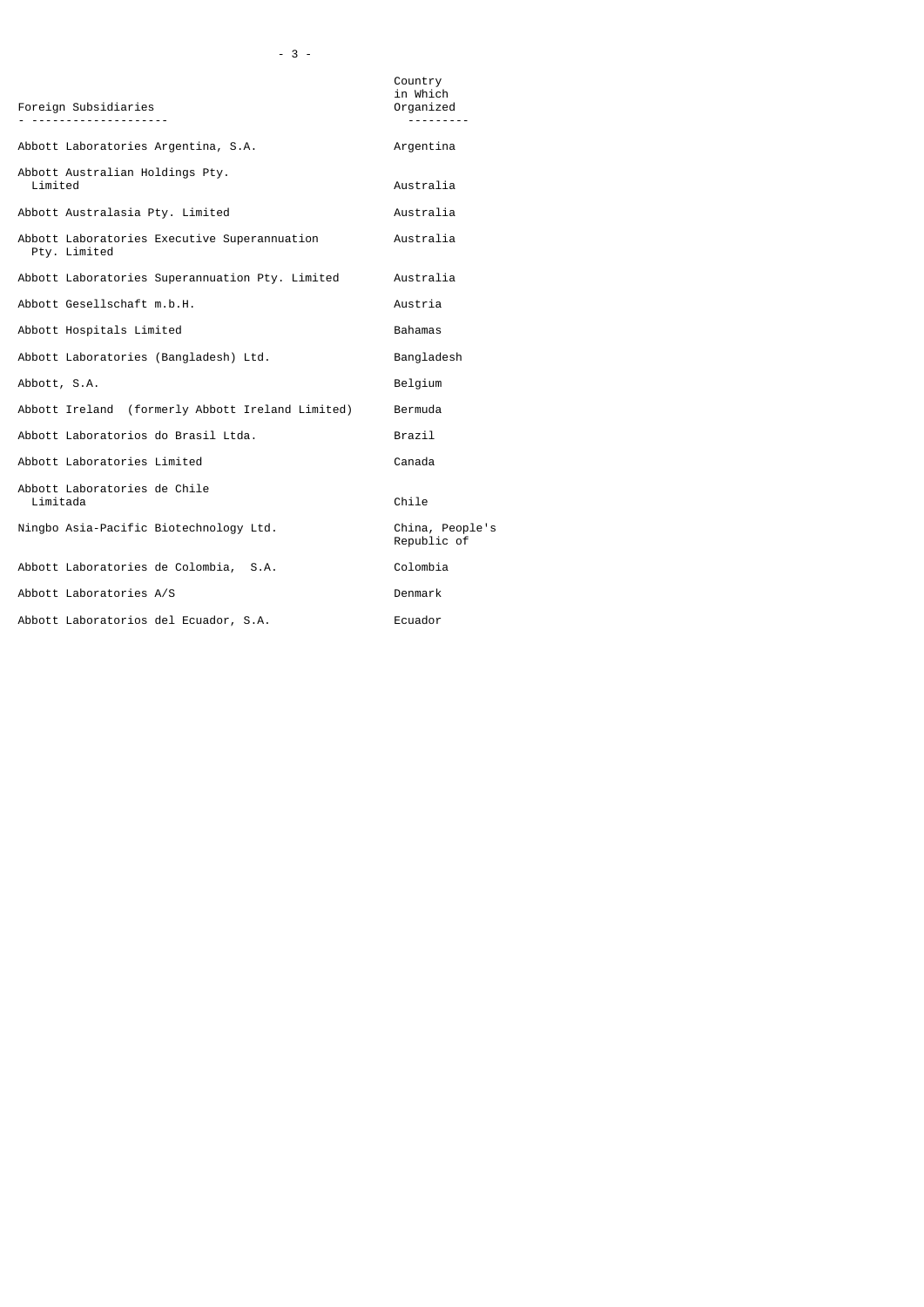| Foreign Subsidiaries | Country in Which Organized |
| --- | --- |
| Abbott Laboratories Argentina, S.A. | Argentina |
| Abbott Australian Holdings Pty. Limited | Australia |
| Abbott Australasia Pty. Limited | Australia |
| Abbott Laboratories Executive Superannuation Pty. Limited | Australia |
| Abbott Laboratories Superannuation Pty. Limited | Australia |
| Abbott Gesellschaft m.b.H. | Austria |
| Abbott Hospitals Limited | Bahamas |
| Abbott Laboratories (Bangladesh) Ltd. | Bangladesh |
| Abbott, S.A. | Belgium |
| Abbott Ireland (formerly Abbott Ireland Limited) | Bermuda |
| Abbott Laboratorios do Brasil Ltda. | Brazil |
| Abbott Laboratories Limited | Canada |
| Abbott Laboratories de Chile Limitada | Chile |
| Ningbo Asia-Pacific Biotechnology Ltd. | China, People's Republic of |
| Abbott Laboratories de Colombia, S.A. | Colombia |
| Abbott Laboratories A/S | Denmark |
| Abbott Laboratorios del Ecuador, S.A. | Ecuador |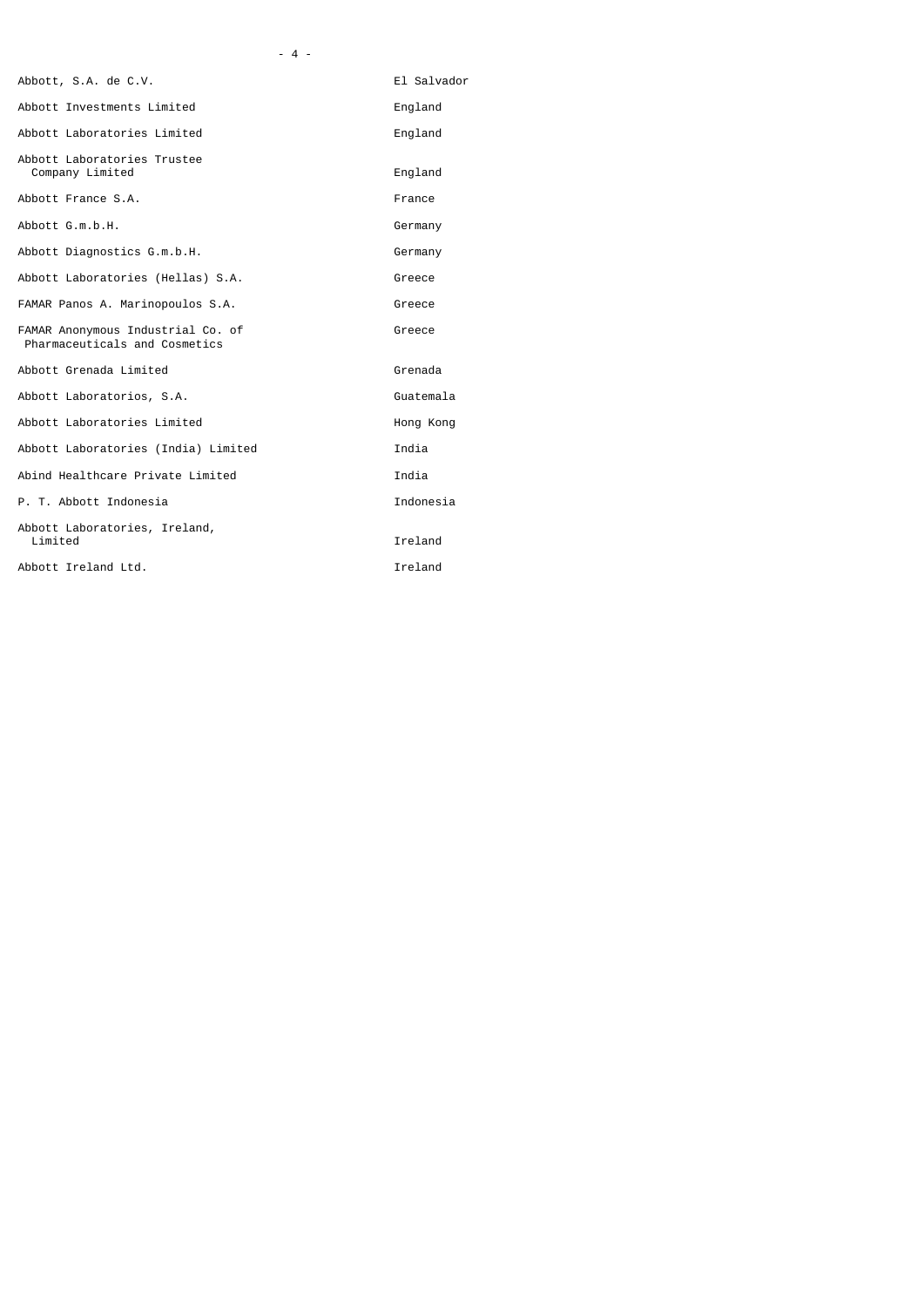| | |
|---|---|
| Abbott, S.A. de C.V. | El Salvador |
| Abbott Investments Limited | England |
| Abbott Laboratories Limited | England |
| Abbott Laboratories Trustee Company Limited | England |
| Abbott France S.A. | France |
| Abbott G.m.b.H. | Germany |
| Abbott Diagnostics G.m.b.H. | Germany |
| Abbott Laboratories (Hellas) S.A. | Greece |
| FAMAR Panos A. Marinopoulos S.A. | Greece |
| FAMAR Anonymous Industrial Co. of Pharmaceuticals and Cosmetics | Greece |
| Abbott Grenada Limited | Grenada |
| Abbott Laboratorios, S.A. | Guatemala |
| Abbott Laboratories Limited | Hong Kong |
| Abbott Laboratories (India) Limited | India |
| Abind Healthcare Private Limited | India |
| P. T. Abbott Indonesia | Indonesia |
| Abbott Laboratories, Ireland, Limited | Ireland |
| Abbott Ireland Ltd. | Ireland |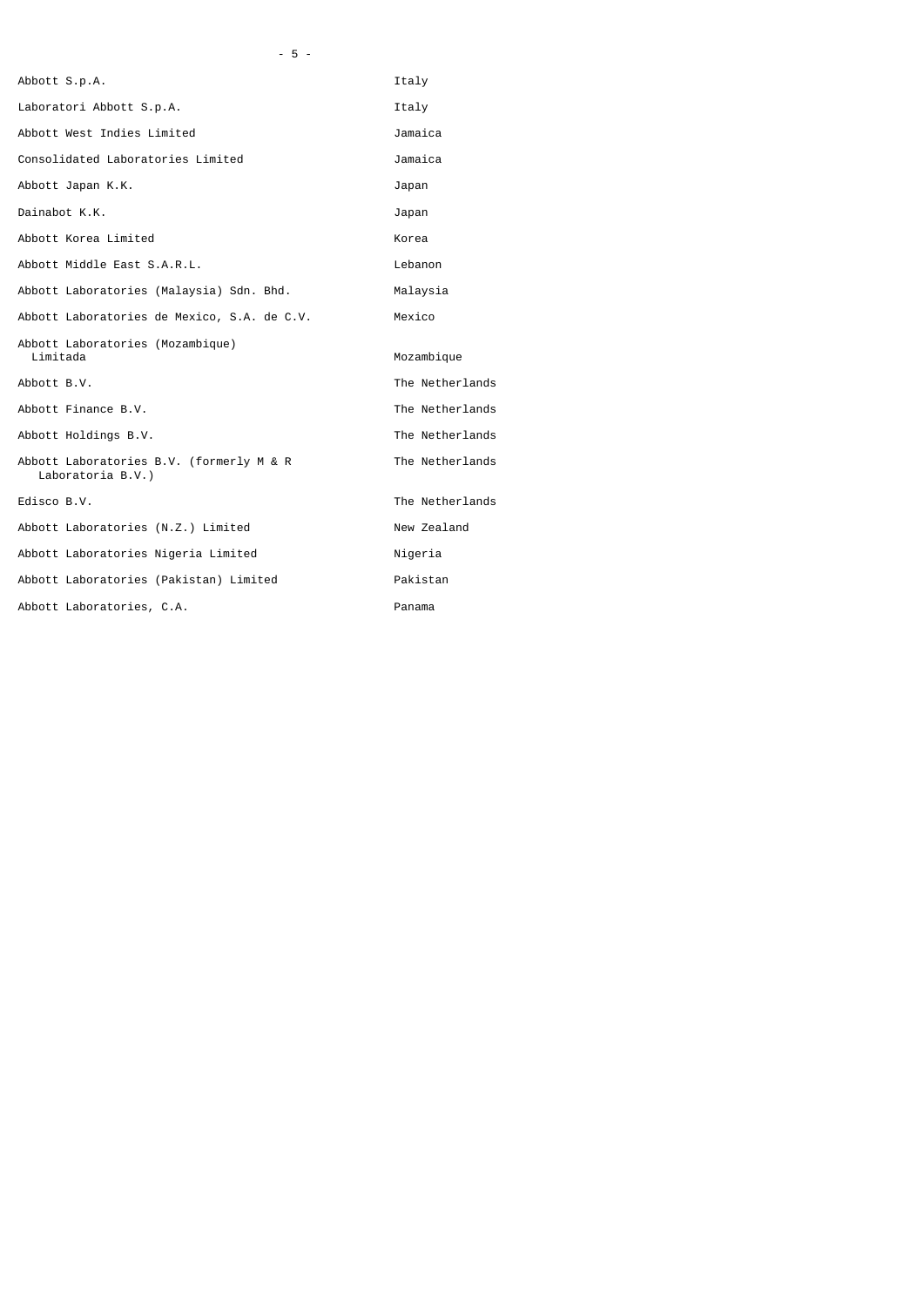| | |
|---|---|
| Abbott S.p.A. | Italy |
| Laboratori Abbott S.p.A. | Italy |
| Abbott West Indies Limited | Jamaica |
| Consolidated Laboratories Limited | Jamaica |
| Abbott Japan K.K. | Japan |
| Dainabot K.K. | Japan |
| Abbott Korea Limited | Korea |
| Abbott Middle East S.A.R.L. | Lebanon |
| Abbott Laboratories (Malaysia) Sdn. Bhd. | Malaysia |
| Abbott Laboratories de Mexico, S.A. de C.V. | Mexico |
| Abbott Laboratories (Mozambique) Limitada | Mozambique |
| Abbott B.V. | The Netherlands |
| Abbott Finance B.V. | The Netherlands |
| Abbott Holdings B.V. | The Netherlands |
| Abbott Laboratories B.V. (formerly M & R Laboratoria B.V.) | The Netherlands |
| Edisco B.V. | The Netherlands |
| Abbott Laboratories (N.Z.) Limited | New Zealand |
| Abbott Laboratories Nigeria Limited | Nigeria |
| Abbott Laboratories (Pakistan) Limited | Pakistan |
| Abbott Laboratories, C.A. | Panama |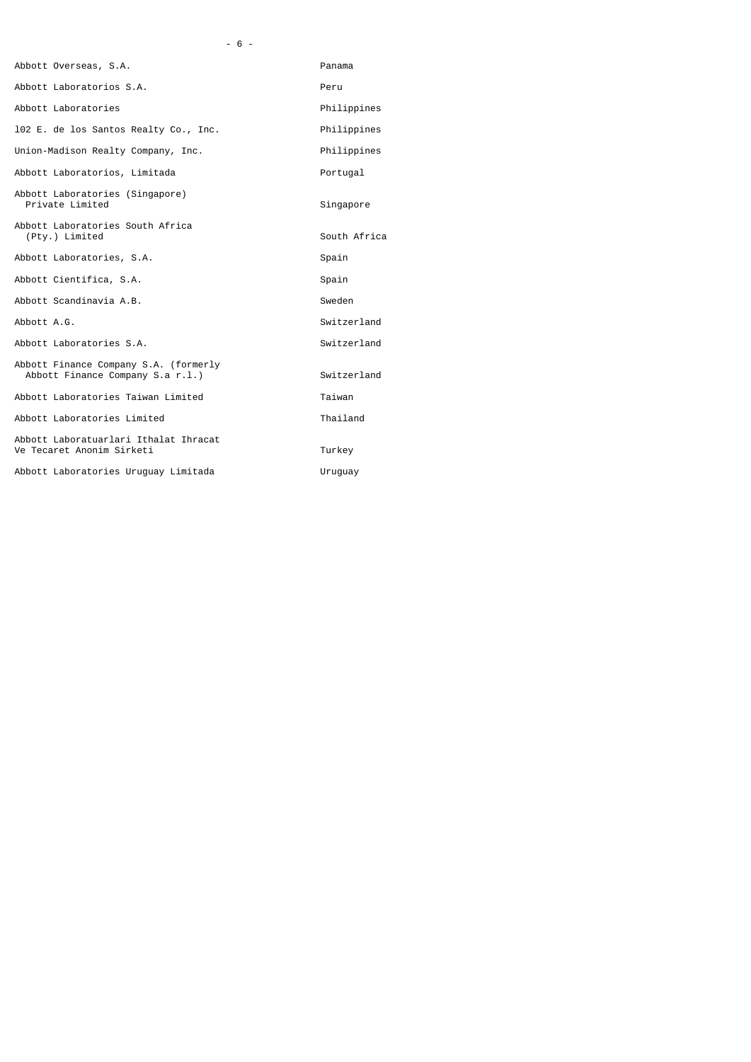| | |
|---|---|
| Abbott Overseas, S.A. | Panama |
| Abbott Laboratorios S.A. | Peru |
| Abbott Laboratories | Philippines |
| 102 E. de los Santos Realty Co., Inc. | Philippines |
| Union-Madison Realty Company, Inc. | Philippines |
| Abbott Laboratorios, Limitada | Portugal |
| Abbott Laboratories (Singapore) Private Limited | Singapore |
| Abbott Laboratories South Africa (Pty.) Limited | South Africa |
| Abbott Laboratories, S.A. | Spain |
| Abbott Cientifica, S.A. | Spain |
| Abbott Scandinavia A.B. | Sweden |
| Abbott A.G. | Switzerland |
| Abbott Laboratories S.A. | Switzerland |
| Abbott Finance Company S.A. (formerly Abbott Finance Company S.a r.l.) | Switzerland |
| Abbott Laboratories Taiwan Limited | Taiwan |
| Abbott Laboratories Limited | Thailand |
| Abbott Laboratuarlari Ithalat Ihracat Ve Tecaret Anonim Sirketi | Turkey |
| Abbott Laboratories Uruguay Limitada | Uruguay |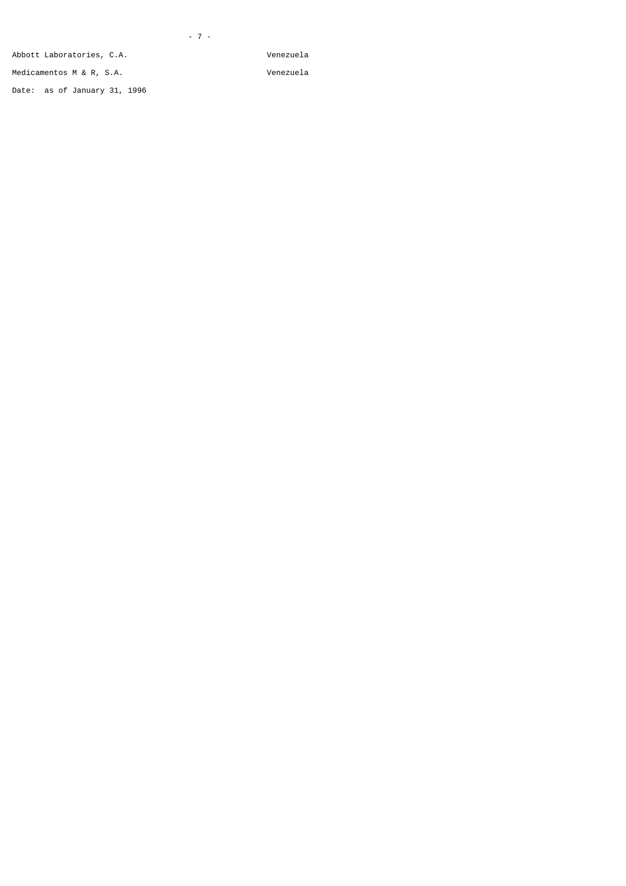| | |
|---|---|
| Abbott Laboratories, C.A. | Venezuela |
| Medicamentos M & R, S.A. | Venezuela |

Date: as of January 31, 1996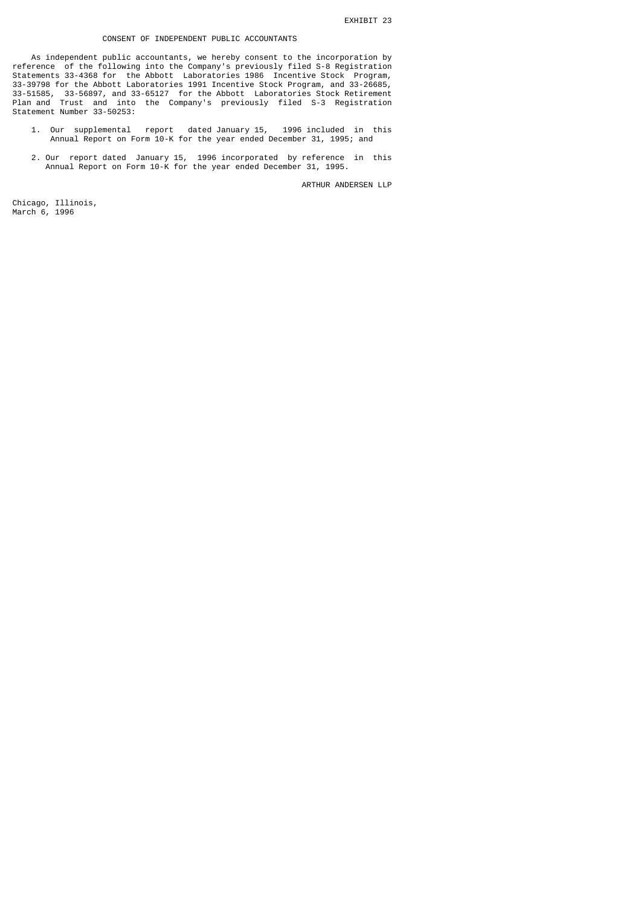EXHIBIT 23

# CONSENT OF INDEPENDENT PUBLIC ACCOUNTANTS

As independent public accountants, we hereby consent to the incorporation by reference of the following into the Company's previously filed S-8 Registration Statements 33-4368 for the Abbott Laboratories 1986 Incentive Stock Program, 33-39798 for the Abbott Laboratories 1991 Incentive Stock Program, and 33-26685, 33-51585, 33-56897, and 33-65127 for the Abbott Laboratories Stock Retirement Plan and Trust and into the Company's previously filed S-3 Registration Statement Number 33-50253:

1. Our supplemental report dated January 15, 1996 included in this Annual Report on Form 10-K for the year ended December 31, 1995; and

2. Our report dated January 15, 1996 incorporated by reference in this Annual Report on Form 10-K for the year ended December 31, 1995.

ARTHUR ANDERSEN LLP

Chicago, Illinois,
March 6, 1996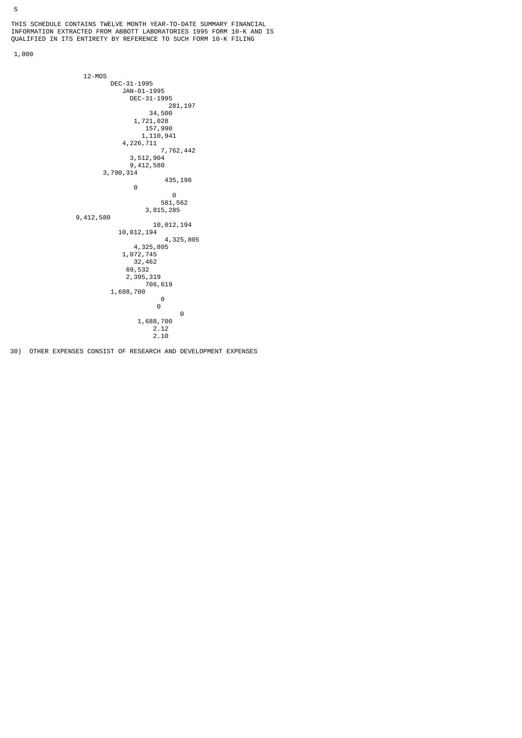5

THIS SCHEDULE CONTAINS TWELVE MONTH YEAR-TO-DATE SUMMARY FINANCIAL INFORMATION EXTRACTED FROM ABBOTT LABORATORIES 1995 FORM 10-K AND IS QUALIFIED IN ITS ENTIRETY BY REFERENCE TO SUCH FORM 10-K FILING

1,000

```
                  12-MOS
                          DEC-31-1995
                             JAN-01-1995
                               DEC-31-1995
                                         281,197
                                      34,500
                                1,721,028
                                   157,990
                                  1,110,941
                             4,226,711
                                        7,762,442
                               3,512,904
                               9,412,580
                        3,790,314
                                        435,198
                                0
                                          0
                                       581,562
                                   3,815,285
                 9,412,580
                                      10,012,194
                            10,012,194
                                         4,325,805
                                 4,325,805
                              1,072,745
                                 32,462
                             69,532
                              2,395,319
                                   706,619
                          1,688,700
                                         0
                                       0
                                               0
                                   1,688,700
                                       2.12
                                       2.10
```

30) OTHER EXPENSES CONSIST OF RESEARCH AND DEVELOPMENT EXPENSES